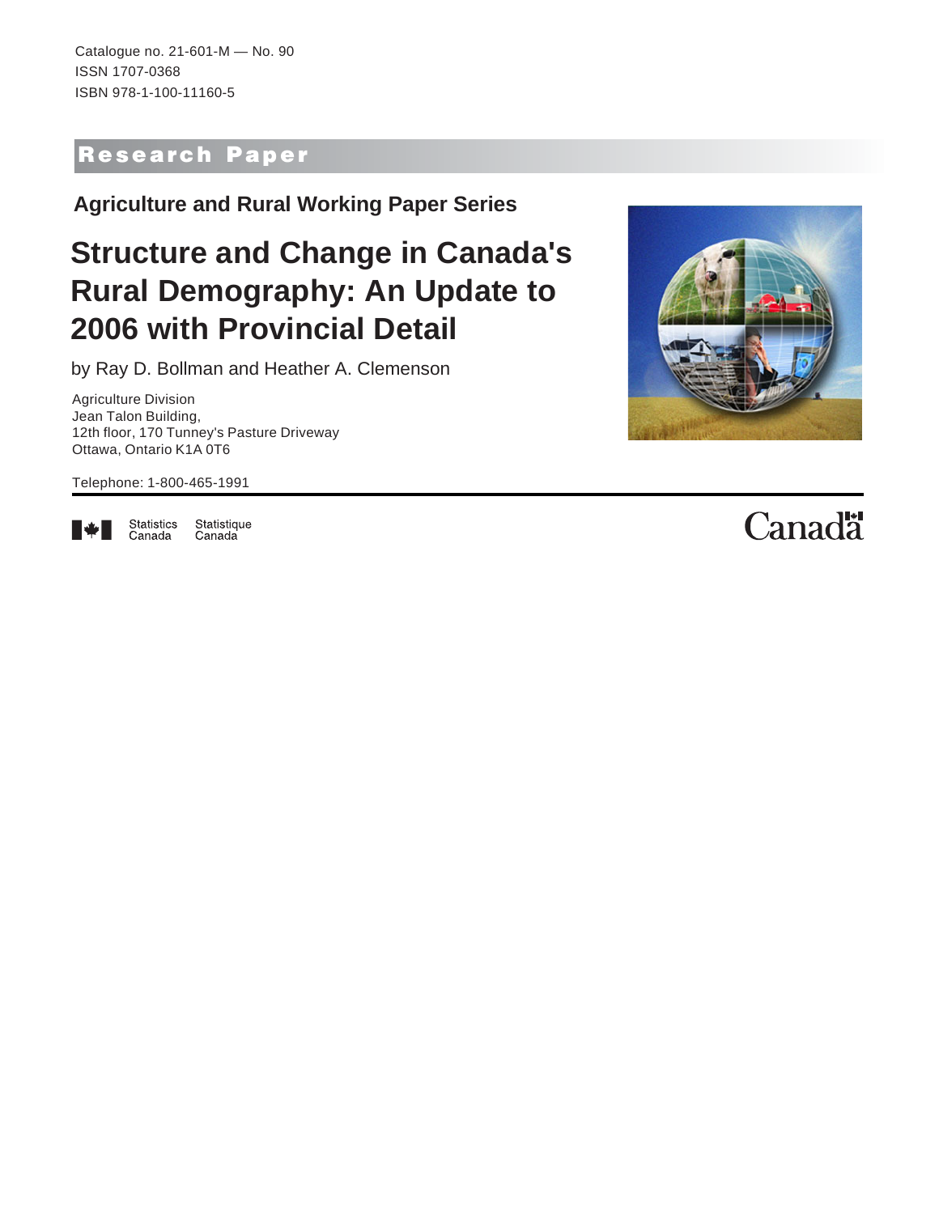Catalogue no. 21-601-M — No. 90
ISSN 1707-0368
ISBN 978-1-100-11160-5

**Research Paper**

## Agriculture and Rural Working Paper Series

# Structure and Change in Canada's Rural Demography: An Update to 2006 with Provincial Detail

by Ray D. Bollman and Heather A. Clemenson

Agriculture Division
Jean Talon Building,
12th floor, 170 Tunney's Pasture Driveway
Ottawa, Ontario K1A 0T6

Telephone: 1-800-465-1991

Statistics Canada Statistique Canada

Canada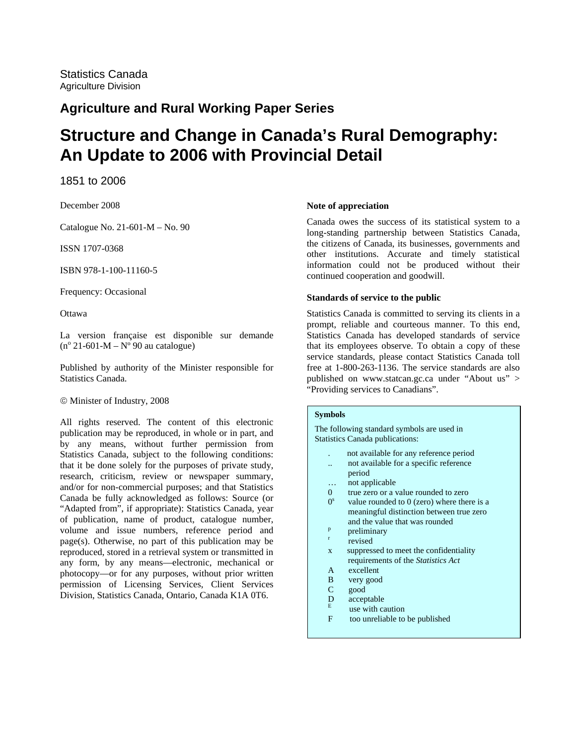Statistics Canada
Agriculture Division

## Agriculture and Rural Working Paper Series

# Structure and Change in Canada's Rural Demography: An Update to 2006 with Provincial Detail

1851 to 2006

December 2008

Catalogue No. 21-601-M – No. 90

ISSN 1707-0368

ISBN 978-1-100-11160-5

Frequency: Occasional

Ottawa

La version française est disponible sur demande (n[o] 21-601-M – N[o] 90 au catalogue)

Published by authority of the Minister responsible for Statistics Canada.

© Minister of Industry, 2008

All rights reserved. The content of this electronic publication may be reproduced, in whole or in part, and by any means, without further permission from Statistics Canada, subject to the following conditions: that it be done solely for the purposes of private study, research, criticism, review or newspaper summary, and/or for non-commercial purposes; and that Statistics Canada be fully acknowledged as follows: Source (or "Adapted from", if appropriate): Statistics Canada, year of publication, name of product, catalogue number, volume and issue numbers, reference period and page(s). Otherwise, no part of this publication may be reproduced, stored in a retrieval system or transmitted in any form, by any means—electronic, mechanical or photocopy—or for any purposes, without prior written permission of Licensing Services, Client Services Division, Statistics Canada, Ontario, Canada K1A 0T6.

**Note of appreciation**

Canada owes the success of its statistical system to a long-standing partnership between Statistics Canada, the citizens of Canada, its businesses, governments and other institutions. Accurate and timely statistical information could not be produced without their continued cooperation and goodwill.

**Standards of service to the public**

Statistics Canada is committed to serving its clients in a prompt, reliable and courteous manner. To this end, Statistics Canada has developed standards of service that its employees observe. To obtain a copy of these service standards, please contact Statistics Canada toll free at 1-800-263-1136. The service standards are also published on www.statcan.gc.ca under "About us" > "Providing services to Canadians".

**Symbols**

The following standard symbols are used in Statistics Canada publications:

- . not available for any reference period
- .. not available for a specific reference period
- … not applicable
- 0 true zero or a value rounded to zero
- 0[s] value rounded to 0 (zero) where there is a meaningful distinction between true zero and the value that was rounded
- [p] preliminary
- [r] revised
- x suppressed to meet the confidentiality requirements of the *Statistics Act*
- A excellent
- B very good
- C good
- D acceptable
- [E] use with caution
- F too unreliable to be published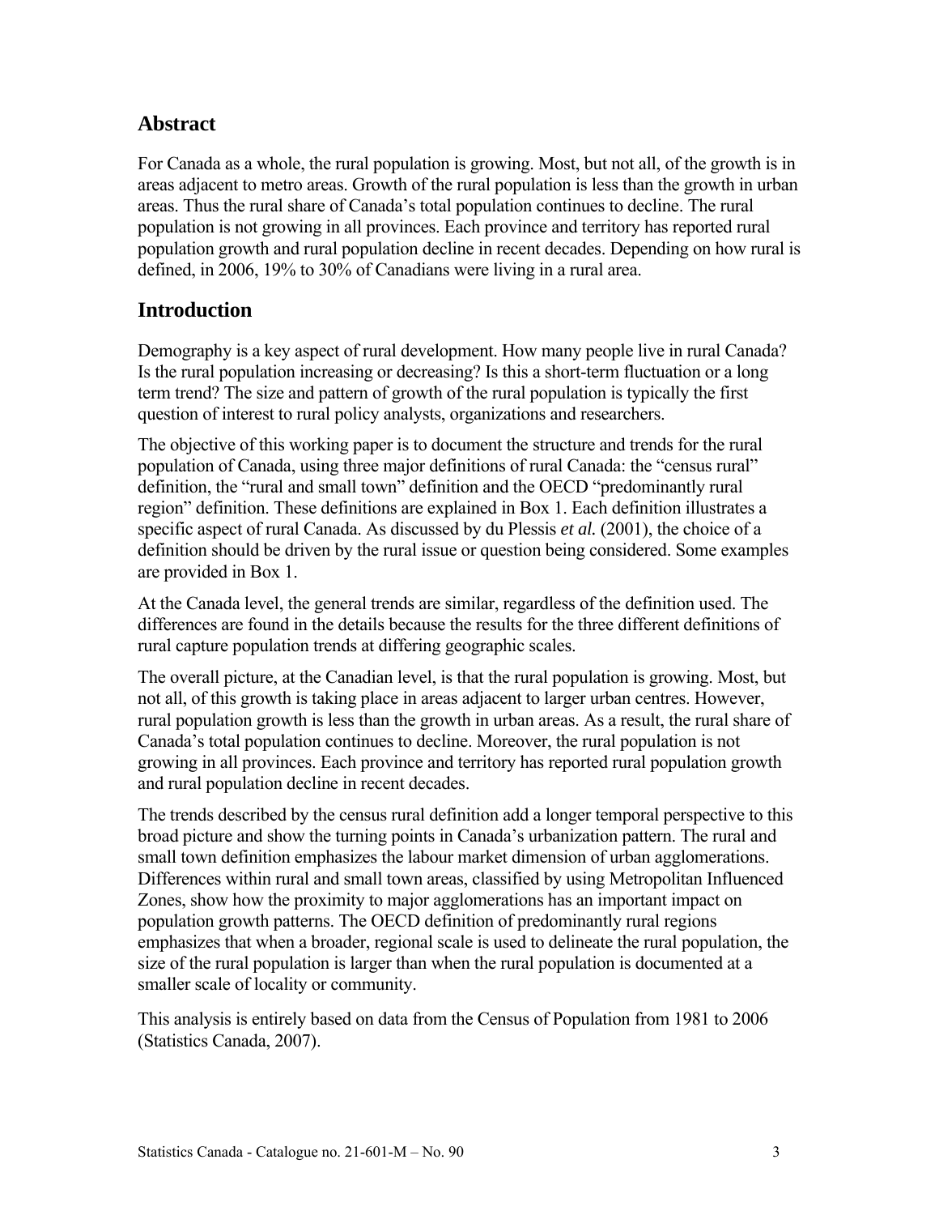## Abstract

For Canada as a whole, the rural population is growing. Most, but not all, of the growth is in areas adjacent to metro areas. Growth of the rural population is less than the growth in urban areas. Thus the rural share of Canada's total population continues to decline. The rural population is not growing in all provinces. Each province and territory has reported rural population growth and rural population decline in recent decades. Depending on how rural is defined, in 2006, 19% to 30% of Canadians were living in a rural area.

## Introduction

Demography is a key aspect of rural development. How many people live in rural Canada? Is the rural population increasing or decreasing? Is this a short-term fluctuation or a long term trend? The size and pattern of growth of the rural population is typically the first question of interest to rural policy analysts, organizations and researchers.

The objective of this working paper is to document the structure and trends for the rural population of Canada, using three major definitions of rural Canada: the "census rural" definition, the "rural and small town" definition and the OECD "predominantly rural region" definition. These definitions are explained in Box 1. Each definition illustrates a specific aspect of rural Canada. As discussed by du Plessis *et al.* (2001), the choice of a definition should be driven by the rural issue or question being considered. Some examples are provided in Box 1.

At the Canada level, the general trends are similar, regardless of the definition used. The differences are found in the details because the results for the three different definitions of rural capture population trends at differing geographic scales.

The overall picture, at the Canadian level, is that the rural population is growing. Most, but not all, of this growth is taking place in areas adjacent to larger urban centres. However, rural population growth is less than the growth in urban areas. As a result, the rural share of Canada's total population continues to decline. Moreover, the rural population is not growing in all provinces. Each province and territory has reported rural population growth and rural population decline in recent decades.

The trends described by the census rural definition add a longer temporal perspective to this broad picture and show the turning points in Canada's urbanization pattern. The rural and small town definition emphasizes the labour market dimension of urban agglomerations. Differences within rural and small town areas, classified by using Metropolitan Influenced Zones, show how the proximity to major agglomerations has an important impact on population growth patterns. The OECD definition of predominantly rural regions emphasizes that when a broader, regional scale is used to delineate the rural population, the size of the rural population is larger than when the rural population is documented at a smaller scale of locality or community.

This analysis is entirely based on data from the Census of Population from 1981 to 2006 (Statistics Canada, 2007).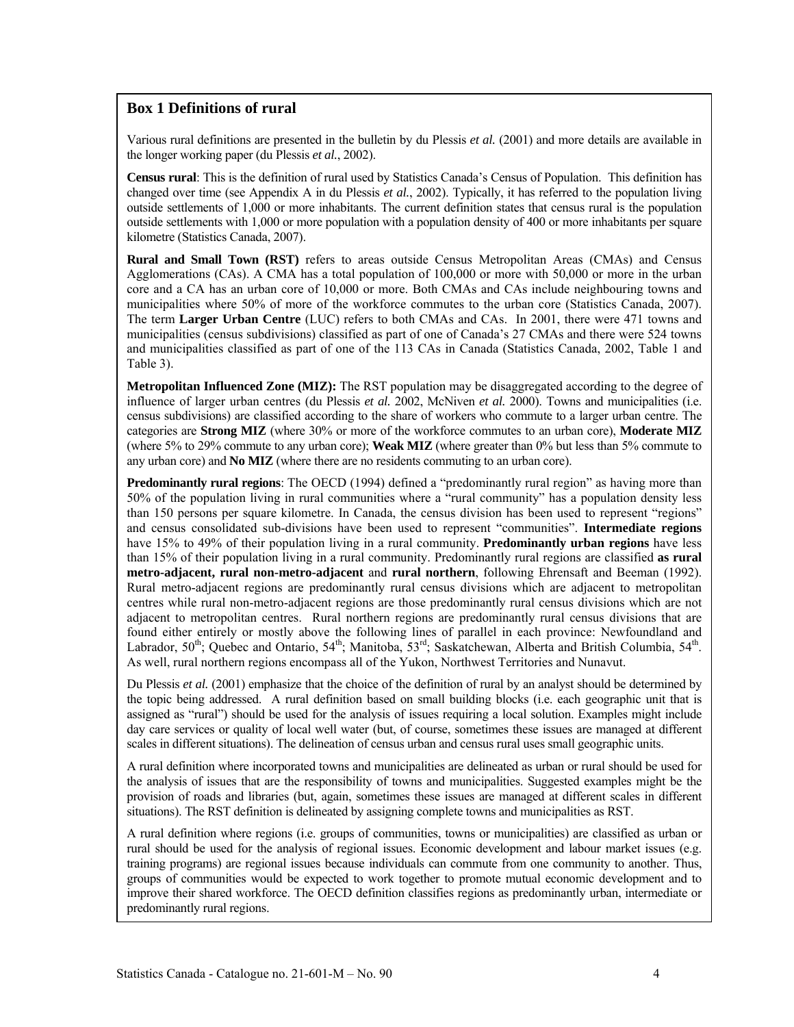## Box 1 Definitions of rural

Various rural definitions are presented in the bulletin by du Plessis *et al.* (2001) and more details are available in the longer working paper (du Plessis *et al.*, 2002).

**Census rural**: This is the definition of rural used by Statistics Canada's Census of Population. This definition has changed over time (see Appendix A in du Plessis *et al.*, 2002). Typically, it has referred to the population living outside settlements of 1,000 or more inhabitants. The current definition states that census rural is the population outside settlements with 1,000 or more population with a population density of 400 or more inhabitants per square kilometre (Statistics Canada, 2007).

**Rural and Small Town (RST)** refers to areas outside Census Metropolitan Areas (CMAs) and Census Agglomerations (CAs). A CMA has a total population of 100,000 or more with 50,000 or more in the urban core and a CA has an urban core of 10,000 or more. Both CMAs and CAs include neighbouring towns and municipalities where 50% of more of the workforce commutes to the urban core (Statistics Canada, 2007). The term **Larger Urban Centre** (LUC) refers to both CMAs and CAs. In 2001, there were 471 towns and municipalities (census subdivisions) classified as part of one of Canada's 27 CMAs and there were 524 towns and municipalities classified as part of one of the 113 CAs in Canada (Statistics Canada, 2002, Table 1 and Table 3).

**Metropolitan Influenced Zone (MIZ):** The RST population may be disaggregated according to the degree of influence of larger urban centres (du Plessis *et al.* 2002, McNiven *et al.* 2000). Towns and municipalities (i.e. census subdivisions) are classified according to the share of workers who commute to a larger urban centre. The categories are **Strong MIZ** (where 30% or more of the workforce commutes to an urban core), **Moderate MIZ** (where 5% to 29% commute to any urban core); **Weak MIZ** (where greater than 0% but less than 5% commute to any urban core) and **No MIZ** (where there are no residents commuting to an urban core).

**Predominantly rural regions**: The OECD (1994) defined a "predominantly rural region" as having more than 50% of the population living in rural communities where a "rural community" has a population density less than 150 persons per square kilometre. In Canada, the census division has been used to represent "regions" and census consolidated sub-divisions have been used to represent "communities". **Intermediate regions** have 15% to 49% of their population living in a rural community. **Predominantly urban regions** have less than 15% of their population living in a rural community. Predominantly rural regions are classified **as rural metro-adjacent, rural non-metro-adjacent** and **rural northern**, following Ehrensaft and Beeman (1992). Rural metro-adjacent regions are predominantly rural census divisions which are adjacent to metropolitan centres while rural non-metro-adjacent regions are those predominantly rural census divisions which are not adjacent to metropolitan centres. Rural northern regions are predominantly rural census divisions that are found either entirely or mostly above the following lines of parallel in each province: Newfoundland and Labrador, 50th; Quebec and Ontario, 54th; Manitoba, 53rd; Saskatchewan, Alberta and British Columbia, 54th. As well, rural northern regions encompass all of the Yukon, Northwest Territories and Nunavut.

Du Plessis *et al.* (2001) emphasize that the choice of the definition of rural by an analyst should be determined by the topic being addressed. A rural definition based on small building blocks (i.e. each geographic unit that is assigned as "rural") should be used for the analysis of issues requiring a local solution. Examples might include day care services or quality of local well water (but, of course, sometimes these issues are managed at different scales in different situations). The delineation of census urban and census rural uses small geographic units.

A rural definition where incorporated towns and municipalities are delineated as urban or rural should be used for the analysis of issues that are the responsibility of towns and municipalities. Suggested examples might be the provision of roads and libraries (but, again, sometimes these issues are managed at different scales in different situations). The RST definition is delineated by assigning complete towns and municipalities as RST.

A rural definition where regions (i.e. groups of communities, towns or municipalities) are classified as urban or rural should be used for the analysis of regional issues. Economic development and labour market issues (e.g. training programs) are regional issues because individuals can commute from one community to another. Thus, groups of communities would be expected to work together to promote mutual economic development and to improve their shared workforce. The OECD definition classifies regions as predominantly urban, intermediate or predominantly rural regions.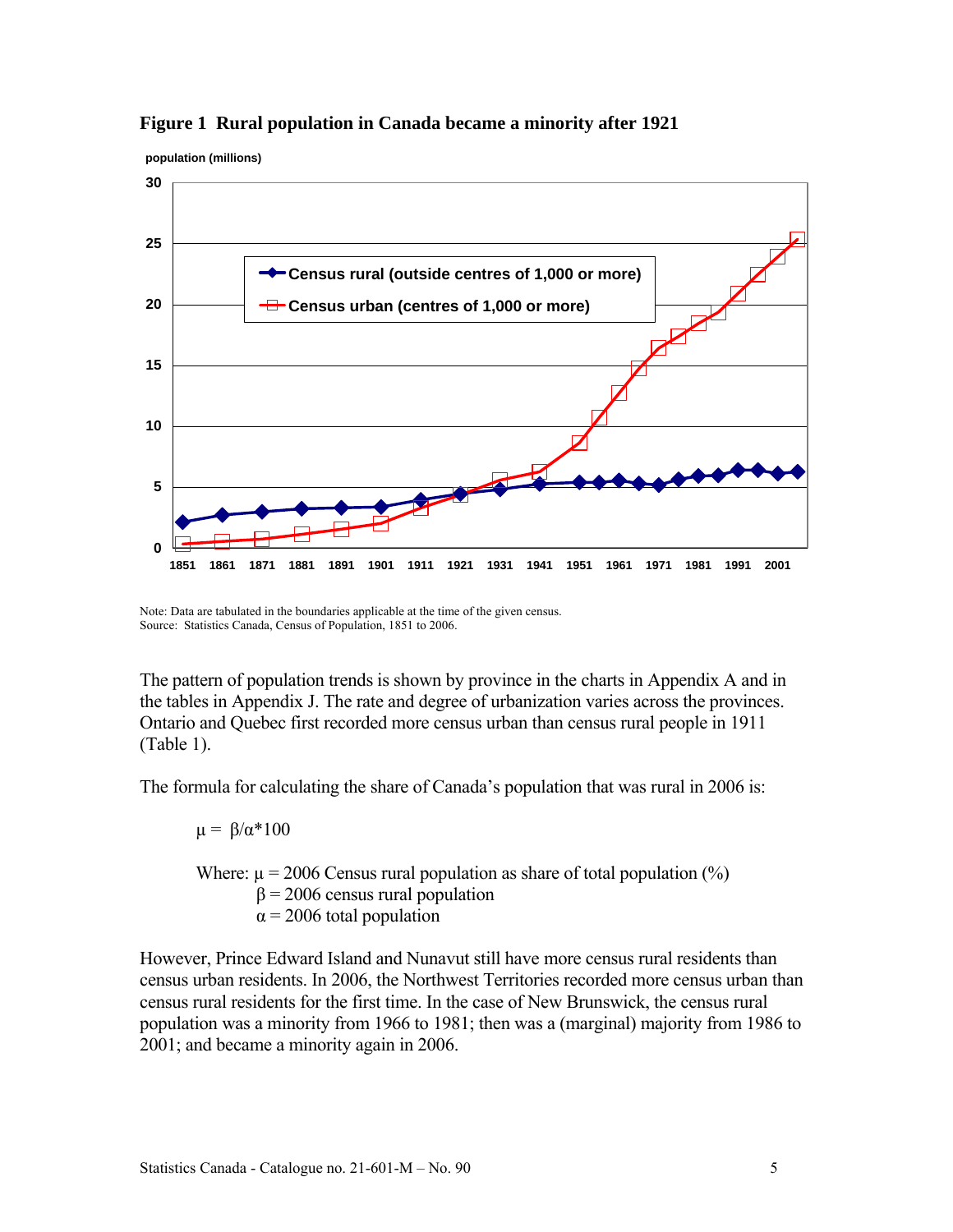**Figure 1 Rural population in Canada became a minority after 1921**

Note: Data are tabulated in the boundaries applicable at the time of the given census.
Source: Statistics Canada, Census of Population, 1851 to 2006.

The pattern of population trends is shown by province in the charts in Appendix A and in the tables in Appendix J. The rate and degree of urbanization varies across the provinces. Ontario and Quebec first recorded more census urban than census rural people in 1911 (Table 1).

The formula for calculating the share of Canada's population that was rural in 2006 is:

$$\mu = \beta/\alpha*100$$

Where: $\mu$ = 2006 Census rural population as share of total population (%)
$\beta$ = 2006 census rural population
$\alpha$ = 2006 total population

However, Prince Edward Island and Nunavut still have more census rural residents than census urban residents. In 2006, the Northwest Territories recorded more census urban than census rural residents for the first time. In the case of New Brunswick, the census rural population was a minority from 1966 to 1981; then was a (marginal) majority from 1986 to 2001; and became a minority again in 2006.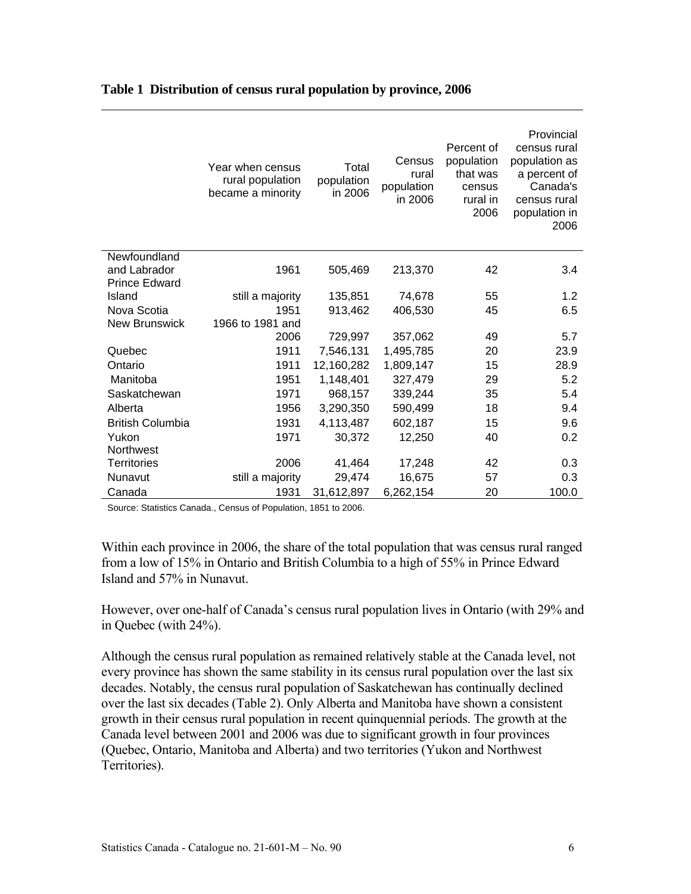**Table 1 Distribution of census rural population by province, 2006**

| | Year when census rural population became a minority | Total population in 2006 | Census rural population in 2006 | Percent of population that was census rural in 2006 | Provincial census rural population as a percent of Canada's census rural population in 2006 |
|---|---|---|---|---|---|
| Newfoundland and Labrador | 1961 | 505,469 | 213,370 | 42 | 3.4 |
| Prince Edward Island | still a majority | 135,851 | 74,678 | 55 | 1.2 |
| Nova Scotia | 1951 | 913,462 | 406,530 | 45 | 6.5 |
| New Brunswick | 1966 to 1981 and 2006 | 729,997 | 357,062 | 49 | 5.7 |
| Quebec | 1911 | 7,546,131 | 1,495,785 | 20 | 23.9 |
| Ontario | 1911 | 12,160,282 | 1,809,147 | 15 | 28.9 |
| Manitoba | 1951 | 1,148,401 | 327,479 | 29 | 5.2 |
| Saskatchewan | 1971 | 968,157 | 339,244 | 35 | 5.4 |
| Alberta | 1956 | 3,290,350 | 590,499 | 18 | 9.4 |
| British Columbia | 1931 | 4,113,487 | 602,187 | 15 | 9.6 |
| Yukon | 1971 | 30,372 | 12,250 | 40 | 0.2 |
| Northwest Territories | 2006 | 41,464 | 17,248 | 42 | 0.3 |
| Nunavut | still a majority | 29,474 | 16,675 | 57 | 0.3 |
| Canada | 1931 | 31,612,897 | 6,262,154 | 20 | 100.0 |

Source: Statistics Canada., Census of Population, 1851 to 2006.

Within each province in 2006, the share of the total population that was census rural ranged from a low of 15% in Ontario and British Columbia to a high of 55% in Prince Edward Island and 57% in Nunavut.

However, over one-half of Canada's census rural population lives in Ontario (with 29% and in Quebec (with 24%).

Although the census rural population as remained relatively stable at the Canada level, not every province has shown the same stability in its census rural population over the last six decades. Notably, the census rural population of Saskatchewan has continually declined over the last six decades (Table 2). Only Alberta and Manitoba have shown a consistent growth in their census rural population in recent quinquennial periods. The growth at the Canada level between 2001 and 2006 was due to significant growth in four provinces (Quebec, Ontario, Manitoba and Alberta) and two territories (Yukon and Northwest Territories).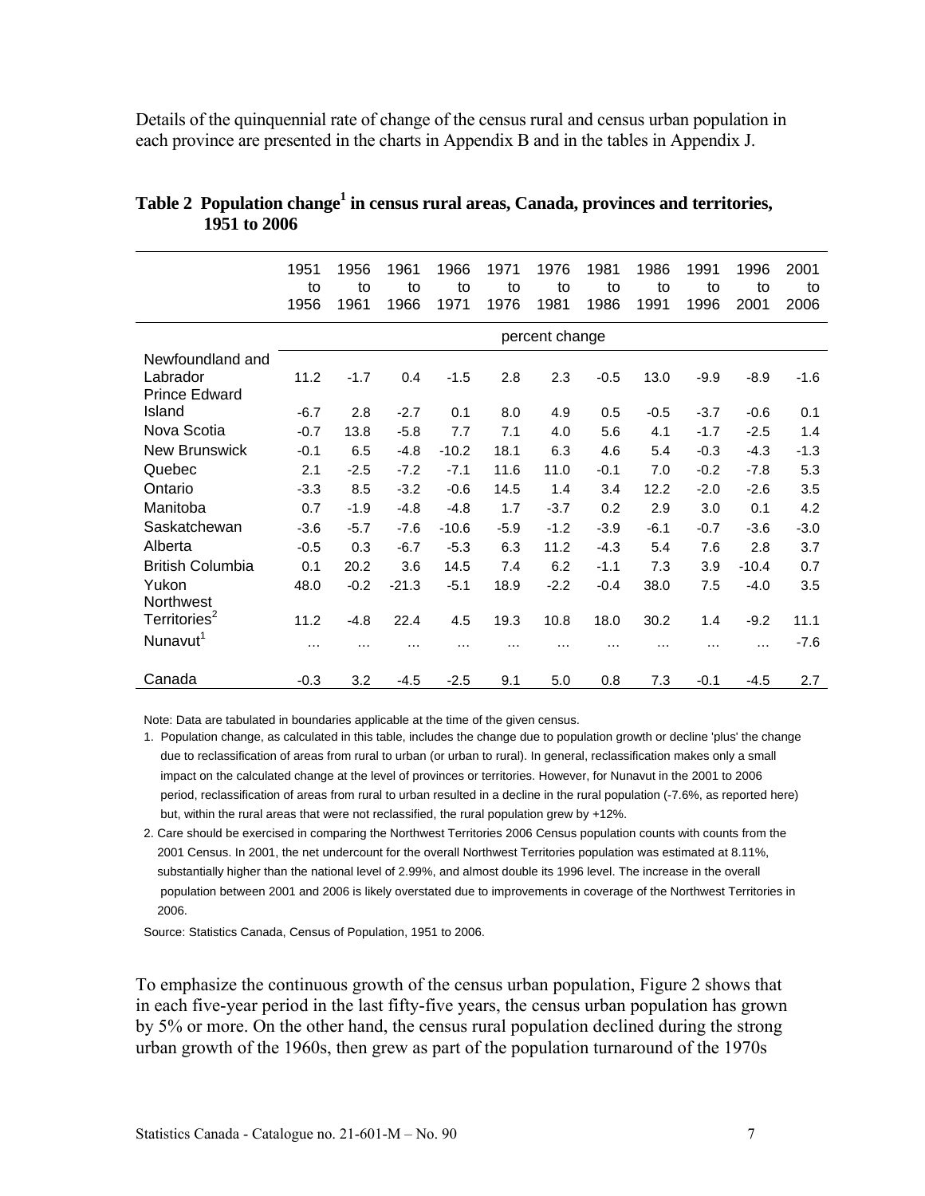Details of the quinquennial rate of change of the census rural and census urban population in each province are presented in the charts in Appendix B and in the tables in Appendix J.

**Table 2 Population change[1] in census rural areas, Canada, provinces and territories, 1951 to 2006**

| | 1951 to 1956 | 1956 to 1961 | 1961 to 1966 | 1966 to 1971 | 1971 to 1976 | 1976 to 1981 | 1981 to 1986 | 1986 to 1991 | 1991 to 1996 | 1996 to 2001 | 2001 to 2006 |
|---|---|---|---|---|---|---|---|---|---|---|---|
| | percent change | | | | | | | | | | |
| Newfoundland and Labrador | 11.2 | -1.7 | 0.4 | -1.5 | 2.8 | 2.3 | -0.5 | 13.0 | -9.9 | -8.9 | -1.6 |
| Prince Edward Island | -6.7 | 2.8 | -2.7 | 0.1 | 8.0 | 4.9 | 0.5 | -0.5 | -3.7 | -0.6 | 0.1 |
| Nova Scotia | -0.7 | 13.8 | -5.8 | 7.7 | 7.1 | 4.0 | 5.6 | 4.1 | -1.7 | -2.5 | 1.4 |
| New Brunswick | -0.1 | 6.5 | -4.8 | -10.2 | 18.1 | 6.3 | 4.6 | 5.4 | -0.3 | -4.3 | -1.3 |
| Quebec | 2.1 | -2.5 | -7.2 | -7.1 | 11.6 | 11.0 | -0.1 | 7.0 | -0.2 | -7.8 | 5.3 |
| Ontario | -3.3 | 8.5 | -3.2 | -0.6 | 14.5 | 1.4 | 3.4 | 12.2 | -2.0 | -2.6 | 3.5 |
| Manitoba | 0.7 | -1.9 | -4.8 | -4.8 | 1.7 | -3.7 | 0.2 | 2.9 | 3.0 | 0.1 | 4.2 |
| Saskatchewan | -3.6 | -5.7 | -7.6 | -10.6 | -5.9 | -1.2 | -3.9 | -6.1 | -0.7 | -3.6 | -3.0 |
| Alberta | -0.5 | 0.3 | -6.7 | -5.3 | 6.3 | 11.2 | -4.3 | 5.4 | 7.6 | 2.8 | 3.7 |
| British Columbia | 0.1 | 20.2 | 3.6 | 14.5 | 7.4 | 6.2 | -1.1 | 7.3 | 3.9 | -10.4 | 0.7 |
| Yukon | 48.0 | -0.2 | -21.3 | -5.1 | 18.9 | -2.2 | -0.4 | 38.0 | 7.5 | -4.0 | 3.5 |
| Northwest Territories[2] | 11.2 | -4.8 | 22.4 | 4.5 | 19.3 | 10.8 | 18.0 | 30.2 | 1.4 | -9.2 | 11.1 |
| Nunavut[1] | ... | ... | ... | ... | ... | ... | ... | ... | ... | ... | -7.6 |
| Canada | -0.3 | 3.2 | -4.5 | -2.5 | 9.1 | 5.0 | 0.8 | 7.3 | -0.1 | -4.5 | 2.7 |

Note: Data are tabulated in boundaries applicable at the time of the given census.

1. Population change, as calculated in this table, includes the change due to population growth or decline 'plus' the change due to reclassification of areas from rural to urban (or urban to rural). In general, reclassification makes only a small impact on the calculated change at the level of provinces or territories. However, for Nunavut in the 2001 to 2006 period, reclassification of areas from rural to urban resulted in a decline in the rural population (-7.6%, as reported here) but, within the rural areas that were not reclassified, the rural population grew by +12%.
2. Care should be exercised in comparing the Northwest Territories 2006 Census population counts with counts from the 2001 Census. In 2001, the net undercount for the overall Northwest Territories population was estimated at 8.11%, substantially higher than the national level of 2.99%, and almost double its 1996 level. The increase in the overall population between 2001 and 2006 is likely overstated due to improvements in coverage of the Northwest Territories in 2006.

Source: Statistics Canada, Census of Population, 1951 to 2006.

To emphasize the continuous growth of the census urban population, Figure 2 shows that in each five-year period in the last fifty-five years, the census urban population has grown by 5% or more. On the other hand, the census rural population declined during the strong urban growth of the 1960s, then grew as part of the population turnaround of the 1970s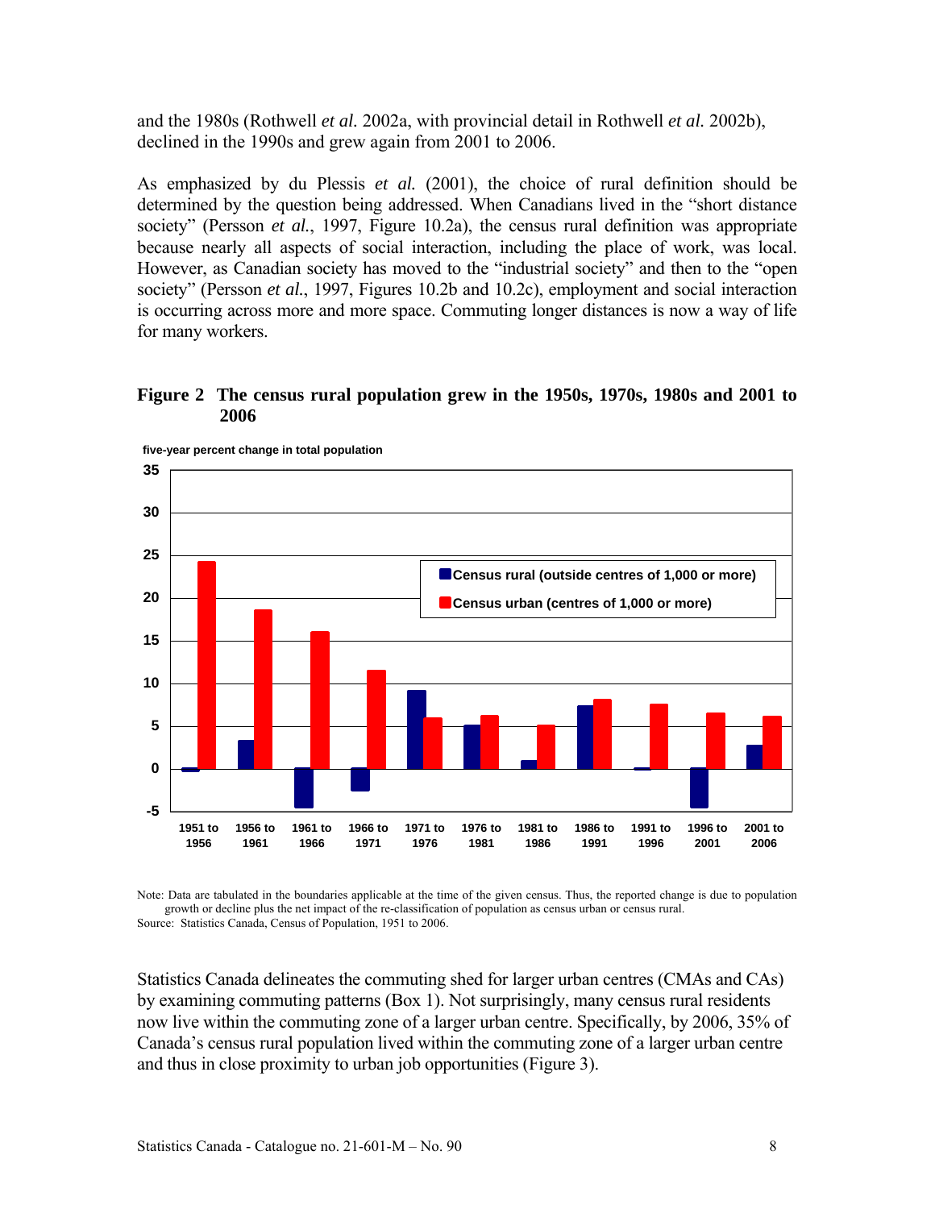and the 1980s (Rothwell *et al.* 2002a, with provincial detail in Rothwell *et al.* 2002b), declined in the 1990s and grew again from 2001 to 2006.

As emphasized by du Plessis *et al.* (2001), the choice of rural definition should be determined by the question being addressed. When Canadians lived in the "short distance society" (Persson *et al.*, 1997, Figure 10.2a), the census rural definition was appropriate because nearly all aspects of social interaction, including the place of work, was local. However, as Canadian society has moved to the "industrial society" and then to the "open society" (Persson *et al.*, 1997, Figures 10.2b and 10.2c), employment and social interaction is occurring across more and more space. Commuting longer distances is now a way of life for many workers.

**Figure 2 The census rural population grew in the 1950s, 1970s, 1980s and 2001 to 2006**

five-year percent change in total population

Legend: Census rural (outside centres of 1,000 or more); Census urban (centres of 1,000 or more)

Periods: 1951 to 1956, 1956 to 1961, 1961 to 1966, 1966 to 1971, 1971 to 1976, 1976 to 1981, 1981 to 1986, 1986 to 1991, 1991 to 1996, 1996 to 2001, 2001 to 2006

Note: Data are tabulated in the boundaries applicable at the time of the given census. Thus, the reported change is due to population growth or decline plus the net impact of the re-classification of population as census urban or census rural.
Source: Statistics Canada, Census of Population, 1951 to 2006.

Statistics Canada delineates the commuting shed for larger urban centres (CMAs and CAs) by examining commuting patterns (Box 1). Not surprisingly, many census rural residents now live within the commuting zone of a larger urban centre. Specifically, by 2006, 35% of Canada's census rural population lived within the commuting zone of a larger urban centre and thus in close proximity to urban job opportunities (Figure 3).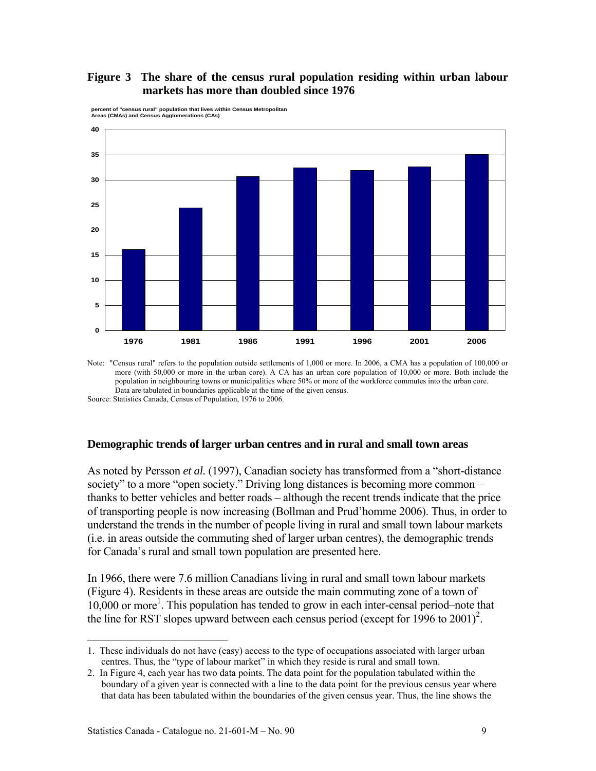**Figure 3 The share of the census rural population residing within urban labour markets has more than doubled since 1976**

percent of "census rural" population that lives within Census Metropolitan Areas (CMAs) and Census Agglomerations (CAs)

Note: "Census rural" refers to the population outside settlements of 1,000 or more. In 2006, a CMA has a population of 100,000 or more (with 50,000 or more in the urban core). A CA has an urban core population of 10,000 or more. Both include the population in neighbouring towns or municipalities where 50% or more of the workforce commutes into the urban core. Data are tabulated in boundaries applicable at the time of the given census.

Source: Statistics Canada, Census of Population, 1976 to 2006.

## Demographic trends of larger urban centres and in rural and small town areas

As noted by Persson *et al.* (1997), Canadian society has transformed from a "short-distance society" to a more "open society." Driving long distances is becoming more common – thanks to better vehicles and better roads – although the recent trends indicate that the price of transporting people is now increasing (Bollman and Prud'homme 2006). Thus, in order to understand the trends in the number of people living in rural and small town labour markets (i.e. in areas outside the commuting shed of larger urban centres), the demographic trends for Canada's rural and small town population are presented here.

In 1966, there were 7.6 million Canadians living in rural and small town labour markets (Figure 4). Residents in these areas are outside the main commuting zone of a town of 10,000 or more[1]. This population has tended to grow in each inter-censal period–note that the line for RST slopes upward between each census period (except for 1996 to 2001)[2].

---

1. These individuals do not have (easy) access to the type of occupations associated with larger urban centres. Thus, the "type of labour market" in which they reside is rural and small town.

2. In Figure 4, each year has two data points. The data point for the population tabulated within the boundary of a given year is connected with a line to the data point for the previous census year where that data has been tabulated within the boundaries of the given census year. Thus, the line shows the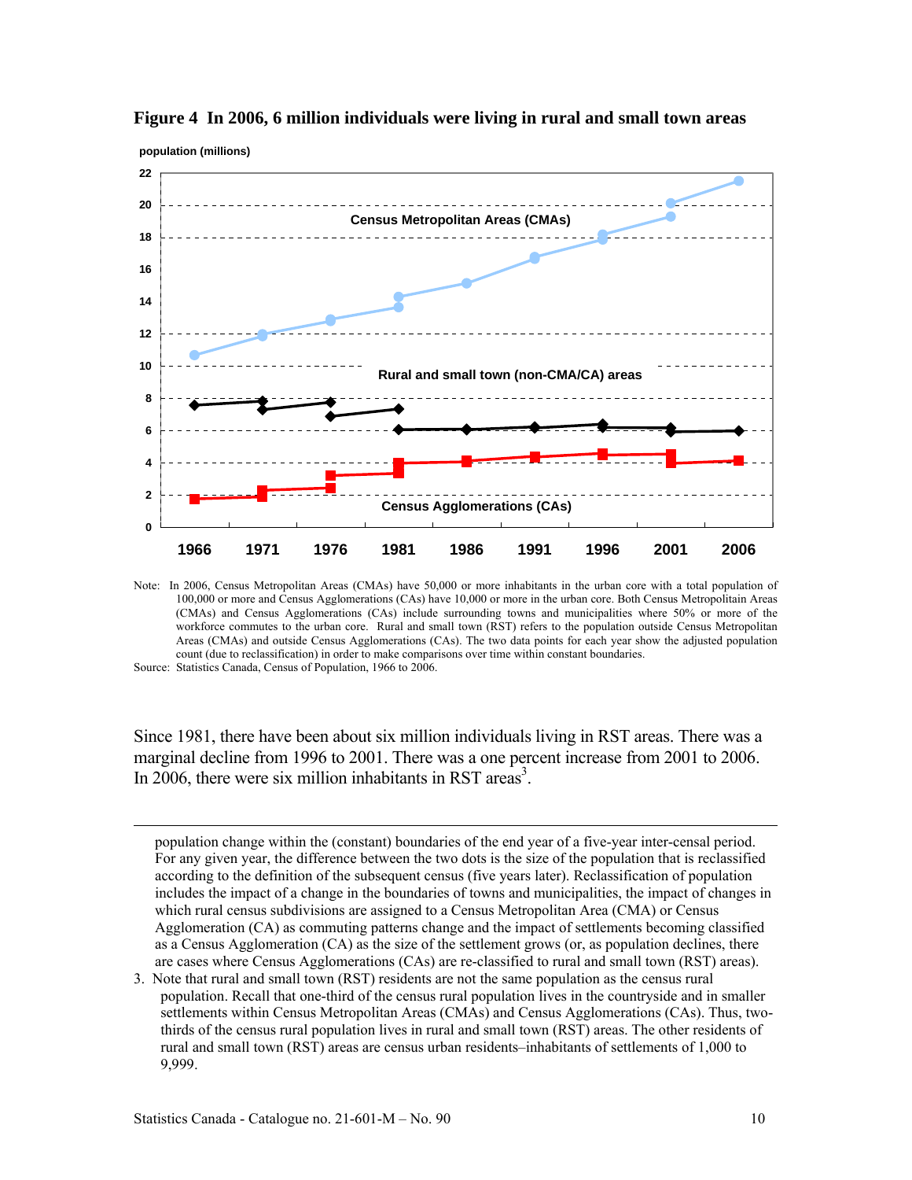**Figure 4 In 2006, 6 million individuals were living in rural and small town areas**

Note: In 2006, Census Metropolitan Areas (CMAs) have 50,000 or more inhabitants in the urban core with a total population of 100,000 or more and Census Agglomerations (CAs) have 10,000 or more in the urban core. Both Census Metropolitain Areas (CMAs) and Census Agglomerations (CAs) include surrounding towns and municipalities where 50% or more of the workforce commutes to the urban core. Rural and small town (RST) refers to the population outside Census Metropolitan Areas (CMAs) and outside Census Agglomerations (CAs). The two data points for each year show the adjusted population count (due to reclassification) in order to make comparisons over time within constant boundaries.

Source: Statistics Canada, Census of Population, 1966 to 2006.

Since 1981, there have been about six million individuals living in RST areas. There was a marginal decline from 1996 to 2001. There was a one percent increase from 2001 to 2006. In 2006, there were six million inhabitants in RST areas[3].

---

population change within the (constant) boundaries of the end year of a five-year inter-censal period. For any given year, the difference between the two dots is the size of the population that is reclassified according to the definition of the subsequent census (five years later). Reclassification of population includes the impact of a change in the boundaries of towns and municipalities, the impact of changes in which rural census subdivisions are assigned to a Census Metropolitan Area (CMA) or Census Agglomeration (CA) as commuting patterns change and the impact of settlements becoming classified as a Census Agglomeration (CA) as the size of the settlement grows (or, as population declines, there are cases where Census Agglomerations (CAs) are re-classified to rural and small town (RST) areas).

3. Note that rural and small town (RST) residents are not the same population as the census rural population. Recall that one-third of the census rural population lives in the countryside and in smaller settlements within Census Metropolitan Areas (CMAs) and Census Agglomerations (CAs). Thus, two-thirds of the census rural population lives in rural and small town (RST) areas. The other residents of rural and small town (RST) areas are census urban residents–inhabitants of settlements of 1,000 to 9,999.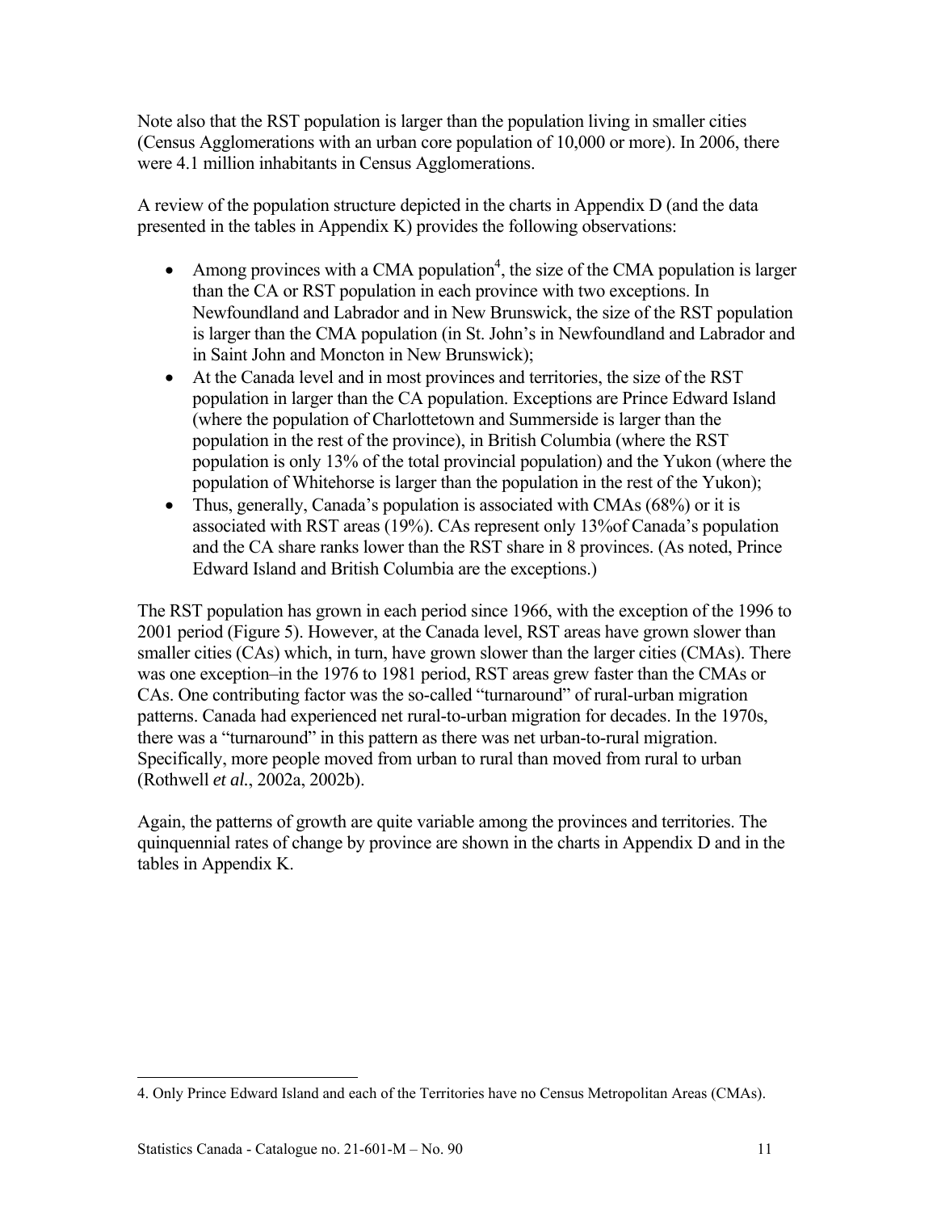Note also that the RST population is larger than the population living in smaller cities (Census Agglomerations with an urban core population of 10,000 or more). In 2006, there were 4.1 million inhabitants in Census Agglomerations.

A review of the population structure depicted in the charts in Appendix D (and the data presented in the tables in Appendix K) provides the following observations:

- Among provinces with a CMA population[4], the size of the CMA population is larger than the CA or RST population in each province with two exceptions. In Newfoundland and Labrador and in New Brunswick, the size of the RST population is larger than the CMA population (in St. John's in Newfoundland and Labrador and in Saint John and Moncton in New Brunswick);
- At the Canada level and in most provinces and territories, the size of the RST population in larger than the CA population. Exceptions are Prince Edward Island (where the population of Charlottetown and Summerside is larger than the population in the rest of the province), in British Columbia (where the RST population is only 13% of the total provincial population) and the Yukon (where the population of Whitehorse is larger than the population in the rest of the Yukon);
- Thus, generally, Canada's population is associated with CMAs (68%) or it is associated with RST areas (19%). CAs represent only 13%of Canada's population and the CA share ranks lower than the RST share in 8 provinces. (As noted, Prince Edward Island and British Columbia are the exceptions.)

The RST population has grown in each period since 1966, with the exception of the 1996 to 2001 period (Figure 5). However, at the Canada level, RST areas have grown slower than smaller cities (CAs) which, in turn, have grown slower than the larger cities (CMAs). There was one exception–in the 1976 to 1981 period, RST areas grew faster than the CMAs or CAs. One contributing factor was the so-called "turnaround" of rural-urban migration patterns. Canada had experienced net rural-to-urban migration for decades. In the 1970s, there was a "turnaround" in this pattern as there was net urban-to-rural migration. Specifically, more people moved from urban to rural than moved from rural to urban (Rothwell *et al.*, 2002a, 2002b).

Again, the patterns of growth are quite variable among the provinces and territories. The quinquennial rates of change by province are shown in the charts in Appendix D and in the tables in Appendix K.

---

4. Only Prince Edward Island and each of the Territories have no Census Metropolitan Areas (CMAs).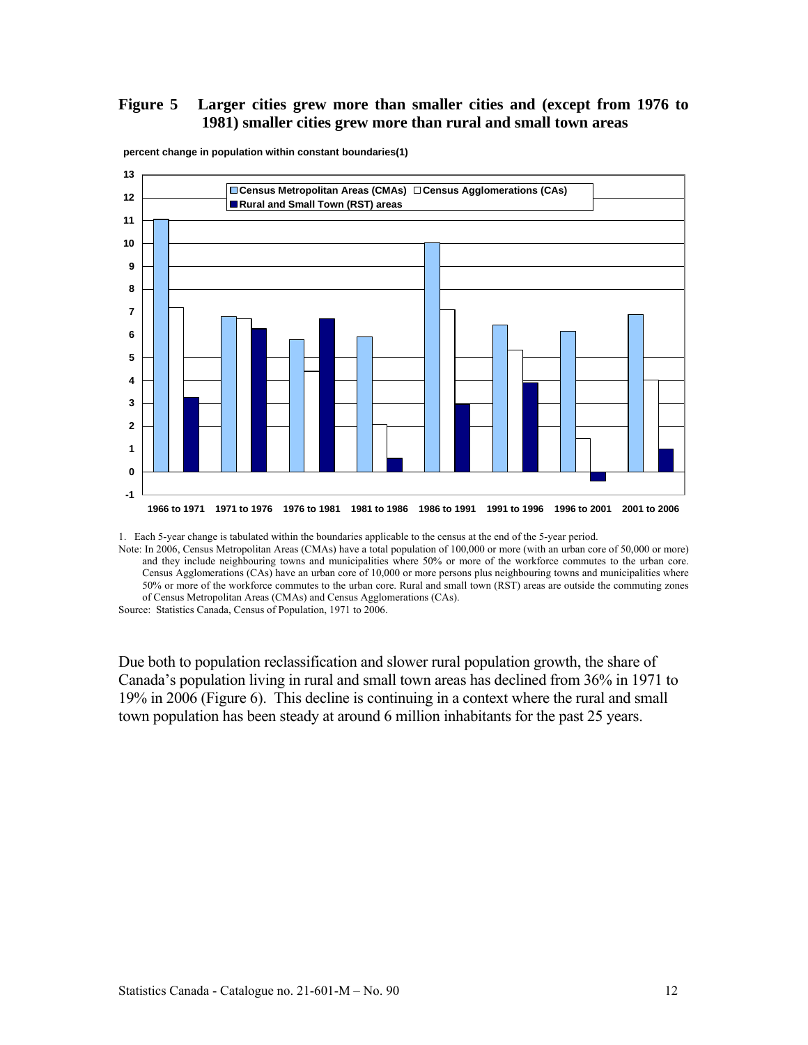**Figure 5 Larger cities grew more than smaller cities and (except from 1976 to 1981) smaller cities grew more than rural and small town areas**

percent change in population within constant boundaries(1)

1. Each 5-year change is tabulated within the boundaries applicable to the census at the end of the 5-year period.

Note: In 2006, Census Metropolitan Areas (CMAs) have a total population of 100,000 or more (with an urban core of 50,000 or more) and they include neighbouring towns and municipalities where 50% or more of the workforce commutes to the urban core. Census Agglomerations (CAs) have an urban core of 10,000 or more persons plus neighbouring towns and municipalities where 50% or more of the workforce commutes to the urban core. Rural and small town (RST) areas are outside the commuting zones of Census Metropolitan Areas (CMAs) and Census Agglomerations (CAs).

Source: Statistics Canada, Census of Population, 1971 to 2006.

Due both to population reclassification and slower rural population growth, the share of Canada's population living in rural and small town areas has declined from 36% in 1971 to 19% in 2006 (Figure 6). This decline is continuing in a context where the rural and small town population has been steady at around 6 million inhabitants for the past 25 years.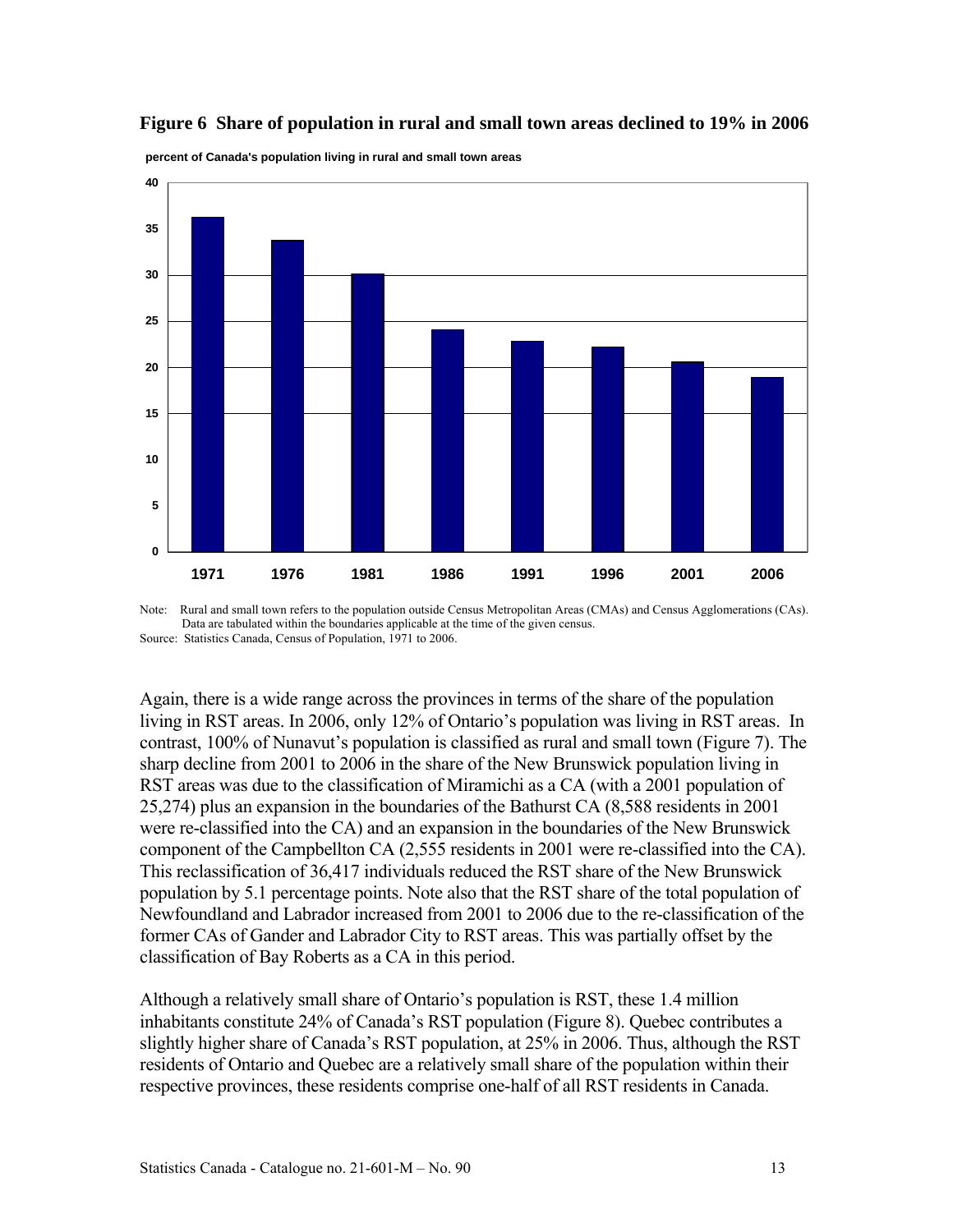**Figure 6 Share of population in rural and small town areas declined to 19% in 2006**

percent of Canada's population living in rural and small town areas

Note: Rural and small town refers to the population outside Census Metropolitan Areas (CMAs) and Census Agglomerations (CAs). Data are tabulated within the boundaries applicable at the time of the given census.
Source: Statistics Canada, Census of Population, 1971 to 2006.

Again, there is a wide range across the provinces in terms of the share of the population living in RST areas. In 2006, only 12% of Ontario's population was living in RST areas. In contrast, 100% of Nunavut's population is classified as rural and small town (Figure 7). The sharp decline from 2001 to 2006 in the share of the New Brunswick population living in RST areas was due to the classification of Miramichi as a CA (with a 2001 population of 25,274) plus an expansion in the boundaries of the Bathurst CA (8,588 residents in 2001 were re-classified into the CA) and an expansion in the boundaries of the New Brunswick component of the Campbellton CA (2,555 residents in 2001 were re-classified into the CA). This reclassification of 36,417 individuals reduced the RST share of the New Brunswick population by 5.1 percentage points. Note also that the RST share of the total population of Newfoundland and Labrador increased from 2001 to 2006 due to the re-classification of the former CAs of Gander and Labrador City to RST areas. This was partially offset by the classification of Bay Roberts as a CA in this period.

Although a relatively small share of Ontario's population is RST, these 1.4 million inhabitants constitute 24% of Canada's RST population (Figure 8). Quebec contributes a slightly higher share of Canada's RST population, at 25% in 2006. Thus, although the RST residents of Ontario and Quebec are a relatively small share of the population within their respective provinces, these residents comprise one-half of all RST residents in Canada.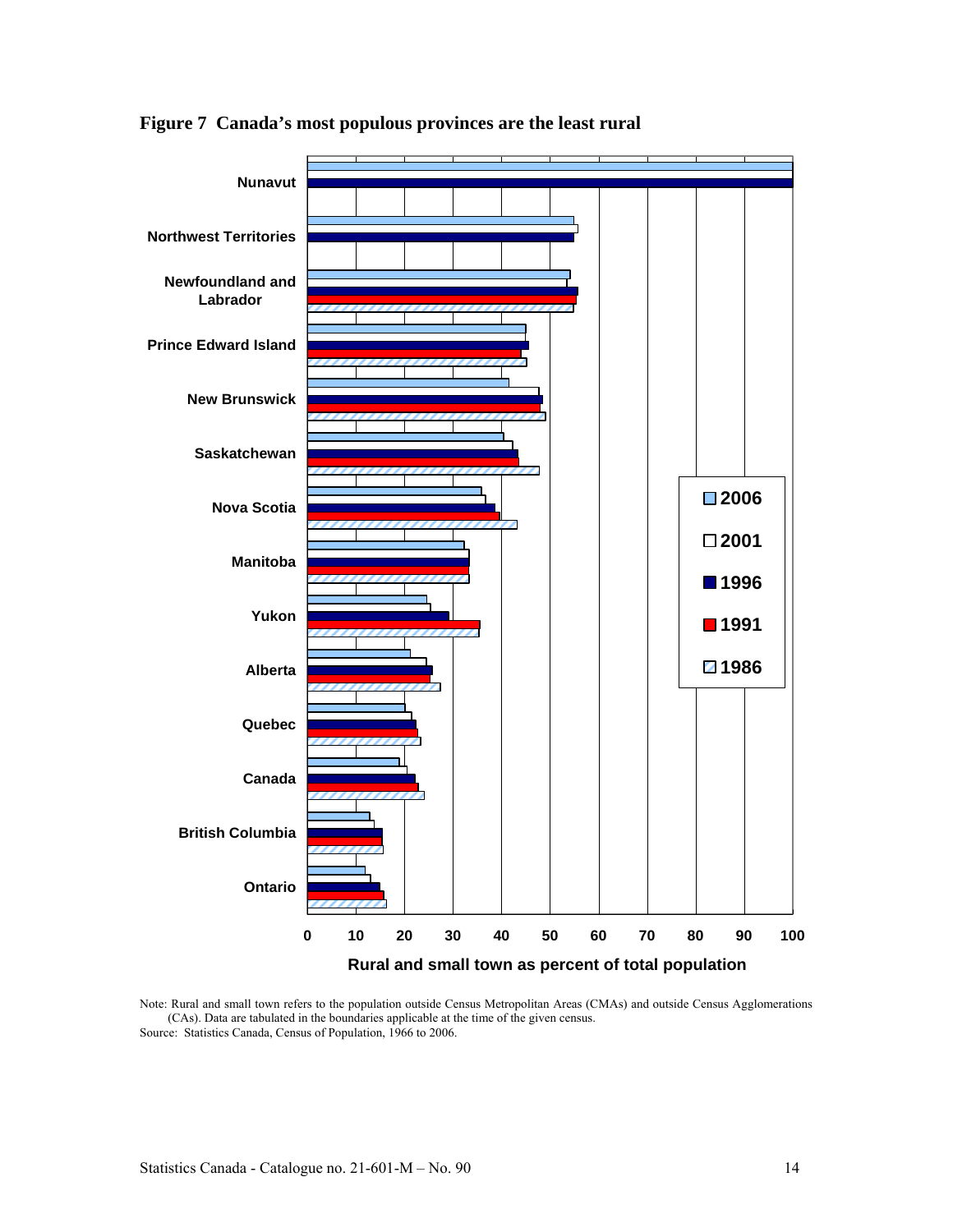**Figure 7 Canada's most populous provinces are the least rural**

Note: Rural and small town refers to the population outside Census Metropolitan Areas (CMAs) and outside Census Agglomerations (CAs). Data are tabulated in the boundaries applicable at the time of the given census.

Source: Statistics Canada, Census of Population, 1966 to 2006.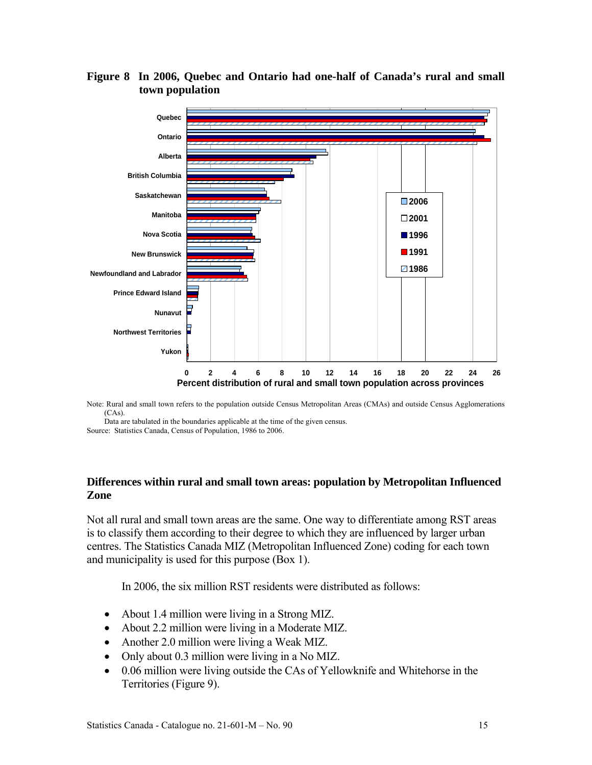**Figure 8 In 2006, Quebec and Ontario had one-half of Canada's rural and small town population**

Note: Rural and small town refers to the population outside Census Metropolitan Areas (CMAs) and outside Census Agglomerations (CAs).
Data are tabulated in the boundaries applicable at the time of the given census.
Source: Statistics Canada, Census of Population, 1986 to 2006.

## Differences within rural and small town areas: population by Metropolitan Influenced Zone

Not all rural and small town areas are the same. One way to differentiate among RST areas is to classify them according to their degree to which they are influenced by larger urban centres. The Statistics Canada MIZ (Metropolitan Influenced Zone) coding for each town and municipality is used for this purpose (Box 1).

In 2006, the six million RST residents were distributed as follows:

- About 1.4 million were living in a Strong MIZ.
- About 2.2 million were living in a Moderate MIZ.
- Another 2.0 million were living a Weak MIZ.
- Only about 0.3 million were living in a No MIZ.
- 0.06 million were living outside the CAs of Yellowknife and Whitehorse in the Territories (Figure 9).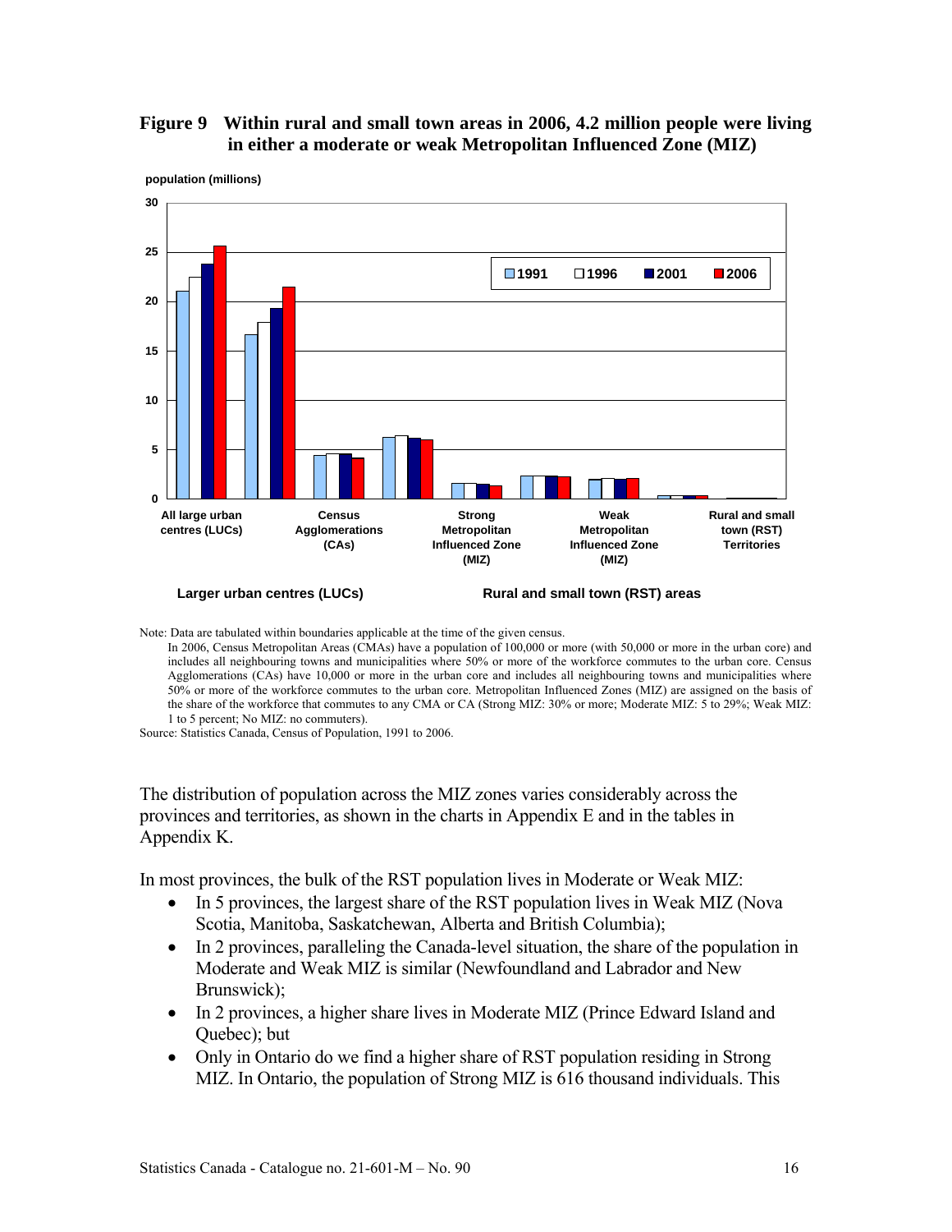**Figure 9 Within rural and small town areas in 2006, 4.2 million people were living in either a moderate or weak Metropolitan Influenced Zone (MIZ)**

Note: Data are tabulated within boundaries applicable at the time of the given census.

In 2006, Census Metropolitan Areas (CMAs) have a population of 100,000 or more (with 50,000 or more in the urban core) and includes all neighbouring towns and municipalities where 50% or more of the workforce commutes to the urban core. Census Agglomerations (CAs) have 10,000 or more in the urban core and includes all neighbouring towns and municipalities where 50% or more of the workforce commutes to the urban core. Metropolitan Influenced Zones (MIZ) are assigned on the basis of the share of the workforce that commutes to any CMA or CA (Strong MIZ: 30% or more; Moderate MIZ: 5 to 29%; Weak MIZ: 1 to 5 percent; No MIZ: no commuters).

Source: Statistics Canada, Census of Population, 1991 to 2006.

The distribution of population across the MIZ zones varies considerably across the provinces and territories, as shown in the charts in Appendix E and in the tables in Appendix K.

In most provinces, the bulk of the RST population lives in Moderate or Weak MIZ:

- In 5 provinces, the largest share of the RST population lives in Weak MIZ (Nova Scotia, Manitoba, Saskatchewan, Alberta and British Columbia);
- In 2 provinces, paralleling the Canada-level situation, the share of the population in Moderate and Weak MIZ is similar (Newfoundland and Labrador and New Brunswick);
- In 2 provinces, a higher share lives in Moderate MIZ (Prince Edward Island and Quebec); but
- Only in Ontario do we find a higher share of RST population residing in Strong MIZ. In Ontario, the population of Strong MIZ is 616 thousand individuals. This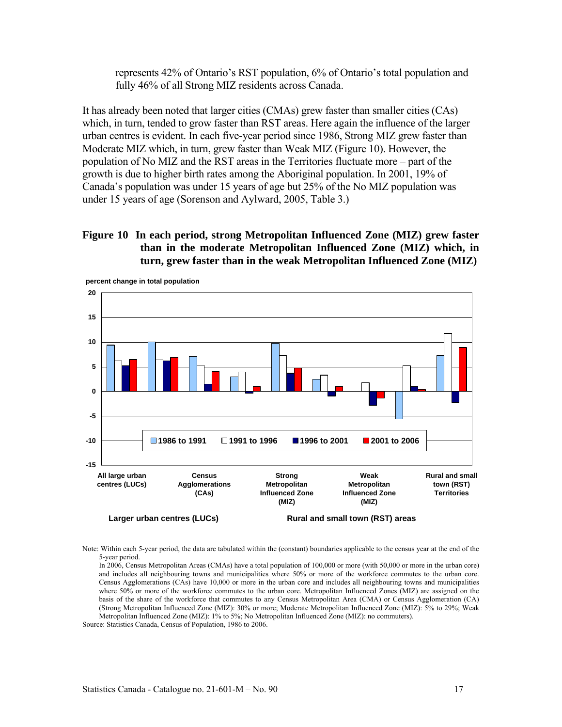represents 42% of Ontario's RST population, 6% of Ontario's total population and fully 46% of all Strong MIZ residents across Canada.

It has already been noted that larger cities (CMAs) grew faster than smaller cities (CAs) which, in turn, tended to grow faster than RST areas. Here again the influence of the larger urban centres is evident. In each five-year period since 1986, Strong MIZ grew faster than Moderate MIZ which, in turn, grew faster than Weak MIZ (Figure 10). However, the population of No MIZ and the RST areas in the Territories fluctuate more – part of the growth is due to higher birth rates among the Aboriginal population. In 2001, 19% of Canada's population was under 15 years of age but 25% of the No MIZ population was under 15 years of age (Sorenson and Aylward, 2005, Table 3.)

**Figure 10 In each period, strong Metropolitan Influenced Zone (MIZ) grew faster than in the moderate Metropolitan Influenced Zone (MIZ) which, in turn, grew faster than in the weak Metropolitan Influenced Zone (MIZ)**

percent change in total population

Legend: 1986 to 1991 | 1991 to 1996 | 1996 to 2001 | 2001 to 2006

Categories: All large urban centres (LUCs); Census Agglomerations (CAs); Strong Metropolitan Influenced Zone (MIZ); Weak Metropolitan Influenced Zone (MIZ); Rural and small town (RST) Territories

Larger urban centres (LUCs) — Rural and small town (RST) areas

Note: Within each 5-year period, the data are tabulated within the (constant) boundaries applicable to the census year at the end of the 5-year period.

In 2006, Census Metropolitan Areas (CMAs) have a total population of 100,000 or more (with 50,000 or more in the urban core) and includes all neighbouring towns and municipalities where 50% or more of the workforce commutes to the urban core. Census Agglomerations (CAs) have 10,000 or more in the urban core and includes all neighbouring towns and municipalities where 50% or more of the workforce commutes to the urban core. Metropolitan Influenced Zones (MIZ) are assigned on the basis of the share of the workforce that commutes to any Census Metropolitan Area (CMA) or Census Agglomeration (CA) (Strong Metropolitan Influenced Zone (MIZ): 30% or more; Moderate Metropolitan Influenced Zone (MIZ): 5% to 29%; Weak Metropolitan Influenced Zone (MIZ): 1% to 5%; No Metropolitan Influenced Zone (MIZ): no commuters).

Source: Statistics Canada, Census of Population, 1986 to 2006.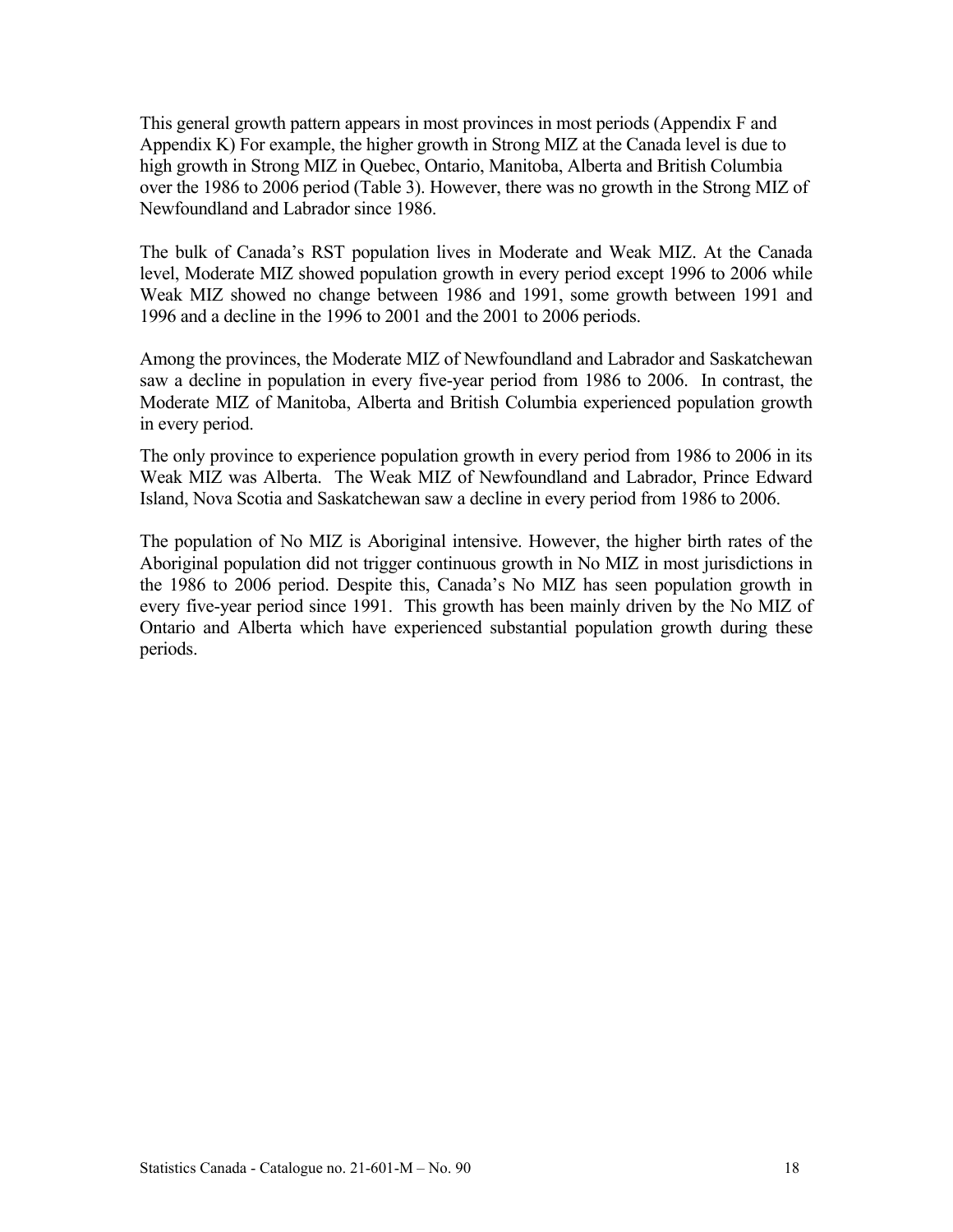This general growth pattern appears in most provinces in most periods (Appendix F and Appendix K) For example, the higher growth in Strong MIZ at the Canada level is due to high growth in Strong MIZ in Quebec, Ontario, Manitoba, Alberta and British Columbia over the 1986 to 2006 period (Table 3). However, there was no growth in the Strong MIZ of Newfoundland and Labrador since 1986.

The bulk of Canada's RST population lives in Moderate and Weak MIZ. At the Canada level, Moderate MIZ showed population growth in every period except 1996 to 2006 while Weak MIZ showed no change between 1986 and 1991, some growth between 1991 and 1996 and a decline in the 1996 to 2001 and the 2001 to 2006 periods.

Among the provinces, the Moderate MIZ of Newfoundland and Labrador and Saskatchewan saw a decline in population in every five-year period from 1986 to 2006. In contrast, the Moderate MIZ of Manitoba, Alberta and British Columbia experienced population growth in every period.

The only province to experience population growth in every period from 1986 to 2006 in its Weak MIZ was Alberta. The Weak MIZ of Newfoundland and Labrador, Prince Edward Island, Nova Scotia and Saskatchewan saw a decline in every period from 1986 to 2006.

The population of No MIZ is Aboriginal intensive. However, the higher birth rates of the Aboriginal population did not trigger continuous growth in No MIZ in most jurisdictions in the 1986 to 2006 period. Despite this, Canada's No MIZ has seen population growth in every five-year period since 1991. This growth has been mainly driven by the No MIZ of Ontario and Alberta which have experienced substantial population growth during these periods.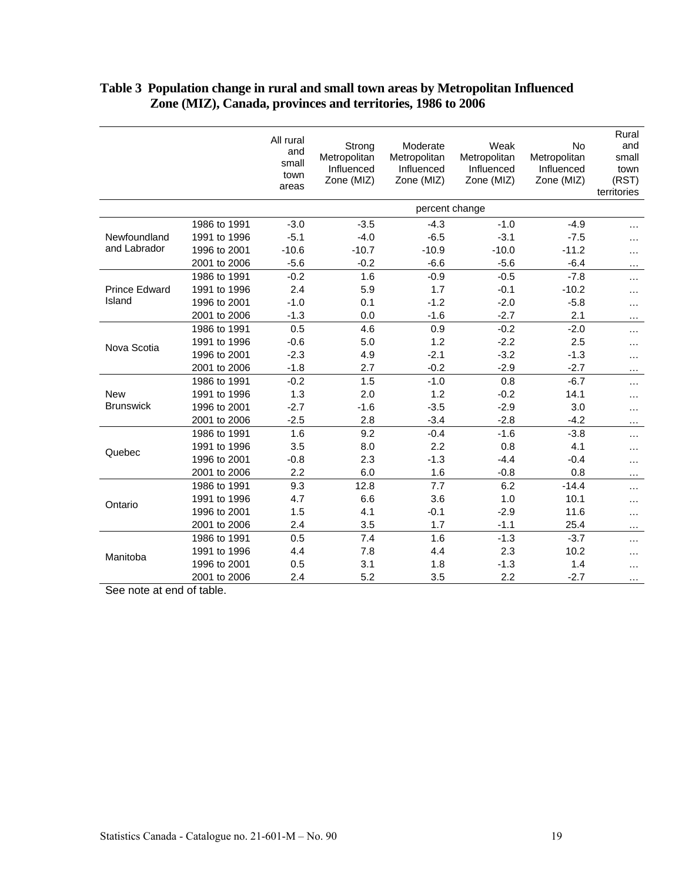**Table 3 Population change in rural and small town areas by Metropolitan Influenced Zone (MIZ), Canada, provinces and territories, 1986 to 2006**

| | | All rural and small town areas | Strong Metropolitan Influenced Zone (MIZ) | Moderate Metropolitan Influenced Zone (MIZ) | Weak Metropolitan Influenced Zone (MIZ) | No Metropolitan Influenced Zone (MIZ) | Rural and small town (RST) territories |
|---|---|---|---|---|---|---|---|
| | | percent change | | | | | |
| Newfoundland and Labrador | 1986 to 1991 | -3.0 | -3.5 | -4.3 | -1.0 | -4.9 | … |
| | 1991 to 1996 | -5.1 | -4.0 | -6.5 | -3.1 | -7.5 | … |
| | 1996 to 2001 | -10.6 | -10.7 | -10.9 | -10.0 | -11.2 | … |
| | 2001 to 2006 | -5.6 | -0.2 | -6.6 | -5.6 | -6.4 | … |
| Prince Edward Island | 1986 to 1991 | -0.2 | 1.6 | -0.9 | -0.5 | -7.8 | … |
| | 1991 to 1996 | 2.4 | 5.9 | 1.7 | -0.1 | -10.2 | … |
| | 1996 to 2001 | -1.0 | 0.1 | -1.2 | -2.0 | -5.8 | … |
| | 2001 to 2006 | -1.3 | 0.0 | -1.6 | -2.7 | 2.1 | … |
| Nova Scotia | 1986 to 1991 | 0.5 | 4.6 | 0.9 | -0.2 | -2.0 | … |
| | 1991 to 1996 | -0.6 | 5.0 | 1.2 | -2.2 | 2.5 | … |
| | 1996 to 2001 | -2.3 | 4.9 | -2.1 | -3.2 | -1.3 | … |
| | 2001 to 2006 | -1.8 | 2.7 | -0.2 | -2.9 | -2.7 | … |
| New Brunswick | 1986 to 1991 | -0.2 | 1.5 | -1.0 | 0.8 | -6.7 | … |
| | 1991 to 1996 | 1.3 | 2.0 | 1.2 | -0.2 | 14.1 | … |
| | 1996 to 2001 | -2.7 | -1.6 | -3.5 | -2.9 | 3.0 | … |
| | 2001 to 2006 | -2.5 | 2.8 | -3.4 | -2.8 | -4.2 | … |
| Quebec | 1986 to 1991 | 1.6 | 9.2 | -0.4 | -1.6 | -3.8 | … |
| | 1991 to 1996 | 3.5 | 8.0 | 2.2 | 0.8 | 4.1 | … |
| | 1996 to 2001 | -0.8 | 2.3 | -1.3 | -4.4 | -0.4 | … |
| | 2001 to 2006 | 2.2 | 6.0 | 1.6 | -0.8 | 0.8 | … |
| Ontario | 1986 to 1991 | 9.3 | 12.8 | 7.7 | 6.2 | -14.4 | … |
| | 1991 to 1996 | 4.7 | 6.6 | 3.6 | 1.0 | 10.1 | … |
| | 1996 to 2001 | 1.5 | 4.1 | -0.1 | -2.9 | 11.6 | … |
| | 2001 to 2006 | 2.4 | 3.5 | 1.7 | -1.1 | 25.4 | … |
| Manitoba | 1986 to 1991 | 0.5 | 7.4 | 1.6 | -1.3 | -3.7 | … |
| | 1991 to 1996 | 4.4 | 7.8 | 4.4 | 2.3 | 10.2 | … |
| | 1996 to 2001 | 0.5 | 3.1 | 1.8 | -1.3 | 1.4 | … |
| | 2001 to 2006 | 2.4 | 5.2 | 3.5 | 2.2 | -2.7 | … |

See note at end of table.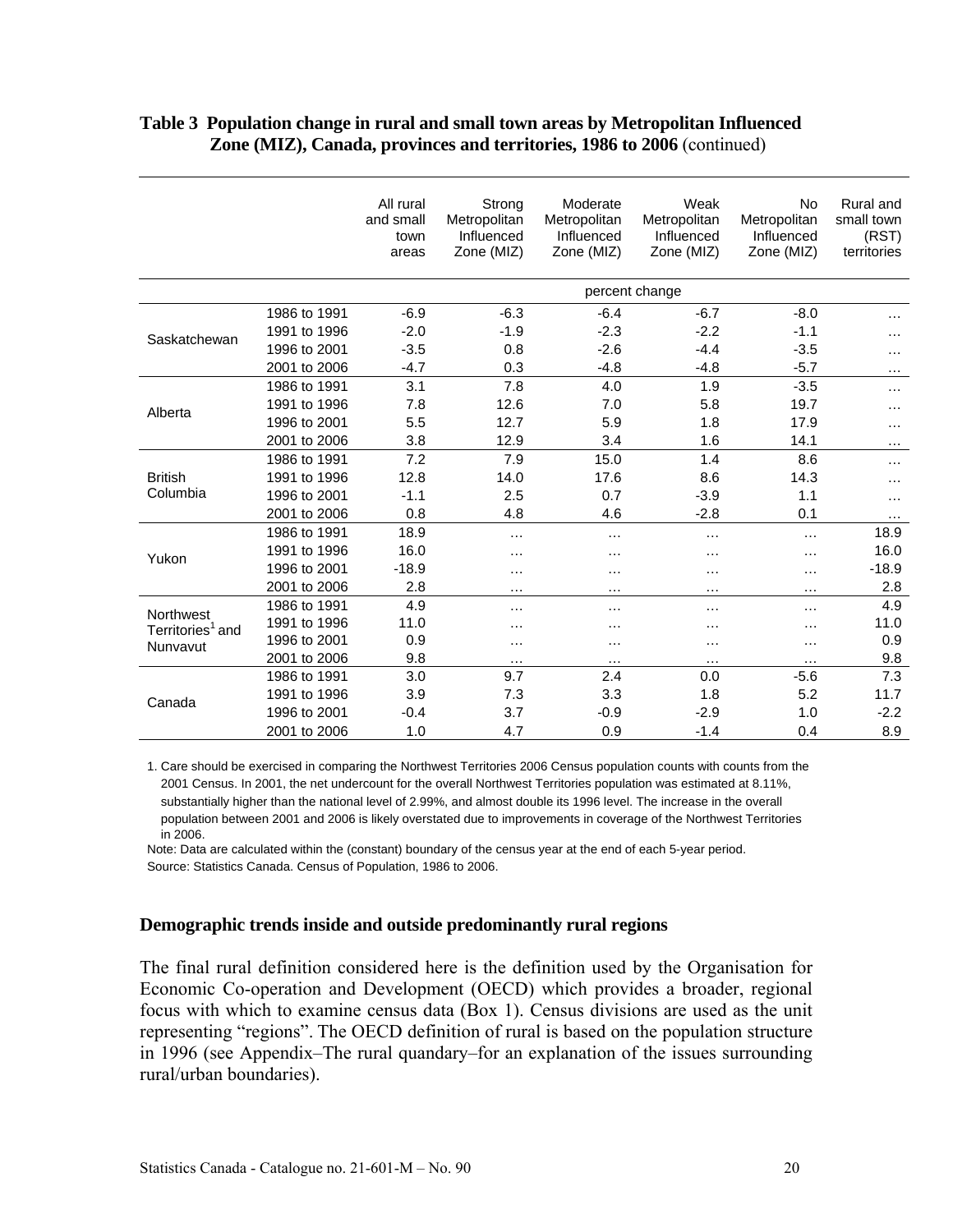**Table 3 Population change in rural and small town areas by Metropolitan Influenced Zone (MIZ), Canada, provinces and territories, 1986 to 2006** (continued)

| | | All rural and small town areas | Strong Metropolitan Influenced Zone (MIZ) | Moderate Metropolitan Influenced Zone (MIZ) | Weak Metropolitan Influenced Zone (MIZ) | No Metropolitan Influenced Zone (MIZ) | Rural and small town (RST) territories |
|---|---|---|---|---|---|---|---|
| | | percent change | | | | | |
| Saskatchewan | 1986 to 1991 | -6.9 | -6.3 | -6.4 | -6.7 | -8.0 | … |
| | 1991 to 1996 | -2.0 | -1.9 | -2.3 | -2.2 | -1.1 | … |
| | 1996 to 2001 | -3.5 | 0.8 | -2.6 | -4.4 | -3.5 | … |
| | 2001 to 2006 | -4.7 | 0.3 | -4.8 | -4.8 | -5.7 | … |
| Alberta | 1986 to 1991 | 3.1 | 7.8 | 4.0 | 1.9 | -3.5 | … |
| | 1991 to 1996 | 7.8 | 12.6 | 7.0 | 5.8 | 19.7 | … |
| | 1996 to 2001 | 5.5 | 12.7 | 5.9 | 1.8 | 17.9 | … |
| | 2001 to 2006 | 3.8 | 12.9 | 3.4 | 1.6 | 14.1 | … |
| British Columbia | 1986 to 1991 | 7.2 | 7.9 | 15.0 | 1.4 | 8.6 | … |
| | 1991 to 1996 | 12.8 | 14.0 | 17.6 | 8.6 | 14.3 | … |
| | 1996 to 2001 | -1.1 | 2.5 | 0.7 | -3.9 | 1.1 | … |
| | 2001 to 2006 | 0.8 | 4.8 | 4.6 | -2.8 | 0.1 | … |
| Yukon | 1986 to 1991 | 18.9 | … | … | … | … | 18.9 |
| | 1991 to 1996 | 16.0 | … | … | … | … | 16.0 |
| | 1996 to 2001 | -18.9 | … | … | … | … | -18.9 |
| | 2001 to 2006 | 2.8 | … | … | … | … | 2.8 |
| Northwest Territories[1] and Nunavut | 1986 to 1991 | 4.9 | … | … | … | … | 4.9 |
| | 1991 to 1996 | 11.0 | … | … | … | … | 11.0 |
| | 1996 to 2001 | 0.9 | … | … | … | … | 0.9 |
| | 2001 to 2006 | 9.8 | … | … | … | … | 9.8 |
| Canada | 1986 to 1991 | 3.0 | 9.7 | 2.4 | 0.0 | -5.6 | 7.3 |
| | 1991 to 1996 | 3.9 | 7.3 | 3.3 | 1.8 | 5.2 | 11.7 |
| | 1996 to 2001 | -0.4 | 3.7 | -0.9 | -2.9 | 1.0 | -2.2 |
| | 2001 to 2006 | 1.0 | 4.7 | 0.9 | -1.4 | 0.4 | 8.9 |

1. Care should be exercised in comparing the Northwest Territories 2006 Census population counts with counts from the 2001 Census. In 2001, the net undercount for the overall Northwest Territories population was estimated at 8.11%, substantially higher than the national level of 2.99%, and almost double its 1996 level. The increase in the overall population between 2001 and 2006 is likely overstated due to improvements in coverage of the Northwest Territories in 2006.

Note: Data are calculated within the (constant) boundary of the census year at the end of each 5-year period.

Source: Statistics Canada. Census of Population, 1986 to 2006.

### Demographic trends inside and outside predominantly rural regions

The final rural definition considered here is the definition used by the Organisation for Economic Co-operation and Development (OECD) which provides a broader, regional focus with which to examine census data (Box 1). Census divisions are used as the unit representing "regions". The OECD definition of rural is based on the population structure in 1996 (see Appendix–The rural quandary–for an explanation of the issues surrounding rural/urban boundaries).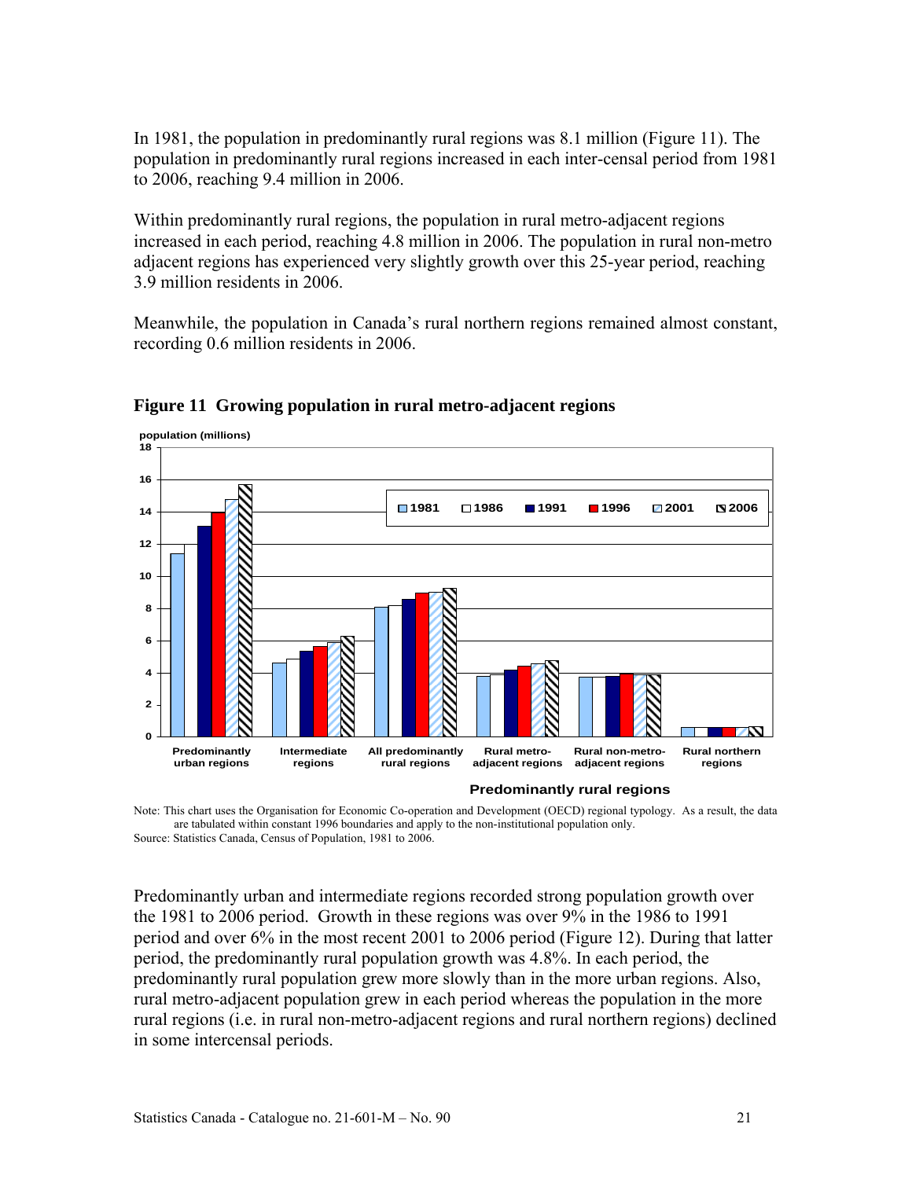In 1981, the population in predominantly rural regions was 8.1 million (Figure 11). The population in predominantly rural regions increased in each inter-censal period from 1981 to 2006, reaching 9.4 million in 2006.

Within predominantly rural regions, the population in rural metro-adjacent regions increased in each period, reaching 4.8 million in 2006. The population in rural non-metro adjacent regions has experienced very slightly growth over this 25-year period, reaching 3.9 million residents in 2006.

Meanwhile, the population in Canada's rural northern regions remained almost constant, recording 0.6 million residents in 2006.

**Figure 11 Growing population in rural metro-adjacent regions**

Note: This chart uses the Organisation for Economic Co-operation and Development (OECD) regional typology. As a result, the data are tabulated within constant 1996 boundaries and apply to the non-institutional population only.
Source: Statistics Canada, Census of Population, 1981 to 2006.

Predominantly urban and intermediate regions recorded strong population growth over the 1981 to 2006 period. Growth in these regions was over 9% in the 1986 to 1991 period and over 6% in the most recent 2001 to 2006 period (Figure 12). During that latter period, the predominantly rural population growth was 4.8%. In each period, the predominantly rural population grew more slowly than in the more urban regions. Also, rural metro-adjacent population grew in each period whereas the population in the more rural regions (i.e. in rural non-metro-adjacent regions and rural northern regions) declined in some intercensal periods.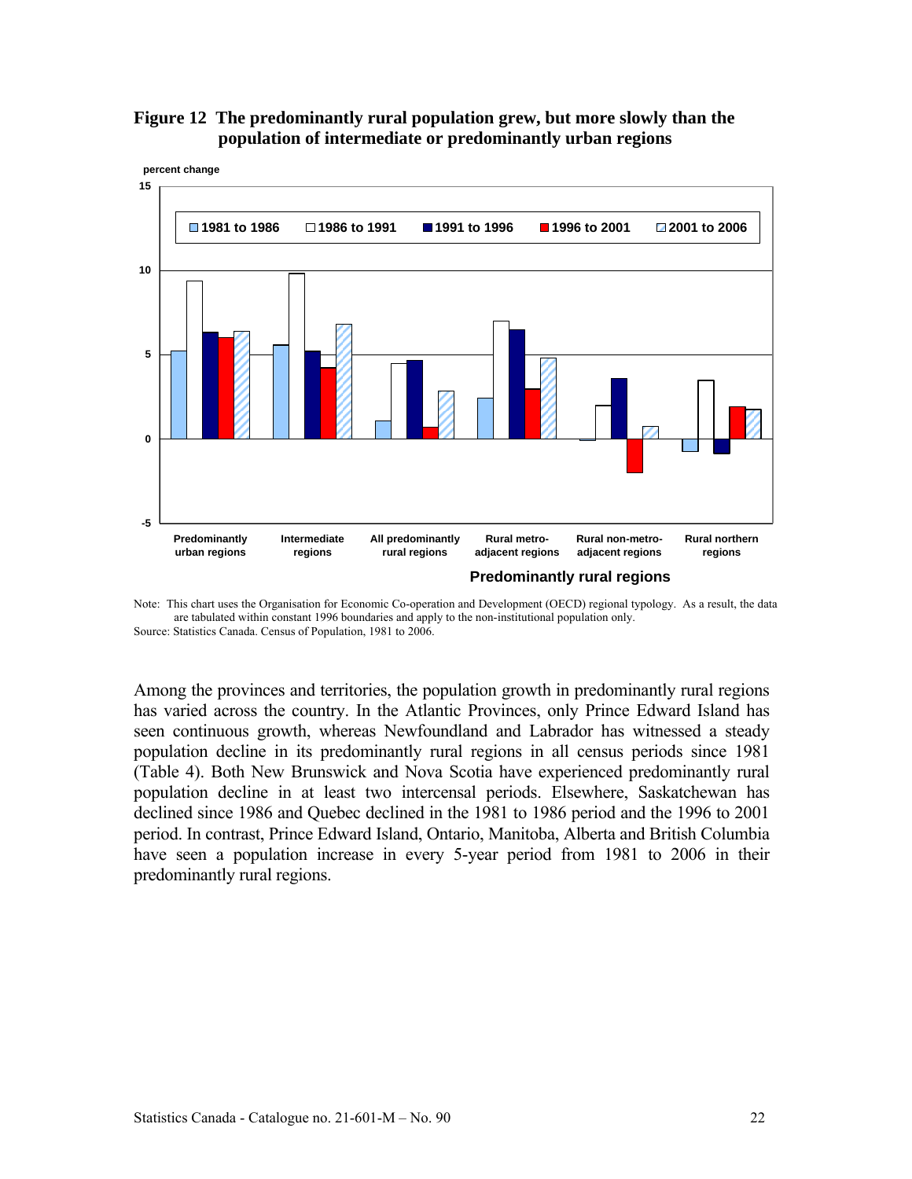**Figure 12 The predominantly rural population grew, but more slowly than the population of intermediate or predominantly urban regions**

percent change

15

10

5

0

-5

1981 to 1986 | 1986 to 1991 | 1991 to 1996 | 1996 to 2001 | 2001 to 2006

Predominantly urban regions | Intermediate regions | All predominantly rural regions | Rural metro-adjacent regions | Rural non-metro-adjacent regions | Rural northern regions

**Predominantly rural regions**

Note: This chart uses the Organisation for Economic Co-operation and Development (OECD) regional typology. As a result, the data are tabulated within constant 1996 boundaries and apply to the non-institutional population only.

Source: Statistics Canada. Census of Population, 1981 to 2006.

Among the provinces and territories, the population growth in predominantly rural regions has varied across the country. In the Atlantic Provinces, only Prince Edward Island has seen continuous growth, whereas Newfoundland and Labrador has witnessed a steady population decline in its predominantly rural regions in all census periods since 1981 (Table 4). Both New Brunswick and Nova Scotia have experienced predominantly rural population decline in at least two intercensal periods. Elsewhere, Saskatchewan has declined since 1986 and Quebec declined in the 1981 to 1986 period and the 1996 to 2001 period. In contrast, Prince Edward Island, Ontario, Manitoba, Alberta and British Columbia have seen a population increase in every 5-year period from 1981 to 2006 in their predominantly rural regions.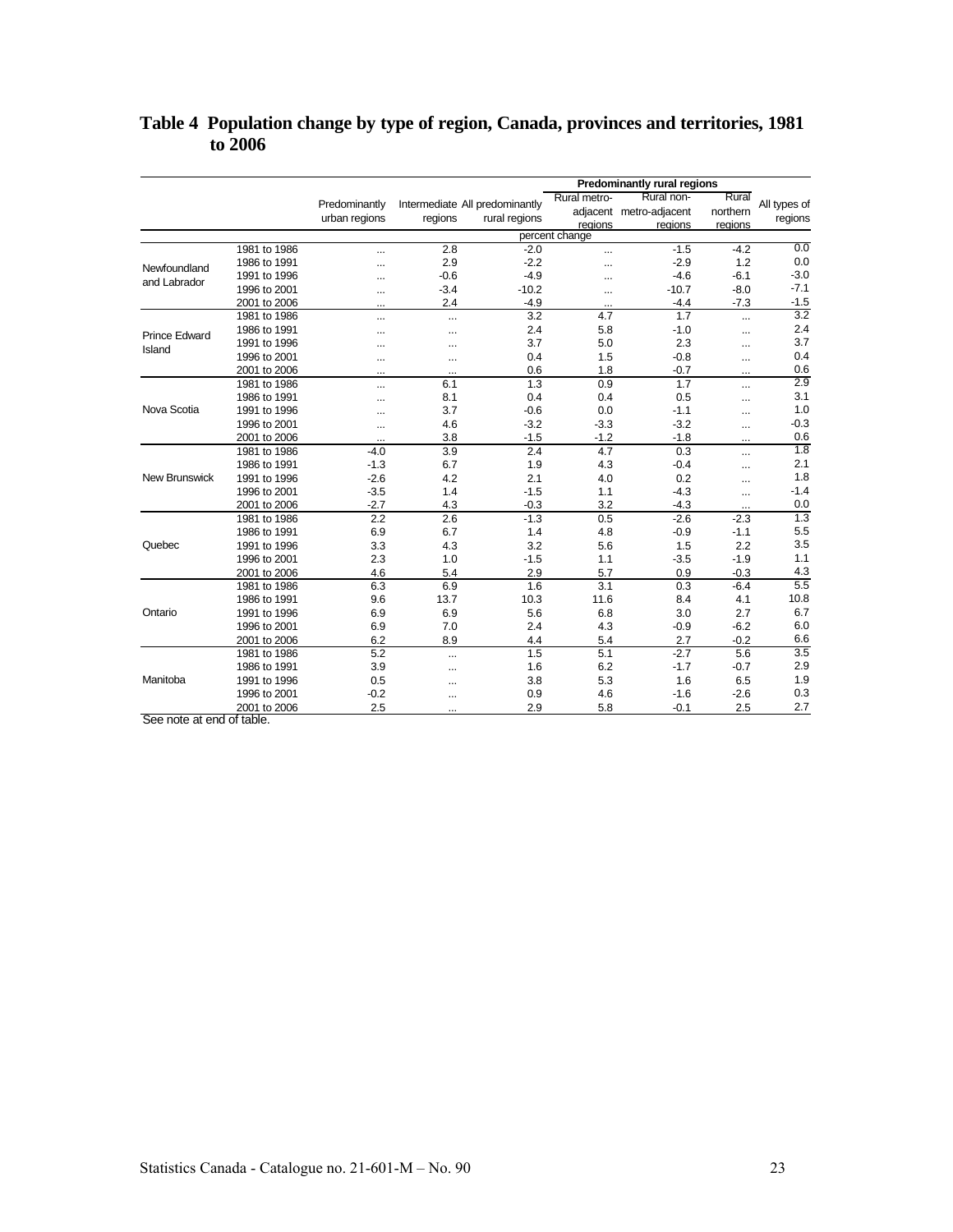## Table 4 Population change by type of region, Canada, provinces and territories, 1981 to 2006

| | | Predominantly urban regions | Intermediate regions | All predominantly rural regions | Predominantly rural regions | | | All types of regions |
|---|---|---|---|---|---|---|---|---|
| | | | | | Rural metro-adjacent regions | Rural non-metro-adjacent regions | Rural northern regions | |
| | | percent change | | | | | | |
| Newfoundland and Labrador | 1981 to 1986 | ... | 2.8 | -2.0 | ... | -1.5 | -4.2 | 0.0 |
| | 1986 to 1991 | ... | 2.9 | -2.2 | ... | -2.9 | 1.2 | 0.0 |
| | 1991 to 1996 | ... | -0.6 | -4.9 | ... | -4.6 | -6.1 | -3.0 |
| | 1996 to 2001 | ... | -3.4 | -10.2 | ... | -10.7 | -8.0 | -7.1 |
| | 2001 to 2006 | ... | 2.4 | -4.9 | ... | -4.4 | -7.3 | -1.5 |
| Prince Edward Island | 1981 to 1986 | ... | ... | 3.2 | 4.7 | 1.7 | ... | 3.2 |
| | 1986 to 1991 | ... | ... | 2.4 | 5.8 | -1.0 | ... | 2.4 |
| | 1991 to 1996 | ... | ... | 3.7 | 5.0 | 2.3 | ... | 3.7 |
| | 1996 to 2001 | ... | ... | 0.4 | 1.5 | -0.8 | ... | 0.4 |
| | 2001 to 2006 | ... | ... | 0.6 | 1.8 | -0.7 | ... | 0.6 |
| Nova Scotia | 1981 to 1986 | ... | 6.1 | 1.3 | 0.9 | 1.7 | ... | 2.9 |
| | 1986 to 1991 | ... | 8.1 | 0.4 | 0.4 | 0.5 | ... | 3.1 |
| | 1991 to 1996 | ... | 3.7 | -0.6 | 0.0 | -1.1 | ... | 1.0 |
| | 1996 to 2001 | ... | 4.6 | -3.2 | -3.3 | -3.2 | ... | -0.3 |
| | 2001 to 2006 | ... | 3.8 | -1.5 | -1.2 | -1.8 | ... | 0.6 |
| New Brunswick | 1981 to 1986 | -4.0 | 3.9 | 2.4 | 4.7 | 0.3 | ... | 1.8 |
| | 1986 to 1991 | -1.3 | 6.7 | 1.9 | 4.3 | -0.4 | ... | 2.1 |
| | 1991 to 1996 | -2.6 | 4.2 | 2.1 | 4.0 | 0.2 | ... | 1.8 |
| | 1996 to 2001 | -3.5 | 1.4 | -1.5 | 1.1 | -4.3 | ... | -1.4 |
| | 2001 to 2006 | -2.7 | 4.3 | -0.3 | 3.2 | -4.3 | ... | 0.0 |
| Quebec | 1981 to 1986 | 2.2 | 2.6 | -1.3 | 0.5 | -2.6 | -2.3 | 1.3 |
| | 1986 to 1991 | 6.9 | 6.7 | 1.4 | 4.8 | -0.9 | -1.1 | 5.5 |
| | 1991 to 1996 | 3.3 | 4.3 | 3.2 | 5.6 | 1.5 | 2.2 | 3.5 |
| | 1996 to 2001 | 2.3 | 1.0 | -1.5 | 1.1 | -3.5 | -1.9 | 1.1 |
| | 2001 to 2006 | 4.6 | 5.4 | 2.9 | 5.7 | 0.9 | -0.3 | 4.3 |
| Ontario | 1981 to 1986 | 6.3 | 6.9 | 1.6 | 3.1 | 0.3 | -6.4 | 5.5 |
| | 1986 to 1991 | 9.6 | 13.7 | 10.3 | 11.6 | 8.4 | 4.1 | 10.8 |
| | 1991 to 1996 | 6.9 | 6.9 | 5.6 | 6.8 | 3.0 | 2.7 | 6.7 |
| | 1996 to 2001 | 6.9 | 7.0 | 2.4 | 4.3 | -0.9 | -6.2 | 6.0 |
| | 2001 to 2006 | 6.2 | 8.9 | 4.4 | 5.4 | 2.7 | -0.2 | 6.6 |
| Manitoba | 1981 to 1986 | 5.2 | ... | 1.5 | 5.1 | -2.7 | 5.6 | 3.5 |
| | 1986 to 1991 | 3.9 | ... | 1.6 | 6.2 | -1.7 | -0.7 | 2.9 |
| | 1991 to 1996 | 0.5 | ... | 3.8 | 5.3 | 1.6 | 6.5 | 1.9 |
| | 1996 to 2001 | -0.2 | ... | 0.9 | 4.6 | -1.6 | -2.6 | 0.3 |
| | 2001 to 2006 | 2.5 | ... | 2.9 | 5.8 | -0.1 | 2.5 | 2.7 |

See note at end of table.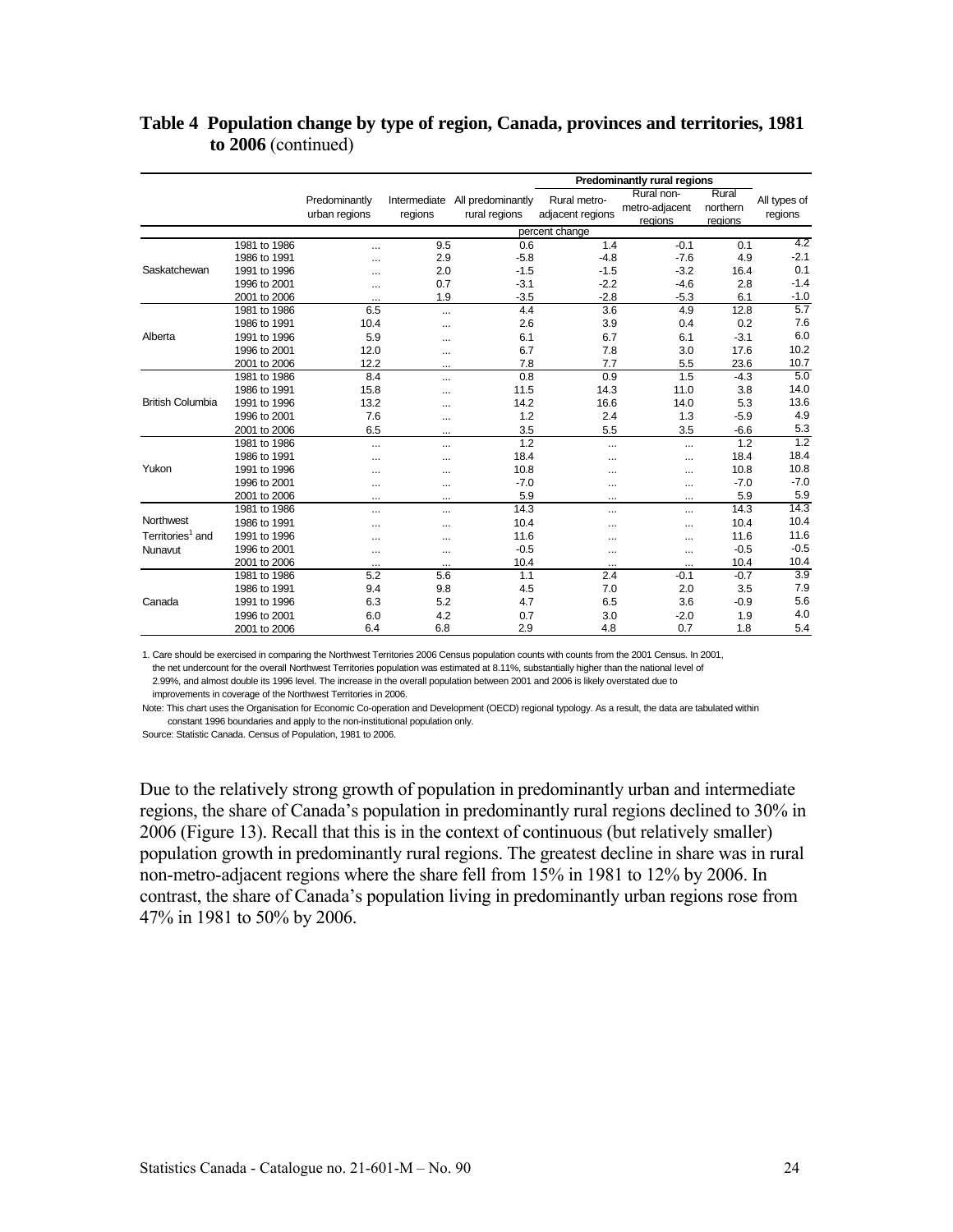**Table 4 Population change by type of region, Canada, provinces and territories, 1981 to 2006** (continued)

| | | Predominantly urban regions | Intermediate regions | All predominantly rural regions | Predominantly rural regions | | | All types of regions |
|---|---|---|---|---|---|---|---|---|
| | | | | | Rural metro-adjacent regions | Rural non-metro-adjacent regions | Rural northern regions | |
| | | percent change | | | | | | |
| Saskatchewan | 1981 to 1986 | ... | 9.5 | 0.6 | 1.4 | -0.1 | 0.1 | 4.2 |
| | 1986 to 1991 | ... | 2.9 | -5.8 | -4.8 | -7.6 | 4.9 | -2.1 |
| | 1991 to 1996 | ... | 2.0 | -1.5 | -1.5 | -3.2 | 16.4 | 0.1 |
| | 1996 to 2001 | ... | 0.7 | -3.1 | -2.2 | -4.6 | 2.8 | -1.4 |
| | 2001 to 2006 | ... | 1.9 | -3.5 | -2.8 | -5.3 | 6.1 | -1.0 |
| Alberta | 1981 to 1986 | 6.5 | ... | 4.4 | 3.6 | 4.9 | 12.8 | 5.7 |
| | 1986 to 1991 | 10.4 | ... | 2.6 | 3.9 | 0.4 | 0.2 | 7.6 |
| | 1991 to 1996 | 5.9 | ... | 6.1 | 6.7 | 6.1 | -3.1 | 6.0 |
| | 1996 to 2001 | 12.0 | ... | 6.7 | 7.8 | 3.0 | 17.6 | 10.2 |
| | 2001 to 2006 | 12.2 | ... | 7.8 | 7.7 | 5.5 | 23.6 | 10.7 |
| British Columbia | 1981 to 1986 | 8.4 | ... | 0.8 | 0.9 | 1.5 | -4.3 | 5.0 |
| | 1986 to 1991 | 15.8 | ... | 11.5 | 14.3 | 11.0 | 3.8 | 14.0 |
| | 1991 to 1996 | 13.2 | ... | 14.2 | 16.6 | 14.0 | 5.3 | 13.6 |
| | 1996 to 2001 | 7.6 | ... | 1.2 | 2.4 | 1.3 | -5.9 | 4.9 |
| | 2001 to 2006 | 6.5 | ... | 3.5 | 5.5 | 3.5 | -6.6 | 5.3 |
| Yukon | 1981 to 1986 | ... | ... | 1.2 | ... | ... | 1.2 | 1.2 |
| | 1986 to 1991 | ... | ... | 18.4 | ... | ... | 18.4 | 18.4 |
| | 1991 to 1996 | ... | ... | 10.8 | ... | ... | 10.8 | 10.8 |
| | 1996 to 2001 | ... | ... | -7.0 | ... | ... | -7.0 | -7.0 |
| | 2001 to 2006 | ... | ... | 5.9 | ... | ... | 5.9 | 5.9 |
| Northwest Territories[1] and Nunavut | 1981 to 1986 | ... | ... | 14.3 | ... | ... | 14.3 | 14.3 |
| | 1986 to 1991 | ... | ... | 10.4 | ... | ... | 10.4 | 10.4 |
| | 1991 to 1996 | ... | ... | 11.6 | ... | ... | 11.6 | 11.6 |
| | 1996 to 2001 | ... | ... | -0.5 | ... | ... | -0.5 | -0.5 |
| | 2001 to 2006 | ... | ... | 10.4 | ... | ... | 10.4 | 10.4 |
| Canada | 1981 to 1986 | 5.2 | 5.6 | 1.1 | 2.4 | -0.1 | -0.7 | 3.9 |
| | 1986 to 1991 | 9.4 | 9.8 | 4.5 | 7.0 | 2.0 | 3.5 | 7.9 |
| | 1991 to 1996 | 6.3 | 5.2 | 4.7 | 6.5 | 3.6 | -0.9 | 5.6 |
| | 1996 to 2001 | 6.0 | 4.2 | 0.7 | 3.0 | -2.0 | 1.9 | 4.0 |
| | 2001 to 2006 | 6.4 | 6.8 | 2.9 | 4.8 | 0.7 | 1.8 | 5.4 |

1. Care should be exercised in comparing the Northwest Territories 2006 Census population counts with counts from the 2001 Census. In 2001, the net undercount for the overall Northwest Territories population was estimated at 8.11%, substantially higher than the national level of 2.99%, and almost double its 1996 level. The increase in the overall population between 2001 and 2006 is likely overstated due to improvements in coverage of the Northwest Territories in 2006.

Note: This chart uses the Organisation for Economic Co-operation and Development (OECD) regional typology. As a result, the data are tabulated within constant 1996 boundaries and apply to the non-institutional population only.

Source: Statistic Canada. Census of Population, 1981 to 2006.

Due to the relatively strong growth of population in predominantly urban and intermediate regions, the share of Canada's population in predominantly rural regions declined to 30% in 2006 (Figure 13). Recall that this is in the context of continuous (but relatively smaller) population growth in predominantly rural regions. The greatest decline in share was in rural non-metro-adjacent regions where the share fell from 15% in 1981 to 12% by 2006. In contrast, the share of Canada's population living in predominantly urban regions rose from 47% in 1981 to 50% by 2006.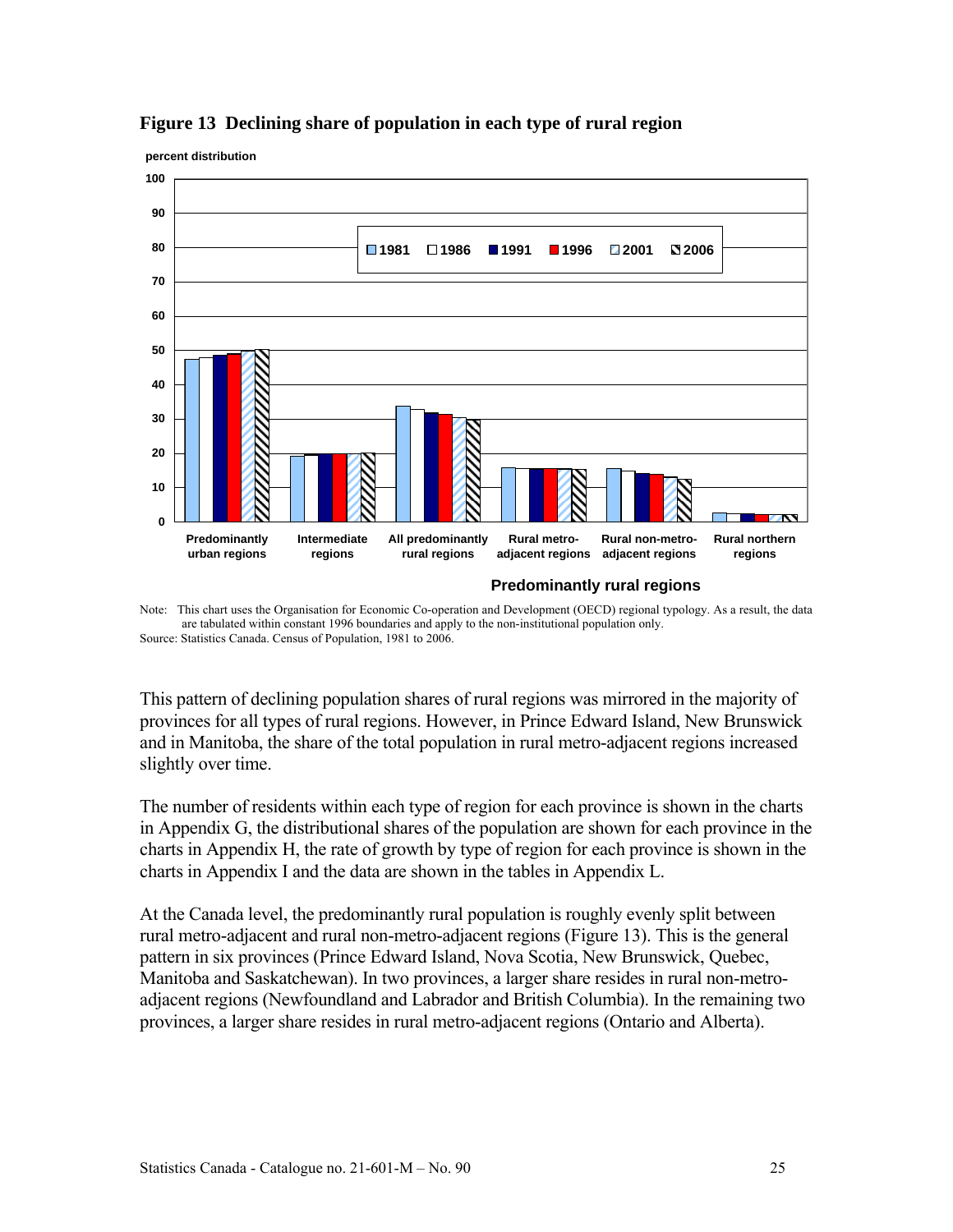**Figure 13 Declining share of population in each type of rural region**

Note: This chart uses the Organisation for Economic Co-operation and Development (OECD) regional typology. As a result, the data are tabulated within constant 1996 boundaries and apply to the non-institutional population only.
Source: Statistics Canada. Census of Population, 1981 to 2006.

This pattern of declining population shares of rural regions was mirrored in the majority of provinces for all types of rural regions. However, in Prince Edward Island, New Brunswick and in Manitoba, the share of the total population in rural metro-adjacent regions increased slightly over time.

The number of residents within each type of region for each province is shown in the charts in Appendix G, the distributional shares of the population are shown for each province in the charts in Appendix H, the rate of growth by type of region for each province is shown in the charts in Appendix I and the data are shown in the tables in Appendix L.

At the Canada level, the predominantly rural population is roughly evenly split between rural metro-adjacent and rural non-metro-adjacent regions (Figure 13). This is the general pattern in six provinces (Prince Edward Island, Nova Scotia, New Brunswick, Quebec, Manitoba and Saskatchewan). In two provinces, a larger share resides in rural non-metro-adjacent regions (Newfoundland and Labrador and British Columbia). In the remaining two provinces, a larger share resides in rural metro-adjacent regions (Ontario and Alberta).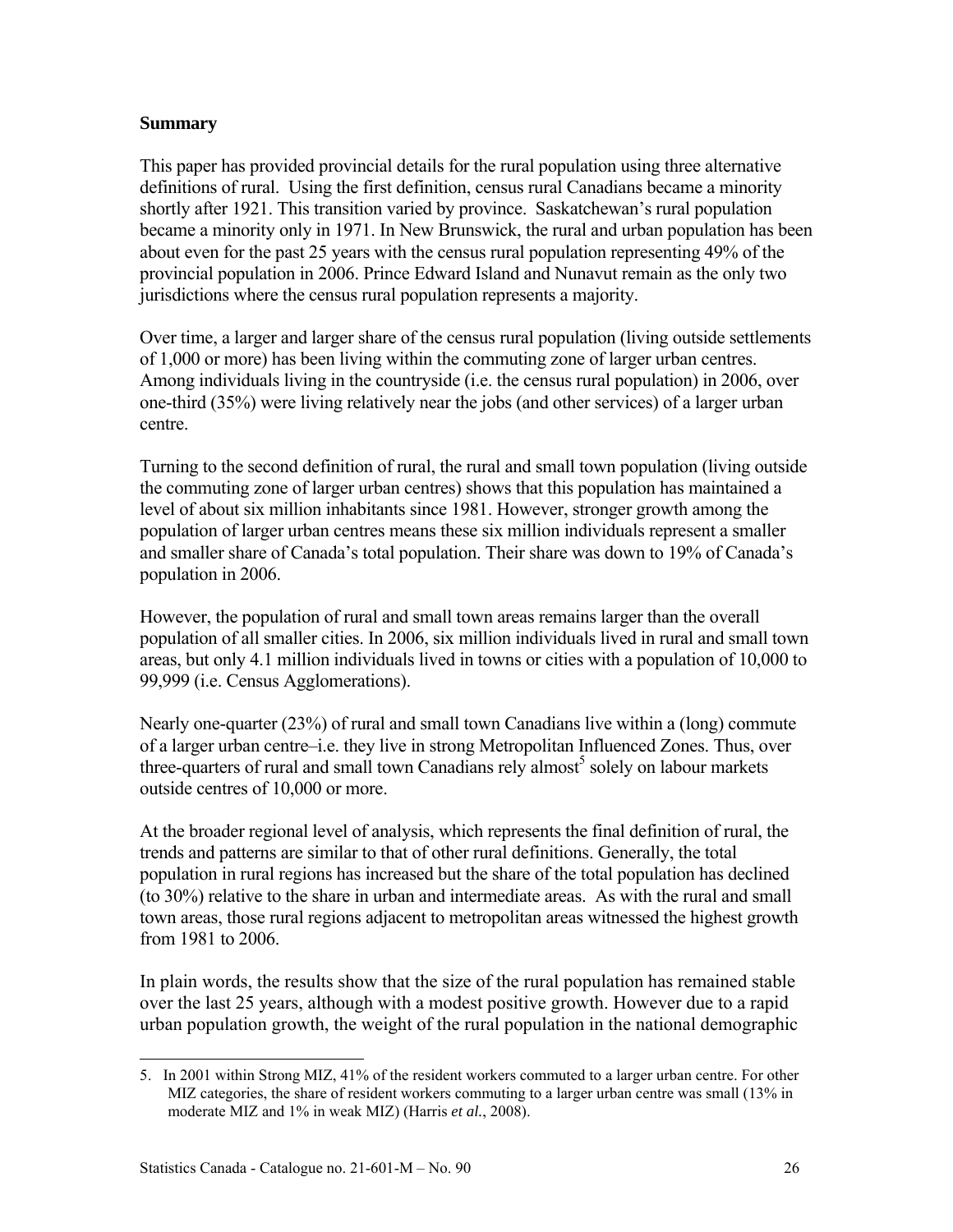## Summary

This paper has provided provincial details for the rural population using three alternative definitions of rural. Using the first definition, census rural Canadians became a minority shortly after 1921. This transition varied by province. Saskatchewan's rural population became a minority only in 1971. In New Brunswick, the rural and urban population has been about even for the past 25 years with the census rural population representing 49% of the provincial population in 2006. Prince Edward Island and Nunavut remain as the only two jurisdictions where the census rural population represents a majority.

Over time, a larger and larger share of the census rural population (living outside settlements of 1,000 or more) has been living within the commuting zone of larger urban centres. Among individuals living in the countryside (i.e. the census rural population) in 2006, over one-third (35%) were living relatively near the jobs (and other services) of a larger urban centre.

Turning to the second definition of rural, the rural and small town population (living outside the commuting zone of larger urban centres) shows that this population has maintained a level of about six million inhabitants since 1981. However, stronger growth among the population of larger urban centres means these six million individuals represent a smaller and smaller share of Canada's total population. Their share was down to 19% of Canada's population in 2006.

However, the population of rural and small town areas remains larger than the overall population of all smaller cities. In 2006, six million individuals lived in rural and small town areas, but only 4.1 million individuals lived in towns or cities with a population of 10,000 to 99,999 (i.e. Census Agglomerations).

Nearly one-quarter (23%) of rural and small town Canadians live within a (long) commute of a larger urban centre–i.e. they live in strong Metropolitan Influenced Zones. Thus, over three-quarters of rural and small town Canadians rely almost[5] solely on labour markets outside centres of 10,000 or more.

At the broader regional level of analysis, which represents the final definition of rural, the trends and patterns are similar to that of other rural definitions. Generally, the total population in rural regions has increased but the share of the total population has declined (to 30%) relative to the share in urban and intermediate areas. As with the rural and small town areas, those rural regions adjacent to metropolitan areas witnessed the highest growth from 1981 to 2006.

In plain words, the results show that the size of the rural population has remained stable over the last 25 years, although with a modest positive growth. However due to a rapid urban population growth, the weight of the rural population in the national demographic

---

5. In 2001 within Strong MIZ, 41% of the resident workers commuted to a larger urban centre. For other MIZ categories, the share of resident workers commuting to a larger urban centre was small (13% in moderate MIZ and 1% in weak MIZ) (Harris *et al.*, 2008).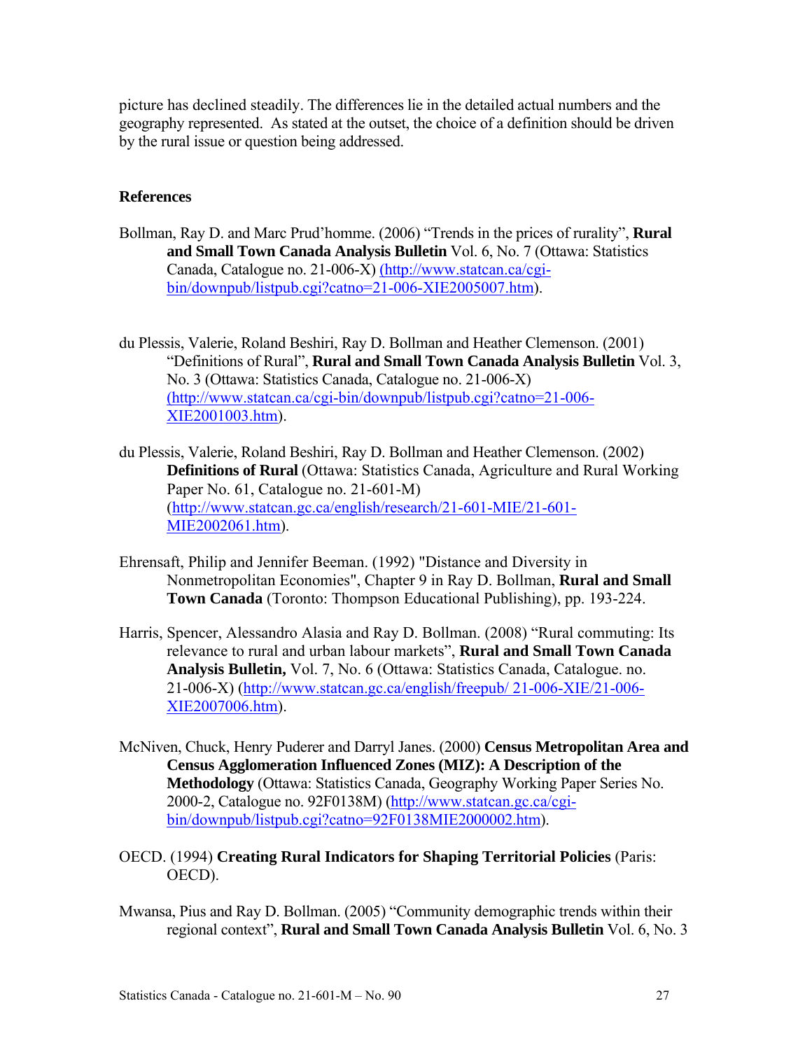picture has declined steadily. The differences lie in the detailed actual numbers and the geography represented. As stated at the outset, the choice of a definition should be driven by the rural issue or question being addressed.

### References

Bollman, Ray D. and Marc Prud'homme. (2006) "Trends in the prices of rurality", **Rural and Small Town Canada Analysis Bulletin** Vol. 6, No. 7 (Ottawa: Statistics Canada, Catalogue no. 21-006-X) (http://www.statcan.ca/cgi-bin/downpub/listpub.cgi?catno=21-006-XIE2005007.htm).

du Plessis, Valerie, Roland Beshiri, Ray D. Bollman and Heather Clemenson. (2001) "Definitions of Rural", **Rural and Small Town Canada Analysis Bulletin** Vol. 3, No. 3 (Ottawa: Statistics Canada, Catalogue no. 21-006-X) (http://www.statcan.ca/cgi-bin/downpub/listpub.cgi?catno=21-006-XIE2001003.htm).

du Plessis, Valerie, Roland Beshiri, Ray D. Bollman and Heather Clemenson. (2002) **Definitions of Rural** (Ottawa: Statistics Canada, Agriculture and Rural Working Paper No. 61, Catalogue no. 21-601-M) (http://www.statcan.gc.ca/english/research/21-601-MIE/21-601-MIE2002061.htm).

Ehrensaft, Philip and Jennifer Beeman. (1992) "Distance and Diversity in Nonmetropolitan Economies", Chapter 9 in Ray D. Bollman, **Rural and Small Town Canada** (Toronto: Thompson Educational Publishing), pp. 193-224.

Harris, Spencer, Alessandro Alasia and Ray D. Bollman. (2008) "Rural commuting: Its relevance to rural and urban labour markets", **Rural and Small Town Canada Analysis Bulletin,** Vol. 7, No. 6 (Ottawa: Statistics Canada, Catalogue. no. 21-006-X) (http://www.statcan.gc.ca/english/freepub/ 21-006-XIE/21-006-XIE2007006.htm).

McNiven, Chuck, Henry Puderer and Darryl Janes. (2000) **Census Metropolitan Area and Census Agglomeration Influenced Zones (MIZ): A Description of the Methodology** (Ottawa: Statistics Canada, Geography Working Paper Series No. 2000-2, Catalogue no. 92F0138M) (http://www.statcan.gc.ca/cgi-bin/downpub/listpub.cgi?catno=92F0138MIE2000002.htm).

OECD. (1994) **Creating Rural Indicators for Shaping Territorial Policies** (Paris: OECD).

Mwansa, Pius and Ray D. Bollman. (2005) "Community demographic trends within their regional context", **Rural and Small Town Canada Analysis Bulletin** Vol. 6, No. 3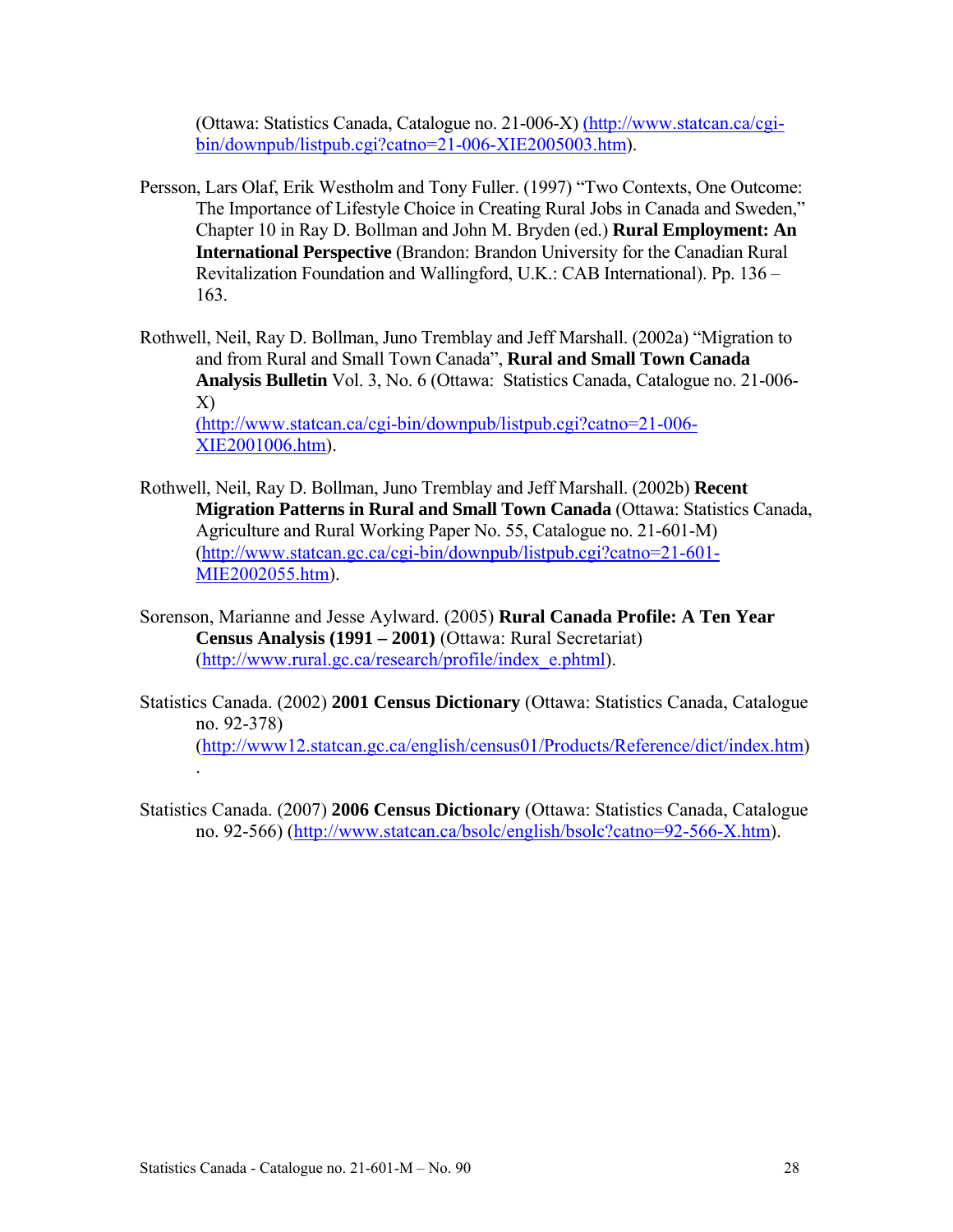(Ottawa: Statistics Canada, Catalogue no. 21-006-X) (http://www.statcan.ca/cgi-bin/downpub/listpub.cgi?catno=21-006-XIE2005003.htm).

Persson, Lars Olaf, Erik Westholm and Tony Fuller. (1997) "Two Contexts, One Outcome: The Importance of Lifestyle Choice in Creating Rural Jobs in Canada and Sweden," Chapter 10 in Ray D. Bollman and John M. Bryden (ed.) **Rural Employment: An International Perspective** (Brandon: Brandon University for the Canadian Rural Revitalization Foundation and Wallingford, U.K.: CAB International). Pp. 136 – 163.

Rothwell, Neil, Ray D. Bollman, Juno Tremblay and Jeff Marshall. (2002a) "Migration to and from Rural and Small Town Canada", **Rural and Small Town Canada Analysis Bulletin** Vol. 3, No. 6 (Ottawa: Statistics Canada, Catalogue no. 21-006-X) (http://www.statcan.ca/cgi-bin/downpub/listpub.cgi?catno=21-006-XIE2001006.htm).

Rothwell, Neil, Ray D. Bollman, Juno Tremblay and Jeff Marshall. (2002b) **Recent Migration Patterns in Rural and Small Town Canada** (Ottawa: Statistics Canada, Agriculture and Rural Working Paper No. 55, Catalogue no. 21-601-M) (http://www.statcan.gc.ca/cgi-bin/downpub/listpub.cgi?catno=21-601-MIE2002055.htm).

Sorenson, Marianne and Jesse Aylward. (2005) **Rural Canada Profile: A Ten Year Census Analysis (1991 – 2001)** (Ottawa: Rural Secretariat) (http://www.rural.gc.ca/research/profile/index_e.phtml).

Statistics Canada. (2002) **2001 Census Dictionary** (Ottawa: Statistics Canada, Catalogue no. 92-378) (http://www12.statcan.gc.ca/english/census01/Products/Reference/dict/index.htm).

Statistics Canada. (2007) **2006 Census Dictionary** (Ottawa: Statistics Canada, Catalogue no. 92-566) (http://www.statcan.ca/bsolc/english/bsolc?catno=92-566-X.htm).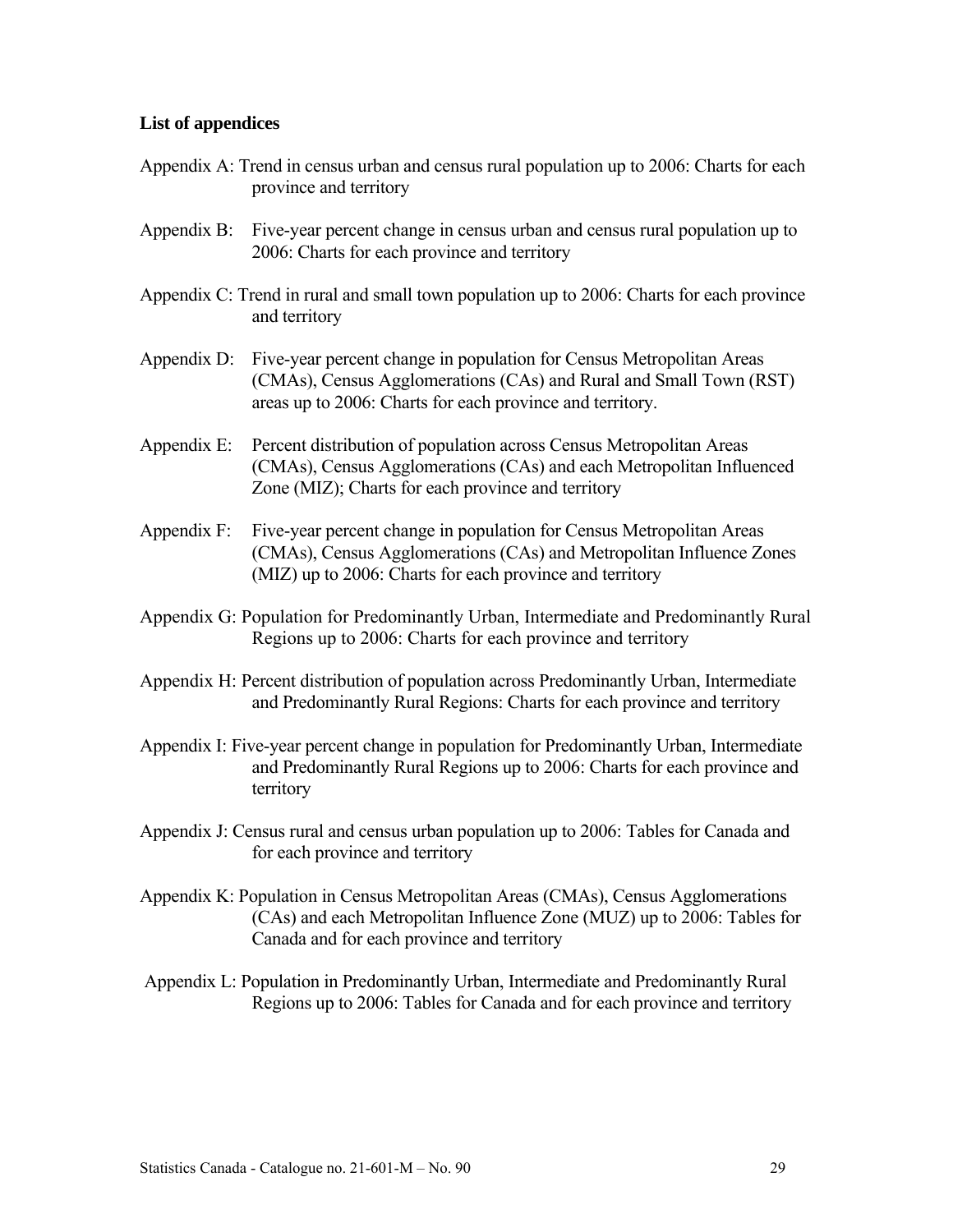**List of appendices**

Appendix A: Trend in census urban and census rural population up to 2006: Charts for each province and territory

Appendix B: Five-year percent change in census urban and census rural population up to 2006: Charts for each province and territory

Appendix C: Trend in rural and small town population up to 2006: Charts for each province and territory

Appendix D: Five-year percent change in population for Census Metropolitan Areas (CMAs), Census Agglomerations (CAs) and Rural and Small Town (RST) areas up to 2006: Charts for each province and territory.

Appendix E: Percent distribution of population across Census Metropolitan Areas (CMAs), Census Agglomerations (CAs) and each Metropolitan Influenced Zone (MIZ); Charts for each province and territory

Appendix F: Five-year percent change in population for Census Metropolitan Areas (CMAs), Census Agglomerations (CAs) and Metropolitan Influence Zones (MIZ) up to 2006: Charts for each province and territory

Appendix G: Population for Predominantly Urban, Intermediate and Predominantly Rural Regions up to 2006: Charts for each province and territory

Appendix H: Percent distribution of population across Predominantly Urban, Intermediate and Predominantly Rural Regions: Charts for each province and territory

Appendix I: Five-year percent change in population for Predominantly Urban, Intermediate and Predominantly Rural Regions up to 2006: Charts for each province and territory

Appendix J: Census rural and census urban population up to 2006: Tables for Canada and for each province and territory

Appendix K: Population in Census Metropolitan Areas (CMAs), Census Agglomerations (CAs) and each Metropolitan Influence Zone (MUZ) up to 2006: Tables for Canada and for each province and territory

Appendix L: Population in Predominantly Urban, Intermediate and Predominantly Rural Regions up to 2006: Tables for Canada and for each province and territory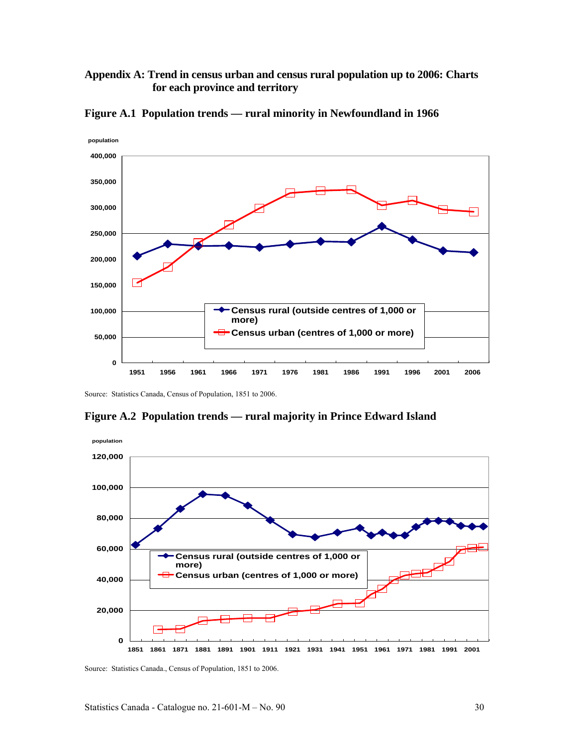# Appendix A: Trend in census urban and census rural population up to 2006: Charts for each province and territory

## Figure A.1 Population trends — rural minority in Newfoundland in 1966

Source: Statistics Canada, Census of Population, 1851 to 2006.

## Figure A.2 Population trends — rural majority in Prince Edward Island

Source: Statistics Canada., Census of Population, 1851 to 2006.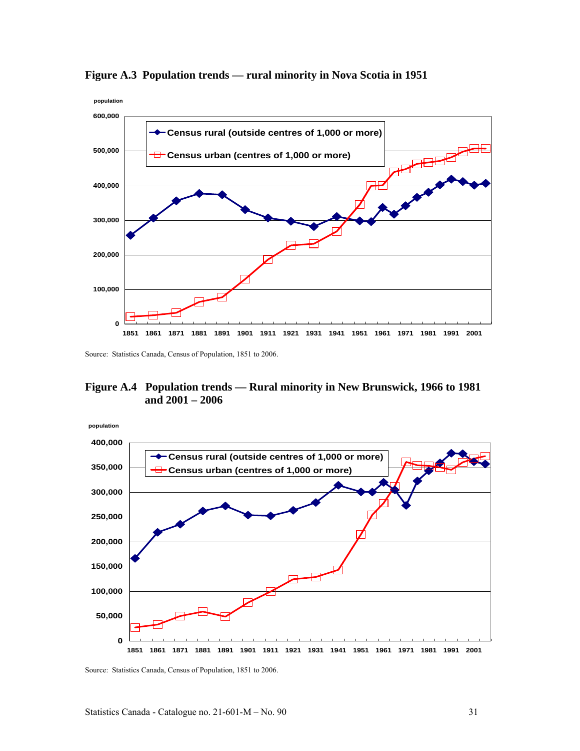**Figure A.3 Population trends — rural minority in Nova Scotia in 1951**

Source: Statistics Canada, Census of Population, 1851 to 2006.

**Figure A.4 Population trends — Rural minority in New Brunswick, 1966 to 1981 and 2001 – 2006**

Source: Statistics Canada, Census of Population, 1851 to 2006.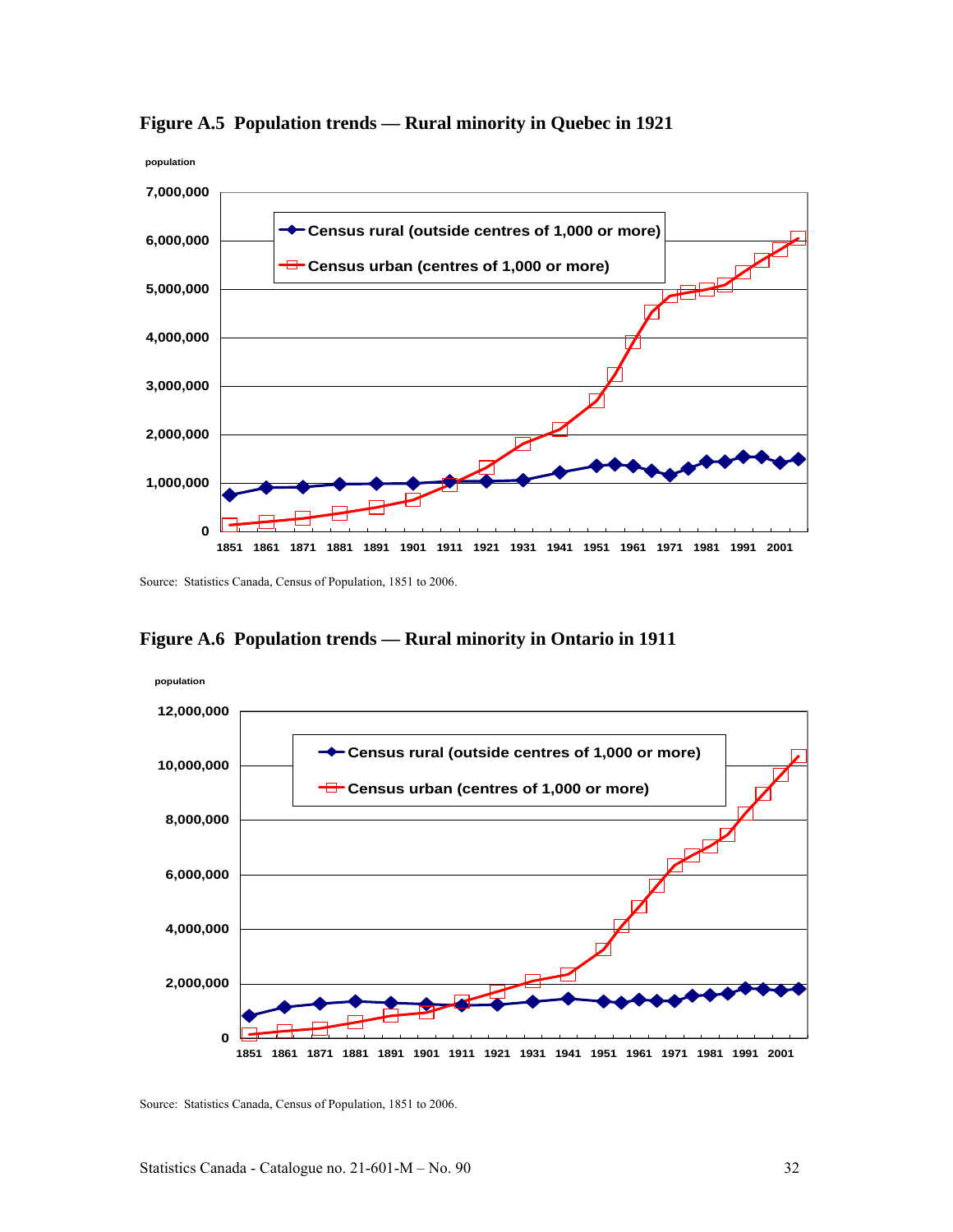**Figure A.5 Population trends — Rural minority in Quebec in 1921**

Source: Statistics Canada, Census of Population, 1851 to 2006.

**Figure A.6 Population trends — Rural minority in Ontario in 1911**

Source: Statistics Canada, Census of Population, 1851 to 2006.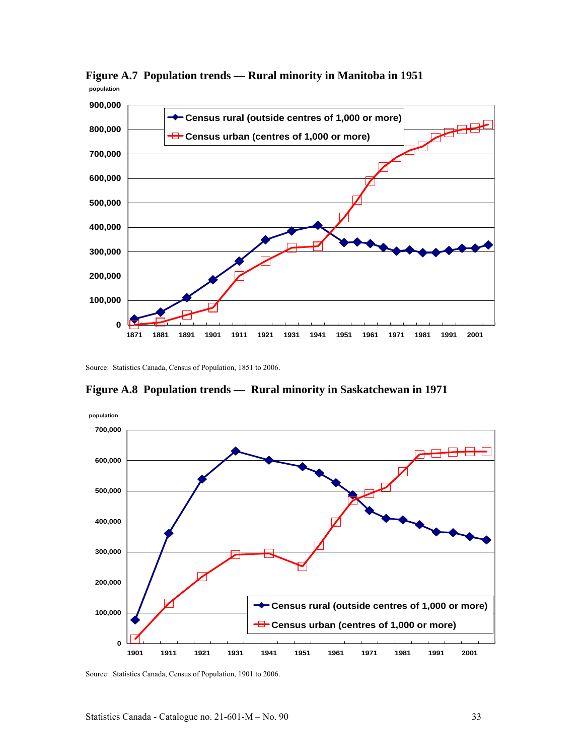**Figure A.7 Population trends — Rural minority in Manitoba in 1951**

Source: Statistics Canada, Census of Population, 1851 to 2006.

**Figure A.8 Population trends — Rural minority in Saskatchewan in 1971**

Source: Statistics Canada, Census of Population, 1901 to 2006.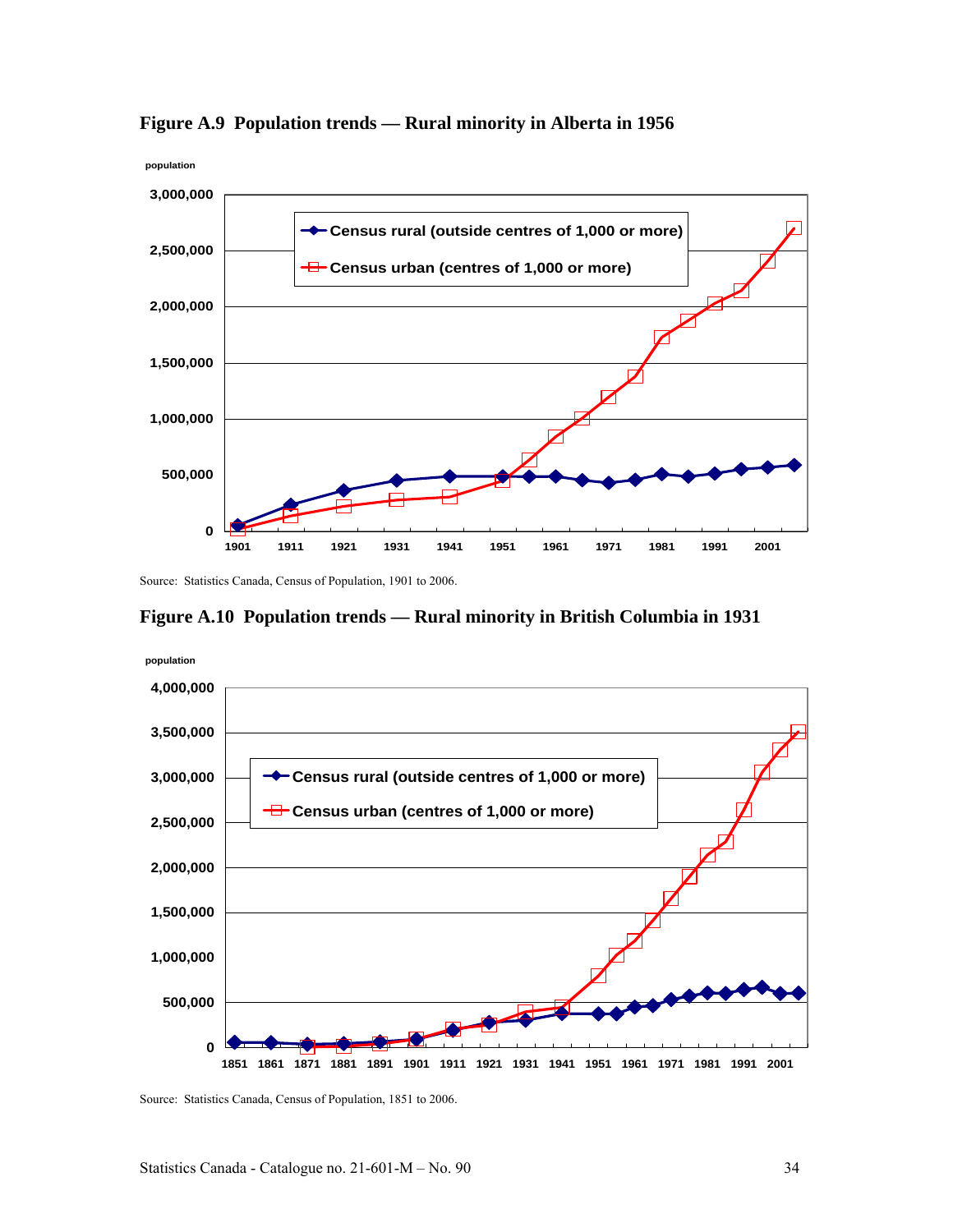**Figure A.9 Population trends — Rural minority in Alberta in 1956**

population

Census rural (outside centres of 1,000 or more)

Census urban (centres of 1,000 or more)

Source: Statistics Canada, Census of Population, 1901 to 2006.

**Figure A.10 Population trends — Rural minority in British Columbia in 1931**

population

Census rural (outside centres of 1,000 or more)

Census urban (centres of 1,000 or more)

Source: Statistics Canada, Census of Population, 1851 to 2006.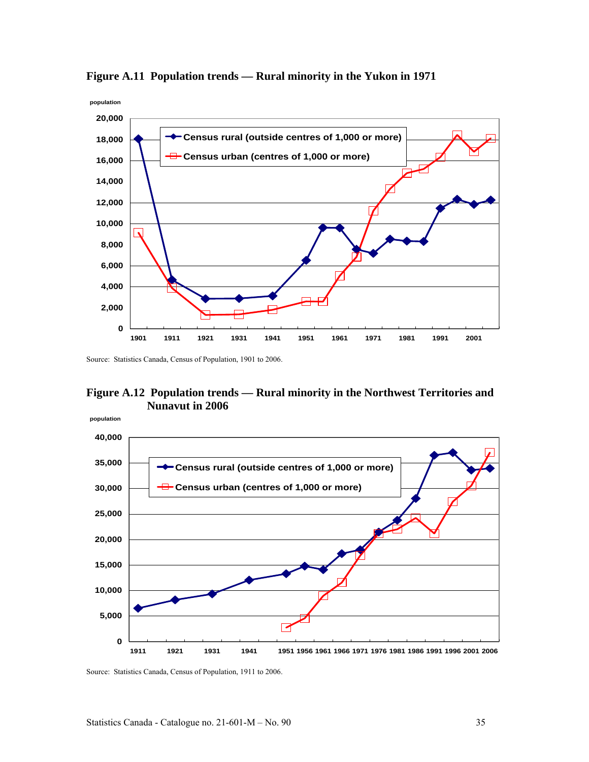**Figure A.11 Population trends — Rural minority in the Yukon in 1971**

Source: Statistics Canada, Census of Population, 1901 to 2006.

**Figure A.12 Population trends — Rural minority in the Northwest Territories and Nunavut in 2006**

Source: Statistics Canada, Census of Population, 1911 to 2006.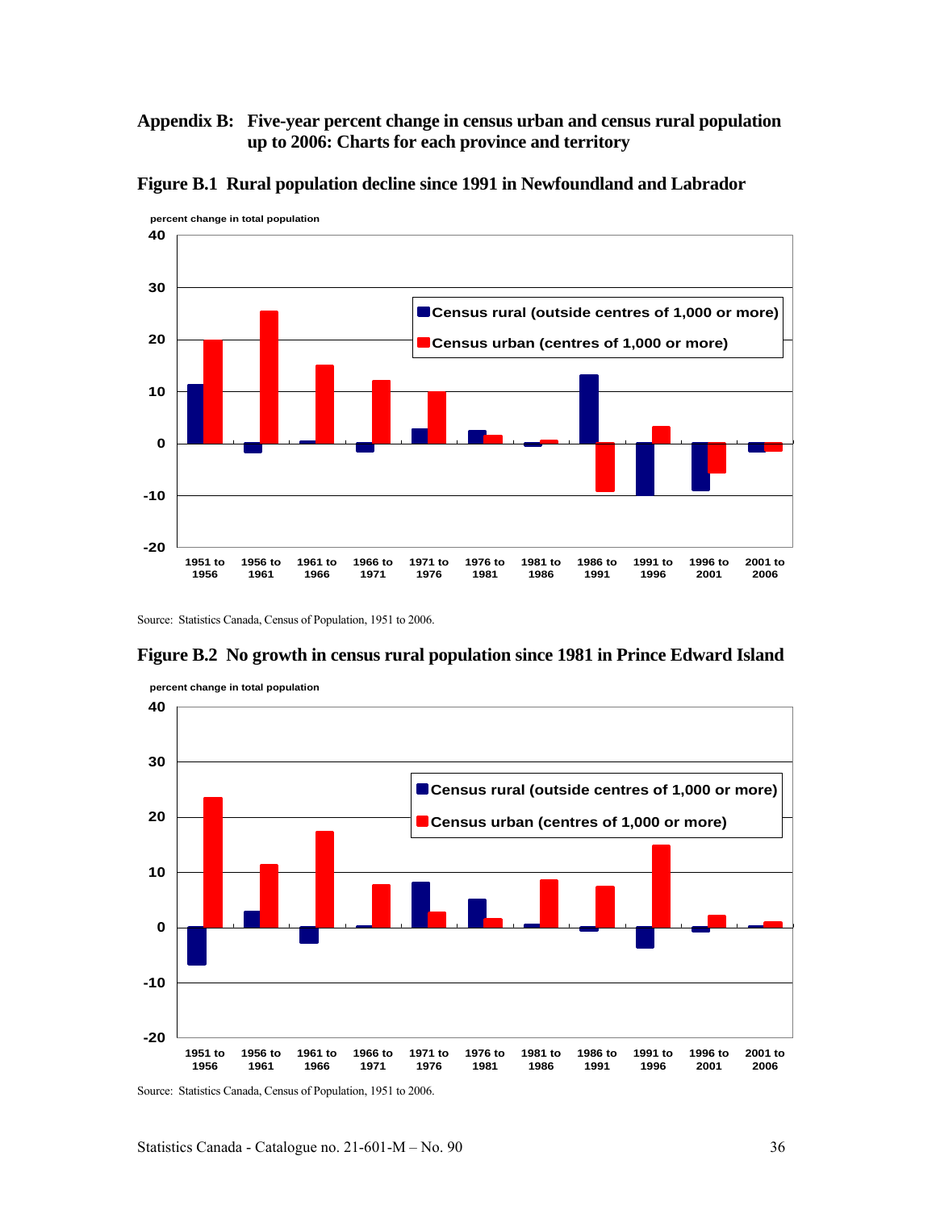## Appendix B: Five-year percent change in census urban and census rural population up to 2006: Charts for each province and territory

### Figure B.1 Rural population decline since 1991 in Newfoundland and Labrador

percent change in total population

40
30
20
10
0
-10
-20

Census rural (outside centres of 1,000 or more)
Census urban (centres of 1,000 or more)

1951 to 1956 | 1956 to 1961 | 1961 to 1966 | 1966 to 1971 | 1971 to 1976 | 1976 to 1981 | 1981 to 1986 | 1986 to 1991 | 1991 to 1996 | 1996 to 2001 | 2001 to 2006

Source: Statistics Canada, Census of Population, 1951 to 2006.

### Figure B.2 No growth in census rural population since 1981 in Prince Edward Island

percent change in total population

40
30
20
10
0
-10
-20

Census rural (outside centres of 1,000 or more)
Census urban (centres of 1,000 or more)

1951 to 1956 | 1956 to 1961 | 1961 to 1966 | 1966 to 1971 | 1971 to 1976 | 1976 to 1981 | 1981 to 1986 | 1986 to 1991 | 1991 to 1996 | 1996 to 2001 | 2001 to 2006

Source: Statistics Canada, Census of Population, 1951 to 2006.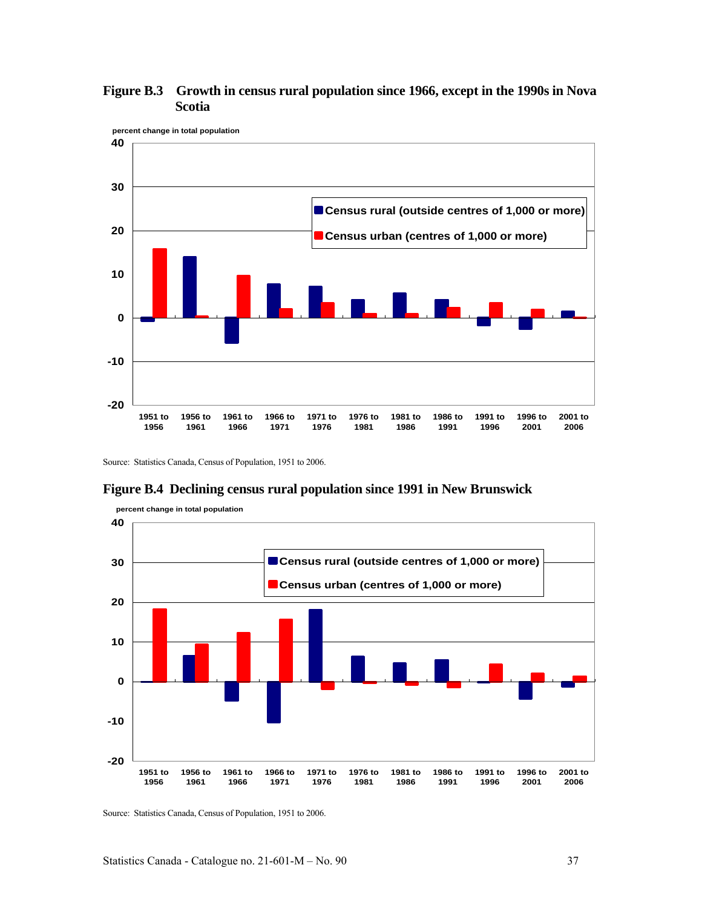**Figure B.3 Growth in census rural population since 1966, except in the 1990s in Nova Scotia**

Source: Statistics Canada, Census of Population, 1951 to 2006.

**Figure B.4 Declining census rural population since 1991 in New Brunswick**

Source: Statistics Canada, Census of Population, 1951 to 2006.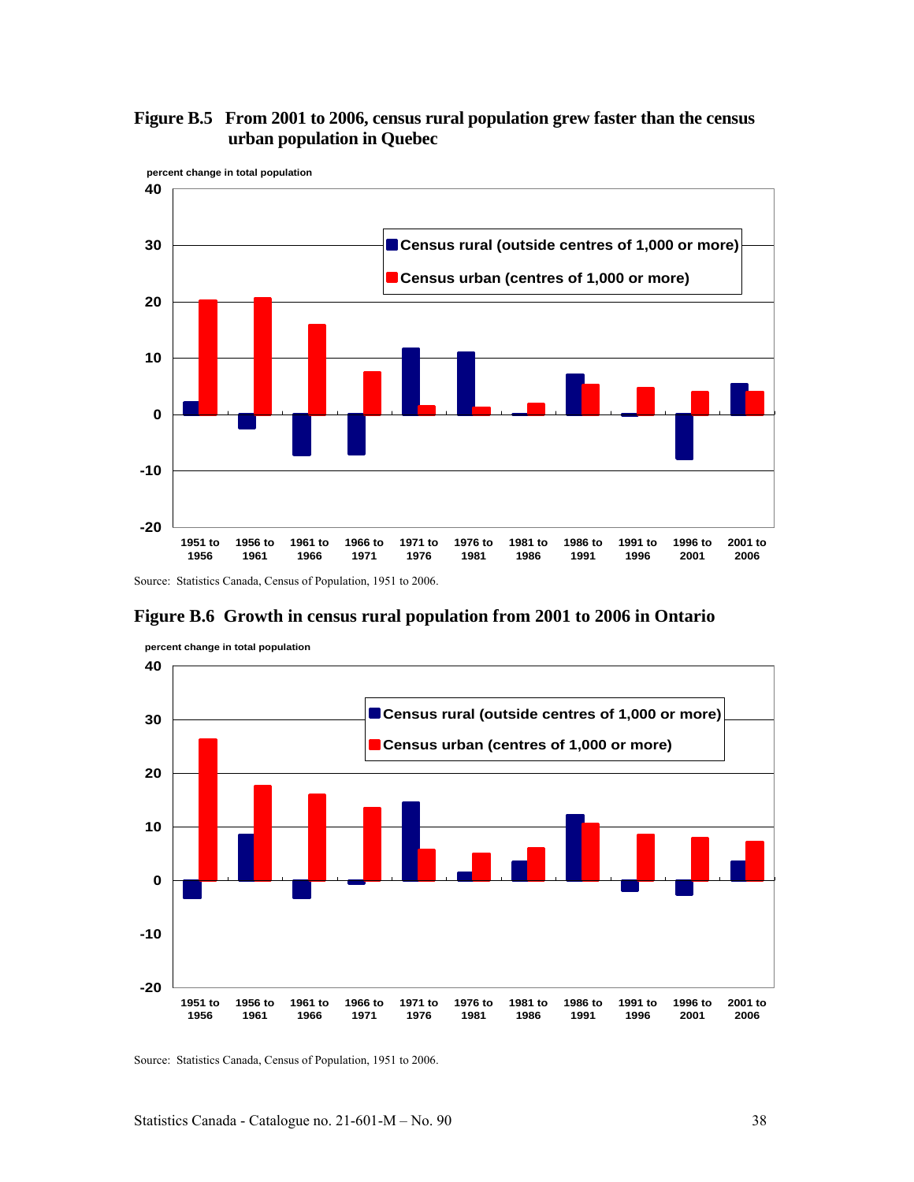**Figure B.5 From 2001 to 2006, census rural population grew faster than the census urban population in Quebec**

percent change in total population

Census rural (outside centres of 1,000 or more)
Census urban (centres of 1,000 or more)

1951 to 1956, 1956 to 1961, 1961 to 1966, 1966 to 1971, 1971 to 1976, 1976 to 1981, 1981 to 1986, 1986 to 1991, 1991 to 1996, 1996 to 2001, 2001 to 2006

Source: Statistics Canada, Census of Population, 1951 to 2006.

**Figure B.6 Growth in census rural population from 2001 to 2006 in Ontario**

percent change in total population

Census rural (outside centres of 1,000 or more)
Census urban (centres of 1,000 or more)

1951 to 1956, 1956 to 1961, 1961 to 1966, 1966 to 1971, 1971 to 1976, 1976 to 1981, 1981 to 1986, 1986 to 1991, 1991 to 1996, 1996 to 2001, 2001 to 2006

Source: Statistics Canada, Census of Population, 1951 to 2006.

Statistics Canada - Catalogue no. 21-601-M – No. 90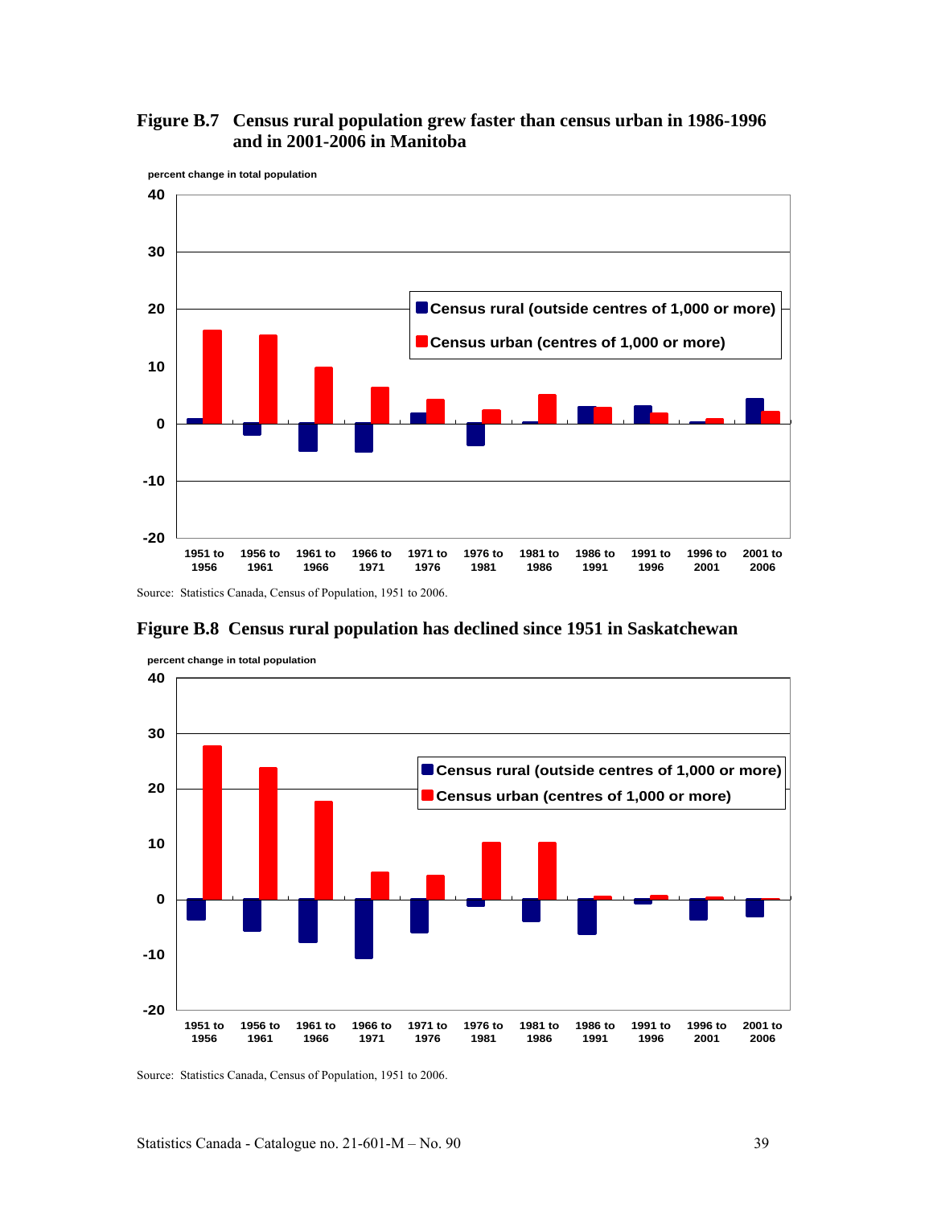**Figure B.7 Census rural population grew faster than census urban in 1986-1996 and in 2001-2006 in Manitoba**

percent change in total population

Census rural (outside centres of 1,000 or more)

Census urban (centres of 1,000 or more)

1951 to 1956, 1956 to 1961, 1961 to 1966, 1966 to 1971, 1971 to 1976, 1976 to 1981, 1981 to 1986, 1986 to 1991, 1991 to 1996, 1996 to 2001, 2001 to 2006

Source: Statistics Canada, Census of Population, 1951 to 2006.

**Figure B.8 Census rural population has declined since 1951 in Saskatchewan**

percent change in total population

Census rural (outside centres of 1,000 or more)

Census urban (centres of 1,000 or more)

1951 to 1956, 1956 to 1961, 1961 to 1966, 1966 to 1971, 1971 to 1976, 1976 to 1981, 1981 to 1986, 1986 to 1991, 1991 to 1996, 1996 to 2001, 2001 to 2006

Source: Statistics Canada, Census of Population, 1951 to 2006.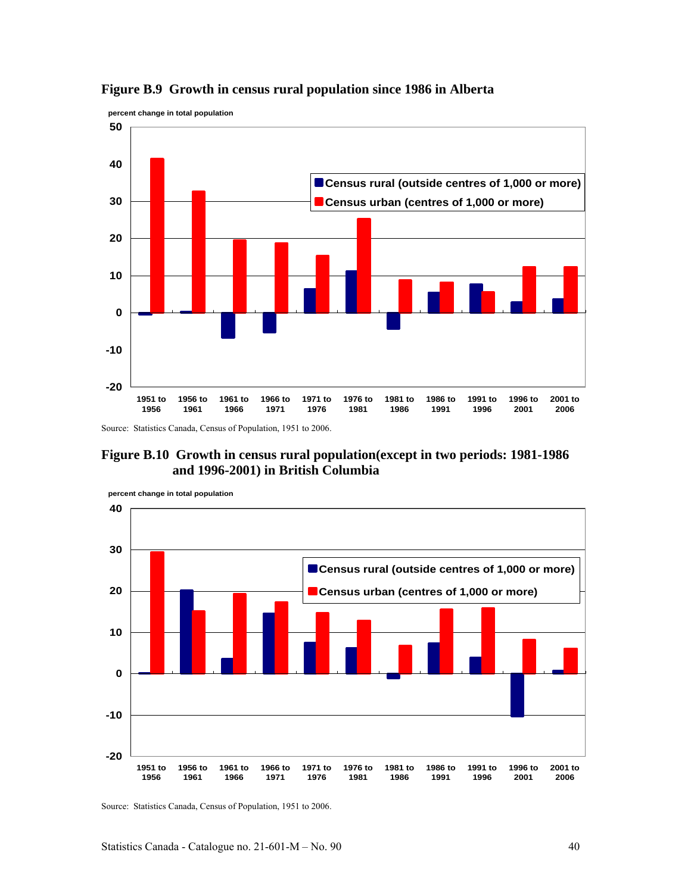**Figure B.9 Growth in census rural population since 1986 in Alberta**

percent change in total population

Census rural (outside centres of 1,000 or more)
Census urban (centres of 1,000 or more)

1951 to 1956, 1956 to 1961, 1961 to 1966, 1966 to 1971, 1971 to 1976, 1976 to 1981, 1981 to 1986, 1986 to 1991, 1991 to 1996, 1996 to 2001, 2001 to 2006

Source: Statistics Canada, Census of Population, 1951 to 2006.

**Figure B.10 Growth in census rural population(except in two periods: 1981-1986 and 1996-2001) in British Columbia**

percent change in total population

Census rural (outside centres of 1,000 or more)
Census urban (centres of 1,000 or more)

1951 to 1956, 1956 to 1961, 1961 to 1966, 1966 to 1971, 1971 to 1976, 1976 to 1981, 1981 to 1986, 1986 to 1991, 1991 to 1996, 1996 to 2001, 2001 to 2006

Source: Statistics Canada, Census of Population, 1951 to 2006.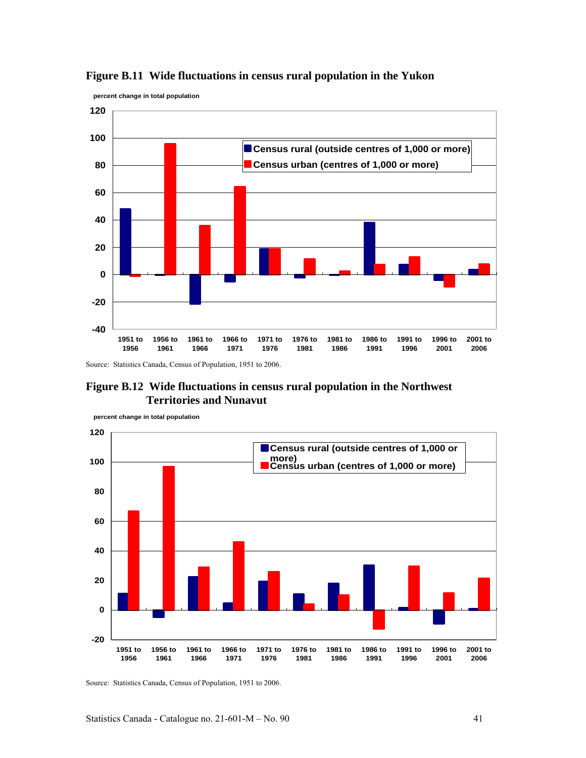**Figure B.11 Wide fluctuations in census rural population in the Yukon**

percent change in total population

Source: Statistics Canada, Census of Population, 1951 to 2006.

**Figure B.12 Wide fluctuations in census rural population in the Northwest Territories and Nunavut**

percent change in total population

Source: Statistics Canada, Census of Population, 1951 to 2006.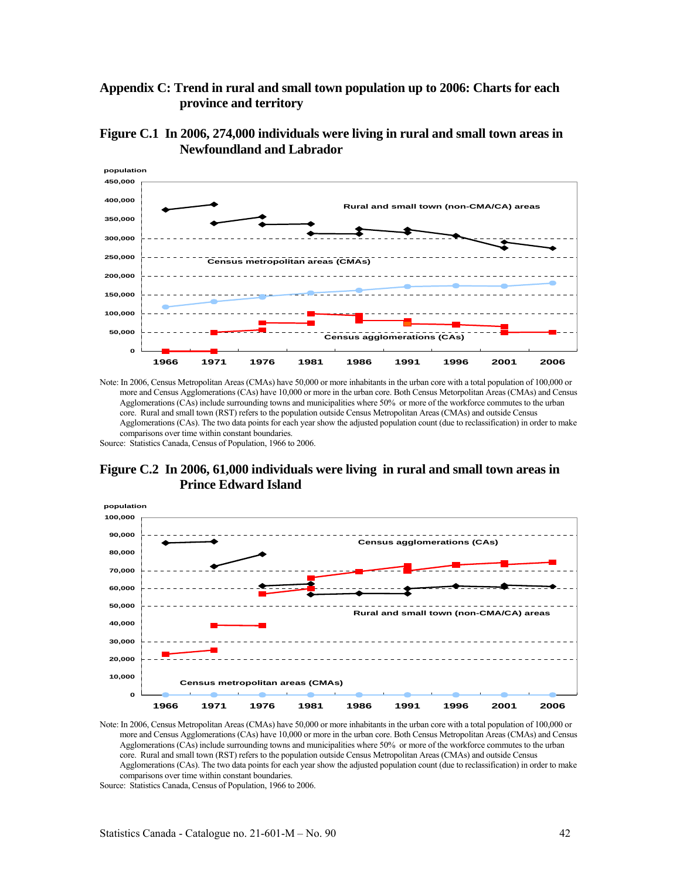# Appendix C: Trend in rural and small town population up to 2006: Charts for each province and territory

## Figure C.1 In 2006, 274,000 individuals were living in rural and small town areas in Newfoundland and Labrador

Note: In 2006, Census Metropolitan Areas (CMAs) have 50,000 or more inhabitants in the urban core with a total population of 100,000 or more and Census Agglomerations (CAs) have 10,000 or more in the urban core. Both Census Metorpolitan Areas (CMAs) and Census Agglomerations (CAs) include surrounding towns and municipalities where 50% or more of the workforce commutes to the urban core. Rural and small town (RST) refers to the population outside Census Metropolitan Areas (CMAs) and outside Census Agglomerations (CAs). The two data points for each year show the adjusted population count (due to reclassification) in order to make comparisons over time within constant boundaries.

Source: Statistics Canada, Census of Population, 1966 to 2006.

## Figure C.2 In 2006, 61,000 individuals were living in rural and small town areas in Prince Edward Island

Note: In 2006, Census Metropolitan Areas (CMAs) have 50,000 or more inhabitants in the urban core with a total population of 100,000 or more and Census Agglomerations (CAs) have 10,000 or more in the urban core. Both Census Metropolitan Areas (CMAs) and Census Agglomerations (CAs) include surrounding towns and municipalities where 50% or more of the workforce commutes to the urban core. Rural and small town (RST) refers to the population outside Census Metropolitan Areas (CMAs) and outside Census Agglomerations (CAs). The two data points for each year show the adjusted population count (due to reclassification) in order to make comparisons over time within constant boundaries.

Source: Statistics Canada, Census of Population, 1966 to 2006.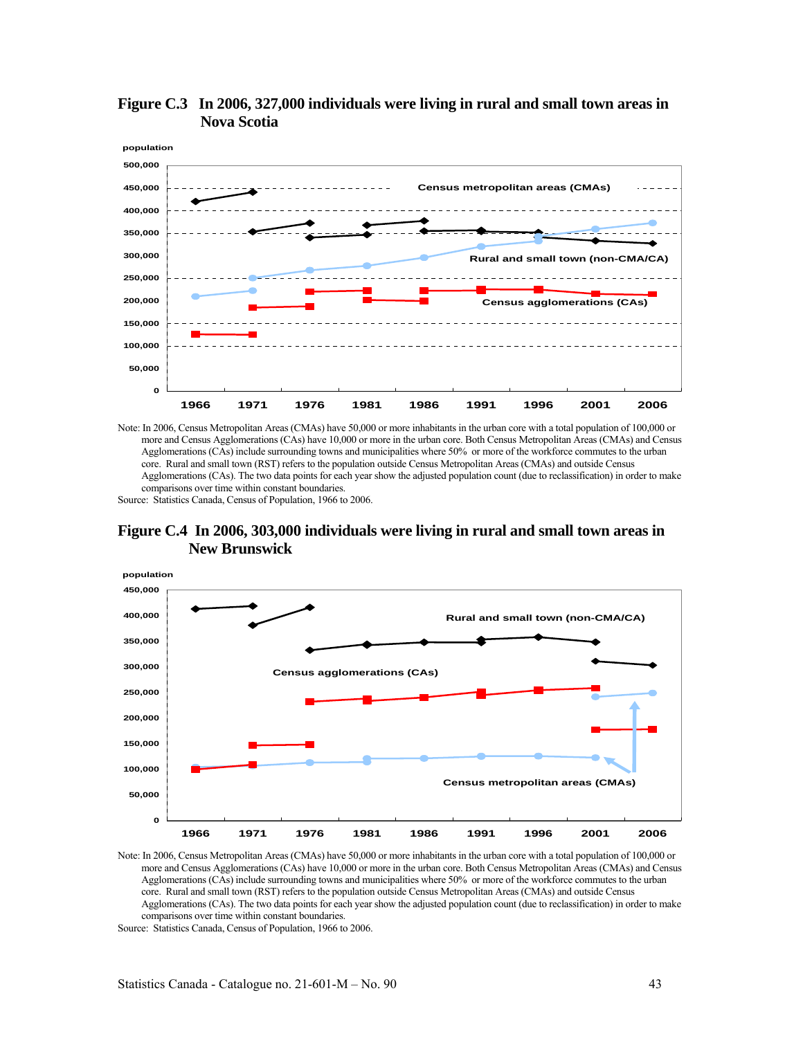**Figure C.3 In 2006, 327,000 individuals were living in rural and small town areas in Nova Scotia**

Note: In 2006, Census Metropolitan Areas (CMAs) have 50,000 or more inhabitants in the urban core with a total population of 100,000 or more and Census Agglomerations (CAs) have 10,000 or more in the urban core. Both Census Metropolitan Areas (CMAs) and Census Agglomerations (CAs) include surrounding towns and municipalities where 50% or more of the workforce commutes to the urban core. Rural and small town (RST) refers to the population outside Census Metropolitan Areas (CMAs) and outside Census Agglomerations (CAs). The two data points for each year show the adjusted population count (due to reclassification) in order to make comparisons over time within constant boundaries.

Source: Statistics Canada, Census of Population, 1966 to 2006.

**Figure C.4 In 2006, 303,000 individuals were living in rural and small town areas in New Brunswick**

Note: In 2006, Census Metropolitan Areas (CMAs) have 50,000 or more inhabitants in the urban core with a total population of 100,000 or more and Census Agglomerations (CAs) have 10,000 or more in the urban core. Both Census Metropolitan Areas (CMAs) and Census Agglomerations (CAs) include surrounding towns and municipalities where 50% or more of the workforce commutes to the urban core. Rural and small town (RST) refers to the population outside Census Metropolitan Areas (CMAs) and outside Census Agglomerations (CAs). The two data points for each year show the adjusted population count (due to reclassification) in order to make comparisons over time within constant boundaries.

Source: Statistics Canada, Census of Population, 1966 to 2006.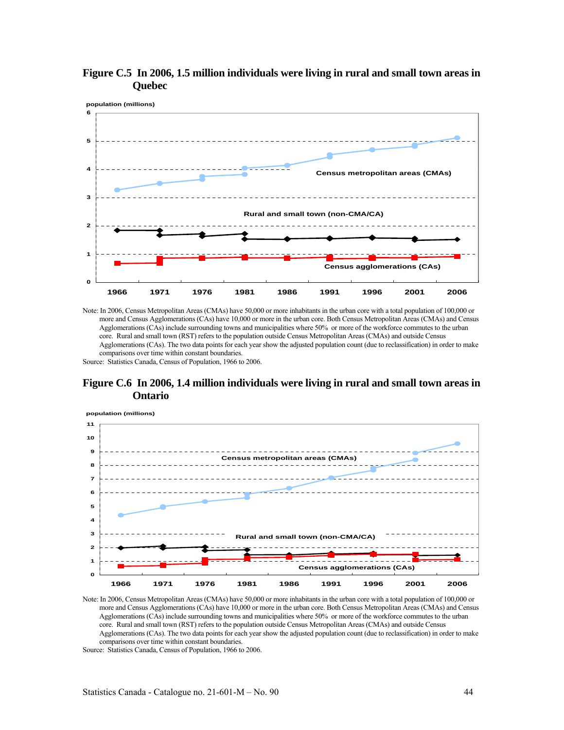**Figure C.5 In 2006, 1.5 million individuals were living in rural and small town areas in Quebec**

population (millions)

Census metropolitan areas (CMAs)

Rural and small town (non-CMA/CA)

Census agglomerations (CAs)

1966 1971 1976 1981 1986 1991 1996 2001 2006

Note: In 2006, Census Metropolitan Areas (CMAs) have 50,000 or more inhabitants in the urban core with a total population of 100,000 or more and Census Agglomerations (CAs) have 10,000 or more in the urban core. Both Census Metropolitan Areas (CMAs) and Census Agglomerations (CAs) include surrounding towns and municipalities where 50% or more of the workforce commutes to the urban core. Rural and small town (RST) refers to the population outside Census Metropolitan Areas (CMAs) and outside Census Agglomerations (CAs). The two data points for each year show the adjusted population count (due to reclassification) in order to make comparisons over time within constant boundaries.

Source: Statistics Canada, Census of Population, 1966 to 2006.

**Figure C.6 In 2006, 1.4 million individuals were living in rural and small town areas in Ontario**

population (millions)

Census metropolitan areas (CMAs)

Rural and small town (non-CMA/CA)

Census agglomerations (CAs)

1966 1971 1976 1981 1986 1991 1996 2001 2006

Note: In 2006, Census Metropolitan Areas (CMAs) have 50,000 or more inhabitants in the urban core with a total population of 100,000 or more and Census Agglomerations (CAs) have 10,000 or more in the urban core. Both Census Metropolitan Areas (CMAs) and Census Agglomerations (CAs) include surrounding towns and municipalities where 50% or more of the workforce commutes to the urban core. Rural and small town (RST) refers to the population outside Census Metropolitan Areas (CMAs) and outside Census Agglomerations (CAs). The two data points for each year show the adjusted population count (due to reclassification) in order to make comparisons over time within constant boundaries.

Source: Statistics Canada, Census of Population, 1966 to 2006.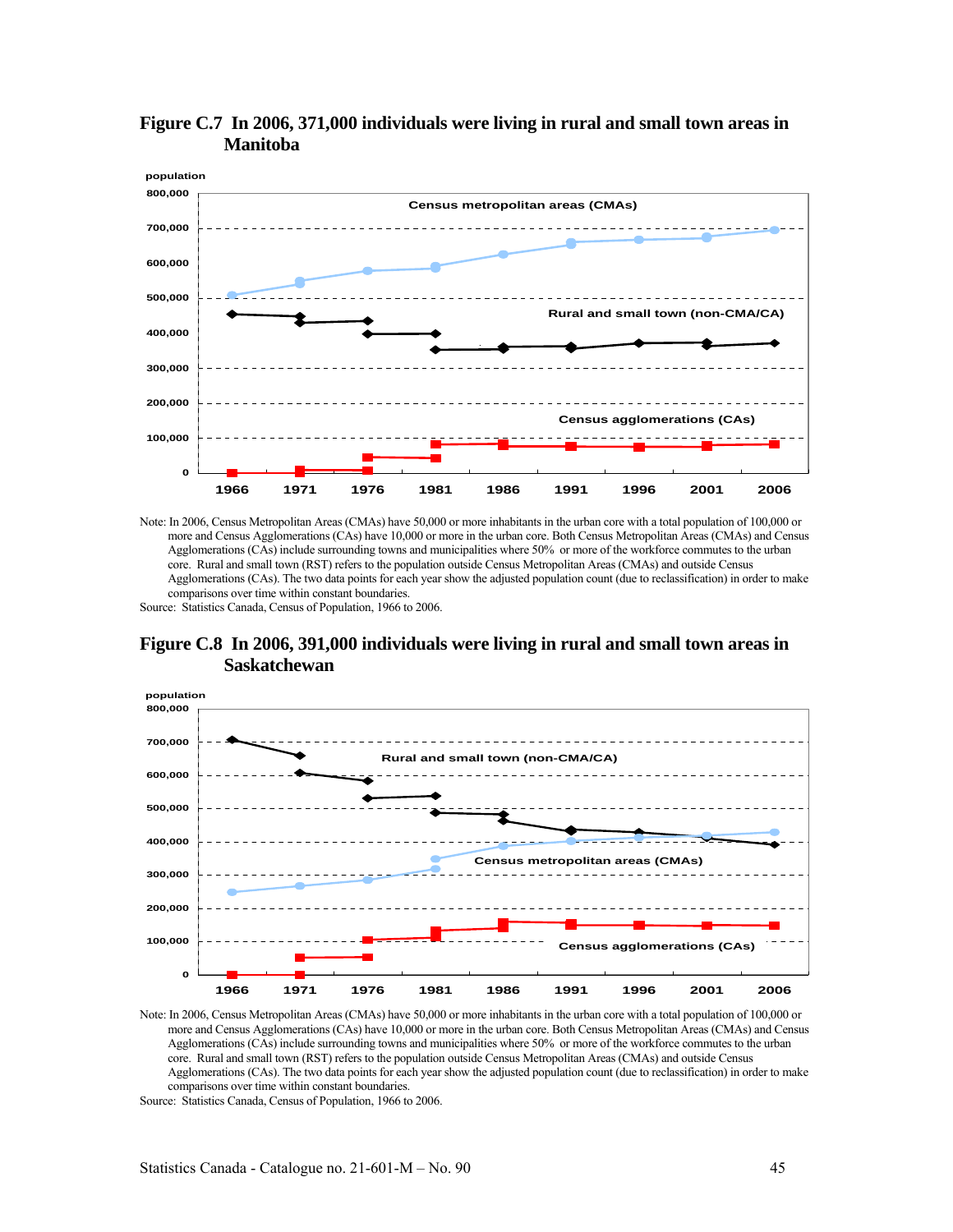**Figure C.7 In 2006, 371,000 individuals were living in rural and small town areas in Manitoba**

Note: In 2006, Census Metropolitan Areas (CMAs) have 50,000 or more inhabitants in the urban core with a total population of 100,000 or more and Census Agglomerations (CAs) have 10,000 or more in the urban core. Both Census Metropolitan Areas (CMAs) and Census Agglomerations (CAs) include surrounding towns and municipalities where 50% or more of the workforce commutes to the urban core. Rural and small town (RST) refers to the population outside Census Metropolitan Areas (CMAs) and outside Census Agglomerations (CAs). The two data points for each year show the adjusted population count (due to reclassification) in order to make comparisons over time within constant boundaries.

Source: Statistics Canada, Census of Population, 1966 to 2006.

**Figure C.8 In 2006, 391,000 individuals were living in rural and small town areas in Saskatchewan**

Note: In 2006, Census Metropolitan Areas (CMAs) have 50,000 or more inhabitants in the urban core with a total population of 100,000 or more and Census Agglomerations (CAs) have 10,000 or more in the urban core. Both Census Metropolitan Areas (CMAs) and Census Agglomerations (CAs) include surrounding towns and municipalities where 50% or more of the workforce commutes to the urban core. Rural and small town (RST) refers to the population outside Census Metropolitan Areas (CMAs) and outside Census Agglomerations (CAs). The two data points for each year show the adjusted population count (due to reclassification) in order to make comparisons over time within constant boundaries.

Source: Statistics Canada, Census of Population, 1966 to 2006.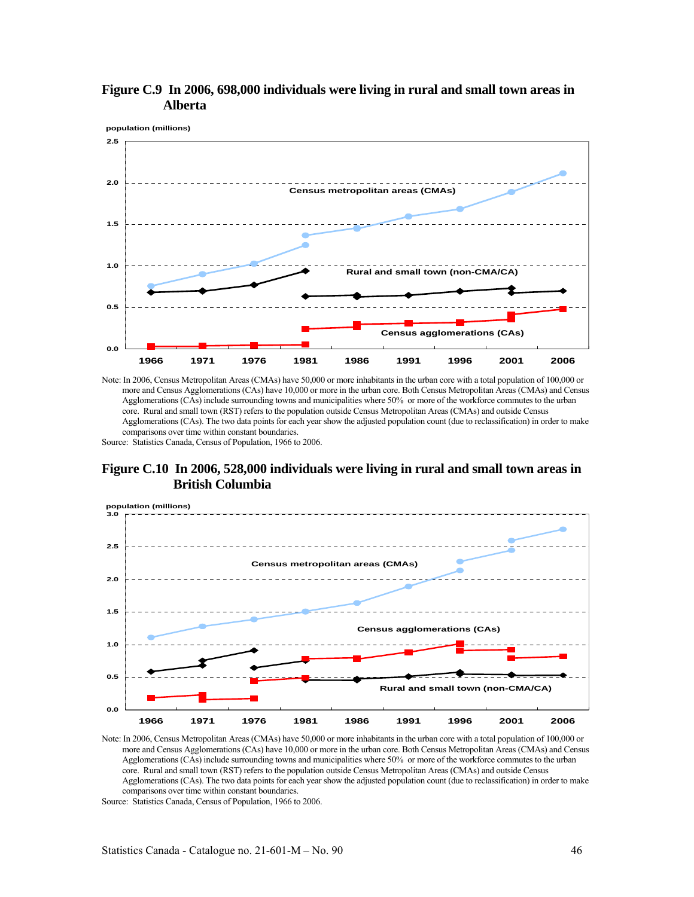**Figure C.9 In 2006, 698,000 individuals were living in rural and small town areas in Alberta**

population (millions)

Census metropolitan areas (CMAs)

Rural and small town (non-CMA/CA)

Census agglomerations (CAs)

Note: In 2006, Census Metropolitan Areas (CMAs) have 50,000 or more inhabitants in the urban core with a total population of 100,000 or more and Census Agglomerations (CAs) have 10,000 or more in the urban core. Both Census Metropolitan Areas (CMAs) and Census Agglomerations (CAs) include surrounding towns and municipalities where 50% or more of the workforce commutes to the urban core. Rural and small town (RST) refers to the population outside Census Metropolitan Areas (CMAs) and outside Census Agglomerations (CAs). The two data points for each year show the adjusted population count (due to reclassification) in order to make comparisons over time within constant boundaries.

Source: Statistics Canada, Census of Population, 1966 to 2006.

**Figure C.10 In 2006, 528,000 individuals were living in rural and small town areas in British Columbia**

population (millions)

Census metropolitan areas (CMAs)

Census agglomerations (CAs)

Rural and small town (non-CMA/CA)

Note: In 2006, Census Metropolitan Areas (CMAs) have 50,000 or more inhabitants in the urban core with a total population of 100,000 or more and Census Agglomerations (CAs) have 10,000 or more in the urban core. Both Census Metropolitan Areas (CMAs) and Census Agglomerations (CAs) include surrounding towns and municipalities where 50% or more of the workforce commutes to the urban core. Rural and small town (RST) refers to the population outside Census Metropolitan Areas (CMAs) and outside Census Agglomerations (CAs). The two data points for each year show the adjusted population count (due to reclassification) in order to make comparisons over time within constant boundaries.

Source: Statistics Canada, Census of Population, 1966 to 2006.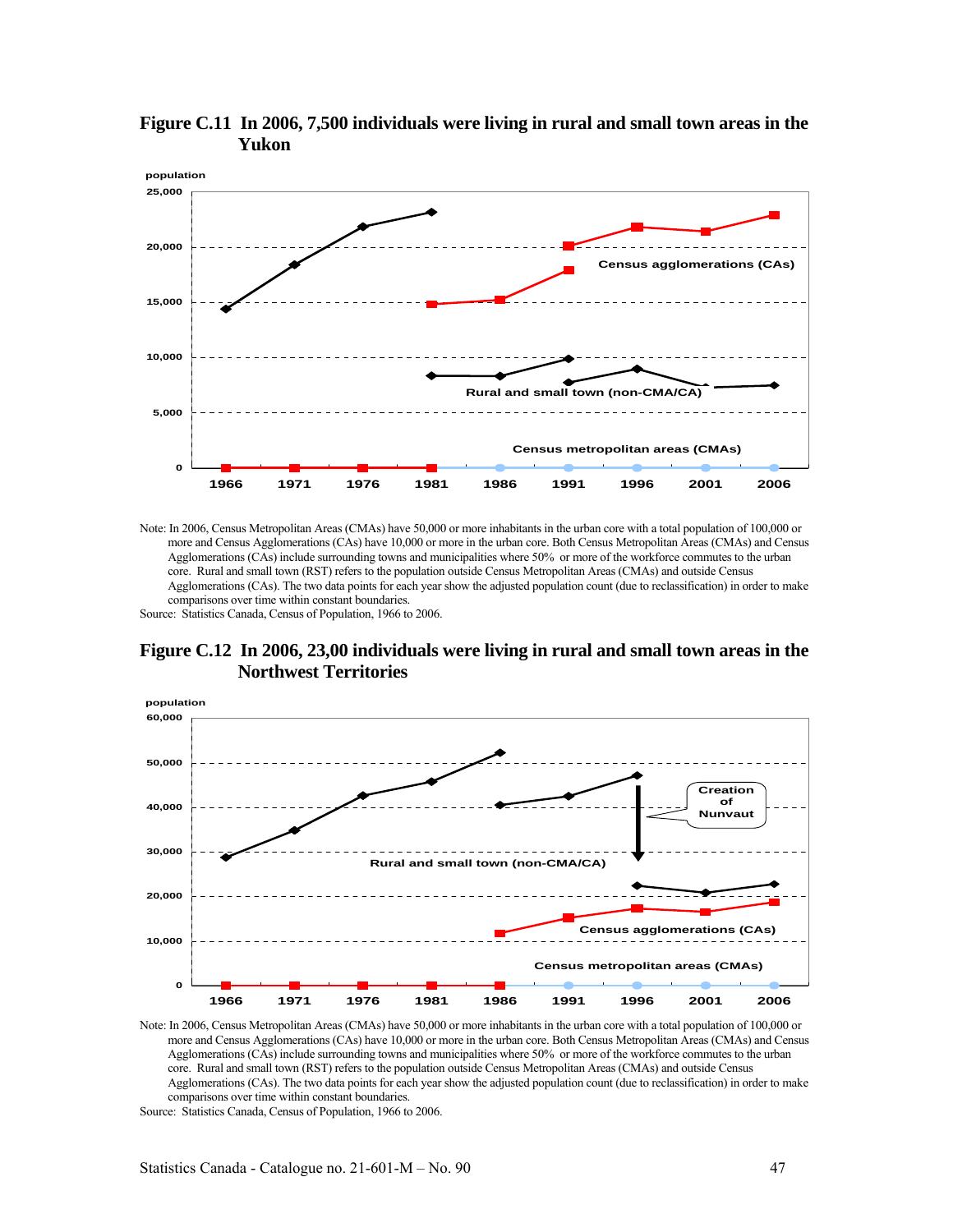**Figure C.11 In 2006, 7,500 individuals were living in rural and small town areas in the Yukon**

population

25,000
20,000
15,000
10,000
5,000
0

Census agglomerations (CAs)

Rural and small town (non-CMA/CA)

Census metropolitan areas (CMAs)

1966 1971 1976 1981 1986 1991 1996 2001 2006

Note: In 2006, Census Metropolitan Areas (CMAs) have 50,000 or more inhabitants in the urban core with a total population of 100,000 or more and Census Agglomerations (CAs) have 10,000 or more in the urban core. Both Census Metropolitan Areas (CMAs) and Census Agglomerations (CAs) include surrounding towns and municipalities where 50% or more of the workforce commutes to the urban core. Rural and small town (RST) refers to the population outside Census Metropolitan Areas (CMAs) and outside Census Agglomerations (CAs). The two data points for each year show the adjusted population count (due to reclassification) in order to make comparisons over time within constant boundaries.

Source: Statistics Canada, Census of Population, 1966 to 2006.

**Figure C.12 In 2006, 23,00 individuals were living in rural and small town areas in the Northwest Territories**

population

60,000
50,000
40,000
30,000
20,000
10,000
0

Creation of Nunavut

Rural and small town (non-CMA/CA)

Census agglomerations (CAs)

Census metropolitan areas (CMAs)

1966 1971 1976 1981 1986 1991 1996 2001 2006

Note: In 2006, Census Metropolitan Areas (CMAs) have 50,000 or more inhabitants in the urban core with a total population of 100,000 or more and Census Agglomerations (CAs) have 10,000 or more in the urban core. Both Census Metropolitan Areas (CMAs) and Census Agglomerations (CAs) include surrounding towns and municipalities where 50% or more of the workforce commutes to the urban core. Rural and small town (RST) refers to the population outside Census Metropolitan Areas (CMAs) and outside Census Agglomerations (CAs). The two data points for each year show the adjusted population count (due to reclassification) in order to make comparisons over time within constant boundaries.

Source: Statistics Canada, Census of Population, 1966 to 2006.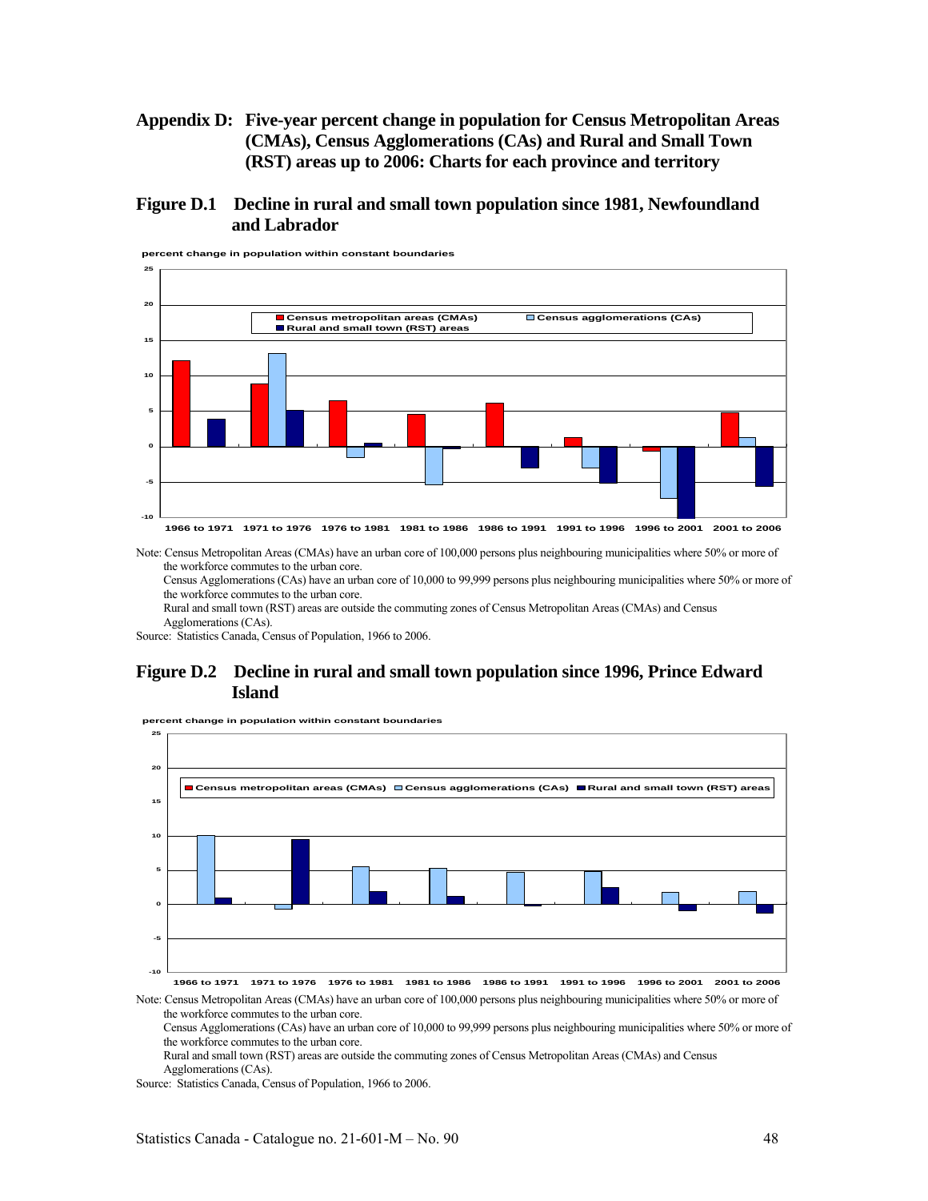# Appendix D: Five-year percent change in population for Census Metropolitan Areas (CMAs), Census Agglomerations (CAs) and Rural and Small Town (RST) areas up to 2006: Charts for each province and territory

## Figure D.1 Decline in rural and small town population since 1981, Newfoundland and Labrador

percent change in population within constant boundaries

Census metropolitan areas (CMAs) | Census agglomerations (CAs) | Rural and small town (RST) areas

1966 to 1971, 1971 to 1976, 1976 to 1981, 1981 to 1986, 1986 to 1991, 1991 to 1996, 1996 to 2001, 2001 to 2006

Note: Census Metropolitan Areas (CMAs) have an urban core of 100,000 persons plus neighbouring municipalities where 50% or more of the workforce commutes to the urban core.
Census Agglomerations (CAs) have an urban core of 10,000 to 99,999 persons plus neighbouring municipalities where 50% or more of the workforce commutes to the urban core.
Rural and small town (RST) areas are outside the commuting zones of Census Metropolitan Areas (CMAs) and Census Agglomerations (CAs).
Source: Statistics Canada, Census of Population, 1966 to 2006.

## Figure D.2 Decline in rural and small town population since 1996, Prince Edward Island

percent change in population within constant boundaries

Census metropolitan areas (CMAs) | Census agglomerations (CAs) | Rural and small town (RST) areas

1966 to 1971, 1971 to 1976, 1976 to 1981, 1981 to 1986, 1986 to 1991, 1991 to 1996, 1996 to 2001, 2001 to 2006

Note: Census Metropolitan Areas (CMAs) have an urban core of 100,000 persons plus neighbouring municipalities where 50% or more of the workforce commutes to the urban core.
Census Agglomerations (CAs) have an urban core of 10,000 to 99,999 persons plus neighbouring municipalities where 50% or more of the workforce commutes to the urban core.
Rural and small town (RST) areas are outside the commuting zones of Census Metropolitan Areas (CMAs) and Census Agglomerations (CAs).
Source: Statistics Canada, Census of Population, 1966 to 2006.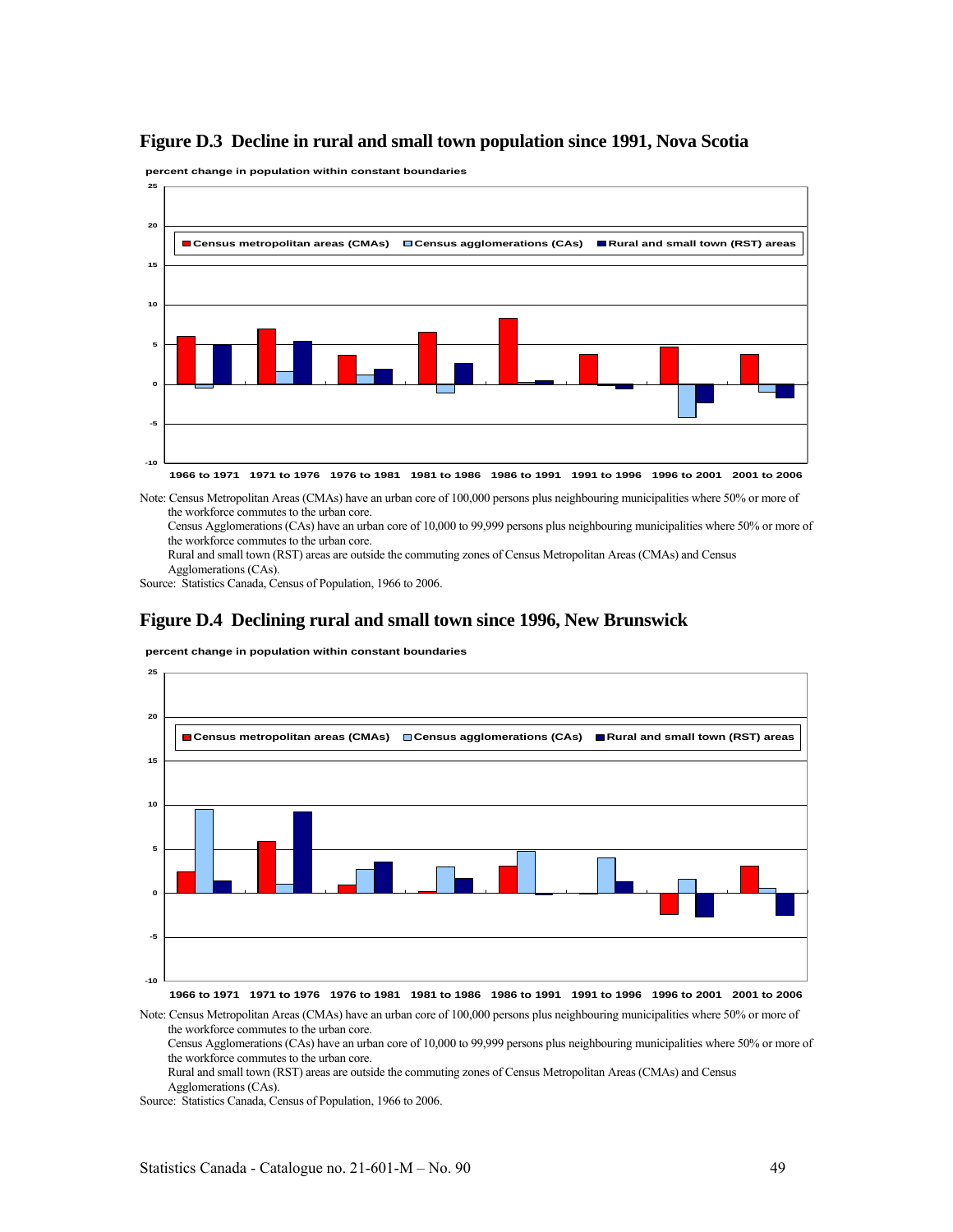## Figure D.3 Decline in rural and small town population since 1991, Nova Scotia

percent change in population within constant boundaries

Note: Census Metropolitan Areas (CMAs) have an urban core of 100,000 persons plus neighbouring municipalities where 50% or more of the workforce commutes to the urban core.
Census Agglomerations (CAs) have an urban core of 10,000 to 99,999 persons plus neighbouring municipalities where 50% or more of the workforce commutes to the urban core.
Rural and small town (RST) areas are outside the commuting zones of Census Metropolitan Areas (CMAs) and Census Agglomerations (CAs).
Source: Statistics Canada, Census of Population, 1966 to 2006.

## Figure D.4 Declining rural and small town since 1996, New Brunswick

percent change in population within constant boundaries

Note: Census Metropolitan Areas (CMAs) have an urban core of 100,000 persons plus neighbouring municipalities where 50% or more of the workforce commutes to the urban core.
Census Agglomerations (CAs) have an urban core of 10,000 to 99,999 persons plus neighbouring municipalities where 50% or more of the workforce commutes to the urban core.
Rural and small town (RST) areas are outside the commuting zones of Census Metropolitan Areas (CMAs) and Census Agglomerations (CAs).
Source: Statistics Canada, Census of Population, 1966 to 2006.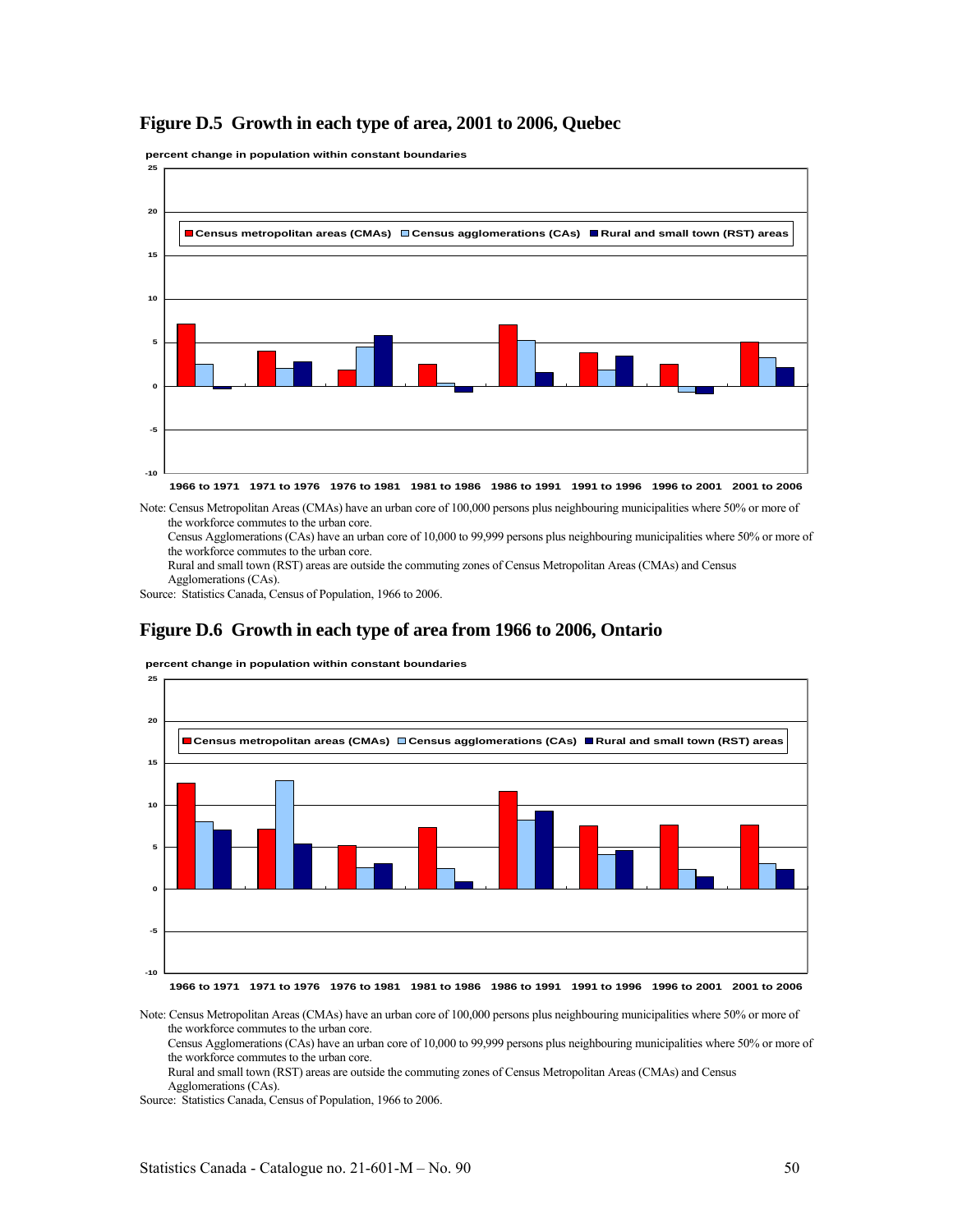## Figure D.5 Growth in each type of area, 2001 to 2006, Quebec

percent change in population within constant boundaries

Note: Census Metropolitan Areas (CMAs) have an urban core of 100,000 persons plus neighbouring municipalities where 50% or more of the workforce commutes to the urban core.
Census Agglomerations (CAs) have an urban core of 10,000 to 99,999 persons plus neighbouring municipalities where 50% or more of the workforce commutes to the urban core.
Rural and small town (RST) areas are outside the commuting zones of Census Metropolitan Areas (CMAs) and Census Agglomerations (CAs).
Source: Statistics Canada, Census of Population, 1966 to 2006.

## Figure D.6 Growth in each type of area from 1966 to 2006, Ontario

percent change in population within constant boundaries

Note: Census Metropolitan Areas (CMAs) have an urban core of 100,000 persons plus neighbouring municipalities where 50% or more of the workforce commutes to the urban core.
Census Agglomerations (CAs) have an urban core of 10,000 to 99,999 persons plus neighbouring municipalities where 50% or more of the workforce commutes to the urban core.
Rural and small town (RST) areas are outside the commuting zones of Census Metropolitan Areas (CMAs) and Census Agglomerations (CAs).
Source: Statistics Canada, Census of Population, 1966 to 2006.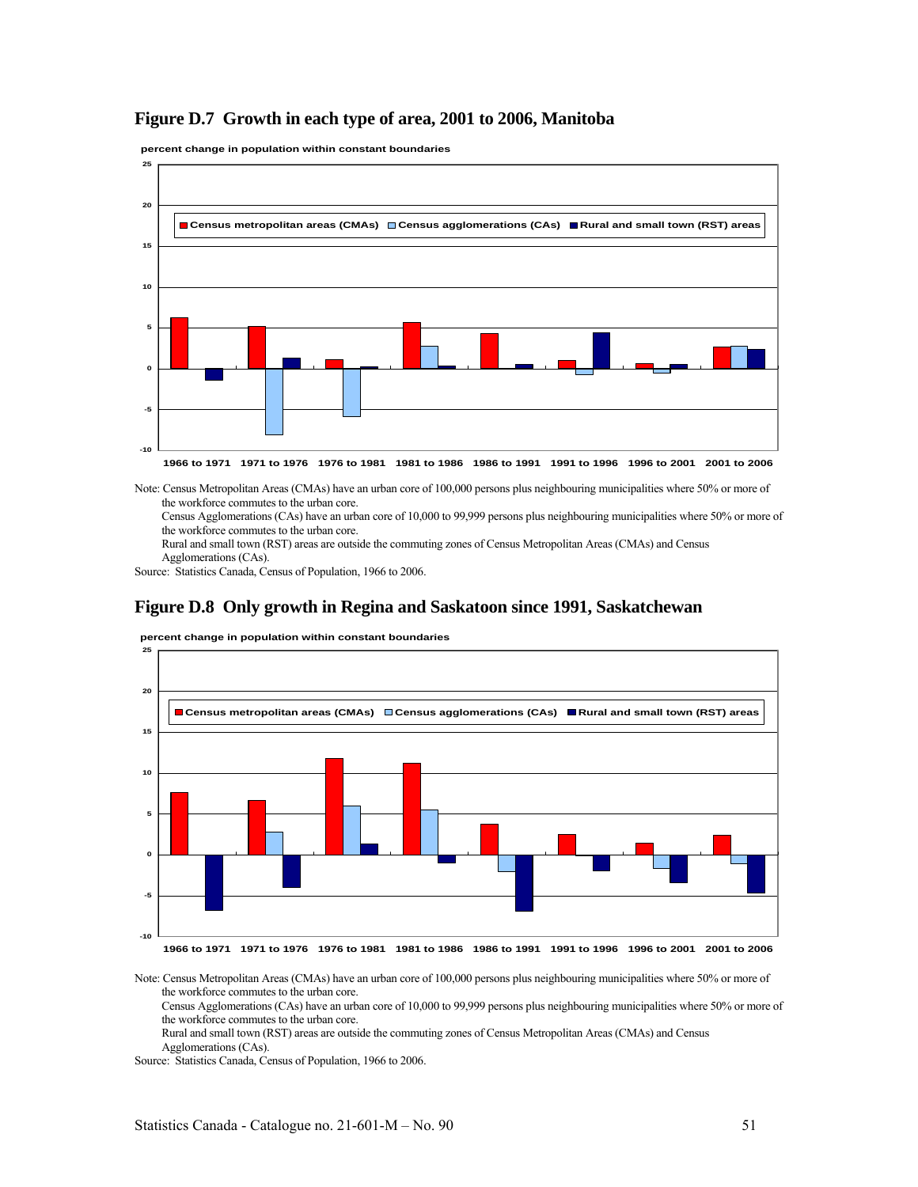## Figure D.7 Growth in each type of area, 2001 to 2006, Manitoba

percent change in population within constant boundaries

■ Census metropolitan areas (CMAs) ■ Census agglomerations (CAs) ■ Rural and small town (RST) areas

1966 to 1971 | 1971 to 1976 | 1976 to 1981 | 1981 to 1986 | 1986 to 1991 | 1991 to 1996 | 1996 to 2001 | 2001 to 2006

Note: Census Metropolitan Areas (CMAs) have an urban core of 100,000 persons plus neighbouring municipalities where 50% or more of the workforce commutes to the urban core.
Census Agglomerations (CAs) have an urban core of 10,000 to 99,999 persons plus neighbouring municipalities where 50% or more of the workforce commutes to the urban core.
Rural and small town (RST) areas are outside the commuting zones of Census Metropolitan Areas (CMAs) and Census Agglomerations (CAs).
Source: Statistics Canada, Census of Population, 1966 to 2006.

## Figure D.8 Only growth in Regina and Saskatoon since 1991, Saskatchewan

percent change in population within constant boundaries

■ Census metropolitan areas (CMAs) ■ Census agglomerations (CAs) ■ Rural and small town (RST) areas

1966 to 1971 | 1971 to 1976 | 1976 to 1981 | 1981 to 1986 | 1986 to 1991 | 1991 to 1996 | 1996 to 2001 | 2001 to 2006

Note: Census Metropolitan Areas (CMAs) have an urban core of 100,000 persons plus neighbouring municipalities where 50% or more of the workforce commutes to the urban core.
Census Agglomerations (CAs) have an urban core of 10,000 to 99,999 persons plus neighbouring municipalities where 50% or more of the workforce commutes to the urban core.
Rural and small town (RST) areas are outside the commuting zones of Census Metropolitan Areas (CMAs) and Census Agglomerations (CAs).
Source: Statistics Canada, Census of Population, 1966 to 2006.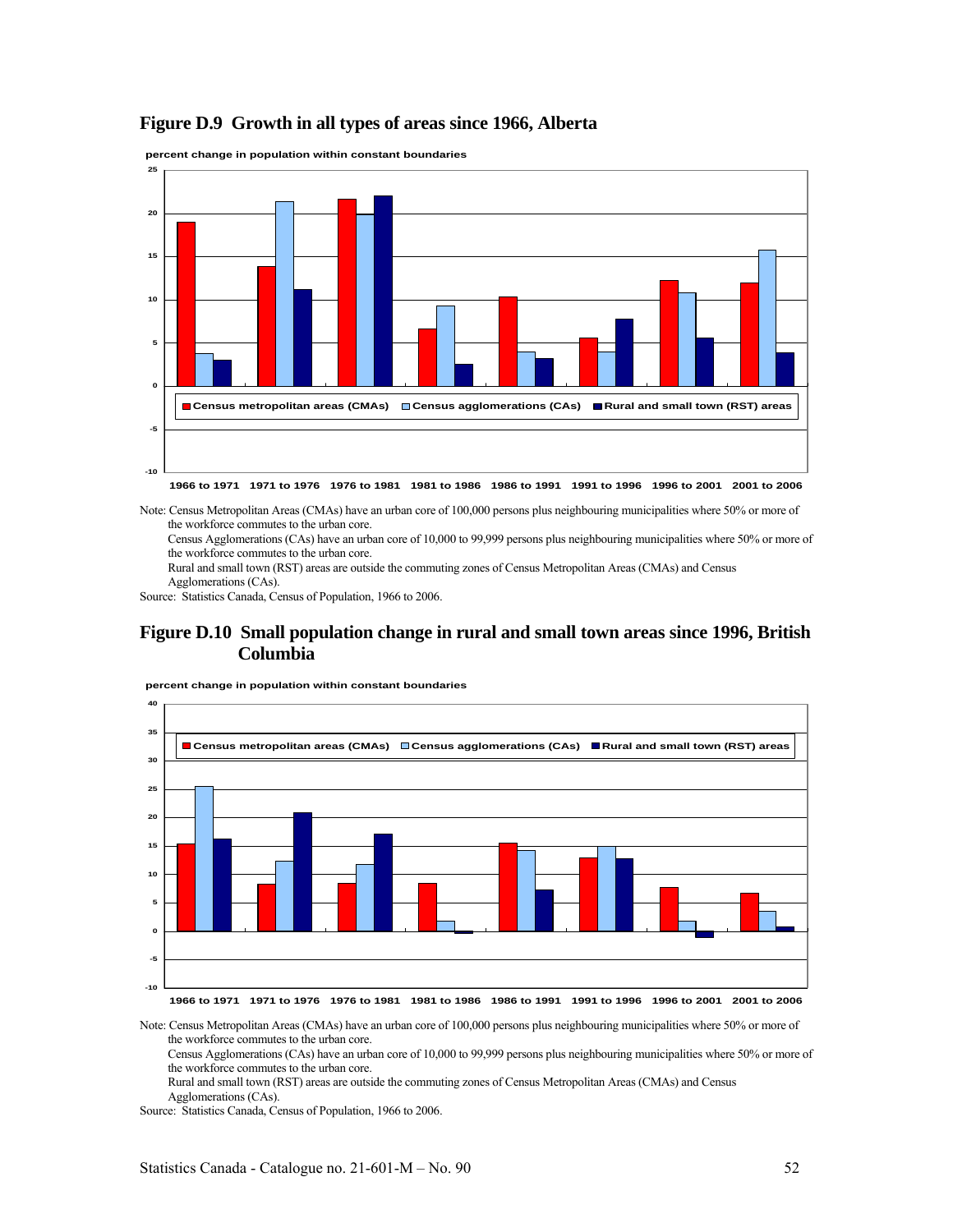## Figure D.9 Growth in all types of areas since 1966, Alberta

percent change in population within constant boundaries

Census metropolitan areas (CMAs) | Census agglomerations (CAs) | Rural and small town (RST) areas

1966 to 1971 | 1971 to 1976 | 1976 to 1981 | 1981 to 1986 | 1986 to 1991 | 1991 to 1996 | 1996 to 2001 | 2001 to 2006

Note: Census Metropolitan Areas (CMAs) have an urban core of 100,000 persons plus neighbouring municipalities where 50% or more of the workforce commutes to the urban core.
Census Agglomerations (CAs) have an urban core of 10,000 to 99,999 persons plus neighbouring municipalities where 50% or more of the workforce commutes to the urban core.
Rural and small town (RST) areas are outside the commuting zones of Census Metropolitan Areas (CMAs) and Census Agglomerations (CAs).
Source: Statistics Canada, Census of Population, 1966 to 2006.

## Figure D.10 Small population change in rural and small town areas since 1996, British Columbia

percent change in population within constant boundaries

Census metropolitan areas (CMAs) | Census agglomerations (CAs) | Rural and small town (RST) areas

1966 to 1971 | 1971 to 1976 | 1976 to 1981 | 1981 to 1986 | 1986 to 1991 | 1991 to 1996 | 1996 to 2001 | 2001 to 2006

Note: Census Metropolitan Areas (CMAs) have an urban core of 100,000 persons plus neighbouring municipalities where 50% or more of the workforce commutes to the urban core.
Census Agglomerations (CAs) have an urban core of 10,000 to 99,999 persons plus neighbouring municipalities where 50% or more of the workforce commutes to the urban core.
Rural and small town (RST) areas are outside the commuting zones of Census Metropolitan Areas (CMAs) and Census Agglomerations (CAs).
Source: Statistics Canada, Census of Population, 1966 to 2006.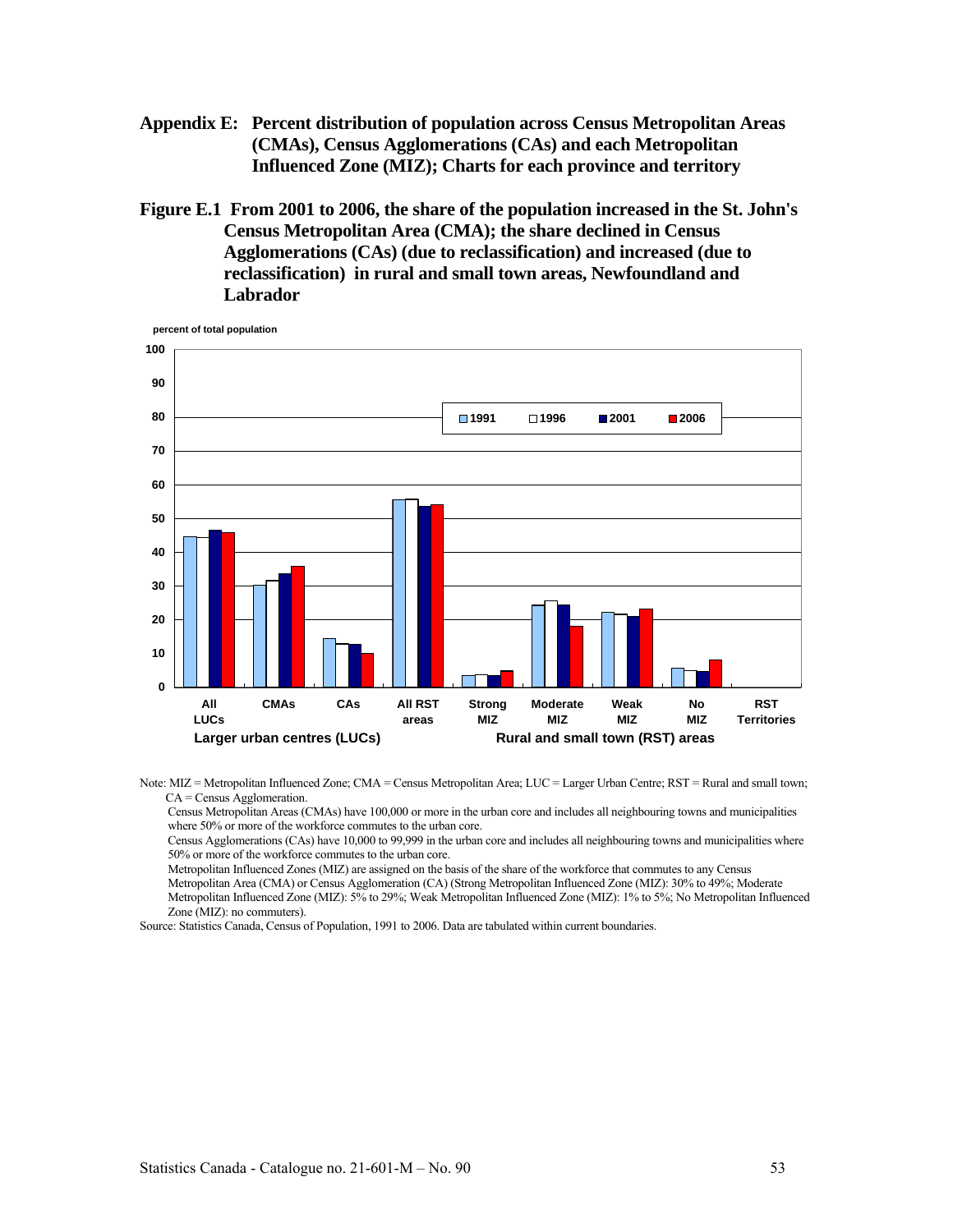## Appendix E: Percent distribution of population across Census Metropolitan Areas (CMAs), Census Agglomerations (CAs) and each Metropolitan Influenced Zone (MIZ); Charts for each province and territory

### Figure E.1 From 2001 to 2006, the share of the population increased in the St. John's Census Metropolitan Area (CMA); the share declined in Census Agglomerations (CAs) (due to reclassification) and increased (due to reclassification) in rural and small town areas, Newfoundland and Labrador

percent of total population

100
90
80
70
60
50
40
30
20
10
0

1991 | 1996 | 2001 | 2006

All LUCs | CMAs | CAs | All RST areas | Strong MIZ | Moderate MIZ | Weak MIZ | No MIZ | RST Territories

Larger urban centres (LUCs) | Rural and small town (RST) areas

Note: MIZ = Metropolitan Influenced Zone; CMA = Census Metropolitan Area; LUC = Larger Urban Centre; RST = Rural and small town; CA = Census Agglomeration.

Census Metropolitan Areas (CMAs) have 100,000 or more in the urban core and includes all neighbouring towns and municipalities where 50% or more of the workforce commutes to the urban core.

Census Agglomerations (CAs) have 10,000 to 99,999 in the urban core and includes all neighbouring towns and municipalities where 50% or more of the workforce commutes to the urban core.

Metropolitan Influenced Zones (MIZ) are assigned on the basis of the share of the workforce that commutes to any Census Metropolitan Area (CMA) or Census Agglomeration (CA) (Strong Metropolitan Influenced Zone (MIZ): 30% to 49%; Moderate Metropolitan Influenced Zone (MIZ): 5% to 29%; Weak Metropolitan Influenced Zone (MIZ): 1% to 5%; No Metropolitan Influenced Zone (MIZ): no commuters).

Source: Statistics Canada, Census of Population, 1991 to 2006. Data are tabulated within current boundaries.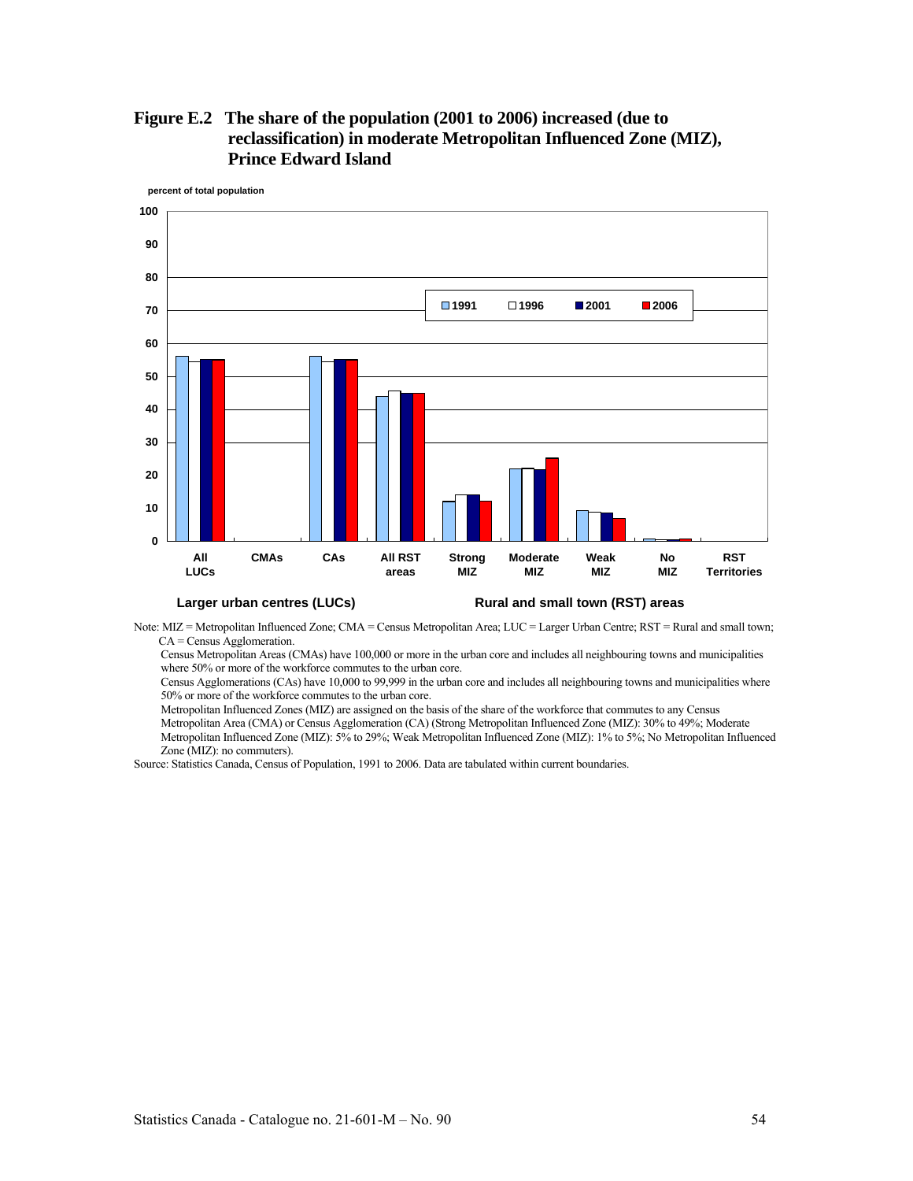## Figure E.2 The share of the population (2001 to 2006) increased (due to reclassification) in moderate Metropolitan Influenced Zone (MIZ), Prince Edward Island

percent of total population

| | 1991 | 1996 | 2001 | 2006 |
|---|---|---|---|---|
| All LUCs | | | | |
| CMAs | | | | |
| CAs | | | | |
| All RST areas | | | | |
| Strong MIZ | | | | |
| Moderate MIZ | | | | |
| Weak MIZ | | | | |
| No MIZ | | | | |
| RST Territories | | | | |

Larger urban centres (LUCs) — Rural and small town (RST) areas

Note: MIZ = Metropolitan Influenced Zone; CMA = Census Metropolitan Area; LUC = Larger Urban Centre; RST = Rural and small town; CA = Census Agglomeration.

Census Metropolitan Areas (CMAs) have 100,000 or more in the urban core and includes all neighbouring towns and municipalities where 50% or more of the workforce commutes to the urban core.

Census Agglomerations (CAs) have 10,000 to 99,999 in the urban core and includes all neighbouring towns and municipalities where 50% or more of the workforce commutes to the urban core.

Metropolitan Influenced Zones (MIZ) are assigned on the basis of the share of the workforce that commutes to any Census Metropolitan Area (CMA) or Census Agglomeration (CA) (Strong Metropolitan Influenced Zone (MIZ): 30% to 49%; Moderate Metropolitan Influenced Zone (MIZ): 5% to 29%; Weak Metropolitan Influenced Zone (MIZ): 1% to 5%; No Metropolitan Influenced Zone (MIZ): no commuters).

Source: Statistics Canada, Census of Population, 1991 to 2006. Data are tabulated within current boundaries.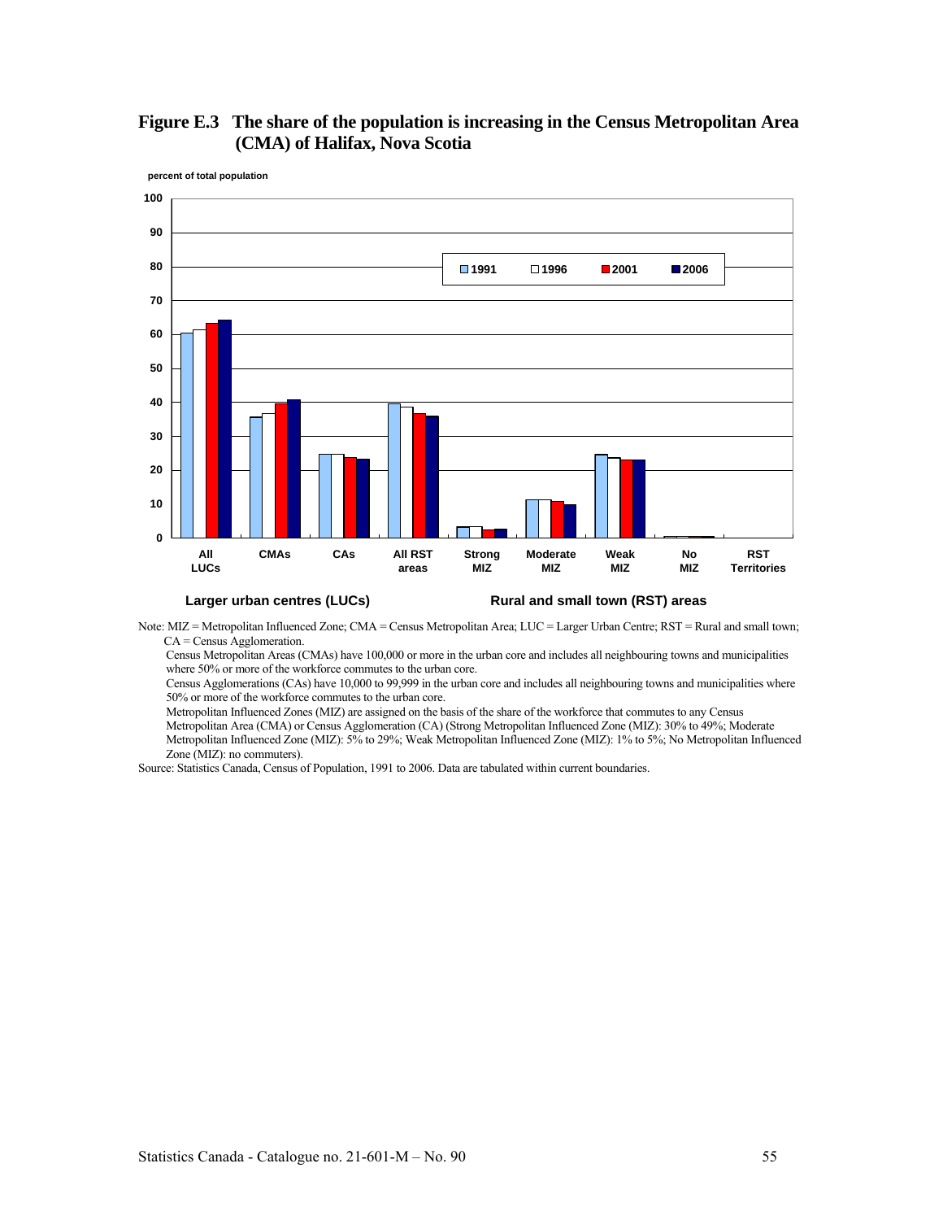**Figure E.3 The share of the population is increasing in the Census Metropolitan Area (CMA) of Halifax, Nova Scotia**

percent of total population

| | 1991 | 1996 | 2001 | 2006 |
|---|---|---|---|---|
| All LUCs | 60.5 | 61.3 | 63.3 | 64.2 |
| CMAs | 35.6 | 36.6 | 39.5 | 40.8 |
| CAs | 24.8 | 24.7 | 23.8 | 23.4 |
| All RST areas | 39.5 | 38.7 | 36.7 | 35.8 |
| Strong MIZ | 3.2 | 3.2 | 2.4 | 2.5 |
| Moderate MIZ | 11.2 | 11.2 | 10.7 | 9.8 |
| Weak MIZ | 24.6 | 23.8 | 23.1 | 23.1 |
| No MIZ | 0.4 | 0.4 | 0.4 | 0.4 |
| RST Territories | | | | |

Larger urban centres (LUCs) — Rural and small town (RST) areas

Note: MIZ = Metropolitan Influenced Zone; CMA = Census Metropolitan Area; LUC = Larger Urban Centre; RST = Rural and small town; CA = Census Agglomeration.
Census Metropolitan Areas (CMAs) have 100,000 or more in the urban core and includes all neighbouring towns and municipalities where 50% or more of the workforce commutes to the urban core.
Census Agglomerations (CAs) have 10,000 to 99,999 in the urban core and includes all neighbouring towns and municipalities where 50% or more of the workforce commutes to the urban core.
Metropolitan Influenced Zones (MIZ) are assigned on the basis of the share of the workforce that commutes to any Census Metropolitan Area (CMA) or Census Agglomeration (CA) (Strong Metropolitan Influenced Zone (MIZ): 30% to 49%; Moderate Metropolitan Influenced Zone (MIZ): 5% to 29%; Weak Metropolitan Influenced Zone (MIZ): 1% to 5%; No Metropolitan Influenced Zone (MIZ): no commuters).

Source: Statistics Canada, Census of Population, 1991 to 2006. Data are tabulated within current boundaries.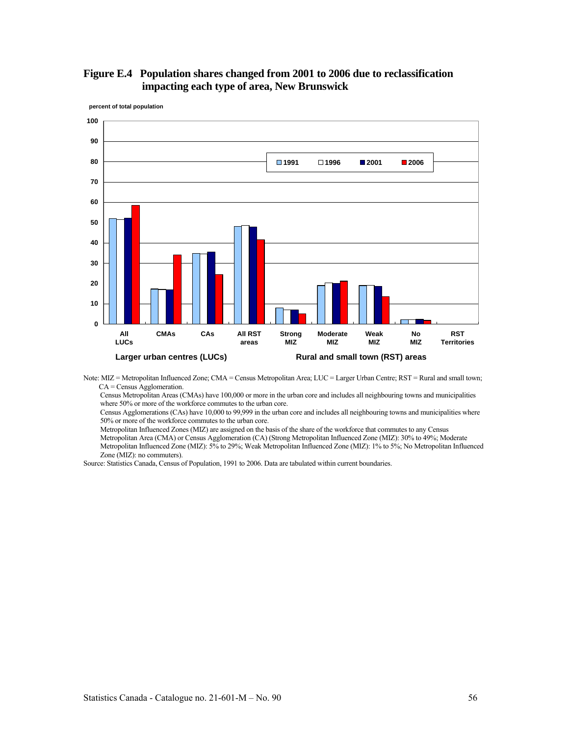**Figure E.4 Population shares changed from 2001 to 2006 due to reclassification impacting each type of area, New Brunswick**

percent of total population

| | All LUCs | CMAs | CAs | All RST areas | Strong MIZ | Moderate MIZ | Weak MIZ | No MIZ | RST Territories |
|---|---|---|---|---|---|---|---|---|---|
| 1991 | 52 | 17 | 35 | 48 | 8 | 19 | 19 | 2 | |
| 1996 | 51 | 17 | 35 | 49 | 7 | 20 | 19 | 2 | |
| 2001 | 52 | 17 | 36 | 48 | 7 | 20 | 19 | 2 | |
| 2006 | 58 | 34 | 24 | 42 | 5 | 21 | 14 | 2 | |

Larger urban centres (LUCs) — Rural and small town (RST) areas

Note: MIZ = Metropolitan Influenced Zone; CMA = Census Metropolitan Area; LUC = Larger Urban Centre; RST = Rural and small town; CA = Census Agglomeration.

Census Metropolitan Areas (CMAs) have 100,000 or more in the urban core and includes all neighbouring towns and municipalities where 50% or more of the workforce commutes to the urban core.

Census Agglomerations (CAs) have 10,000 to 99,999 in the urban core and includes all neighbouring towns and municipalities where 50% or more of the workforce commutes to the urban core.

Metropolitan Influenced Zones (MIZ) are assigned on the basis of the share of the workforce that commutes to any Census Metropolitan Area (CMA) or Census Agglomeration (CA) (Strong Metropolitan Influenced Zone (MIZ): 30% to 49%; Moderate Metropolitan Influenced Zone (MIZ): 5% to 29%; Weak Metropolitan Influenced Zone (MIZ): 1% to 5%; No Metropolitan Influenced Zone (MIZ): no commuters).

Source: Statistics Canada, Census of Population, 1991 to 2006. Data are tabulated within current boundaries.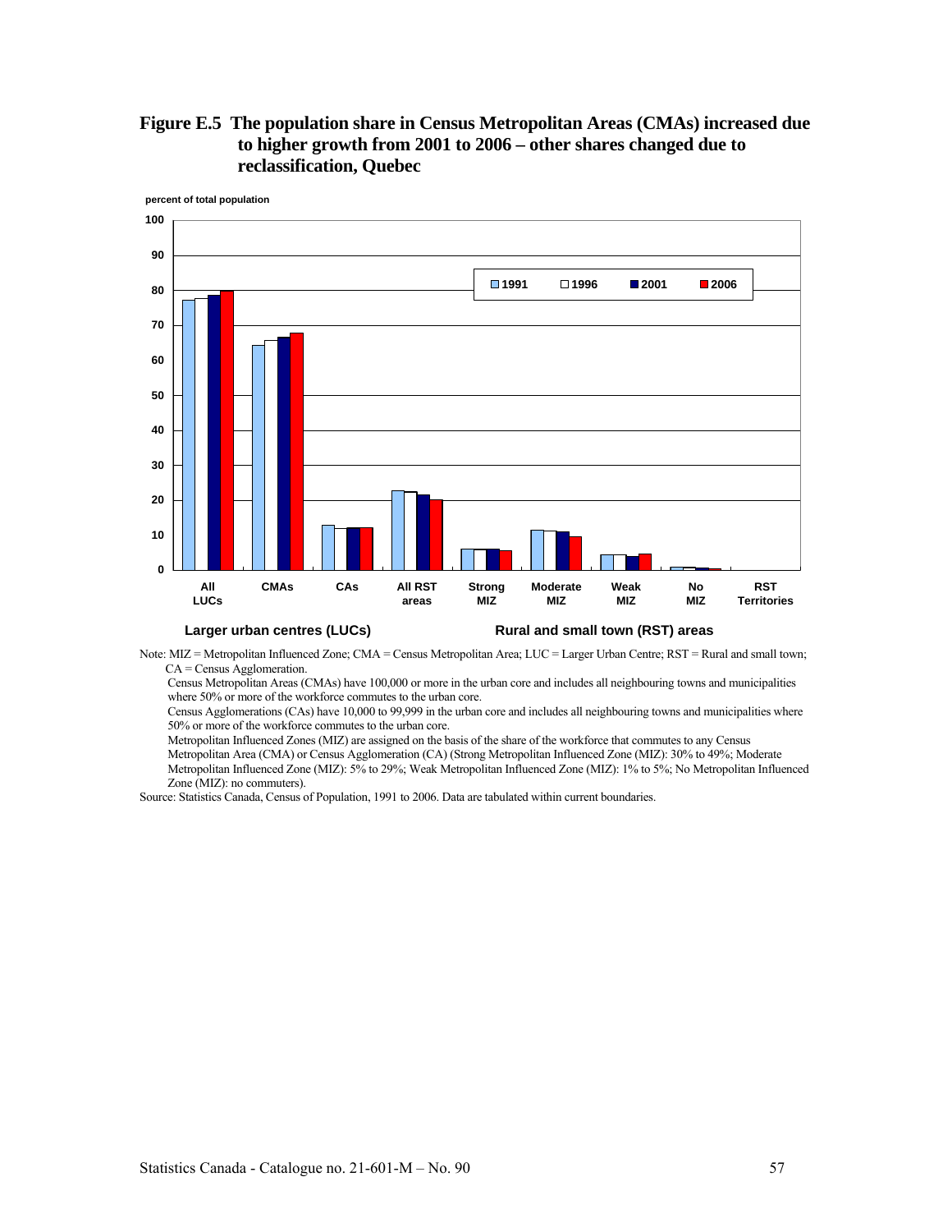**Figure E.5 The population share in Census Metropolitan Areas (CMAs) increased due to higher growth from 2001 to 2006 – other shares changed due to reclassification, Quebec**

percent of total population

100
90
80
70
60
50
40
30
20
10
0

1991 1996 2001 2006

All LUCs | CMAs | CAs | All RST areas | Strong MIZ | Moderate MIZ | Weak MIZ | No MIZ | RST Territories

Larger urban centres (LUCs) Rural and small town (RST) areas

Note: MIZ = Metropolitan Influenced Zone; CMA = Census Metropolitan Area; LUC = Larger Urban Centre; RST = Rural and small town; CA = Census Agglomeration.

Census Metropolitan Areas (CMAs) have 100,000 or more in the urban core and includes all neighbouring towns and municipalities where 50% or more of the workforce commutes to the urban core.

Census Agglomerations (CAs) have 10,000 to 99,999 in the urban core and includes all neighbouring towns and municipalities where 50% or more of the workforce commutes to the urban core.

Metropolitan Influenced Zones (MIZ) are assigned on the basis of the share of the workforce that commutes to any Census Metropolitan Area (CMA) or Census Agglomeration (CA) (Strong Metropolitan Influenced Zone (MIZ): 30% to 49%; Moderate Metropolitan Influenced Zone (MIZ): 5% to 29%; Weak Metropolitan Influenced Zone (MIZ): 1% to 5%; No Metropolitan Influenced Zone (MIZ): no commuters).

Source: Statistics Canada, Census of Population, 1991 to 2006. Data are tabulated within current boundaries.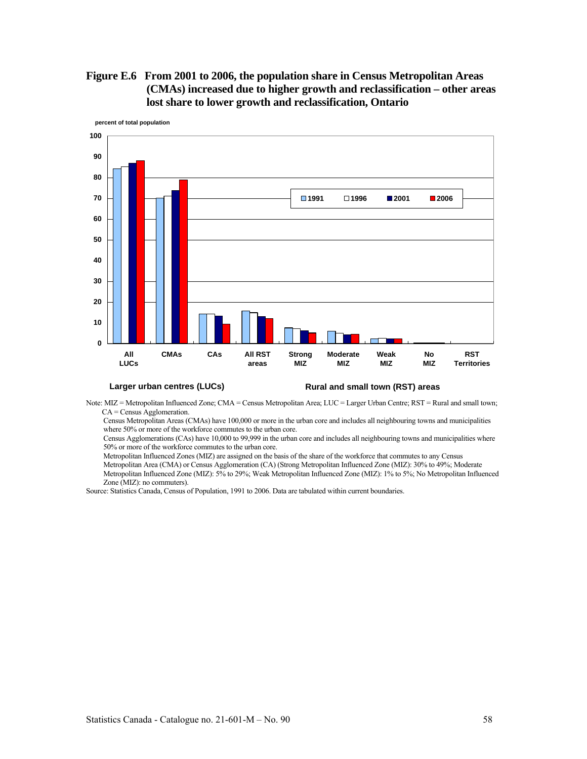**Figure E.6 From 2001 to 2006, the population share in Census Metropolitan Areas (CMAs) increased due to higher growth and reclassification – other areas lost share to lower growth and reclassification, Ontario**

percent of total population

Larger urban centres (LUCs) — All LUCs, CMAs, CAs

Rural and small town (RST) areas — All RST areas, Strong MIZ, Moderate MIZ, Weak MIZ, No MIZ, RST Territories

Legend: 1991, 1996, 2001, 2006

Note: MIZ = Metropolitan Influenced Zone; CMA = Census Metropolitan Area; LUC = Larger Urban Centre; RST = Rural and small town; CA = Census Agglomeration.

Census Metropolitan Areas (CMAs) have 100,000 or more in the urban core and includes all neighbouring towns and municipalities where 50% or more of the workforce commutes to the urban core.

Census Agglomerations (CAs) have 10,000 to 99,999 in the urban core and includes all neighbouring towns and municipalities where 50% or more of the workforce commutes to the urban core.

Metropolitan Influenced Zones (MIZ) are assigned on the basis of the share of the workforce that commutes to any Census Metropolitan Area (CMA) or Census Agglomeration (CA) (Strong Metropolitan Influenced Zone (MIZ): 30% to 49%; Moderate Metropolitan Influenced Zone (MIZ): 5% to 29%; Weak Metropolitan Influenced Zone (MIZ): 1% to 5%; No Metropolitan Influenced Zone (MIZ): no commuters).

Source: Statistics Canada, Census of Population, 1991 to 2006. Data are tabulated within current boundaries.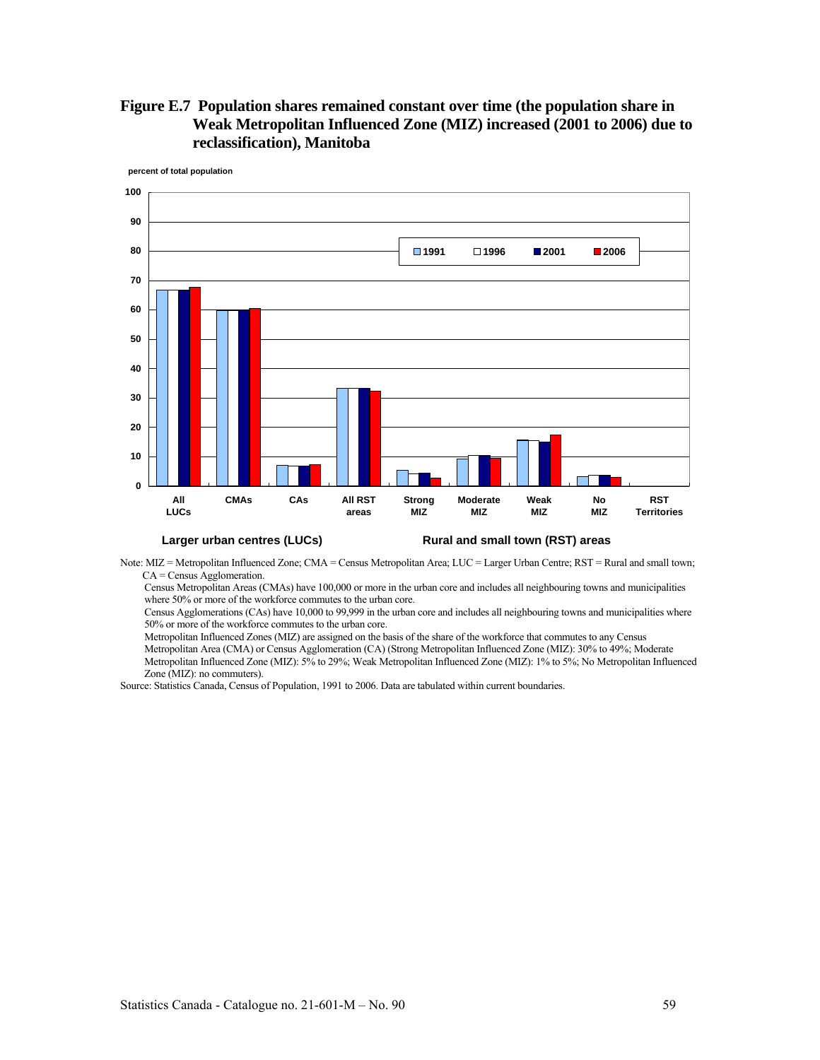**Figure E.7 Population shares remained constant over time (the population share in Weak Metropolitan Influenced Zone (MIZ) increased (2001 to 2006) due to reclassification), Manitoba**

percent of total population

Legend: 1991, 1996, 2001, 2006

Categories: All LUCs, CMAs, CAs, All RST areas, Strong MIZ, Moderate MIZ, Weak MIZ, No MIZ, RST Territories

Larger urban centres (LUCs) — Rural and small town (RST) areas

Note: MIZ = Metropolitan Influenced Zone; CMA = Census Metropolitan Area; LUC = Larger Urban Centre; RST = Rural and small town; CA = Census Agglomeration.

Census Metropolitan Areas (CMAs) have 100,000 or more in the urban core and includes all neighbouring towns and municipalities where 50% or more of the workforce commutes to the urban core.

Census Agglomerations (CAs) have 10,000 to 99,999 in the urban core and includes all neighbouring towns and municipalities where 50% or more of the workforce commutes to the urban core.

Metropolitan Influenced Zones (MIZ) are assigned on the basis of the share of the workforce that commutes to any Census Metropolitan Area (CMA) or Census Agglomeration (CA) (Strong Metropolitan Influenced Zone (MIZ): 30% to 49%; Moderate Metropolitan Influenced Zone (MIZ): 5% to 29%; Weak Metropolitan Influenced Zone (MIZ): 1% to 5%; No Metropolitan Influenced Zone (MIZ): no commuters).

Source: Statistics Canada, Census of Population, 1991 to 2006. Data are tabulated within current boundaries.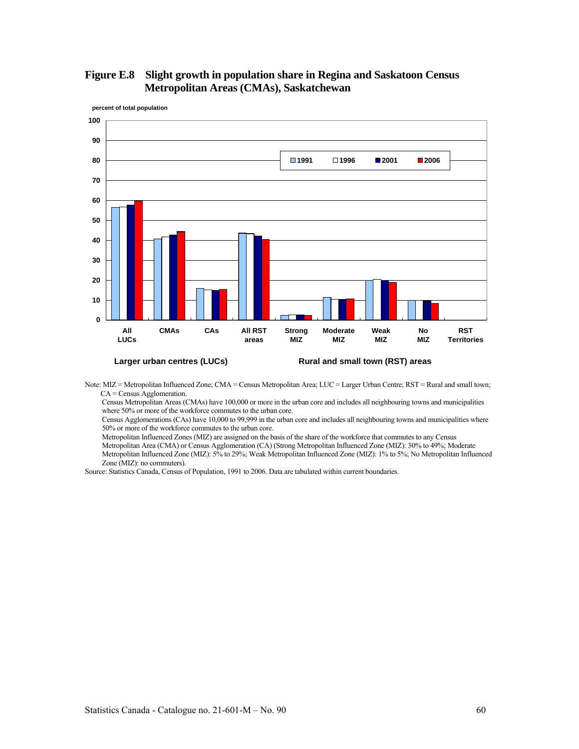**Figure E.8 Slight growth in population share in Regina and Saskatoon Census Metropolitan Areas (CMAs), Saskatchewan**

percent of total population

| | 1991 | 1996 | 2001 | 2006 |
|---|---|---|---|---|
| All LUCs | | | | |
| CMAs | | | | |
| CAs | | | | |
| All RST areas | | | | |
| Strong MIZ | | | | |
| Moderate MIZ | | | | |
| Weak MIZ | | | | |
| No MIZ | | | | |
| RST Territories | | | | |

Larger urban centres (LUCs) — Rural and small town (RST) areas

Note: MIZ = Metropolitan Influenced Zone; CMA = Census Metropolitan Area; LUC = Larger Urban Centre; RST = Rural and small town; CA = Census Agglomeration.
Census Metropolitan Areas (CMAs) have 100,000 or more in the urban core and includes all neighbouring towns and municipalities where 50% or more of the workforce commutes to the urban core.
Census Agglomerations (CAs) have 10,000 to 99,999 in the urban core and includes all neighbouring towns and municipalities where 50% or more of the workforce commutes to the urban core.
Metropolitan Influenced Zones (MIZ) are assigned on the basis of the share of the workforce that commutes to any Census Metropolitan Area (CMA) or Census Agglomeration (CA) (Strong Metropolitan Influenced Zone (MIZ): 30% to 49%; Moderate Metropolitan Influenced Zone (MIZ): 5% to 29%; Weak Metropolitan Influenced Zone (MIZ): 1% to 5%; No Metropolitan Influenced Zone (MIZ): no commuters).

Source: Statistics Canada, Census of Population, 1991 to 2006. Data are tabulated within current boundaries.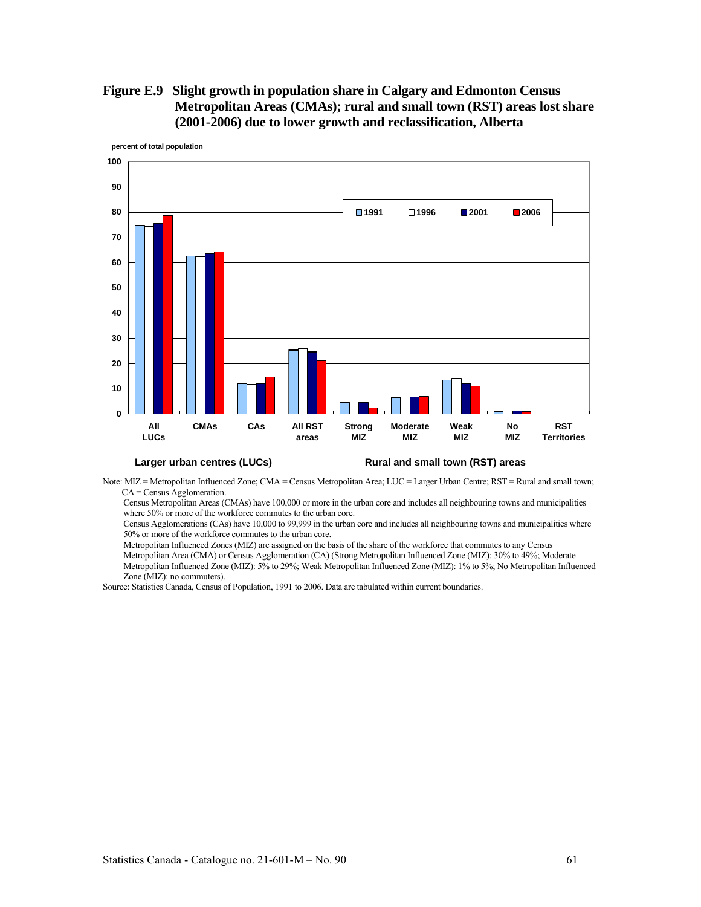**Figure E.9 Slight growth in population share in Calgary and Edmonton Census Metropolitan Areas (CMAs); rural and small town (RST) areas lost share (2001-2006) due to lower growth and reclassification, Alberta**

percent of total population

Legend: 1991, 1996, 2001, 2006

Categories: All LUCs, CMAs, CAs, All RST areas, Strong MIZ, Moderate MIZ, Weak MIZ, No MIZ, RST Territories

Larger urban centres (LUCs) — Rural and small town (RST) areas

Note: MIZ = Metropolitan Influenced Zone; CMA = Census Metropolitan Area; LUC = Larger Urban Centre; RST = Rural and small town; CA = Census Agglomeration.

Census Metropolitan Areas (CMAs) have 100,000 or more in the urban core and includes all neighbouring towns and municipalities where 50% or more of the workforce commutes to the urban core.

Census Agglomerations (CAs) have 10,000 to 99,999 in the urban core and includes all neighbouring towns and municipalities where 50% or more of the workforce commutes to the urban core.

Metropolitan Influenced Zones (MIZ) are assigned on the basis of the share of the workforce that commutes to any Census Metropolitan Area (CMA) or Census Agglomeration (CA) (Strong Metropolitan Influenced Zone (MIZ): 30% to 49%; Moderate Metropolitan Influenced Zone (MIZ): 5% to 29%; Weak Metropolitan Influenced Zone (MIZ): 1% to 5%; No Metropolitan Influenced Zone (MIZ): no commuters).

Source: Statistics Canada, Census of Population, 1991 to 2006. Data are tabulated within current boundaries.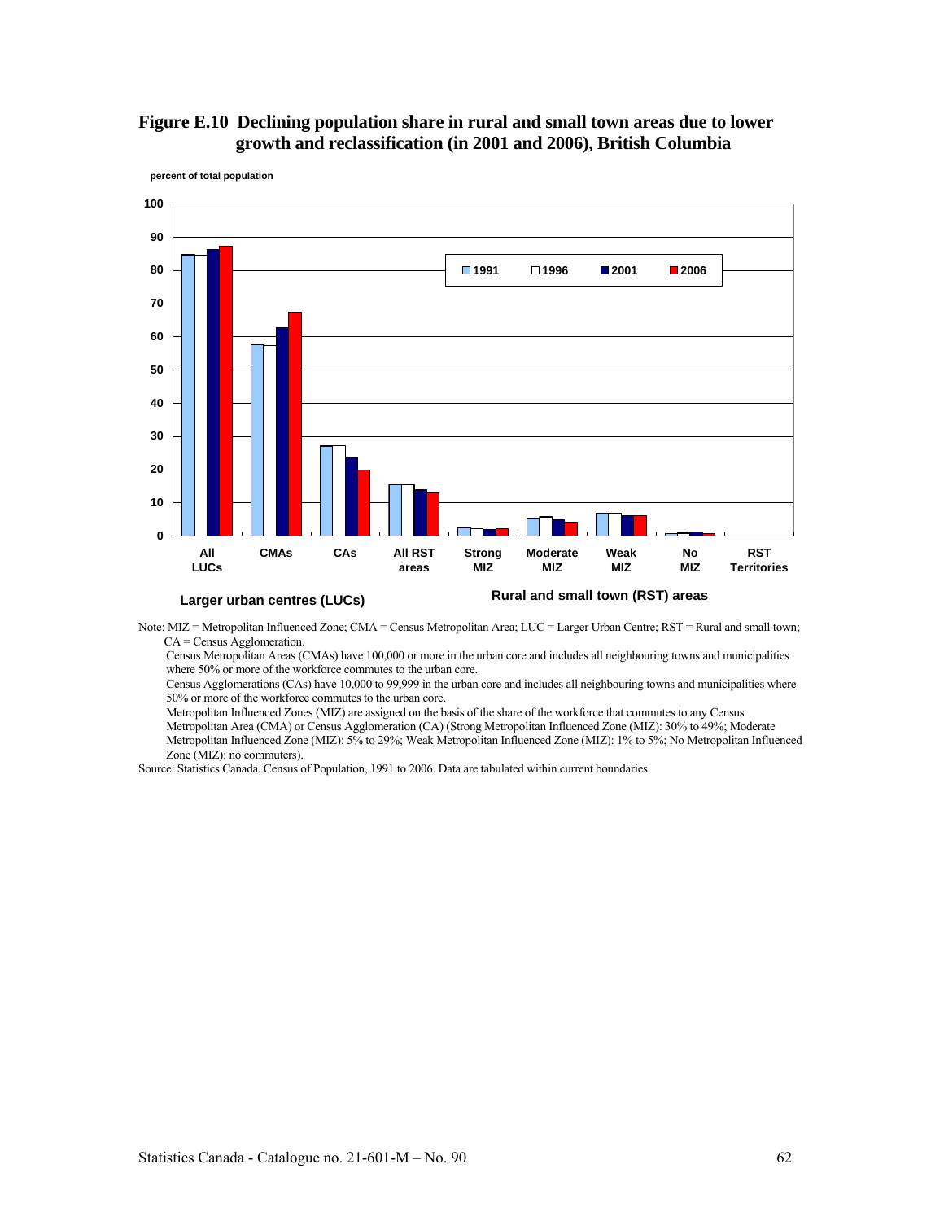**Figure E.10 Declining population share in rural and small town areas due to lower growth and reclassification (in 2001 and 2006), British Columbia**

percent of total population

Note: MIZ = Metropolitan Influenced Zone; CMA = Census Metropolitan Area; LUC = Larger Urban Centre; RST = Rural and small town; CA = Census Agglomeration.

Census Metropolitan Areas (CMAs) have 100,000 or more in the urban core and includes all neighbouring towns and municipalities where 50% or more of the workforce commutes to the urban core.

Census Agglomerations (CAs) have 10,000 to 99,999 in the urban core and includes all neighbouring towns and municipalities where 50% or more of the workforce commutes to the urban core.

Metropolitan Influenced Zones (MIZ) are assigned on the basis of the share of the workforce that commutes to any Census Metropolitan Area (CMA) or Census Agglomeration (CA) (Strong Metropolitan Influenced Zone (MIZ): 30% to 49%; Moderate Metropolitan Influenced Zone (MIZ): 5% to 29%; Weak Metropolitan Influenced Zone (MIZ): 1% to 5%; No Metropolitan Influenced Zone (MIZ): no commuters).

Source: Statistics Canada, Census of Population, 1991 to 2006. Data are tabulated within current boundaries.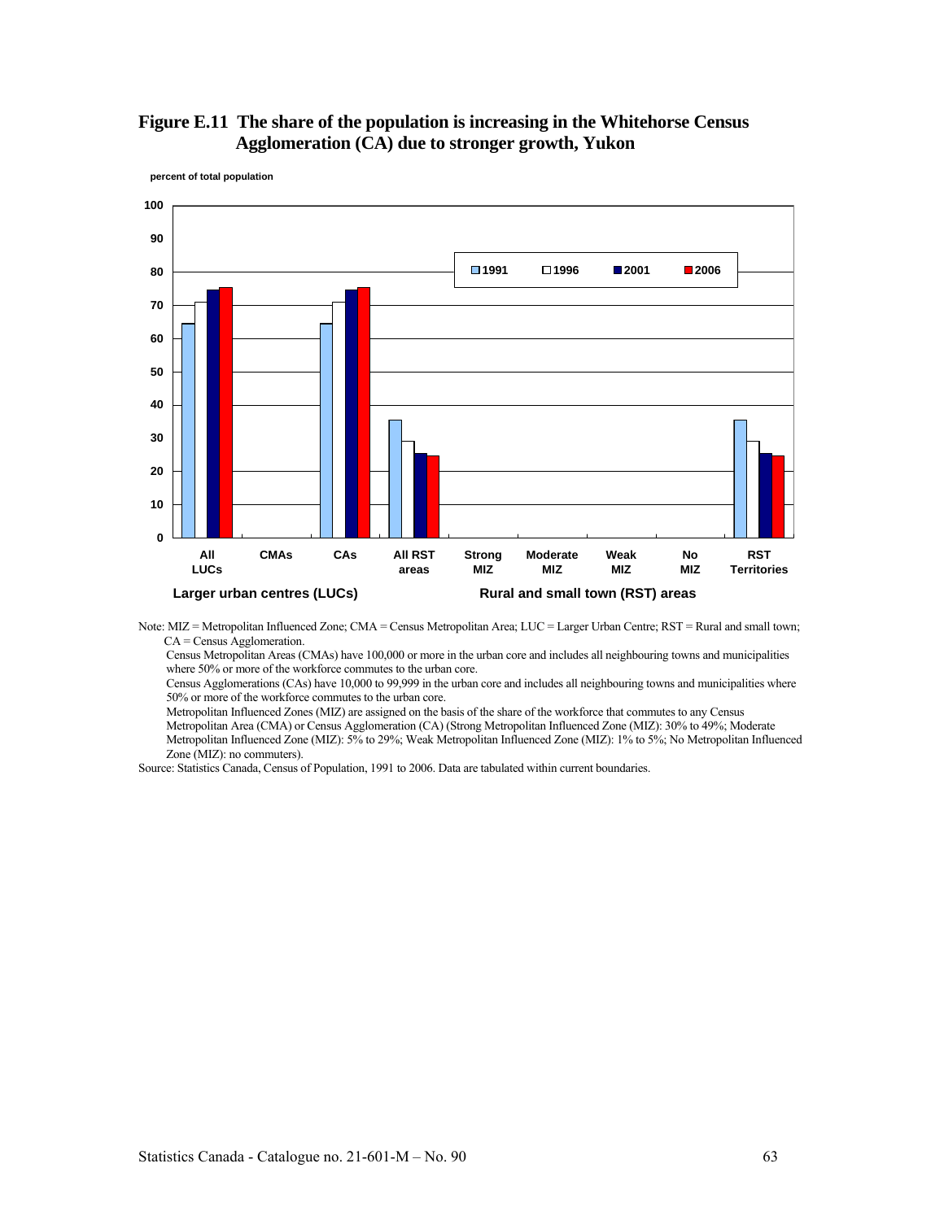**Figure E.11 The share of the population is increasing in the Whitehorse Census Agglomeration (CA) due to stronger growth, Yukon**

percent of total population

Note: MIZ = Metropolitan Influenced Zone; CMA = Census Metropolitan Area; LUC = Larger Urban Centre; RST = Rural and small town; CA = Census Agglomeration.

Census Metropolitan Areas (CMAs) have 100,000 or more in the urban core and includes all neighbouring towns and municipalities where 50% or more of the workforce commutes to the urban core.

Census Agglomerations (CAs) have 10,000 to 99,999 in the urban core and includes all neighbouring towns and municipalities where 50% or more of the workforce commutes to the urban core.

Metropolitan Influenced Zones (MIZ) are assigned on the basis of the share of the workforce that commutes to any Census Metropolitan Area (CMA) or Census Agglomeration (CA) (Strong Metropolitan Influenced Zone (MIZ): 30% to 49%; Moderate Metropolitan Influenced Zone (MIZ): 5% to 29%; Weak Metropolitan Influenced Zone (MIZ): 1% to 5%; No Metropolitan Influenced Zone (MIZ): no commuters).

Source: Statistics Canada, Census of Population, 1991 to 2006. Data are tabulated within current boundaries.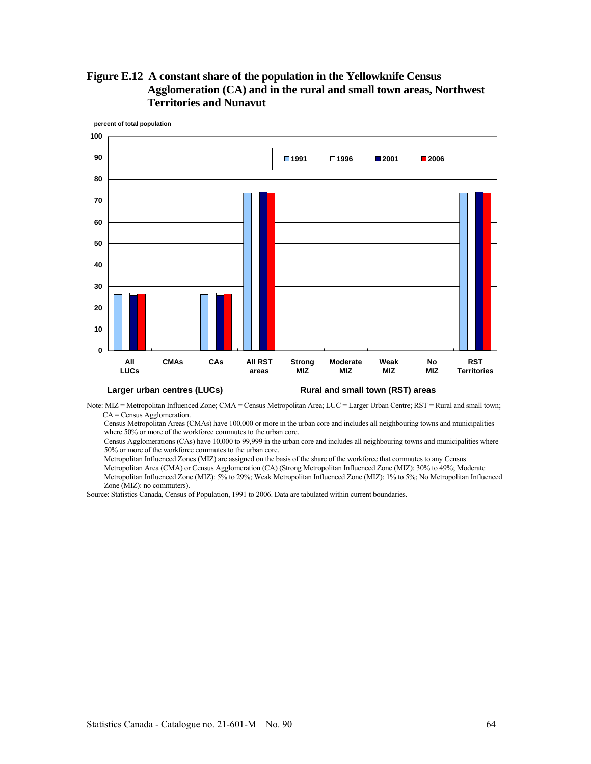**Figure E.12 A constant share of the population in the Yellowknife Census Agglomeration (CA) and in the rural and small town areas, Northwest Territories and Nunavut**

percent of total population

Note: MIZ = Metropolitan Influenced Zone; CMA = Census Metropolitan Area; LUC = Larger Urban Centre; RST = Rural and small town; CA = Census Agglomeration.
Census Metropolitan Areas (CMAs) have 100,000 or more in the urban core and includes all neighbouring towns and municipalities where 50% or more of the workforce commutes to the urban core.
Census Agglomerations (CAs) have 10,000 to 99,999 in the urban core and includes all neighbouring towns and municipalities where 50% or more of the workforce commutes to the urban core.
Metropolitan Influenced Zones (MIZ) are assigned on the basis of the share of the workforce that commutes to any Census Metropolitan Area (CMA) or Census Agglomeration (CA) (Strong Metropolitan Influenced Zone (MIZ): 30% to 49%; Moderate Metropolitan Influenced Zone (MIZ): 5% to 29%; Weak Metropolitan Influenced Zone (MIZ): 1% to 5%; No Metropolitan Influenced Zone (MIZ): no commuters).
Source: Statistics Canada, Census of Population, 1991 to 2006. Data are tabulated within current boundaries.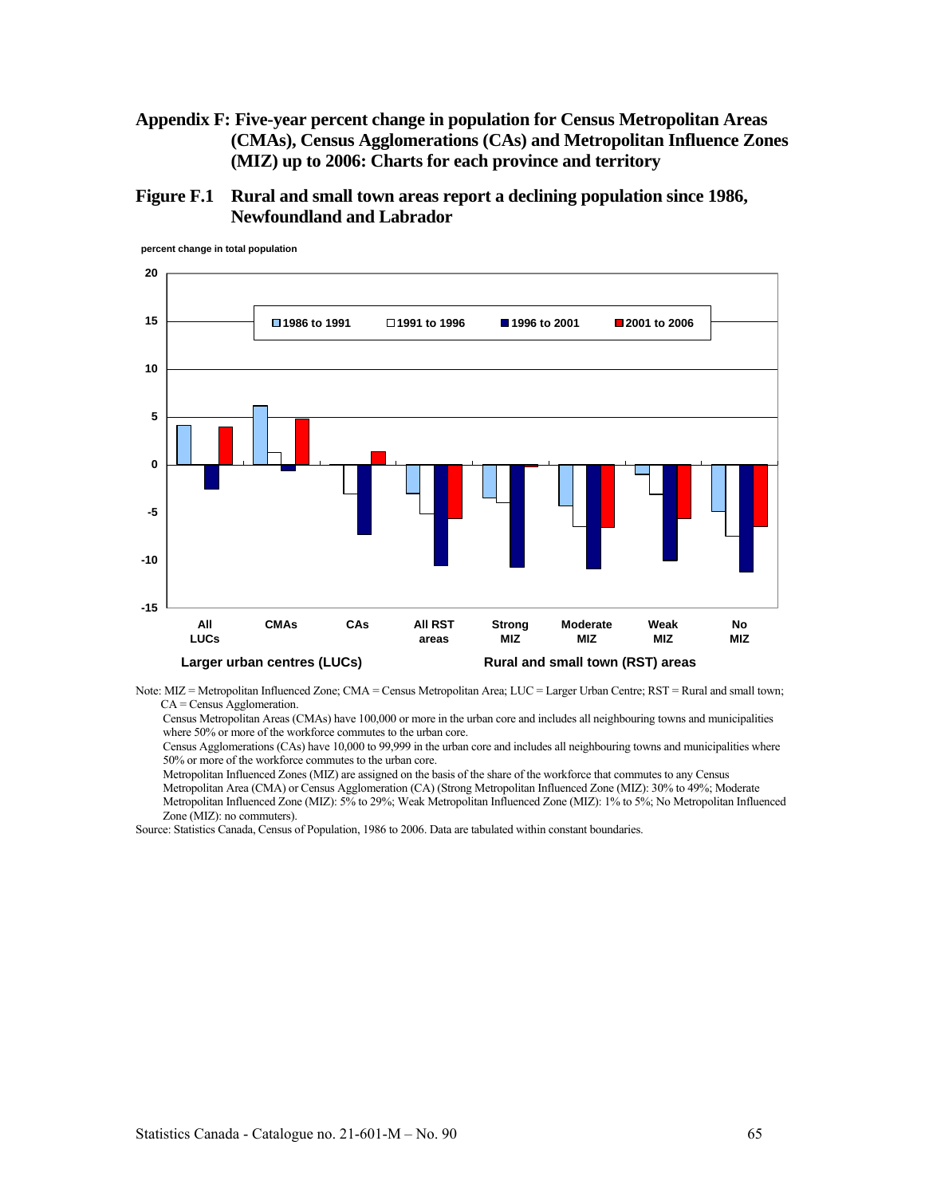# Appendix F: Five-year percent change in population for Census Metropolitan Areas (CMAs), Census Agglomerations (CAs) and Metropolitan Influence Zones (MIZ) up to 2006: Charts for each province and territory

## Figure F.1 Rural and small town areas report a declining population since 1986, Newfoundland and Labrador

percent change in total population

20
15
10
5
0
-5
-10
-15

1986 to 1991 | 1991 to 1996 | 1996 to 2001 | 2001 to 2006

All LUCs | CMAs | CAs | All RST areas | Strong MIZ | Moderate MIZ | Weak MIZ | No MIZ

Larger urban centres (LUCs) | Rural and small town (RST) areas

Note: MIZ = Metropolitan Influenced Zone; CMA = Census Metropolitan Area; LUC = Larger Urban Centre; RST = Rural and small town; CA = Census Agglomeration.

Census Metropolitan Areas (CMAs) have 100,000 or more in the urban core and includes all neighbouring towns and municipalities where 50% or more of the workforce commutes to the urban core.

Census Agglomerations (CAs) have 10,000 to 99,999 in the urban core and includes all neighbouring towns and municipalities where 50% or more of the workforce commutes to the urban core.

Metropolitan Influenced Zones (MIZ) are assigned on the basis of the share of the workforce that commutes to any Census Metropolitan Area (CMA) or Census Agglomeration (CA) (Strong Metropolitan Influenced Zone (MIZ): 30% to 49%; Moderate Metropolitan Influenced Zone (MIZ): 5% to 29%; Weak Metropolitan Influenced Zone (MIZ): 1% to 5%; No Metropolitan Influenced Zone (MIZ): no commuters).

Source: Statistics Canada, Census of Population, 1986 to 2006. Data are tabulated within constant boundaries.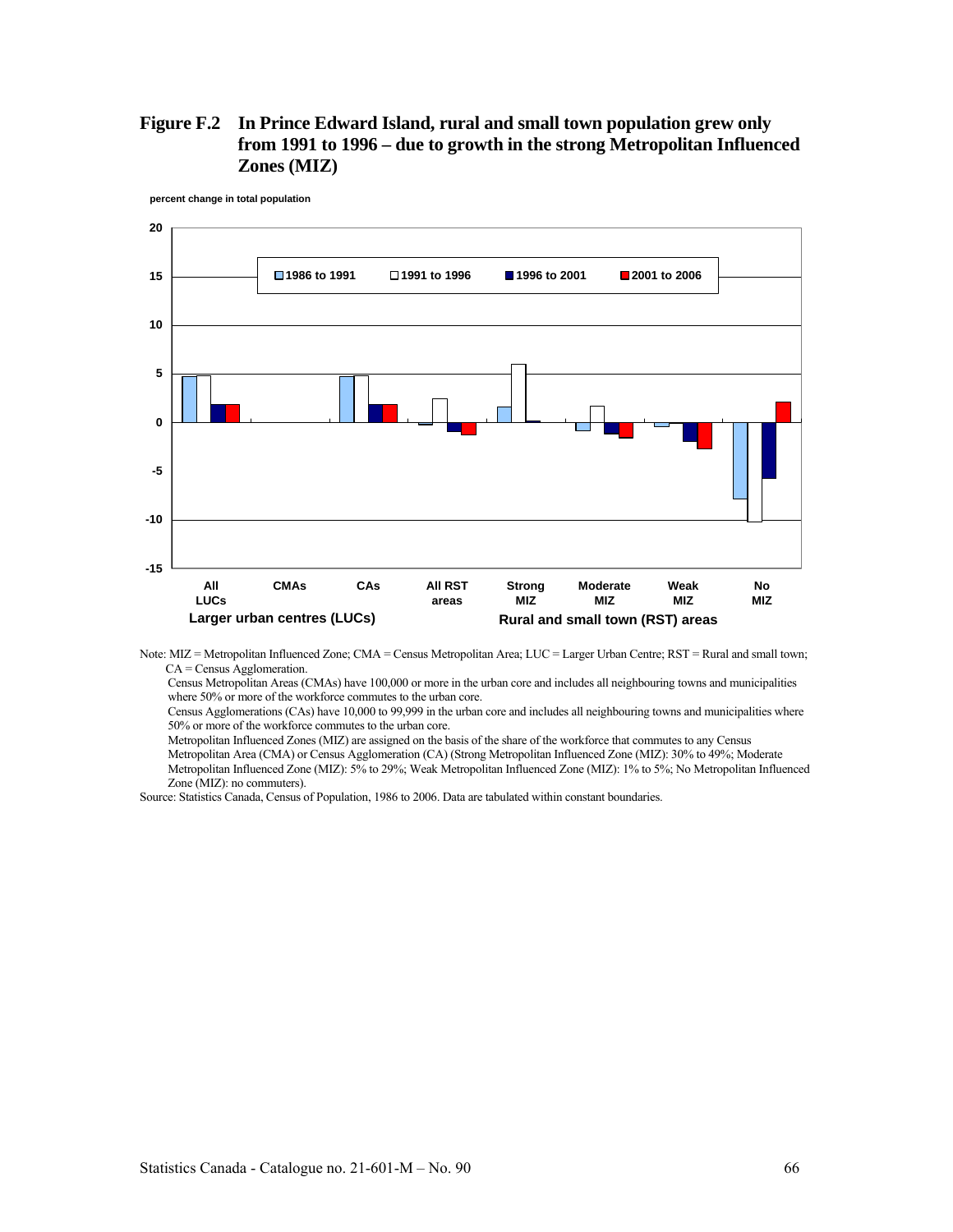**Figure F.2 In Prince Edward Island, rural and small town population grew only from 1991 to 1996 – due to growth in the strong Metropolitan Influenced Zones (MIZ)**

percent change in total population

Note: MIZ = Metropolitan Influenced Zone; CMA = Census Metropolitan Area; LUC = Larger Urban Centre; RST = Rural and small town; CA = Census Agglomeration.

Census Metropolitan Areas (CMAs) have 100,000 or more in the urban core and includes all neighbouring towns and municipalities where 50% or more of the workforce commutes to the urban core.

Census Agglomerations (CAs) have 10,000 to 99,999 in the urban core and includes all neighbouring towns and municipalities where 50% or more of the workforce commutes to the urban core.

Metropolitan Influenced Zones (MIZ) are assigned on the basis of the share of the workforce that commutes to any Census Metropolitan Area (CMA) or Census Agglomeration (CA) (Strong Metropolitan Influenced Zone (MIZ): 30% to 49%; Moderate Metropolitan Influenced Zone (MIZ): 5% to 29%; Weak Metropolitan Influenced Zone (MIZ): 1% to 5%; No Metropolitan Influenced Zone (MIZ): no commuters).

Source: Statistics Canada, Census of Population, 1986 to 2006. Data are tabulated within constant boundaries.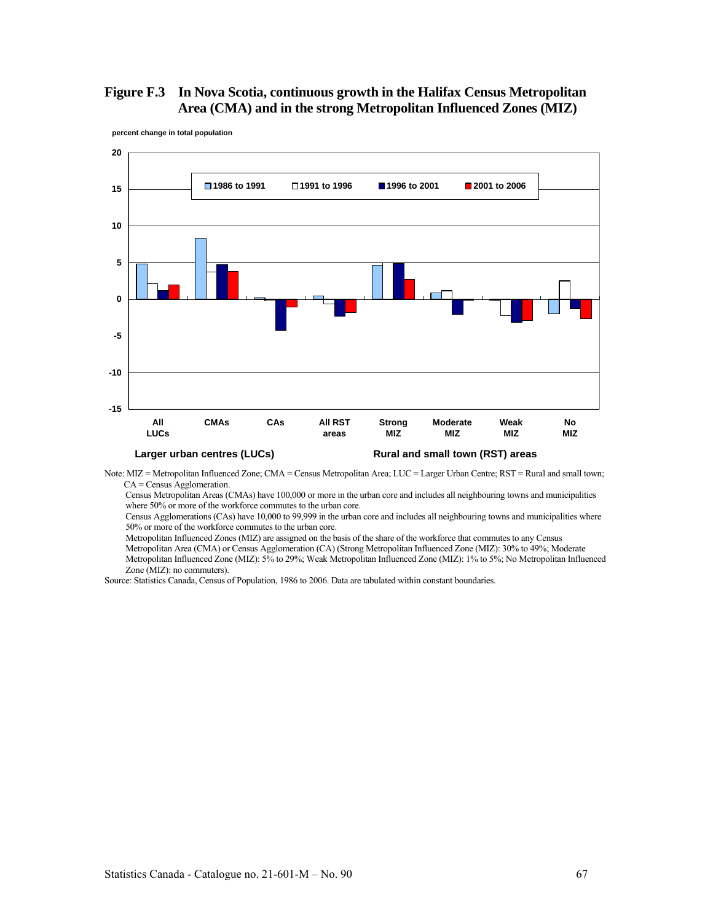**Figure F.3 In Nova Scotia, continuous growth in the Halifax Census Metropolitan Area (CMA) and in the strong Metropolitan Influenced Zones (MIZ)**

percent change in total population

Note: MIZ = Metropolitan Influenced Zone; CMA = Census Metropolitan Area; LUC = Larger Urban Centre; RST = Rural and small town; CA = Census Agglomeration.

Census Metropolitan Areas (CMAs) have 100,000 or more in the urban core and includes all neighbouring towns and municipalities where 50% or more of the workforce commutes to the urban core.

Census Agglomerations (CAs) have 10,000 to 99,999 in the urban core and includes all neighbouring towns and municipalities where 50% or more of the workforce commutes to the urban core.

Metropolitan Influenced Zones (MIZ) are assigned on the basis of the share of the workforce that commutes to any Census Metropolitan Area (CMA) or Census Agglomeration (CA) (Strong Metropolitan Influenced Zone (MIZ): 30% to 49%; Moderate Metropolitan Influenced Zone (MIZ): 5% to 29%; Weak Metropolitan Influenced Zone (MIZ): 1% to 5%; No Metropolitan Influenced Zone (MIZ): no commuters).

Source: Statistics Canada, Census of Population, 1986 to 2006. Data are tabulated within constant boundaries.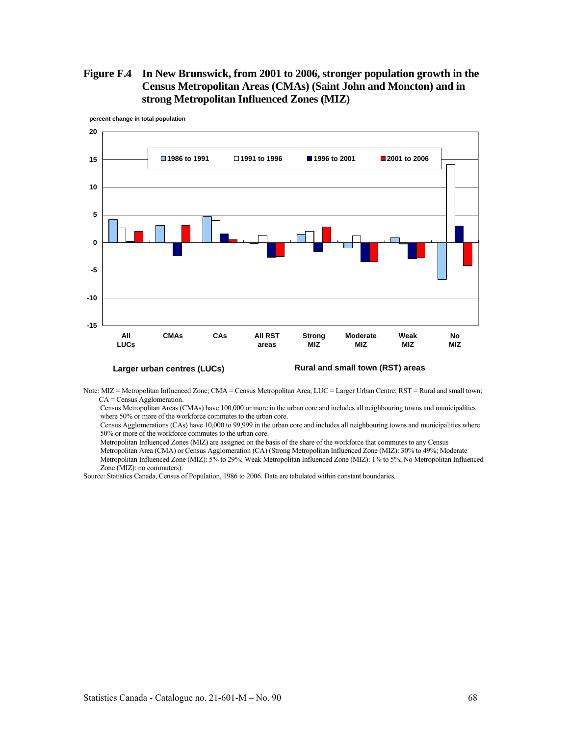**Figure F.4 In New Brunswick, from 2001 to 2006, stronger population growth in the Census Metropolitan Areas (CMAs) (Saint John and Moncton) and in strong Metropolitan Influenced Zones (MIZ)**

Note: MIZ = Metropolitan Influenced Zone; CMA = Census Metropolitan Area; LUC = Larger Urban Centre; RST = Rural and small town; CA = Census Agglomeration.

Census Metropolitan Areas (CMAs) have 100,000 or more in the urban core and includes all neighbouring towns and municipalities where 50% or more of the workforce commutes to the urban core.

Census Agglomerations (CAs) have 10,000 to 99,999 in the urban core and includes all neighbouring towns and municipalities where 50% or more of the workforce commutes to the urban core.

Metropolitan Influenced Zones (MIZ) are assigned on the basis of the share of the workforce that commutes to any Census Metropolitan Area (CMA) or Census Agglomeration (CA) (Strong Metropolitan Influenced Zone (MIZ): 30% to 49%; Moderate Metropolitan Influenced Zone (MIZ): 5% to 29%; Weak Metropolitan Influenced Zone (MIZ): 1% to 5%; No Metropolitan Influenced Zone (MIZ): no commuters).

Source: Statistics Canada, Census of Population, 1986 to 2006. Data are tabulated within constant boundaries.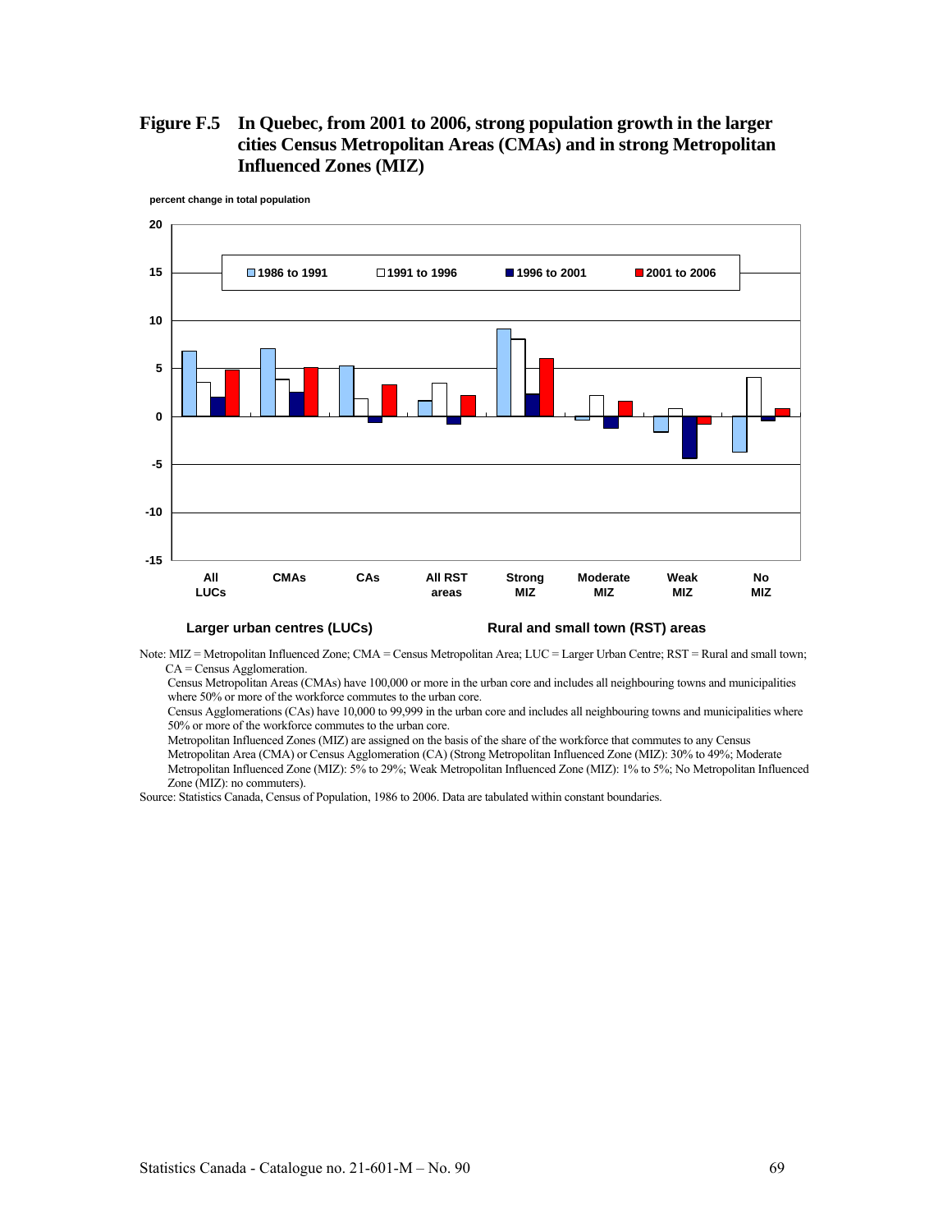**Figure F.5 In Quebec, from 2001 to 2006, strong population growth in the larger cities Census Metropolitan Areas (CMAs) and in strong Metropolitan Influenced Zones (MIZ)**

percent change in total population

Larger urban centres (LUCs) — All LUCs, CMAs, CAs

Rural and small town (RST) areas — All RST areas, Strong MIZ, Moderate MIZ, Weak MIZ, No MIZ

Legend: 1986 to 1991; 1991 to 1996; 1996 to 2001; 2001 to 2006

Note: MIZ = Metropolitan Influenced Zone; CMA = Census Metropolitan Area; LUC = Larger Urban Centre; RST = Rural and small town; CA = Census Agglomeration.

Census Metropolitan Areas (CMAs) have 100,000 or more in the urban core and includes all neighbouring towns and municipalities where 50% or more of the workforce commutes to the urban core.

Census Agglomerations (CAs) have 10,000 to 99,999 in the urban core and includes all neighbouring towns and municipalities where 50% or more of the workforce commutes to the urban core.

Metropolitan Influenced Zones (MIZ) are assigned on the basis of the share of the workforce that commutes to any Census Metropolitan Area (CMA) or Census Agglomeration (CA) (Strong Metropolitan Influenced Zone (MIZ): 30% to 49%; Moderate Metropolitan Influenced Zone (MIZ): 5% to 29%; Weak Metropolitan Influenced Zone (MIZ): 1% to 5%; No Metropolitan Influenced Zone (MIZ): no commuters).

Source: Statistics Canada, Census of Population, 1986 to 2006. Data are tabulated within constant boundaries.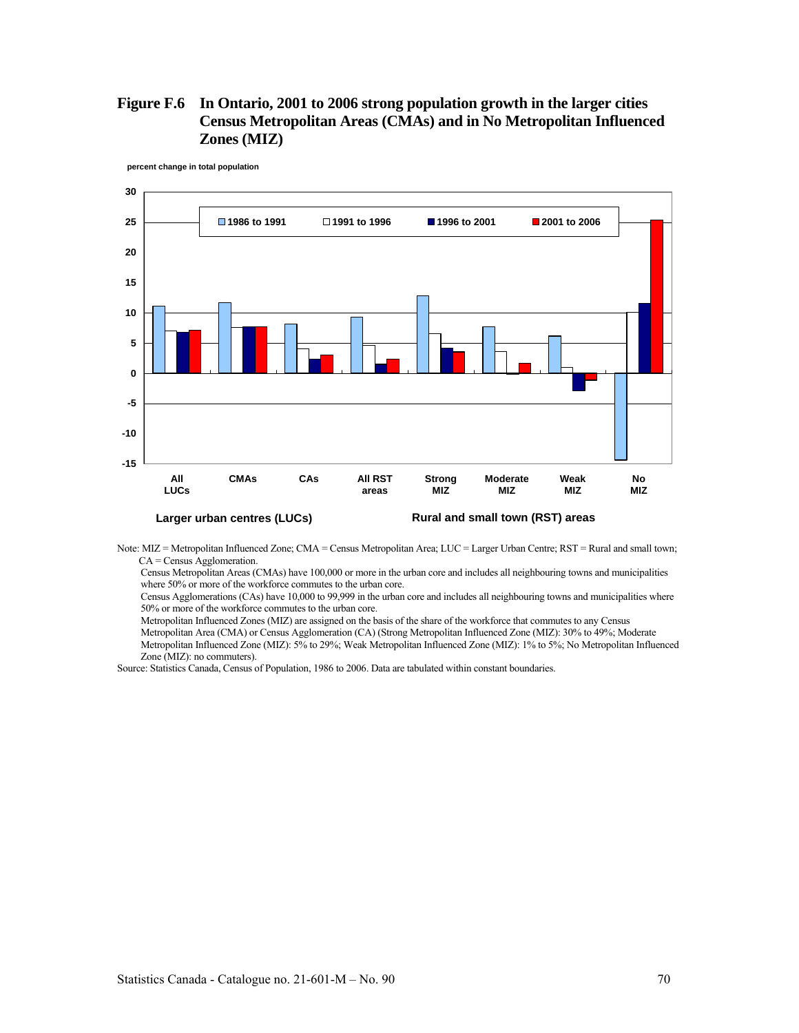**Figure F.6 In Ontario, 2001 to 2006 strong population growth in the larger cities Census Metropolitan Areas (CMAs) and in No Metropolitan Influenced Zones (MIZ)**

percent change in total population

Note: MIZ = Metropolitan Influenced Zone; CMA = Census Metropolitan Area; LUC = Larger Urban Centre; RST = Rural and small town; CA = Census Agglomeration.

Census Metropolitan Areas (CMAs) have 100,000 or more in the urban core and includes all neighbouring towns and municipalities where 50% or more of the workforce commutes to the urban core.

Census Agglomerations (CAs) have 10,000 to 99,999 in the urban core and includes all neighbouring towns and municipalities where 50% or more of the workforce commutes to the urban core.

Metropolitan Influenced Zones (MIZ) are assigned on the basis of the share of the workforce that commutes to any Census Metropolitan Area (CMA) or Census Agglomeration (CA) (Strong Metropolitan Influenced Zone (MIZ): 30% to 49%; Moderate Metropolitan Influenced Zone (MIZ): 5% to 29%; Weak Metropolitan Influenced Zone (MIZ): 1% to 5%; No Metropolitan Influenced Zone (MIZ): no commuters).

Source: Statistics Canada, Census of Population, 1986 to 2006. Data are tabulated within constant boundaries.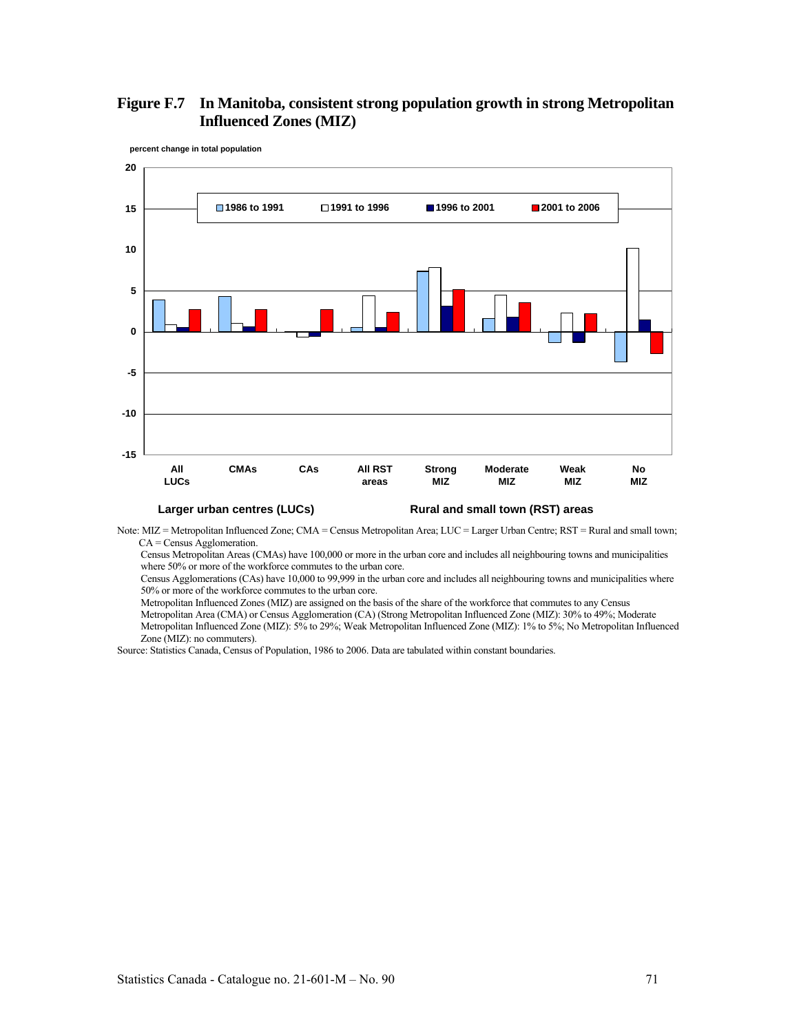**Figure F.7 In Manitoba, consistent strong population growth in strong Metropolitan Influenced Zones (MIZ)**

percent change in total population

20
15
10
5
0
-5
-10
-15

1986 to 1991 | 1991 to 1996 | 1996 to 2001 | 2001 to 2006

All LUCs | CMAs | CAs | All RST areas | Strong MIZ | Moderate MIZ | Weak MIZ | No MIZ

Larger urban centres (LUCs) | Rural and small town (RST) areas

Note: MIZ = Metropolitan Influenced Zone; CMA = Census Metropolitan Area; LUC = Larger Urban Centre; RST = Rural and small town; CA = Census Agglomeration.

Census Metropolitan Areas (CMAs) have 100,000 or more in the urban core and includes all neighbouring towns and municipalities where 50% or more of the workforce commutes to the urban core.

Census Agglomerations (CAs) have 10,000 to 99,999 in the urban core and includes all neighbouring towns and municipalities where 50% or more of the workforce commutes to the urban core.

Metropolitan Influenced Zones (MIZ) are assigned on the basis of the share of the workforce that commutes to any Census Metropolitan Area (CMA) or Census Agglomeration (CA) (Strong Metropolitan Influenced Zone (MIZ): 30% to 49%; Moderate Metropolitan Influenced Zone (MIZ): 5% to 29%; Weak Metropolitan Influenced Zone (MIZ): 1% to 5%; No Metropolitan Influenced Zone (MIZ): no commuters).

Source: Statistics Canada, Census of Population, 1986 to 2006. Data are tabulated within constant boundaries.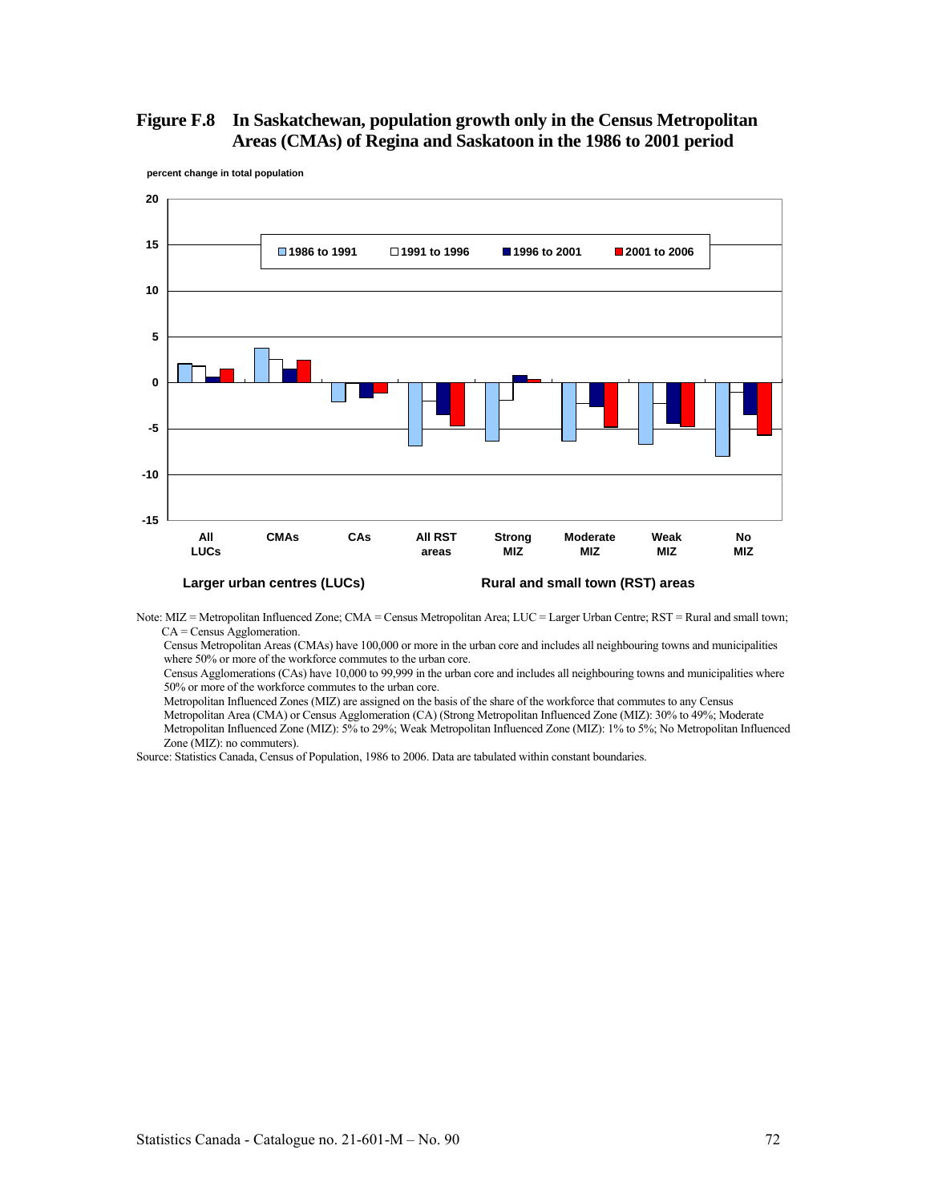**Figure F.8 In Saskatchewan, population growth only in the Census Metropolitan Areas (CMAs) of Regina and Saskatoon in the 1986 to 2001 period**

percent change in total population

Legend: 1986 to 1991; 1991 to 1996; 1996 to 2001; 2001 to 2006

Categories: All LUCs; CMAs; CAs; All RST areas; Strong MIZ; Moderate MIZ; Weak MIZ; No MIZ

Larger urban centres (LUCs) — Rural and small town (RST) areas

Note: MIZ = Metropolitan Influenced Zone; CMA = Census Metropolitan Area; LUC = Larger Urban Centre; RST = Rural and small town; CA = Census Agglomeration.

Census Metropolitan Areas (CMAs) have 100,000 or more in the urban core and includes all neighbouring towns and municipalities where 50% or more of the workforce commutes to the urban core.

Census Agglomerations (CAs) have 10,000 to 99,999 in the urban core and includes all neighbouring towns and municipalities where 50% or more of the workforce commutes to the urban core.

Metropolitan Influenced Zones (MIZ) are assigned on the basis of the share of the workforce that commutes to any Census Metropolitan Area (CMA) or Census Agglomeration (CA) (Strong Metropolitan Influenced Zone (MIZ): 30% to 49%; Moderate Metropolitan Influenced Zone (MIZ): 5% to 29%; Weak Metropolitan Influenced Zone (MIZ): 1% to 5%; No Metropolitan Influenced Zone (MIZ): no commuters).

Source: Statistics Canada, Census of Population, 1986 to 2006. Data are tabulated within constant boundaries.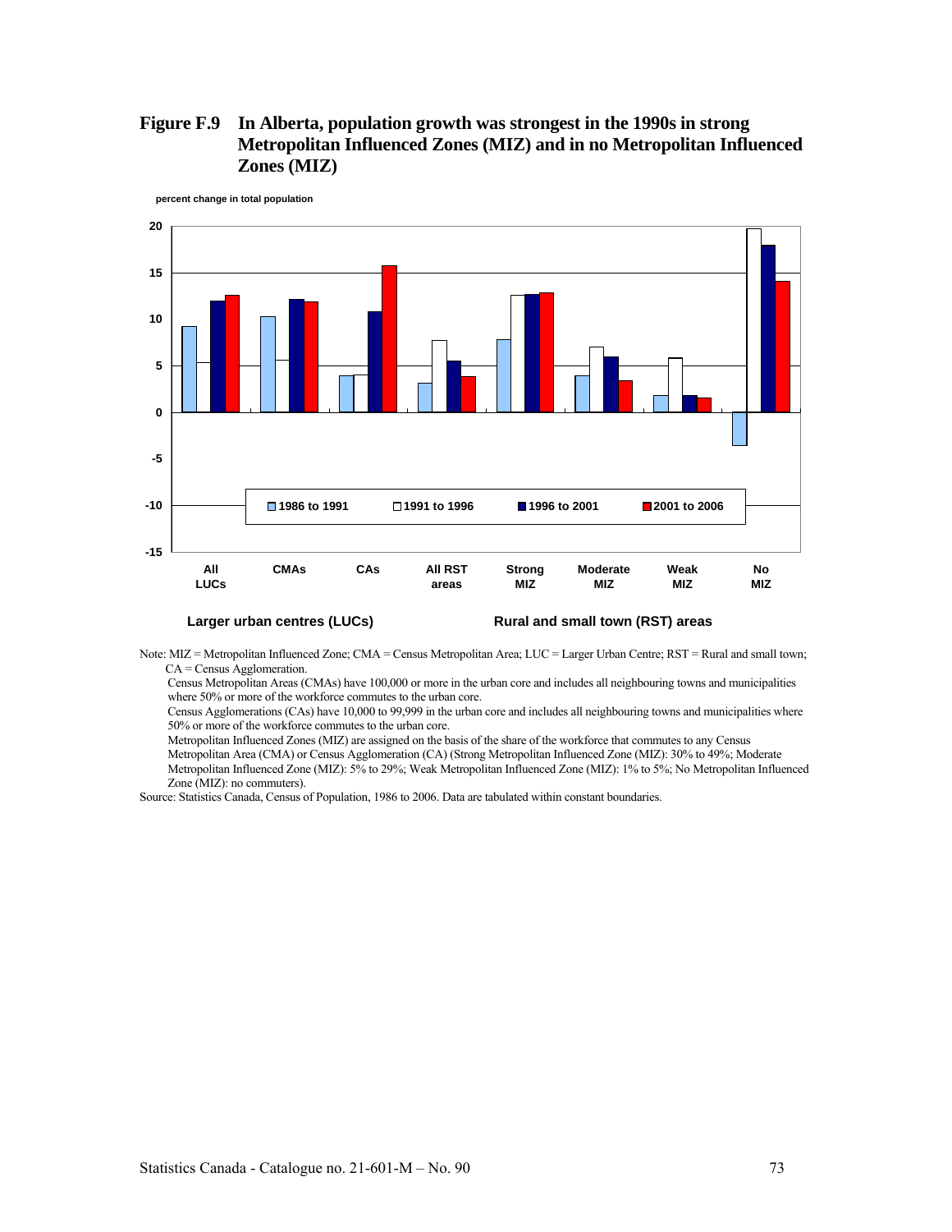**Figure F.9 In Alberta, population growth was strongest in the 1990s in strong Metropolitan Influenced Zones (MIZ) and in no Metropolitan Influenced Zones (MIZ)**

percent change in total population

| | 1986 to 1991 | 1991 to 1996 | 1996 to 2001 | 2001 to 2006 |
|---|---|---|---|---|
| **Larger urban centres (LUCs)** | | | | |
| All LUCs | 9.2 | 5.3 | 12.0 | 12.6 |
| CMAs | 10.3 | 5.6 | 12.1 | 11.9 |
| CAs | 3.9 | 4.0 | 10.8 | 15.8 |
| **Rural and small town (RST) areas** | | | | |
| All RST areas | 3.1 | 7.7 | 5.5 | 3.8 |
| Strong MIZ | 7.8 | 12.6 | 12.7 | 12.9 |
| Moderate MIZ | 3.9 | 7.0 | 5.9 | 3.4 |
| Weak MIZ | 1.8 | 5.8 | 1.8 | 1.5 |
| No MIZ | -3.6 | 19.7 | 18.0 | 14.1 |

Note: MIZ = Metropolitan Influenced Zone; CMA = Census Metropolitan Area; LUC = Larger Urban Centre; RST = Rural and small town; CA = Census Agglomeration.

Census Metropolitan Areas (CMAs) have 100,000 or more in the urban core and includes all neighbouring towns and municipalities where 50% or more of the workforce commutes to the urban core.

Census Agglomerations (CAs) have 10,000 to 99,999 in the urban core and includes all neighbouring towns and municipalities where 50% or more of the workforce commutes to the urban core.

Metropolitan Influenced Zones (MIZ) are assigned on the basis of the share of the workforce that commutes to any Census Metropolitan Area (CMA) or Census Agglomeration (CA) (Strong Metropolitan Influenced Zone (MIZ): 30% to 49%; Moderate Metropolitan Influenced Zone (MIZ): 5% to 29%; Weak Metropolitan Influenced Zone (MIZ): 1% to 5%; No Metropolitan Influenced Zone (MIZ): no commuters).

Source: Statistics Canada, Census of Population, 1986 to 2006. Data are tabulated within constant boundaries.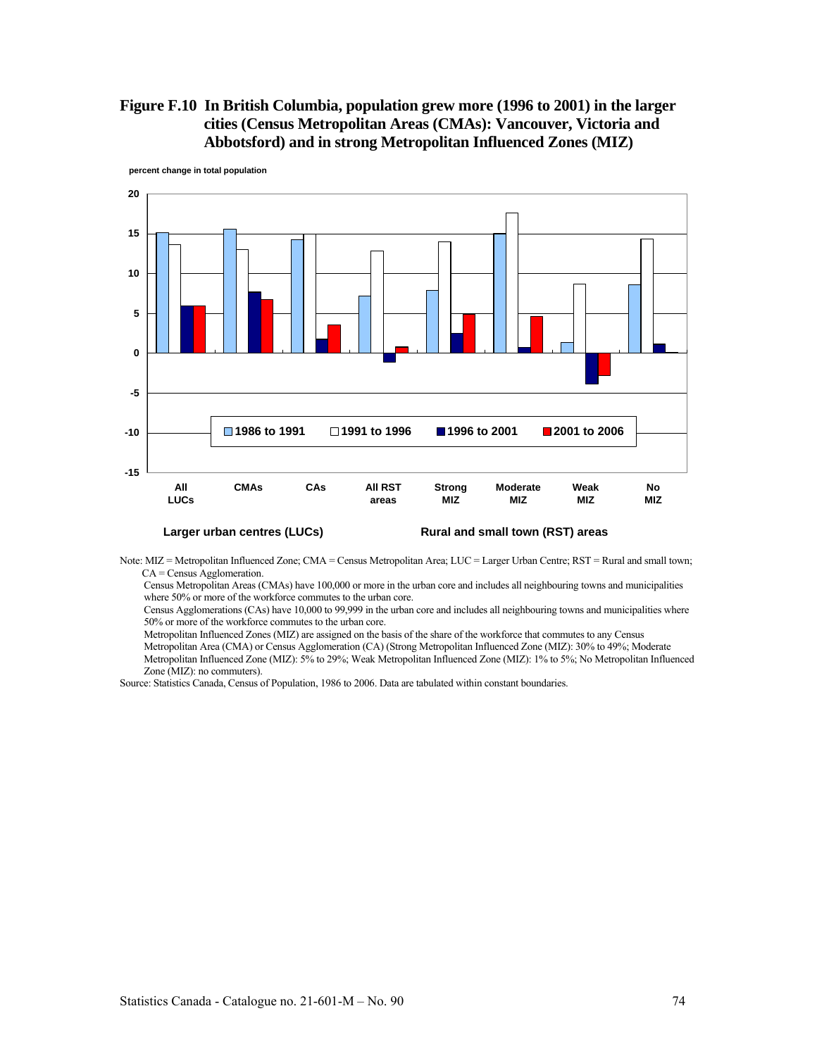**Figure F.10 In British Columbia, population grew more (1996 to 2001) in the larger cities (Census Metropolitan Areas (CMAs): Vancouver, Victoria and Abbotsford) and in strong Metropolitan Influenced Zones (MIZ)**

percent change in total population

20
15
10
5
0
-5
-10
-15

1986 to 1991 | 1991 to 1996 | 1996 to 2001 | 2001 to 2006

All LUCs | CMAs | CAs | All RST areas | Strong MIZ | Moderate MIZ | Weak MIZ | No MIZ

Larger urban centres (LUCs) | Rural and small town (RST) areas

Note: MIZ = Metropolitan Influenced Zone; CMA = Census Metropolitan Area; LUC = Larger Urban Centre; RST = Rural and small town; CA = Census Agglomeration.

Census Metropolitan Areas (CMAs) have 100,000 or more in the urban core and includes all neighbouring towns and municipalities where 50% or more of the workforce commutes to the urban core.

Census Agglomerations (CAs) have 10,000 to 99,999 in the urban core and includes all neighbouring towns and municipalities where 50% or more of the workforce commutes to the urban core.

Metropolitan Influenced Zones (MIZ) are assigned on the basis of the share of the workforce that commutes to any Census Metropolitan Area (CMA) or Census Agglomeration (CA) (Strong Metropolitan Influenced Zone (MIZ): 30% to 49%; Moderate Metropolitan Influenced Zone (MIZ): 5% to 29%; Weak Metropolitan Influenced Zone (MIZ): 1% to 5%; No Metropolitan Influenced Zone (MIZ): no commuters).

Source: Statistics Canada, Census of Population, 1986 to 2006. Data are tabulated within constant boundaries.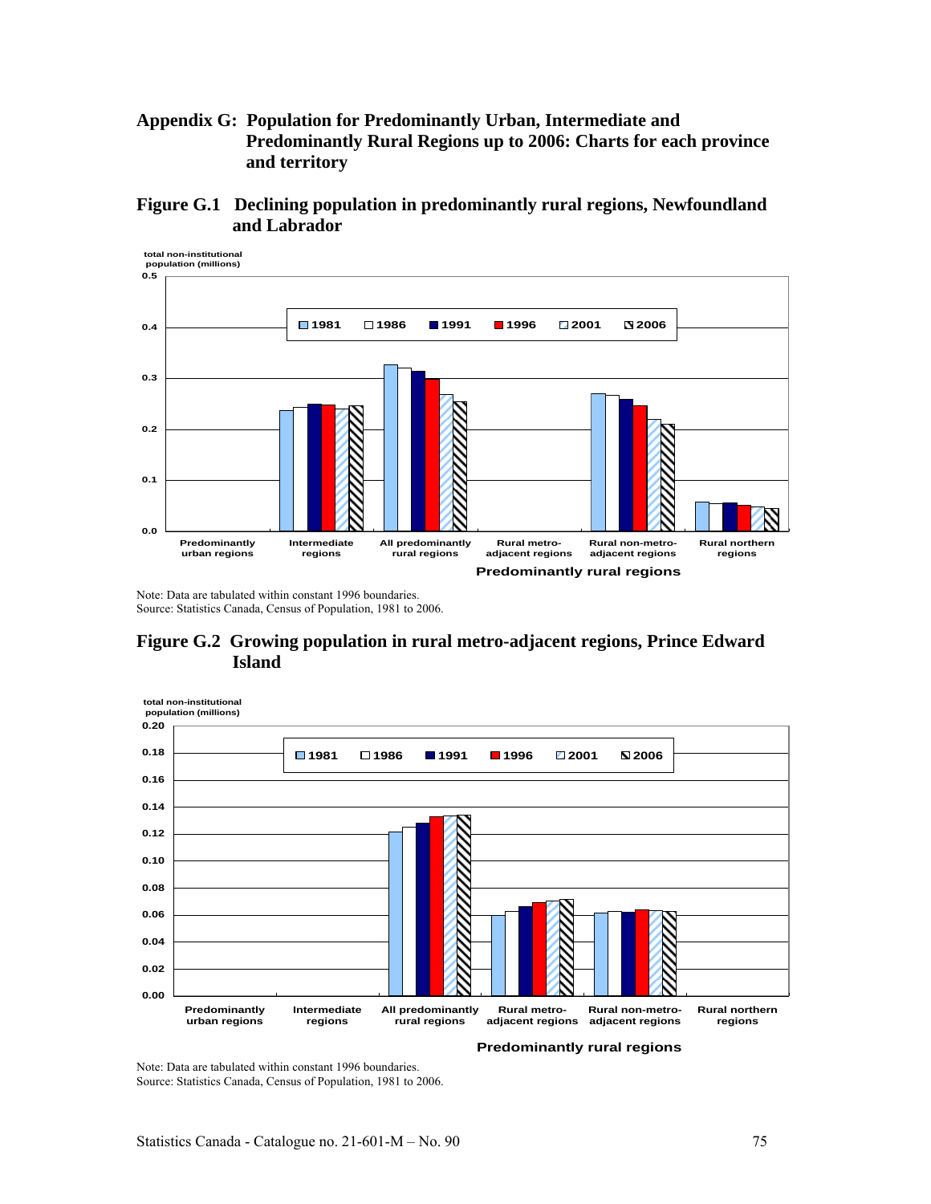# Appendix G: Population for Predominantly Urban, Intermediate and Predominantly Rural Regions up to 2006: Charts for each province and territory

## Figure G.1 Declining population in predominantly rural regions, Newfoundland and Labrador

total non-institutional population (millions)

1981 | 1986 | 1991 | 1996 | 2001 | 2006

Predominantly urban regions | Intermediate regions | All predominantly rural regions | Rural metro-adjacent regions | Rural non-metro-adjacent regions | Rural northern regions

Predominantly rural regions

Note: Data are tabulated within constant 1996 boundaries.
Source: Statistics Canada, Census of Population, 1981 to 2006.

## Figure G.2 Growing population in rural metro-adjacent regions, Prince Edward Island

total non-institutional population (millions)

1981 | 1986 | 1991 | 1996 | 2001 | 2006

Predominantly urban regions | Intermediate regions | All predominantly rural regions | Rural metro-adjacent regions | Rural non-metro-adjacent regions | Rural northern regions

Predominantly rural regions

Note: Data are tabulated within constant 1996 boundaries.
Source: Statistics Canada, Census of Population, 1981 to 2006.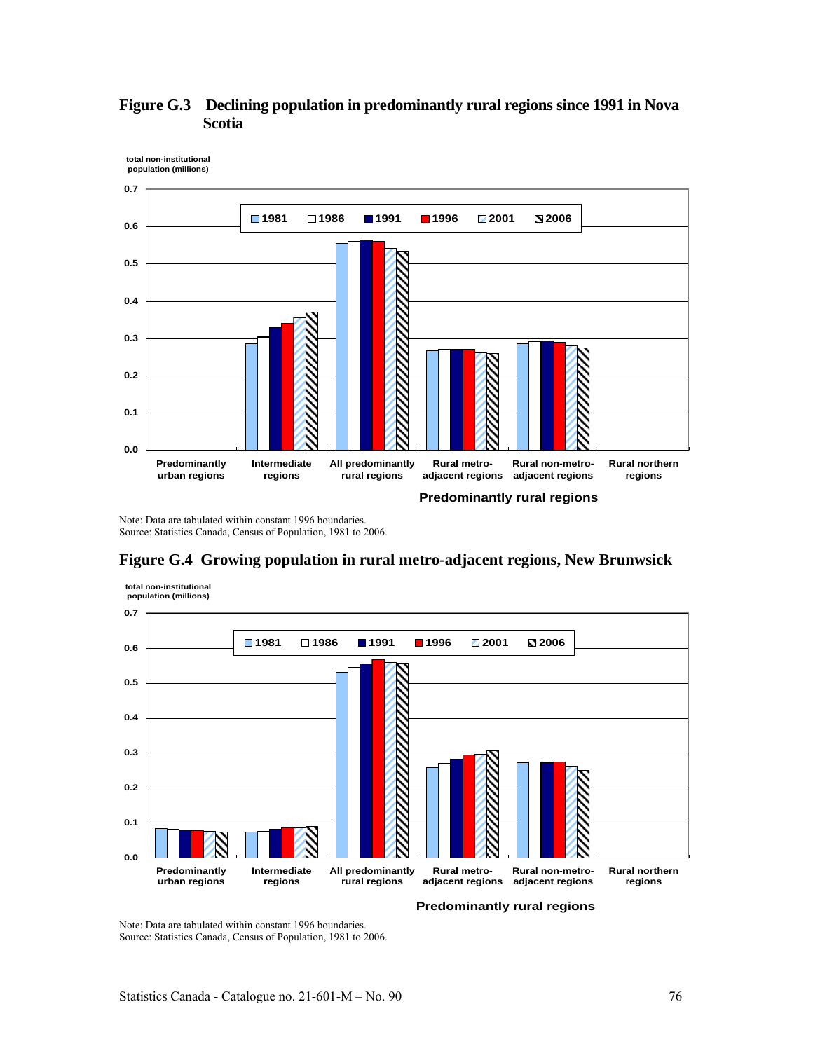## Figure G.3 Declining population in predominantly rural regions since 1991 in Nova Scotia

total non-institutional population (millions)

0.7
0.6
0.5
0.4
0.3
0.2
0.1
0.0

1981 1986 1991 1996 2001 2006

Predominantly urban regions | Intermediate regions | All predominantly rural regions | Rural metro-adjacent regions | Rural non-metro-adjacent regions | Rural northern regions

Predominantly rural regions

Note: Data are tabulated within constant 1996 boundaries.
Source: Statistics Canada, Census of Population, 1981 to 2006.

## Figure G.4 Growing population in rural metro-adjacent regions, New Brunswick

total non-institutional population (millions)

0.7
0.6
0.5
0.4
0.3
0.2
0.1
0.0

1981 1986 1991 1996 2001 2006

Predominantly urban regions | Intermediate regions | All predominantly rural regions | Rural metro-adjacent regions | Rural non-metro-adjacent regions | Rural northern regions

Predominantly rural regions

Note: Data are tabulated within constant 1996 boundaries.
Source: Statistics Canada, Census of Population, 1981 to 2006.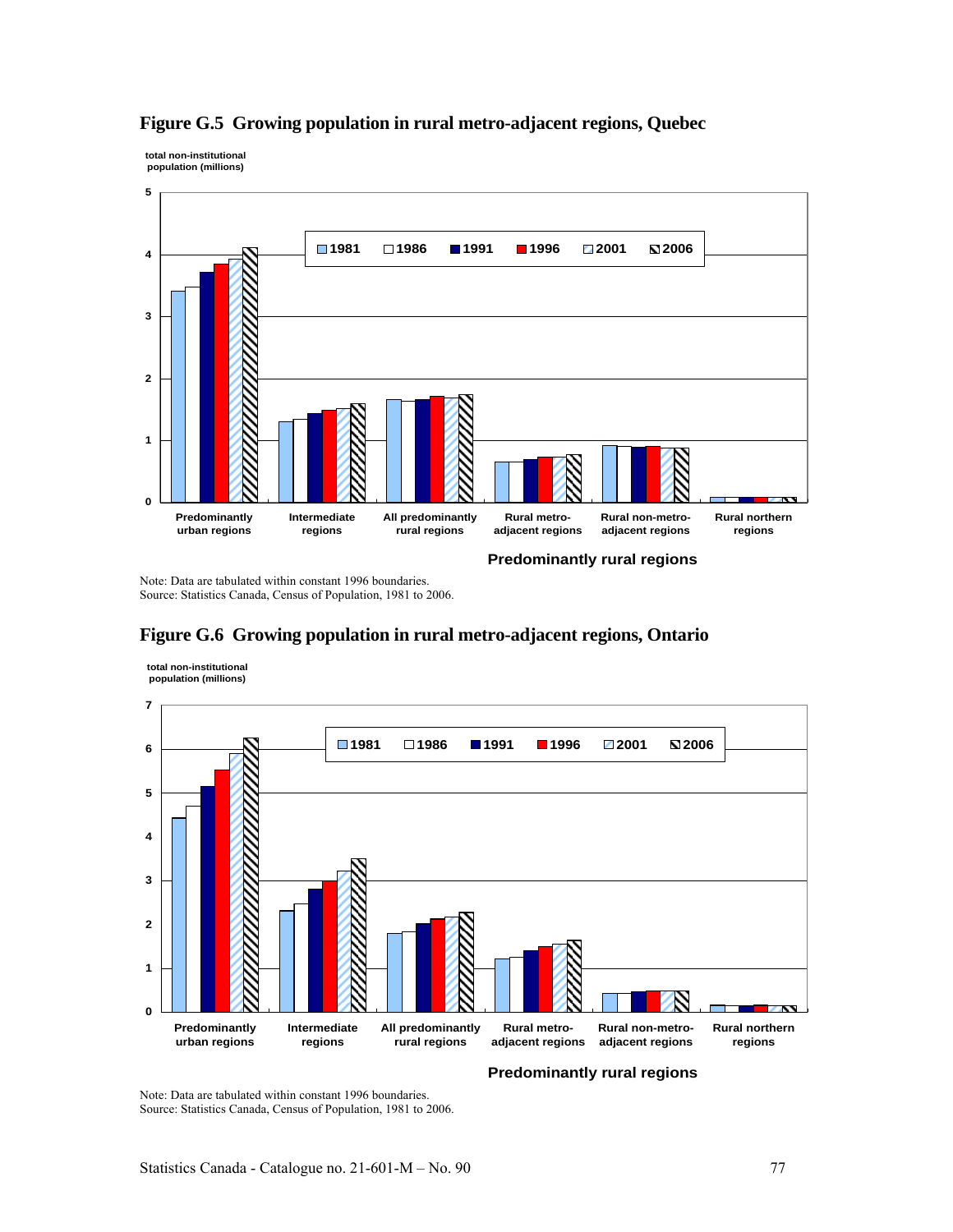## Figure G.5 Growing population in rural metro-adjacent regions, Quebec

total non-institutional population (millions)

1981 | 1986 | 1991 | 1996 | 2001 | 2006

Predominantly urban regions | Intermediate regions | All predominantly rural regions | Rural metro-adjacent regions | Rural non-metro-adjacent regions | Rural northern regions

Predominantly rural regions

Note: Data are tabulated within constant 1996 boundaries.
Source: Statistics Canada, Census of Population, 1981 to 2006.

## Figure G.6 Growing population in rural metro-adjacent regions, Ontario

total non-institutional population (millions)

1981 | 1986 | 1991 | 1996 | 2001 | 2006

Predominantly urban regions | Intermediate regions | All predominantly rural regions | Rural metro-adjacent regions | Rural non-metro-adjacent regions | Rural northern regions

Predominantly rural regions

Note: Data are tabulated within constant 1996 boundaries.
Source: Statistics Canada, Census of Population, 1981 to 2006.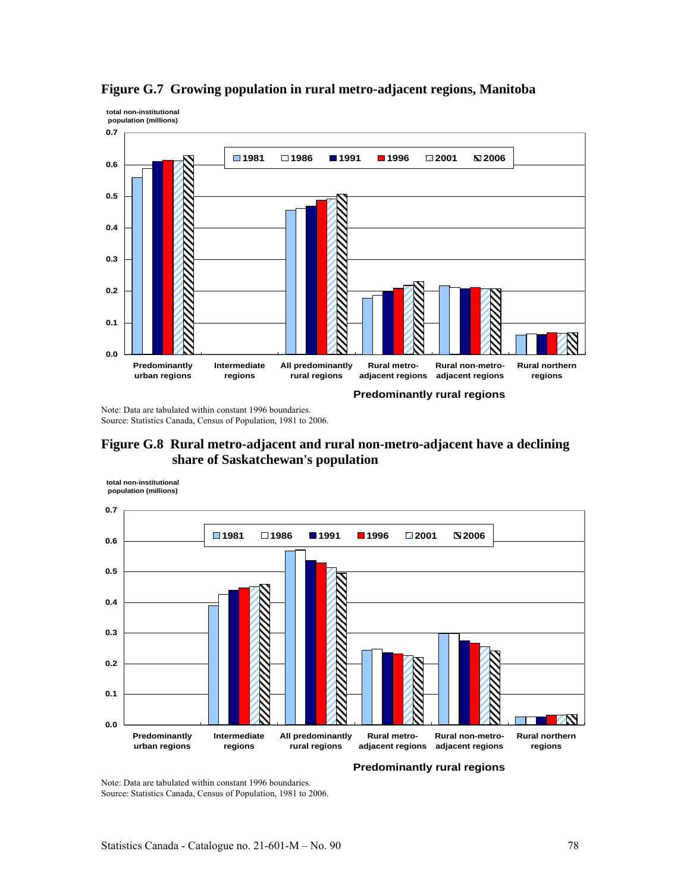**Figure G.7 Growing population in rural metro-adjacent regions, Manitoba**

total non-institutional population (millions)

Note: Data are tabulated within constant 1996 boundaries.
Source: Statistics Canada, Census of Population, 1981 to 2006.

**Figure G.8 Rural metro-adjacent and rural non-metro-adjacent have a declining share of Saskatchewan's population**

total non-institutional population (millions)

Note: Data are tabulated within constant 1996 boundaries.
Source: Statistics Canada, Census of Population, 1981 to 2006.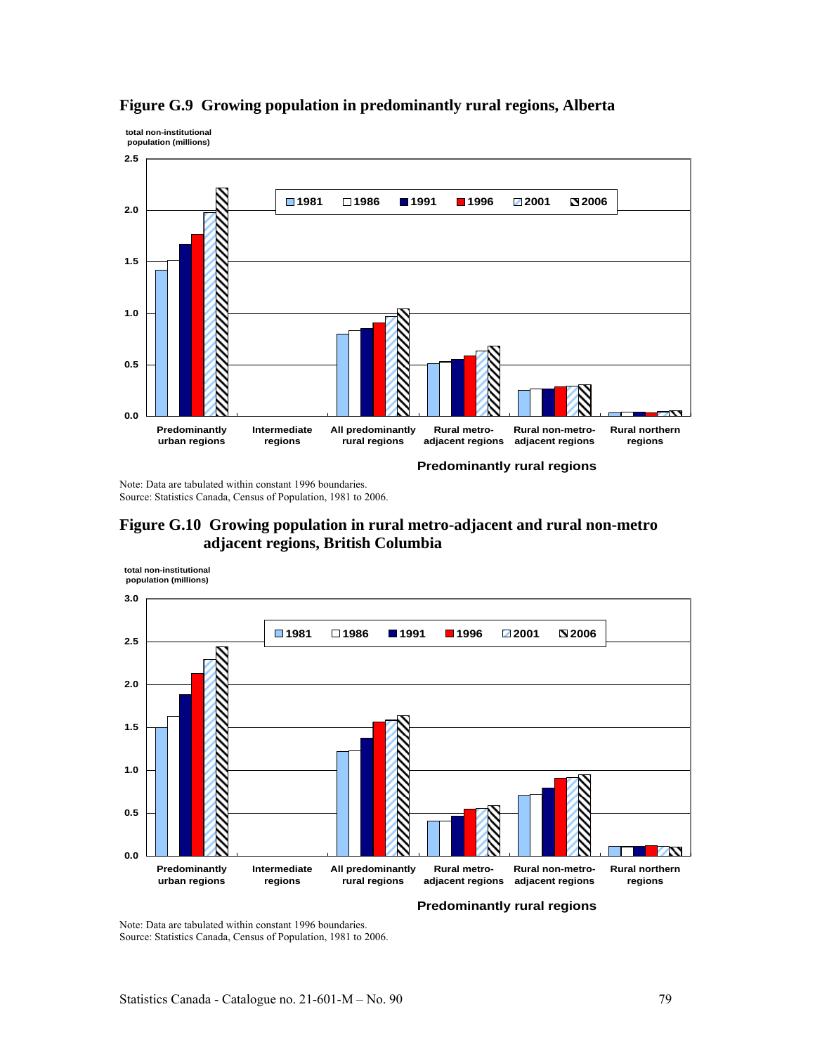## Figure G.9 Growing population in predominantly rural regions, Alberta

total non-institutional population (millions)

Note: Data are tabulated within constant 1996 boundaries.
Source: Statistics Canada, Census of Population, 1981 to 2006.

## Figure G.10 Growing population in rural metro-adjacent and rural non-metro adjacent regions, British Columbia

total non-institutional population (millions)

Note: Data are tabulated within constant 1996 boundaries.
Source: Statistics Canada, Census of Population, 1981 to 2006.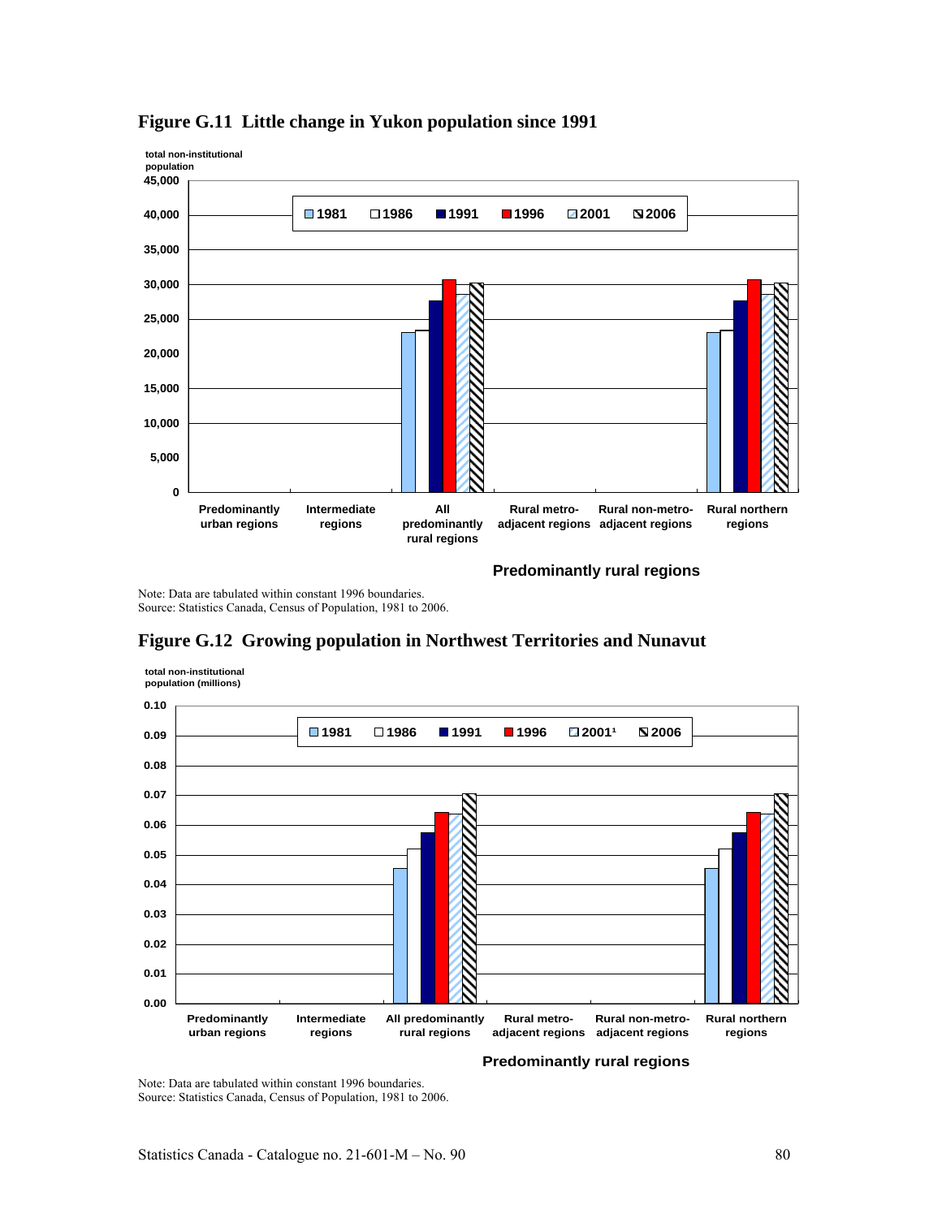## Figure G.11 Little change in Yukon population since 1991

total non-institutional population

| | 1981 | 1986 | 1991 | 1996 | 2001 | 2006 |
|---|---|---|---|---|---|---|
| Predominantly urban regions | | | | | | |
| Intermediate regions | | | | | | |
| All predominantly rural regions | | | | | | |
| Rural metro-adjacent regions | | | | | | |
| Rural non-metro-adjacent regions | | | | | | |
| Rural northern regions | | | | | | |

Predominantly rural regions

Note: Data are tabulated within constant 1996 boundaries.
Source: Statistics Canada, Census of Population, 1981 to 2006.

## Figure G.12 Growing population in Northwest Territories and Nunavut

total non-institutional population (millions)

| | 1981 | 1986 | 1991 | 1996 | 2001[1] | 2006 |
|---|---|---|---|---|---|---|
| Predominantly urban regions | | | | | | |
| Intermediate regions | | | | | | |
| All predominantly rural regions | | | | | | |
| Rural metro-adjacent regions | | | | | | |
| Rural non-metro-adjacent regions | | | | | | |
| Rural northern regions | | | | | | |

Predominantly rural regions

Note: Data are tabulated within constant 1996 boundaries.
Source: Statistics Canada, Census of Population, 1981 to 2006.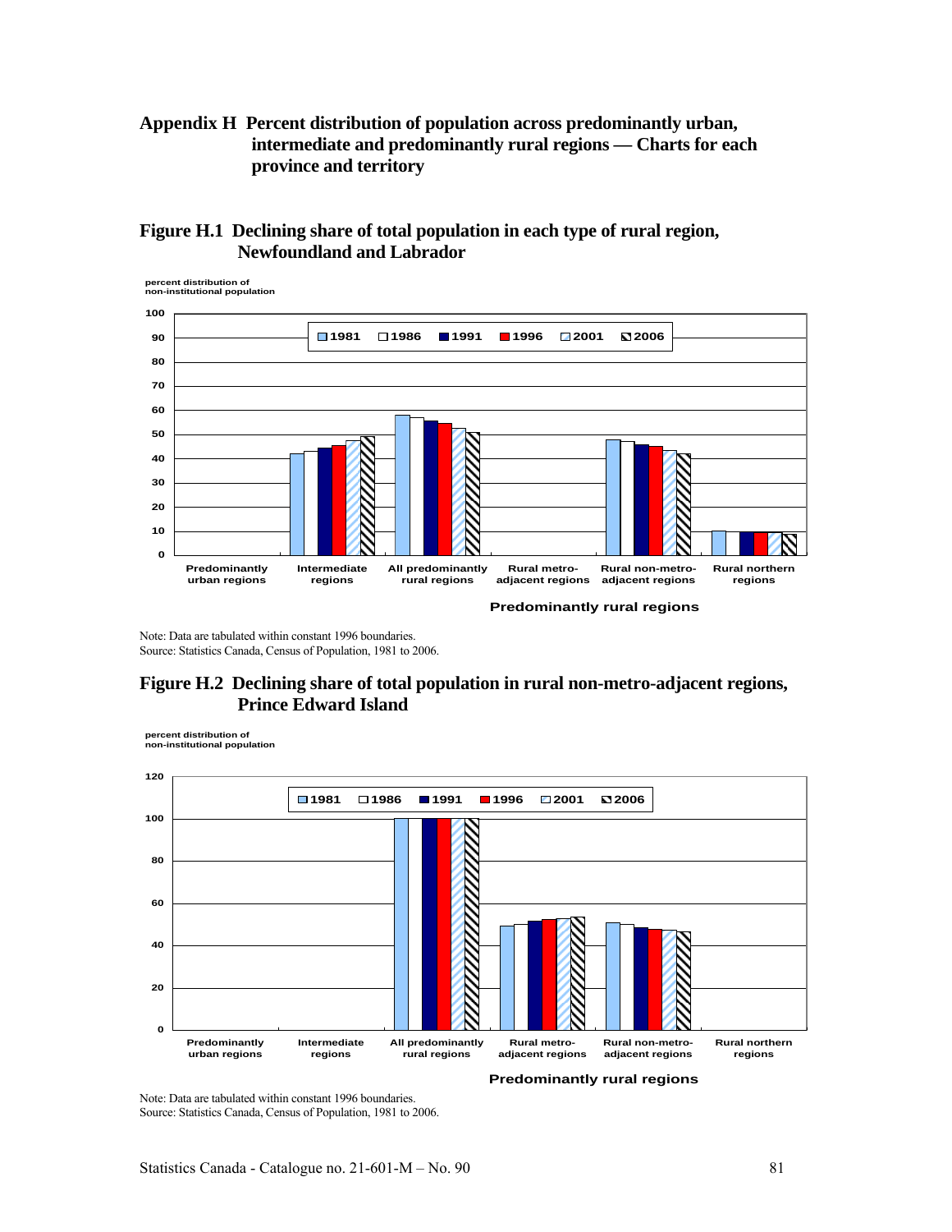# Appendix H Percent distribution of population across predominantly urban, intermediate and predominantly rural regions — Charts for each province and territory

## Figure H.1 Declining share of total population in each type of rural region, Newfoundland and Labrador

Note: Data are tabulated within constant 1996 boundaries.
Source: Statistics Canada, Census of Population, 1981 to 2006.

## Figure H.2 Declining share of total population in rural non-metro-adjacent regions, Prince Edward Island

Note: Data are tabulated within constant 1996 boundaries.
Source: Statistics Canada, Census of Population, 1981 to 2006.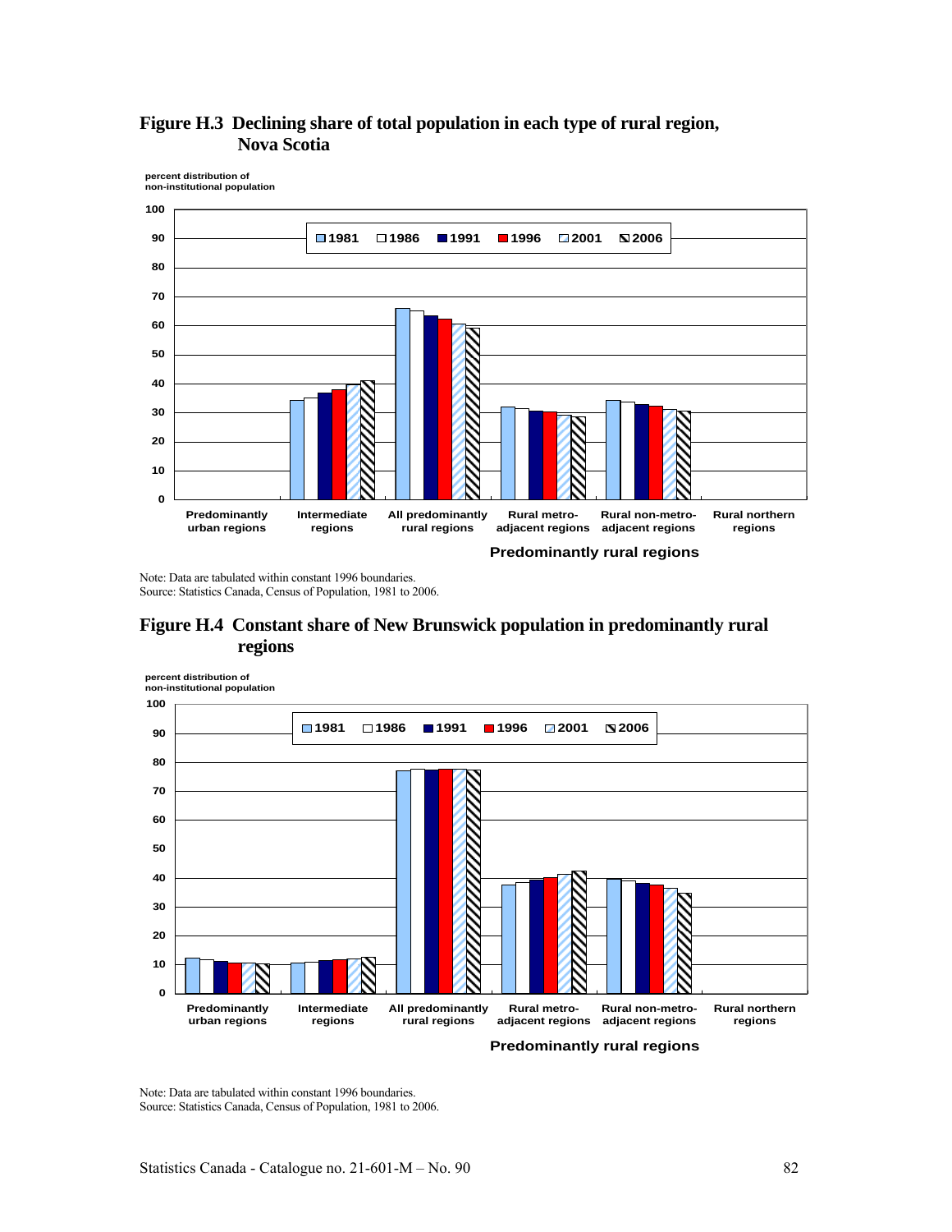## Figure H.3 Declining share of total population in each type of rural region, Nova Scotia

percent distribution of non-institutional population

| | 1981 | 1986 | 1991 | 1996 | 2001 | 2006 |
|---|---|---|---|---|---|---|
| Predominantly urban regions | | | | | | |
| Intermediate regions | 34 | 35 | 37 | 38 | 40 | 41 |
| All predominantly rural regions | 66 | 65 | 63 | 62 | 60 | 59 |
| Rural metro-adjacent regions | 32 | 31 | 30 | 30 | 29 | 28 |
| Rural non-metro-adjacent regions | 34 | 34 | 33 | 32 | 31 | 30 |
| Rural northern regions | | | | | | |

Predominantly rural regions

Note: Data are tabulated within constant 1996 boundaries.
Source: Statistics Canada, Census of Population, 1981 to 2006.

## Figure H.4 Constant share of New Brunswick population in predominantly rural regions

percent distribution of non-institutional population

| | 1981 | 1986 | 1991 | 1996 | 2001 | 2006 |
|---|---|---|---|---|---|---|
| Predominantly urban regions | 12 | 12 | 11 | 10 | 10 | 10 |
| Intermediate regions | 10 | 11 | 11 | 12 | 12 | 12 |
| All predominantly rural regions | 77 | 78 | 77 | 78 | 78 | 77 |
| Rural metro-adjacent regions | 38 | 38 | 39 | 40 | 41 | 42 |
| Rural non-metro-adjacent regions | 40 | 39 | 38 | 37 | 36 | 35 |
| Rural northern regions | | | | | | |

Predominantly rural regions

Note: Data are tabulated within constant 1996 boundaries.
Source: Statistics Canada, Census of Population, 1981 to 2006.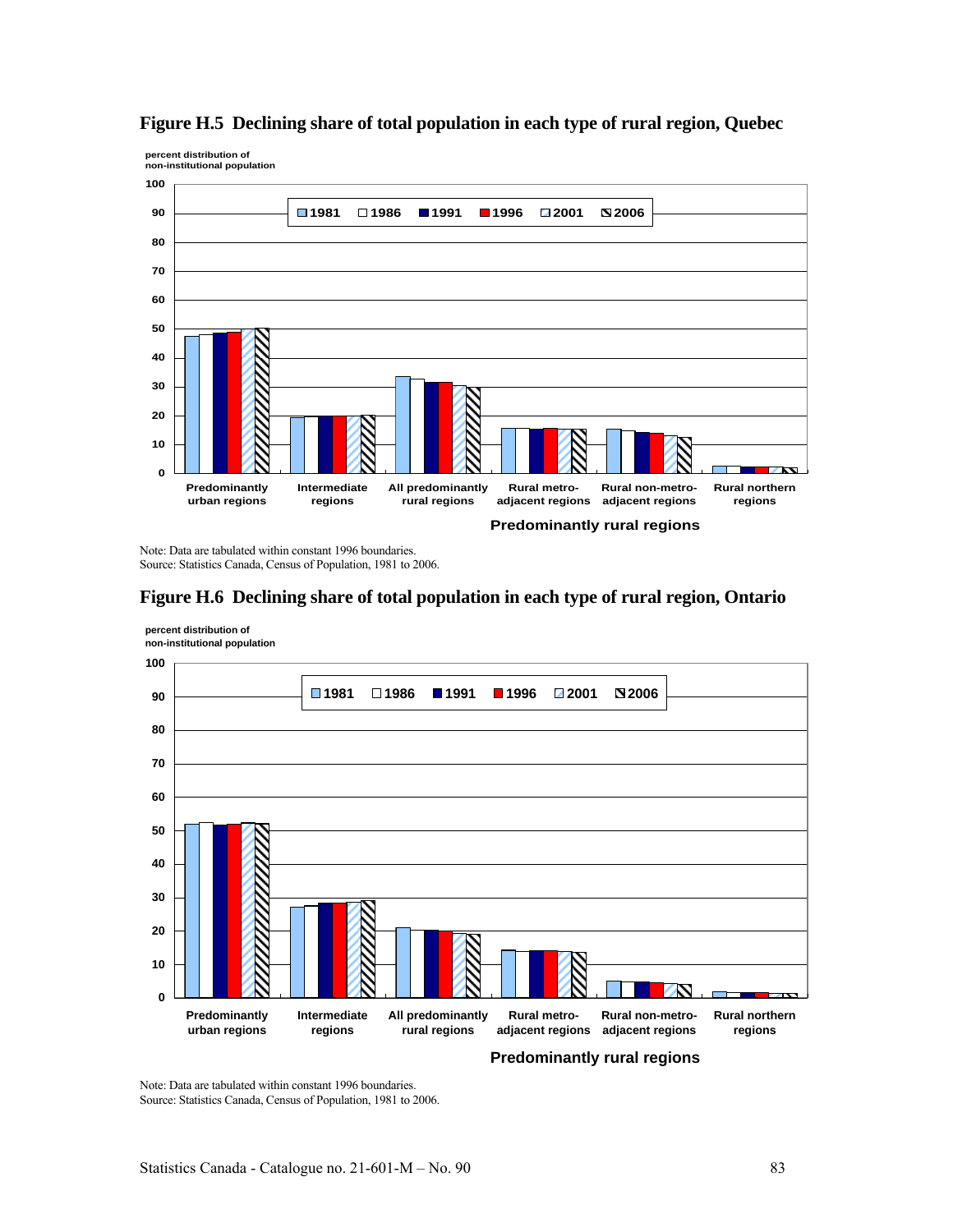**Figure H.5 Declining share of total population in each type of rural region, Quebec**

percent distribution of non-institutional population

Note: Data are tabulated within constant 1996 boundaries.
Source: Statistics Canada, Census of Population, 1981 to 2006.

**Figure H.6 Declining share of total population in each type of rural region, Ontario**

percent distribution of non-institutional population

Note: Data are tabulated within constant 1996 boundaries.
Source: Statistics Canada, Census of Population, 1981 to 2006.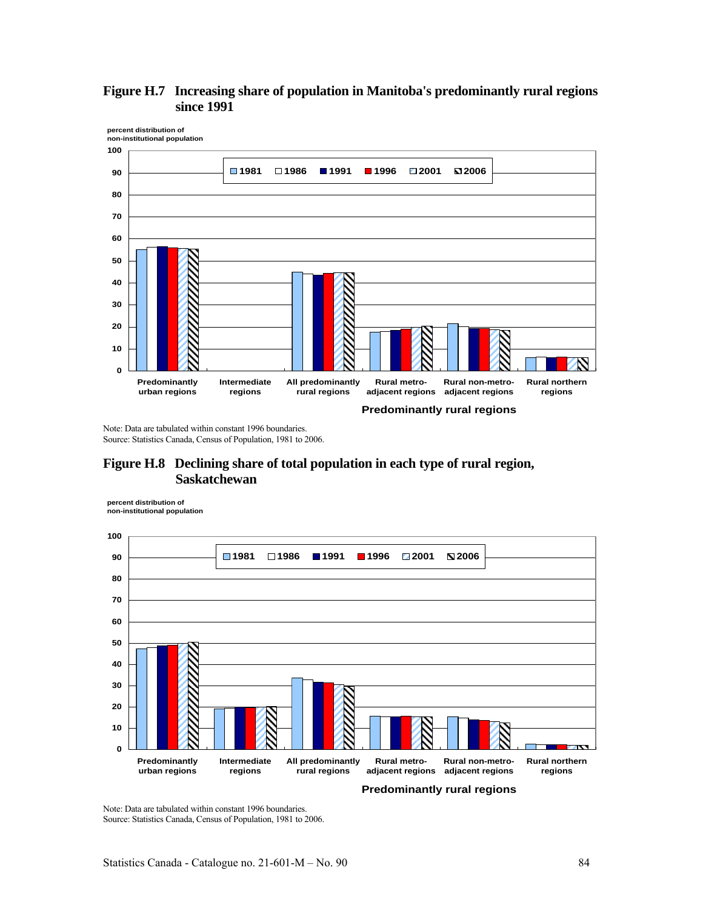**Figure H.7 Increasing share of population in Manitoba's predominantly rural regions since 1991**

percent distribution of non-institutional population

100
90
80
70
60
50
40
30
20
10
0

1981 1986 1991 1996 2001 2006

Predominantly urban regions | Intermediate regions | All predominantly rural regions | Rural metro-adjacent regions | Rural non-metro-adjacent regions | Rural northern regions

Predominantly rural regions

Note: Data are tabulated within constant 1996 boundaries.
Source: Statistics Canada, Census of Population, 1981 to 2006.

**Figure H.8 Declining share of total population in each type of rural region, Saskatchewan**

percent distribution of non-institutional population

100
90
80
70
60
50
40
30
20
10
0

1981 1986 1991 1996 2001 2006

Predominantly urban regions | Intermediate regions | All predominantly rural regions | Rural metro-adjacent regions | Rural non-metro-adjacent regions | Rural northern regions

Predominantly rural regions

Note: Data are tabulated within constant 1996 boundaries.
Source: Statistics Canada, Census of Population, 1981 to 2006.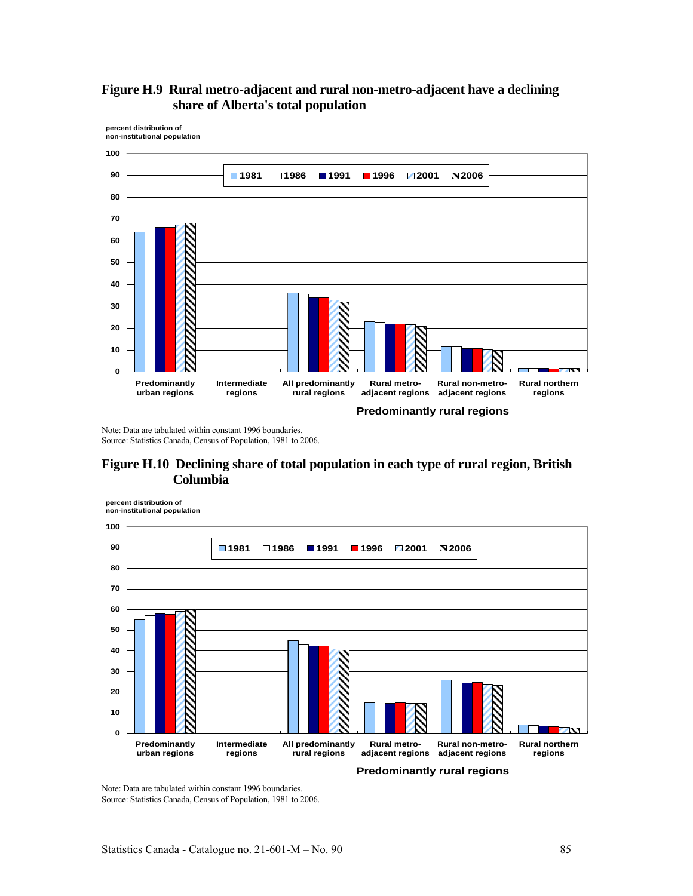### Figure H.9 Rural metro-adjacent and rural non-metro-adjacent have a declining share of Alberta's total population

percent distribution of non-institutional population

Note: Data are tabulated within constant 1996 boundaries.
Source: Statistics Canada, Census of Population, 1981 to 2006.

### Figure H.10 Declining share of total population in each type of rural region, British Columbia

percent distribution of non-institutional population

Note: Data are tabulated within constant 1996 boundaries.
Source: Statistics Canada, Census of Population, 1981 to 2006.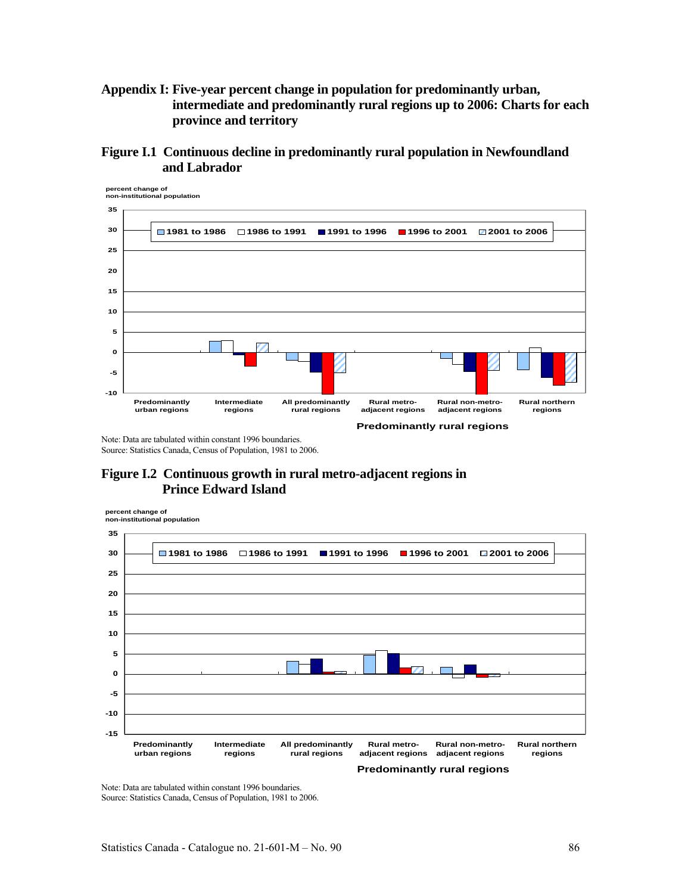# Appendix I: Five-year percent change in population for predominantly urban, intermediate and predominantly rural regions up to 2006: Charts for each province and territory

## Figure I.1 Continuous decline in predominantly rural population in Newfoundland and Labrador

percent change of non-institutional population

1981 to 1986 | 1986 to 1991 | 1991 to 1996 | 1996 to 2001 | 2001 to 2006

Predominantly urban regions | Intermediate regions | All predominantly rural regions | Rural metro-adjacent regions | Rural non-metro-adjacent regions | Rural northern regions

Predominantly rural regions

Note: Data are tabulated within constant 1996 boundaries.
Source: Statistics Canada, Census of Population, 1981 to 2006.

## Figure I.2 Continuous growth in rural metro-adjacent regions in Prince Edward Island

percent change of non-institutional population

1981 to 1986 | 1986 to 1991 | 1991 to 1996 | 1996 to 2001 | 2001 to 2006

Predominantly urban regions | Intermediate regions | All predominantly rural regions | Rural metro-adjacent regions | Rural non-metro-adjacent regions | Rural northern regions

Predominantly rural regions

Note: Data are tabulated within constant 1996 boundaries.
Source: Statistics Canada, Census of Population, 1981 to 2006.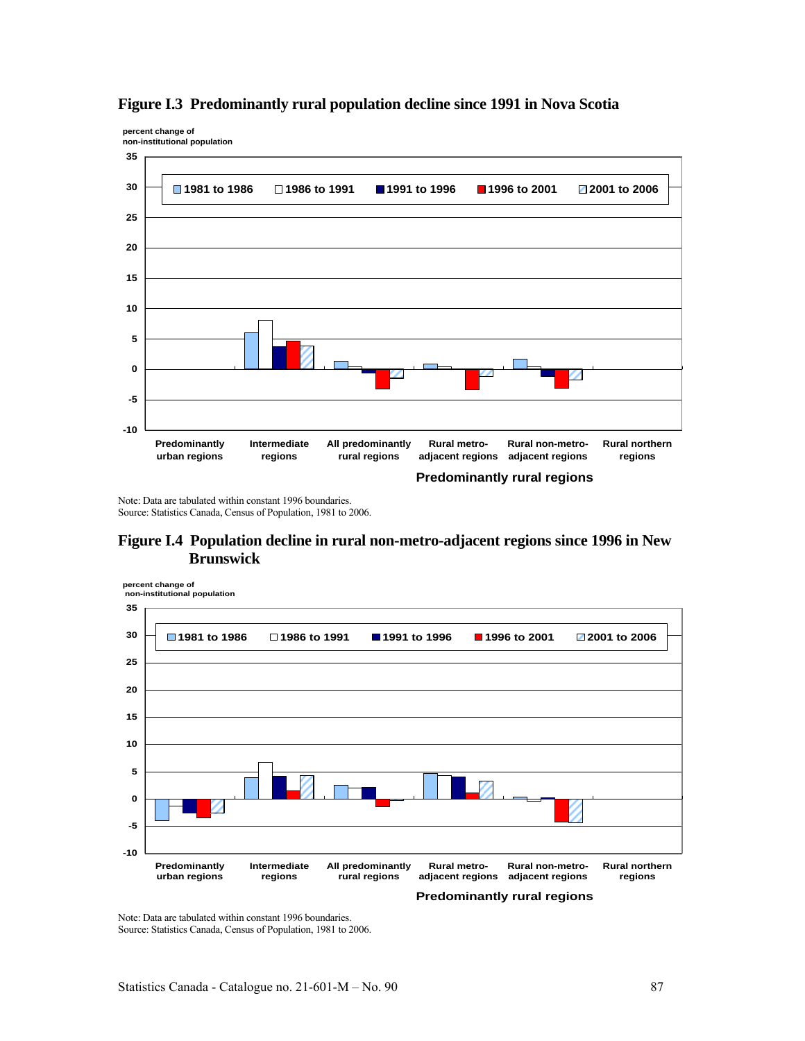**Figure I.3 Predominantly rural population decline since 1991 in Nova Scotia**

Note: Data are tabulated within constant 1996 boundaries.
Source: Statistics Canada, Census of Population, 1981 to 2006.

**Figure I.4 Population decline in rural non-metro-adjacent regions since 1996 in New Brunswick**

Note: Data are tabulated within constant 1996 boundaries.
Source: Statistics Canada, Census of Population, 1981 to 2006.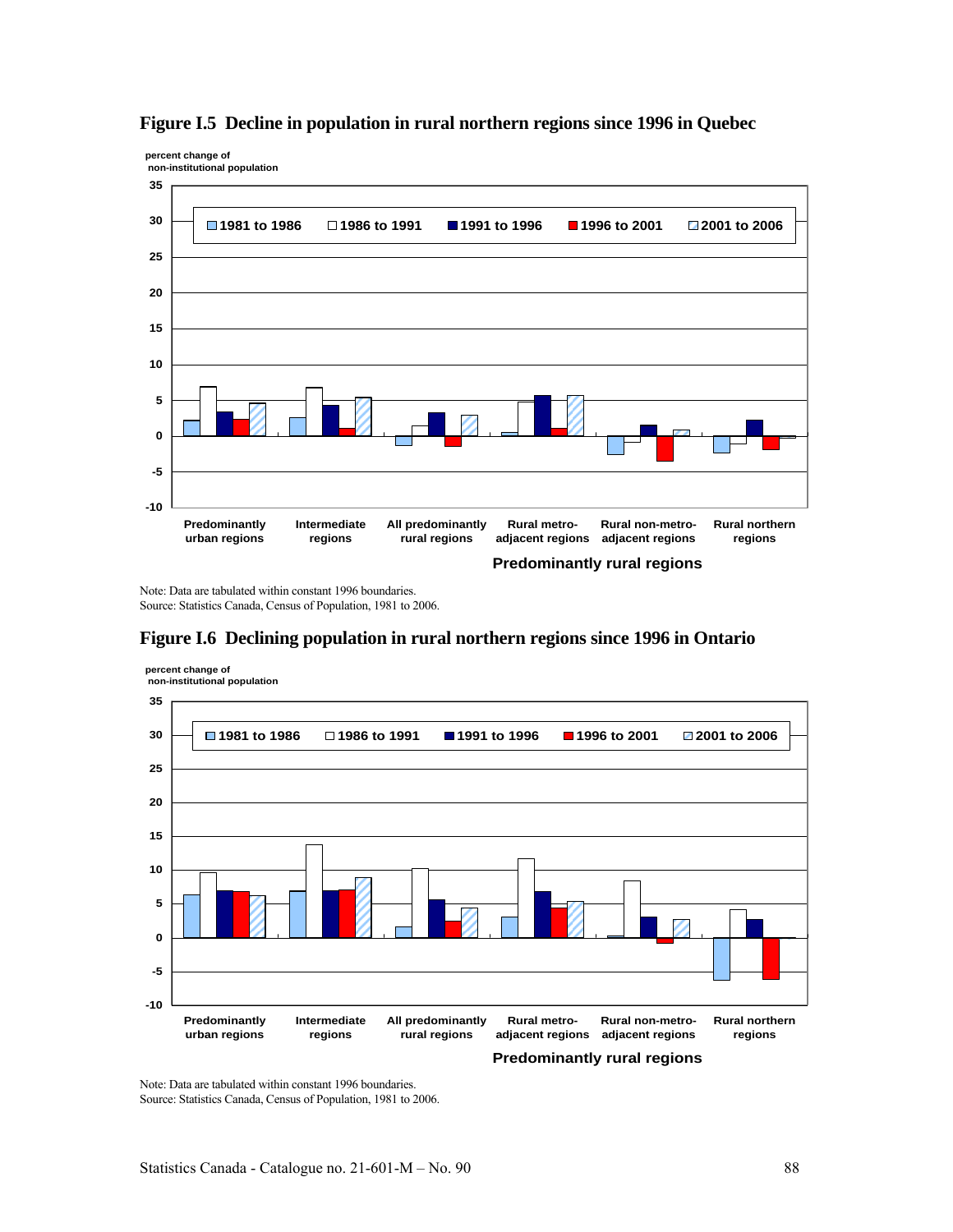**Figure I.5 Decline in population in rural northern regions since 1996 in Quebec**

percent change of non-institutional population

Legend: 1981 to 1986 | 1986 to 1991 | 1991 to 1996 | 1996 to 2001 | 2001 to 2006

Categories: Predominantly urban regions; Intermediate regions; All predominantly rural regions; Rural metro-adjacent regions; Rural non-metro-adjacent regions; Rural northern regions

Predominantly rural regions

Note: Data are tabulated within constant 1996 boundaries.
Source: Statistics Canada, Census of Population, 1981 to 2006.

**Figure I.6 Declining population in rural northern regions since 1996 in Ontario**

percent change of non-institutional population

Legend: 1981 to 1986 | 1986 to 1991 | 1991 to 1996 | 1996 to 2001 | 2001 to 2006

Categories: Predominantly urban regions; Intermediate regions; All predominantly rural regions; Rural metro-adjacent regions; Rural non-metro-adjacent regions; Rural northern regions

Predominantly rural regions

Note: Data are tabulated within constant 1996 boundaries.
Source: Statistics Canada, Census of Population, 1981 to 2006.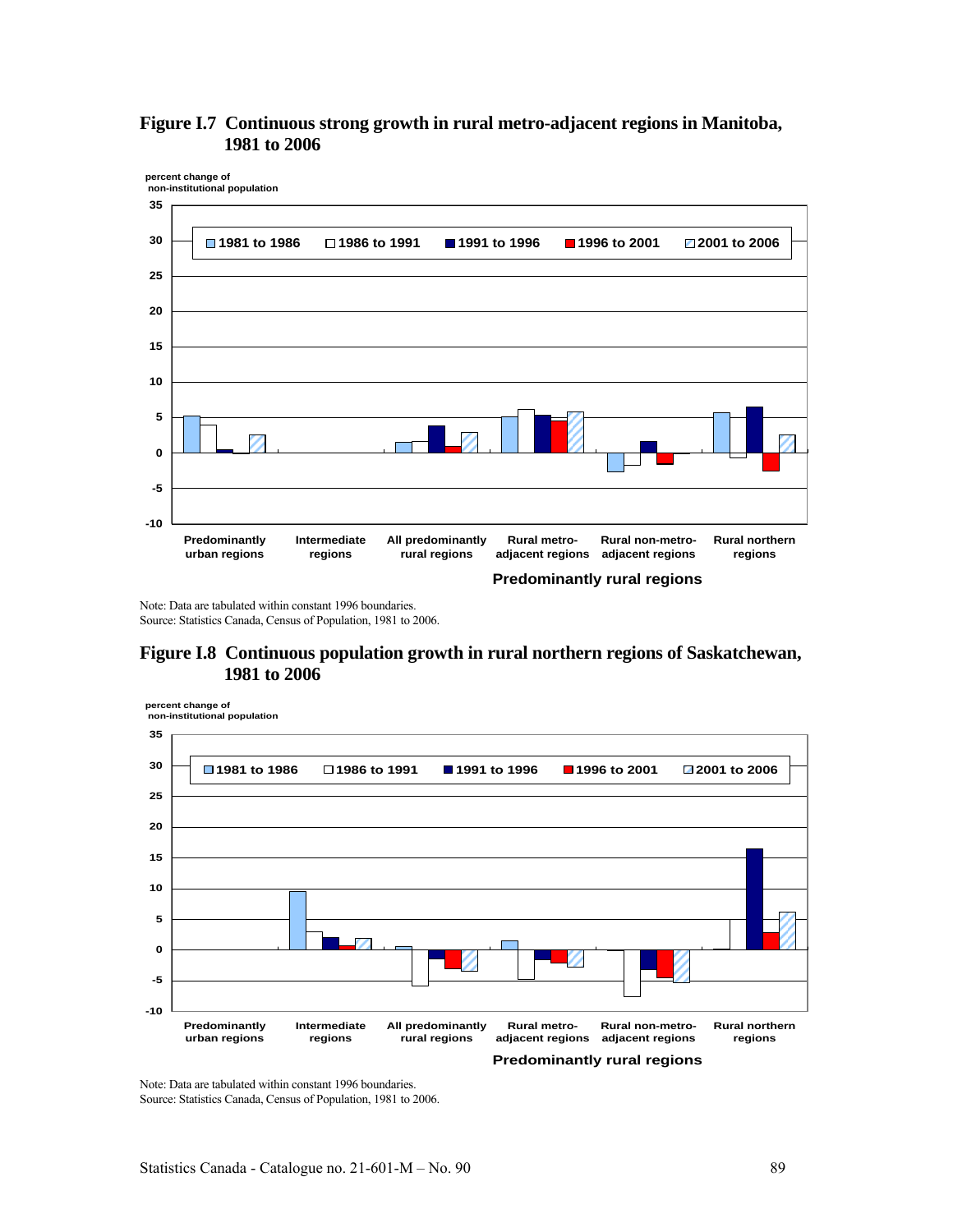## Figure I.7 Continuous strong growth in rural metro-adjacent regions in Manitoba, 1981 to 2006

percent change of non-institutional population

35
30
25
20
15
10
5
0
-5
-10

1981 to 1986 | 1986 to 1991 | 1991 to 1996 | 1996 to 2001 | 2001 to 2006

Predominantly urban regions | Intermediate regions | All predominantly rural regions | Rural metro-adjacent regions | Rural non-metro-adjacent regions | Rural northern regions

Predominantly rural regions

Note: Data are tabulated within constant 1996 boundaries.
Source: Statistics Canada, Census of Population, 1981 to 2006.

## Figure I.8 Continuous population growth in rural northern regions of Saskatchewan, 1981 to 2006

percent change of non-institutional population

35
30
25
20
15
10
5
0
-5
-10

1981 to 1986 | 1986 to 1991 | 1991 to 1996 | 1996 to 2001 | 2001 to 2006

Predominantly urban regions | Intermediate regions | All predominantly rural regions | Rural metro-adjacent regions | Rural non-metro-adjacent regions | Rural northern regions

Predominantly rural regions

Note: Data are tabulated within constant 1996 boundaries.
Source: Statistics Canada, Census of Population, 1981 to 2006.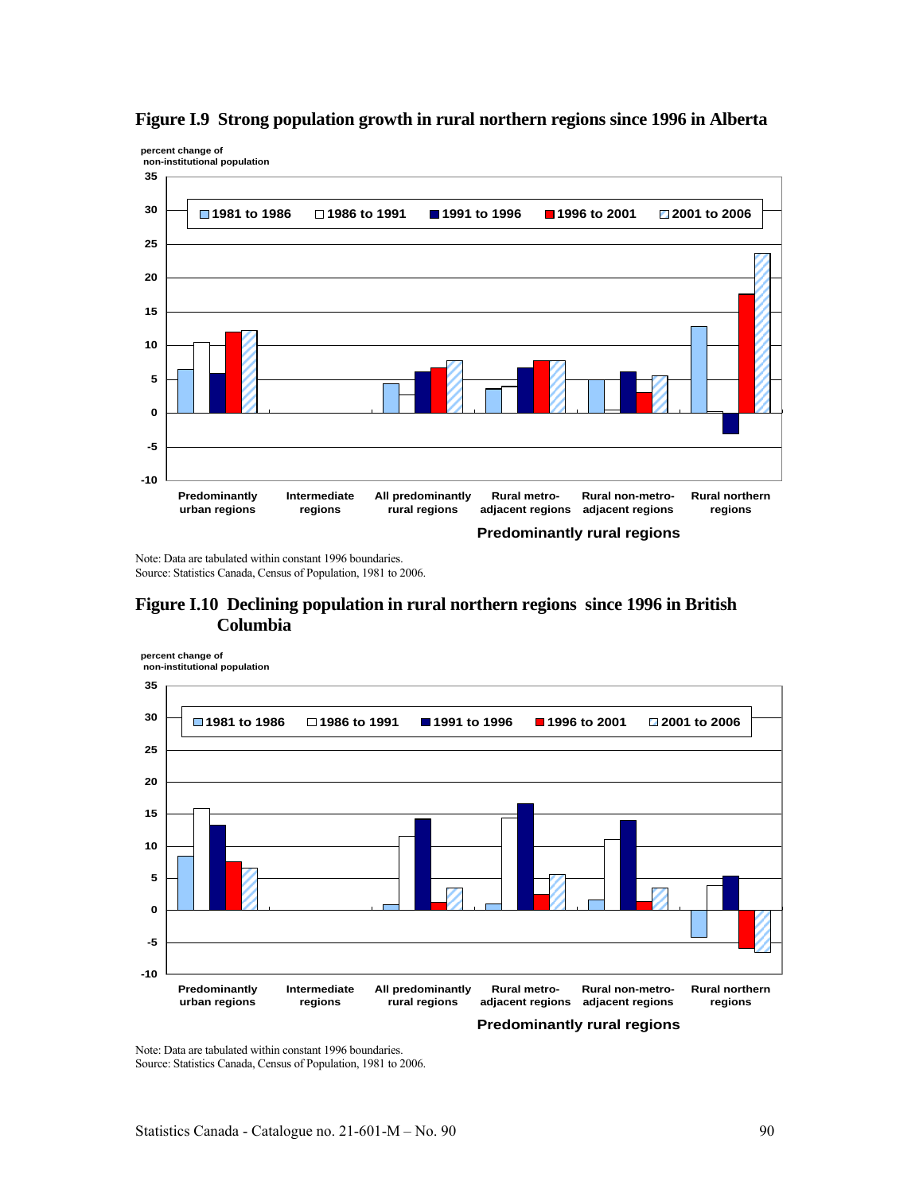**Figure I.9 Strong population growth in rural northern regions since 1996 in Alberta**

percent change of non-institutional population

| | 1981 to 1986 | 1986 to 1991 | 1991 to 1996 | 1996 to 2001 | 2001 to 2006 |
|---|---|---|---|---|---|
| Predominantly urban regions | 6.5 | 10.5 | 5.9 | 12.0 | 12.2 |
| Intermediate regions | | | | | |
| All predominantly rural regions | 4.4 | 2.7 | 6.1 | 6.7 | 7.7 |
| Rural metro-adjacent regions | 3.6 | 4.0 | 6.7 | 7.7 | 7.7 |
| Rural non-metro-adjacent regions | 5.0 | 0.5 | 6.1 | 3.1 | 5.5 |
| Rural northern regions | 12.8 | 0.2 | -3.1 | 17.6 | 23.7 |

Predominantly rural regions: All predominantly rural regions; Rural metro-adjacent regions; Rural non-metro-adjacent regions; Rural northern regions

Note: Data are tabulated within constant 1996 boundaries.
Source: Statistics Canada, Census of Population, 1981 to 2006.

**Figure I.10 Declining population in rural northern regions since 1996 in British Columbia**

percent change of non-institutional population

| | 1981 to 1986 | 1986 to 1991 | 1991 to 1996 | 1996 to 2001 | 2001 to 2006 |
|---|---|---|---|---|---|
| Predominantly urban regions | 8.4 | 15.9 | 13.3 | 7.6 | 6.6 |
| Intermediate regions | | | | | |
| All predominantly rural regions | 0.8 | 11.5 | 14.3 | 1.2 | 3.4 |
| Rural metro-adjacent regions | 1.0 | 14.4 | 16.6 | 2.4 | 5.5 |
| Rural non-metro-adjacent regions | 1.6 | 11.0 | 14.1 | 1.3 | 3.4 |
| Rural northern regions | -4.2 | 3.8 | 5.3 | -5.9 | -6.6 |

Predominantly rural regions: All predominantly rural regions; Rural metro-adjacent regions; Rural non-metro-adjacent regions; Rural northern regions

Note: Data are tabulated within constant 1996 boundaries.
Source: Statistics Canada, Census of Population, 1981 to 2006.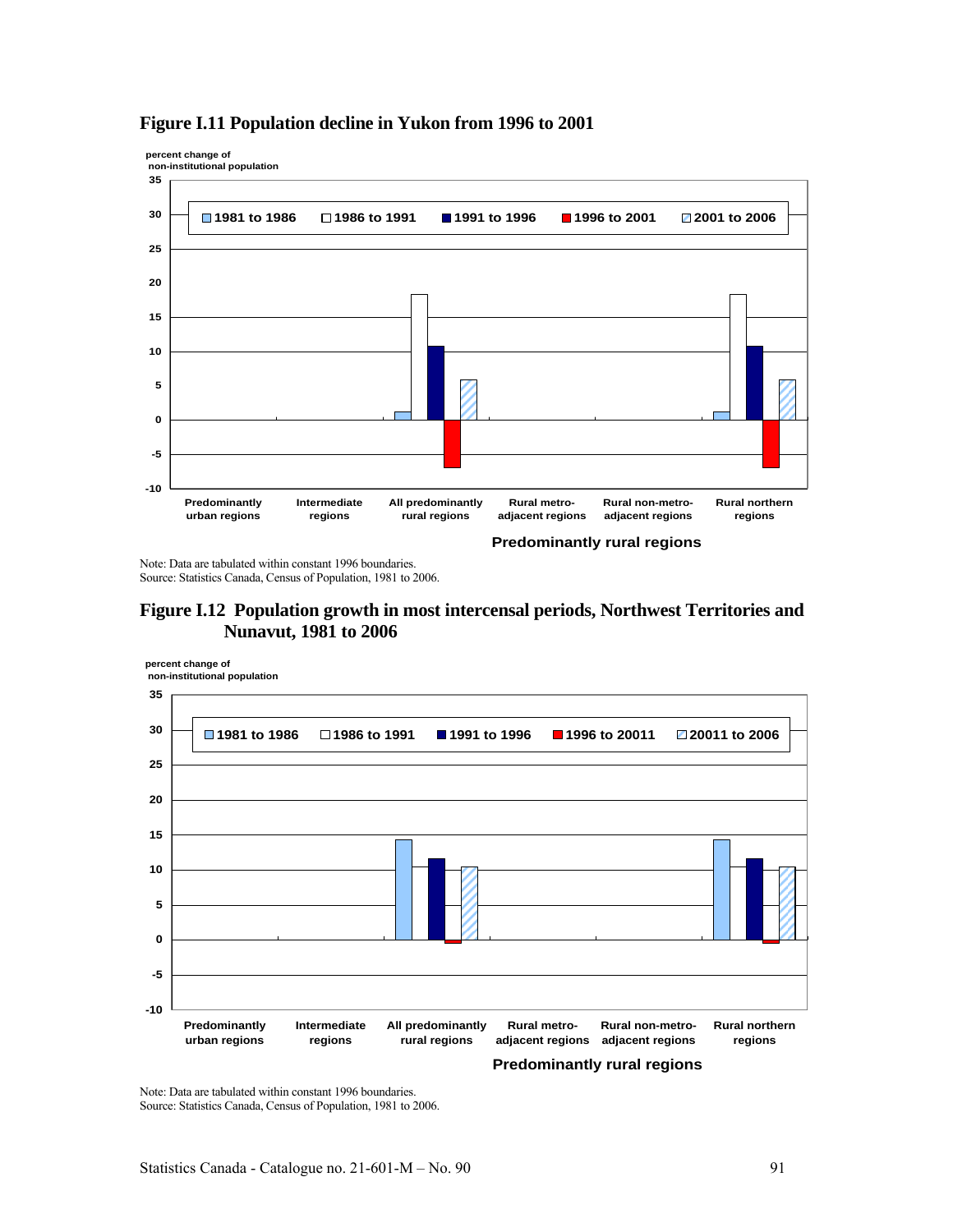### Figure I.11 Population decline in Yukon from 1996 to 2001

percent change of non-institutional population

Legend: 1981 to 1986, 1986 to 1991, 1991 to 1996, 1996 to 2001, 2001 to 2006

Categories: Predominantly urban regions, Intermediate regions, All predominantly rural regions, Rural metro-adjacent regions, Rural non-metro-adjacent regions, Rural northern regions

Predominantly rural regions

Note: Data are tabulated within constant 1996 boundaries.
Source: Statistics Canada, Census of Population, 1981 to 2006.

### Figure I.12 Population growth in most intercensal periods, Northwest Territories and Nunavut, 1981 to 2006

percent change of non-institutional population

Legend: 1981 to 1986, 1986 to 1991, 1991 to 1996, 1996 to 20011, 20011 to 2006

Categories: Predominantly urban regions, Intermediate regions, All predominantly rural regions, Rural metro-adjacent regions, Rural non-metro-adjacent regions, Rural northern regions

Predominantly rural regions

Note: Data are tabulated within constant 1996 boundaries.
Source: Statistics Canada, Census of Population, 1981 to 2006.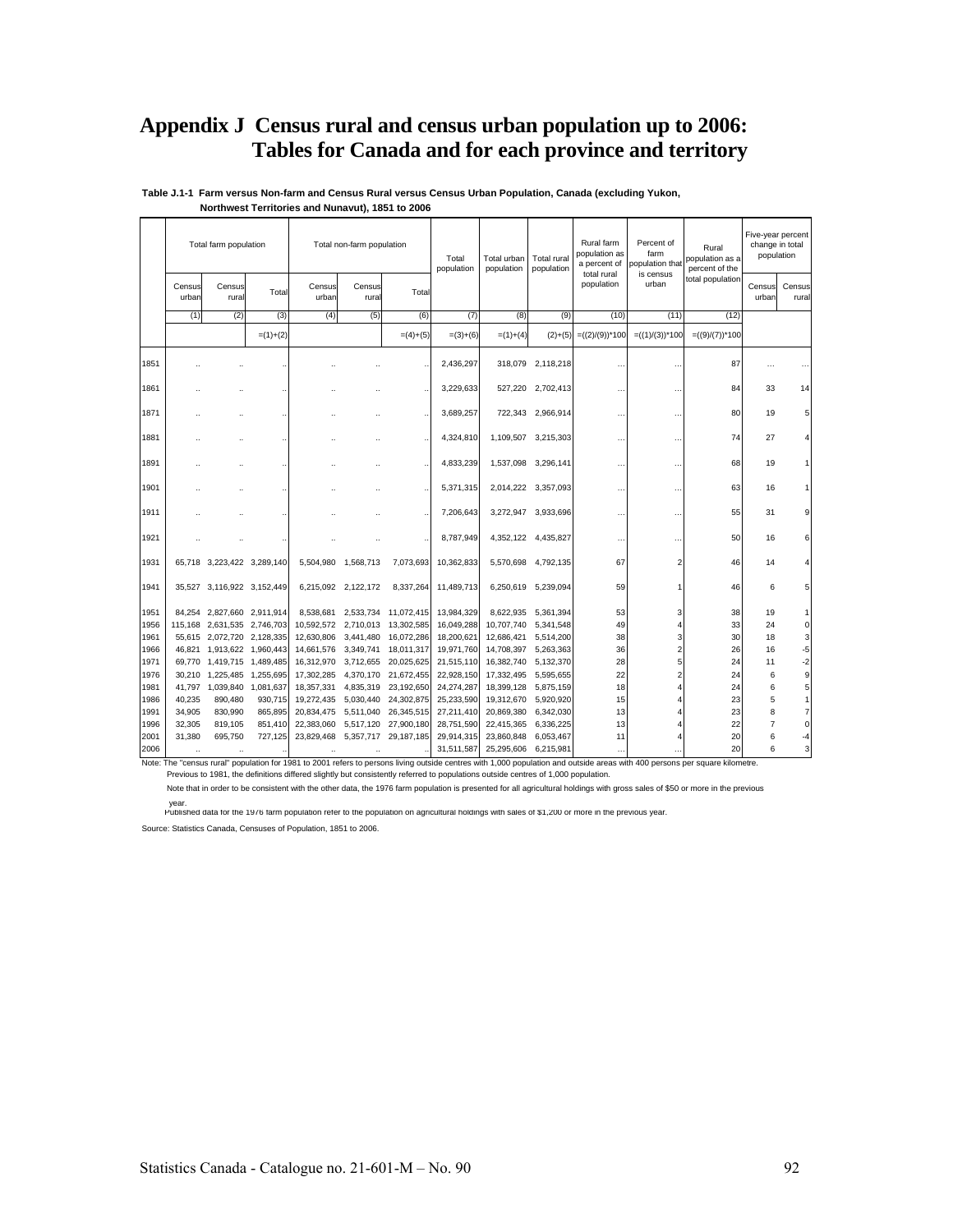# Appendix J Census rural and census urban population up to 2006: Tables for Canada and for each province and territory

**Table J.1-1 Farm versus Non-farm and Census Rural versus Census Urban Population, Canada (excluding Yukon, Northwest Territories and Nunavut), 1851 to 2006**

| | Total farm population | | | Total non-farm population | | | Total population | Total urban population | Total rural population | Rural farm population as a percent of total rural population | Percent of farm population that is census urban | Rural population as a percent of the total population | Five-year percent change in total population | |
|---|---|---|---|---|---|---|---|---|---|---|---|---|---|---|
| | Census urban | Census rural | Total | Census urban | Census rural | Total | | | | | | | Census urban | Census rural |
| | (1) | (2) | (3) | (4) | (5) | (6) | (7) | (8) | (9) | (10) | (11) | (12) | | |
| | | | =(1)+(2) | | | =(4)+(5) | =(3)+(6) | =(1)+(4) | (2)+(5) | =((2)/(9))*100 | =((1)/(3))*100 | =((9)/(7))*100 | | |
| 1851 | .. | .. | .. | .. | .. | .. | 2,436,297 | 318,079 | 2,118,218 | … | … | 87 | … | … |
| 1861 | .. | .. | .. | .. | .. | .. | 3,229,633 | 527,220 | 2,702,413 | … | … | 84 | 33 | 14 |
| 1871 | .. | .. | .. | .. | .. | .. | 3,689,257 | 722,343 | 2,966,914 | … | … | 80 | 19 | 5 |
| 1881 | .. | .. | .. | .. | .. | .. | 4,324,810 | 1,109,507 | 3,215,303 | … | … | 74 | 27 | 4 |
| 1891 | .. | .. | .. | .. | .. | .. | 4,833,239 | 1,537,098 | 3,296,141 | … | … | 68 | 19 | 1 |
| 1901 | .. | .. | .. | .. | .. | .. | 5,371,315 | 2,014,222 | 3,357,093 | … | … | 63 | 16 | 1 |
| 1911 | .. | .. | .. | .. | .. | .. | 7,206,643 | 3,272,947 | 3,933,696 | … | … | 55 | 31 | 9 |
| 1921 | .. | .. | .. | .. | .. | .. | 8,787,949 | 4,352,122 | 4,435,827 | … | … | 50 | 16 | 6 |
| 1931 | 65,718 | 3,223,422 | 3,289,140 | 5,504,980 | 1,568,713 | 7,073,693 | 10,362,833 | 5,570,698 | 4,792,135 | 67 | 2 | 46 | 14 | 4 |
| 1941 | 35,527 | 3,116,922 | 3,152,449 | 6,215,092 | 2,122,172 | 8,337,264 | 11,489,713 | 6,250,619 | 5,239,094 | 59 | 1 | 46 | 6 | 5 |
| 1951 | 84,254 | 2,827,660 | 2,911,914 | 8,538,681 | 2,533,734 | 11,072,415 | 13,984,329 | 8,622,935 | 5,361,394 | 53 | 3 | 38 | 19 | 1 |
| 1956 | 115,168 | 2,631,535 | 2,746,703 | 10,592,572 | 2,710,013 | 13,302,585 | 16,049,288 | 10,707,740 | 5,341,548 | 49 | 4 | 33 | 24 | 0 |
| 1961 | 55,615 | 2,072,720 | 2,128,335 | 12,630,806 | 3,441,480 | 16,072,286 | 18,200,621 | 12,686,421 | 5,514,200 | 38 | 3 | 30 | 18 | 3 |
| 1966 | 46,821 | 1,913,622 | 1,960,443 | 14,661,576 | 3,349,741 | 18,011,317 | 19,971,760 | 14,708,397 | 5,263,363 | 36 | 2 | 26 | 16 | -5 |
| 1971 | 69,770 | 1,419,715 | 1,489,485 | 16,312,970 | 3,712,655 | 20,025,625 | 21,515,110 | 16,382,740 | 5,132,370 | 28 | 5 | 24 | 11 | -2 |
| 1976 | 30,210 | 1,225,485 | 1,255,695 | 17,302,285 | 4,370,170 | 21,672,455 | 22,928,150 | 17,332,495 | 5,595,655 | 22 | 2 | 24 | 6 | 9 |
| 1981 | 41,797 | 1,039,840 | 1,081,637 | 18,357,331 | 4,835,319 | 23,192,650 | 24,274,287 | 18,399,128 | 5,875,159 | 18 | 4 | 24 | 6 | 5 |
| 1986 | 40,235 | 890,480 | 930,715 | 19,272,435 | 5,030,440 | 24,302,875 | 25,233,590 | 19,312,670 | 5,920,920 | 15 | 4 | 23 | 5 | 1 |
| 1991 | 34,905 | 830,990 | 865,895 | 20,834,475 | 5,511,040 | 26,345,515 | 27,211,410 | 20,869,380 | 6,342,030 | 13 | 4 | 23 | 8 | 7 |
| 1996 | 32,305 | 819,105 | 851,410 | 22,383,060 | 5,517,120 | 27,900,180 | 28,751,590 | 22,415,365 | 6,336,225 | 13 | 4 | 22 | 7 | 0 |
| 2001 | 31,380 | 695,750 | 727,125 | 23,829,468 | 5,357,717 | 29,187,185 | 29,914,315 | 23,860,848 | 6,053,467 | 11 | 4 | 20 | 6 | -4 |
| 2006 | .. | .. | .. | .. | .. | .. | 31,511,587 | 25,295,606 | 6,215,981 | … | … | 20 | 6 | 3 |

Note: The "census rural" population for 1981 to 2001 refers to persons living outside centres with 1,000 population and outside areas with 400 persons per square kilometre. Previous to 1981, the definitions differed slightly but consistently referred to populations outside centres of 1,000 population.

Note that in order to be consistent with the other data, the 1976 farm population is presented for all agricultural holdings with gross sales of $50 or more in the previous year.

Published data for the 1976 farm population refer to the population on agricultural holdings with sales of $1,200 or more in the previous year.

Source: Statistics Canada, Censuses of Population, 1851 to 2006.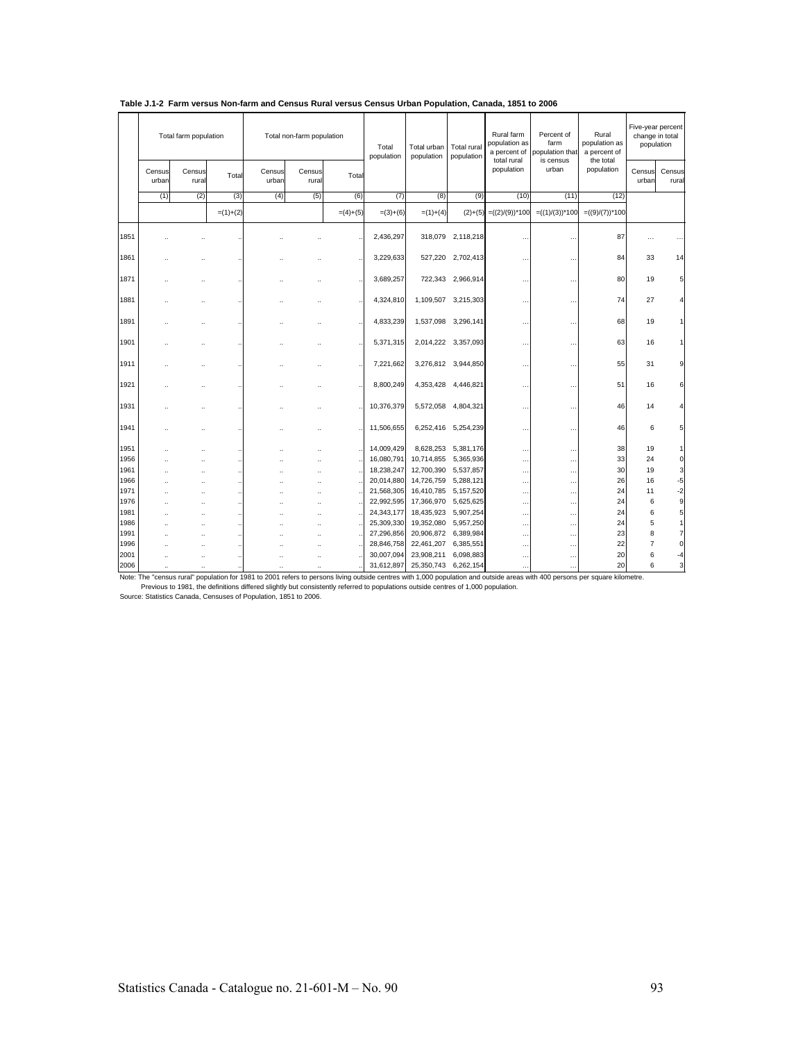**Table J.1-2 Farm versus Non-farm and Census Rural versus Census Urban Population, Canada, 1851 to 2006**

| | Total farm population | | | Total non-farm population | | | Total population | Total urban population | Total rural population | Rural farm population as a percent of total rural population | Percent of farm population that is census urban | Rural population as a percent of the total population | Five-year percent change in total population | |
|---|---|---|---|---|---|---|---|---|---|---|---|---|---|---|
| | Census urban | Census rural | Total | Census urban | Census rural | Total | | | | | | | Census urban | Census rural |
| | (1) | (2) | (3) | (4) | (5) | (6) | (7) | (8) | (9) | (10) | (11) | (12) | | |
| | | | =(1)+(2) | | | =(4)+(5) | =(3)+(6) | =(1)+(4) | (2)+(5) | =((2)/(9))*100 | =((1)/(3))*100 | =((9)/(7))*100 | | |
| 1851 | .. | .. | .. | .. | .. | .. | 2,436,297 | 318,079 | 2,118,218 | ... | ... | 87 | ... | ... |
| 1861 | .. | .. | .. | .. | .. | .. | 3,229,633 | 527,220 | 2,702,413 | ... | ... | 84 | 33 | 14 |
| 1871 | .. | .. | .. | .. | .. | .. | 3,689,257 | 722,343 | 2,966,914 | ... | ... | 80 | 19 | 5 |
| 1881 | .. | .. | .. | .. | .. | .. | 4,324,810 | 1,109,507 | 3,215,303 | ... | ... | 74 | 27 | 4 |
| 1891 | .. | .. | .. | .. | .. | .. | 4,833,239 | 1,537,098 | 3,296,141 | ... | ... | 68 | 19 | 1 |
| 1901 | .. | .. | .. | .. | .. | .. | 5,371,315 | 2,014,222 | 3,357,093 | ... | ... | 63 | 16 | 1 |
| 1911 | .. | .. | .. | .. | .. | .. | 7,221,662 | 3,276,812 | 3,944,850 | ... | ... | 55 | 31 | 9 |
| 1921 | .. | .. | .. | .. | .. | .. | 8,800,249 | 4,353,428 | 4,446,821 | ... | ... | 51 | 16 | 6 |
| 1931 | .. | .. | .. | .. | .. | .. | 10,376,379 | 5,572,058 | 4,804,321 | ... | ... | 46 | 14 | 4 |
| 1941 | .. | .. | .. | .. | .. | .. | 11,506,655 | 6,252,416 | 5,254,239 | ... | ... | 46 | 6 | 5 |
| 1951 | .. | .. | .. | .. | .. | .. | 14,009,429 | 8,628,253 | 5,381,176 | ... | ... | 38 | 19 | 1 |
| 1956 | .. | .. | .. | .. | .. | .. | 16,080,791 | 10,714,855 | 5,365,936 | ... | ... | 33 | 24 | 0 |
| 1961 | .. | .. | .. | .. | .. | .. | 18,238,247 | 12,700,390 | 5,537,857 | ... | ... | 30 | 19 | 3 |
| 1966 | .. | .. | .. | .. | .. | .. | 20,014,880 | 14,726,759 | 5,288,121 | ... | ... | 26 | 16 | -5 |
| 1971 | .. | .. | .. | .. | .. | .. | 21,568,305 | 16,410,785 | 5,157,520 | ... | ... | 24 | 11 | -2 |
| 1976 | .. | .. | .. | .. | .. | .. | 22,992,595 | 17,366,970 | 5,625,625 | ... | ... | 24 | 6 | 9 |
| 1981 | .. | .. | .. | .. | .. | .. | 24,343,177 | 18,435,923 | 5,907,254 | ... | ... | 24 | 6 | 5 |
| 1986 | .. | .. | .. | .. | .. | .. | 25,309,330 | 19,352,080 | 5,957,250 | ... | ... | 24 | 5 | 1 |
| 1991 | .. | .. | .. | .. | .. | .. | 27,296,856 | 20,906,872 | 6,389,984 | ... | ... | 23 | 8 | 7 |
| 1996 | .. | .. | .. | .. | .. | .. | 28,846,758 | 22,461,207 | 6,385,551 | ... | ... | 22 | 7 | 0 |
| 2001 | .. | .. | .. | .. | .. | .. | 30,007,094 | 23,908,211 | 6,098,883 | ... | ... | 20 | 6 | -4 |
| 2006 | .. | .. | .. | .. | .. | .. | 31,612,897 | 25,350,743 | 6,262,154 | ... | ... | 20 | 6 | 3 |

Note: The "census rural" population for 1981 to 2001 refers to persons living outside centres with 1,000 population and outside areas with 400 persons per square kilometre.
Previous to 1981, the definitions differed slightly but consistently referred to populations outside centres of 1,000 population.
Source: Statistics Canada, Censuses of Population, 1851 to 2006.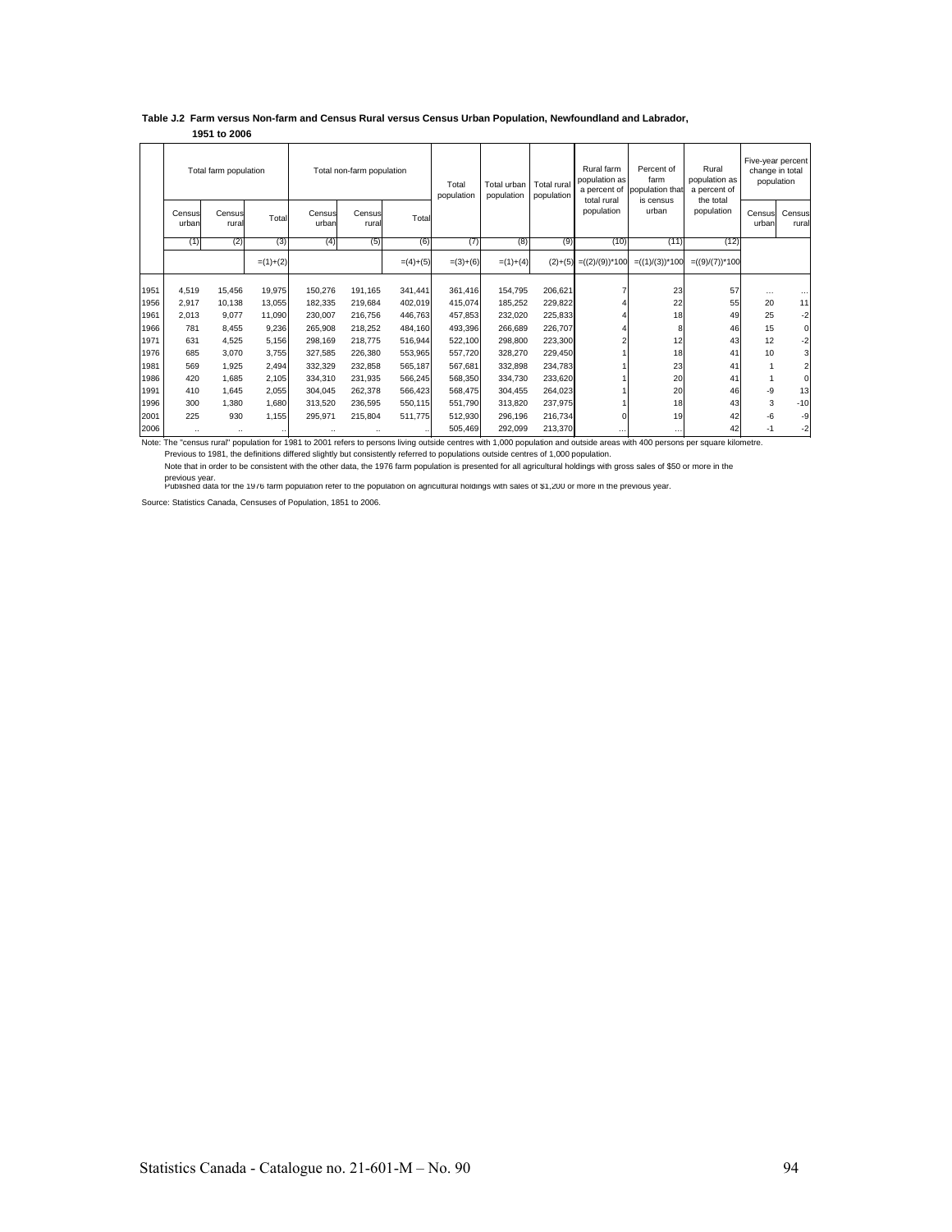**Table J.2 Farm versus Non-farm and Census Rural versus Census Urban Population, Newfoundland and Labrador, 1951 to 2006**

| | Total farm population | | | Total non-farm population | | | Total population | Total urban population | Total rural population | Rural farm population as a percent of total rural population | Percent of farm population that is census urban | Rural population as a percent of the total population | Five-year percent change in total population | |
|---|---|---|---|---|---|---|---|---|---|---|---|---|---|---|
| | Census urban | Census rural | Total | Census urban | Census rural | Total | | | | | | | Census urban | Census rural |
| | (1) | (2) | (3) | (4) | (5) | (6) | (7) | (8) | (9) | (10) | (11) | (12) | | |
| | | | =(1)+(2) | | | =(4)+(5) | =(3)+(6) | =(1)+(4) | (2)+(5) | =((2)/(9))*100 | =((1)/(3))*100 | =((9)/(7))*100 | | |
| 1951 | 4,519 | 15,456 | 19,975 | 150,276 | 191,165 | 341,441 | 361,416 | 154,795 | 206,621 | 7 | 23 | 57 | … | … |
| 1956 | 2,917 | 10,138 | 13,055 | 182,335 | 219,684 | 402,019 | 415,074 | 185,252 | 229,822 | 4 | 22 | 55 | 20 | 11 |
| 1961 | 2,013 | 9,077 | 11,090 | 230,007 | 216,756 | 446,763 | 457,853 | 232,020 | 225,833 | 4 | 18 | 49 | 25 | -2 |
| 1966 | 781 | 8,455 | 9,236 | 265,908 | 218,252 | 484,160 | 493,396 | 266,689 | 226,707 | 4 | 8 | 46 | 15 | 0 |
| 1971 | 631 | 4,525 | 5,156 | 298,169 | 218,775 | 516,944 | 522,100 | 298,800 | 223,300 | 2 | 12 | 43 | 12 | -2 |
| 1976 | 685 | 3,070 | 3,755 | 327,585 | 226,380 | 553,965 | 557,720 | 328,270 | 229,450 | 1 | 18 | 41 | 10 | 3 |
| 1981 | 569 | 1,925 | 2,494 | 332,329 | 232,858 | 565,187 | 567,681 | 332,898 | 234,783 | 1 | 23 | 41 | 1 | 2 |
| 1986 | 420 | 1,685 | 2,105 | 334,310 | 231,935 | 566,245 | 568,350 | 334,730 | 233,620 | 1 | 20 | 41 | 1 | 0 |
| 1991 | 410 | 1,645 | 2,055 | 304,045 | 262,378 | 566,423 | 568,475 | 304,455 | 264,023 | 1 | 20 | 46 | -9 | 13 |
| 1996 | 300 | 1,380 | 1,680 | 313,520 | 236,595 | 550,115 | 551,790 | 313,820 | 237,975 | 1 | 18 | 43 | 3 | -10 |
| 2001 | 225 | 930 | 1,155 | 295,971 | 215,804 | 511,775 | 512,930 | 296,196 | 216,734 | 0 | 19 | 42 | -6 | -9 |
| 2006 | .. | .. | .. | .. | .. | .. | 505,469 | 292,099 | 213,370 | … | … | 42 | -1 | -2 |

Note: The "census rural" population for 1981 to 2001 refers to persons living outside centres with 1,000 population and outside areas with 400 persons per square kilometre.
Previous to 1981, the definitions differed slightly but consistently referred to populations outside centres of 1,000 population.
Note that in order to be consistent with the other data, the 1976 farm population is presented for all agricultural holdings with gross sales of $50 or more in the previous year.
Published data for the 1976 farm population refer to the population on agricultural holdings with sales of $1,200 or more in the previous year.

Source: Statistics Canada, Censuses of Population, 1851 to 2006.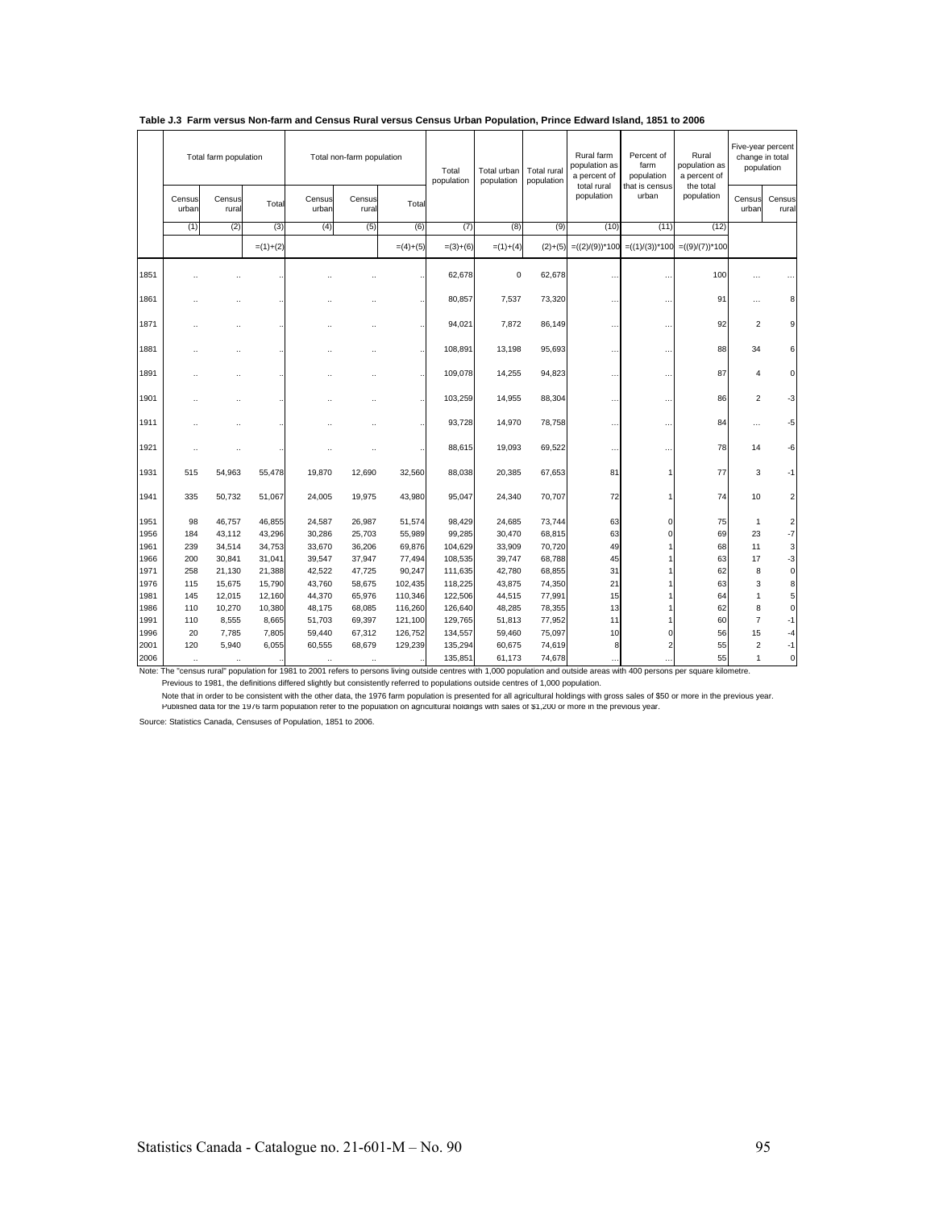**Table J.3 Farm versus Non-farm and Census Rural versus Census Urban Population, Prince Edward Island, 1851 to 2006**

| | Total farm population | | | Total non-farm population | | | Total population | Total urban population | Total rural population | Rural farm population as a percent of total rural population | Percent of farm population that is census urban | Rural population as a percent of the total population | Five-year percent change in total population | |
|---|---|---|---|---|---|---|---|---|---|---|---|---|---|---|
| | Census urban | Census rural | Total | Census urban | Census rural | Total | | | | | | | Census urban | Census rural |
| | (1) | (2) | (3) | (4) | (5) | (6) | (7) | (8) | (9) | (10) | (11) | (12) | | |
| | | | =(1)+(2) | | | =(4)+(5) | =(3)+(6) | =(1)+(4) | (2)+(5) | =((2)/(9))*100 | =((1)/(3))*100 | =((9)/(7))*100 | | |
| 1851 | .. | .. | .. | .. | .. | .. | 62,678 | 0 | 62,678 | ... | ... | 100 | ... | ... |
| 1861 | .. | .. | .. | .. | .. | .. | 80,857 | 7,537 | 73,320 | ... | ... | 91 | ... | 8 |
| 1871 | .. | .. | .. | .. | .. | .. | 94,021 | 7,872 | 86,149 | ... | ... | 92 | 2 | 9 |
| 1881 | .. | .. | .. | .. | .. | .. | 108,891 | 13,198 | 95,693 | ... | ... | 88 | 34 | 6 |
| 1891 | .. | .. | .. | .. | .. | .. | 109,078 | 14,255 | 94,823 | ... | ... | 87 | 4 | 0 |
| 1901 | .. | .. | .. | .. | .. | .. | 103,259 | 14,955 | 88,304 | ... | ... | 86 | 2 | -3 |
| 1911 | .. | .. | .. | .. | .. | .. | 93,728 | 14,970 | 78,758 | ... | ... | 84 | ... | -5 |
| 1921 | .. | .. | .. | .. | .. | .. | 88,615 | 19,093 | 69,522 | ... | ... | 78 | 14 | -6 |
| 1931 | 515 | 54,963 | 55,478 | 19,870 | 12,690 | 32,560 | 88,038 | 20,385 | 67,653 | 81 | 1 | 77 | 3 | -1 |
| 1941 | 335 | 50,732 | 51,067 | 24,005 | 19,975 | 43,980 | 95,047 | 24,340 | 70,707 | 72 | 1 | 74 | 10 | 2 |
| 1951 | 98 | 46,757 | 46,855 | 24,587 | 26,987 | 51,574 | 98,429 | 24,685 | 73,744 | 63 | 0 | 75 | 1 | 2 |
| 1956 | 184 | 43,112 | 43,296 | 30,286 | 25,703 | 55,989 | 99,285 | 30,470 | 68,815 | 63 | 0 | 69 | 23 | -7 |
| 1961 | 239 | 34,514 | 34,753 | 33,670 | 36,206 | 69,876 | 104,629 | 33,909 | 70,720 | 49 | 1 | 68 | 11 | 3 |
| 1966 | 200 | 30,841 | 31,041 | 39,547 | 37,947 | 77,494 | 108,535 | 39,747 | 68,788 | 45 | 1 | 63 | 17 | -3 |
| 1971 | 258 | 21,130 | 21,388 | 42,522 | 47,725 | 90,247 | 111,635 | 42,780 | 68,855 | 31 | 1 | 62 | 8 | 0 |
| 1976 | 115 | 15,675 | 15,790 | 43,760 | 58,675 | 102,435 | 118,225 | 43,875 | 74,350 | 21 | 1 | 63 | 3 | 8 |
| 1981 | 145 | 12,015 | 12,160 | 44,370 | 65,976 | 110,346 | 122,506 | 44,515 | 77,991 | 15 | 1 | 64 | 1 | 5 |
| 1986 | 110 | 10,270 | 10,380 | 48,175 | 68,085 | 116,260 | 126,640 | 48,285 | 78,355 | 13 | 1 | 62 | 8 | 0 |
| 1991 | 110 | 8,555 | 8,665 | 51,703 | 69,397 | 121,100 | 129,765 | 51,813 | 77,952 | 11 | 1 | 60 | 7 | -1 |
| 1996 | 20 | 7,785 | 7,805 | 59,440 | 67,312 | 126,752 | 134,557 | 59,460 | 75,097 | 10 | 0 | 56 | 15 | -4 |
| 2001 | 120 | 5,940 | 6,055 | 60,555 | 68,679 | 129,239 | 135,294 | 60,675 | 74,619 | 8 | 2 | 55 | 2 | -1 |
| 2006 | .. | .. | .. | .. | .. | .. | 135,851 | 61,173 | 74,678 | ... | ... | 55 | 1 | 0 |

Note: The "census rural" population for 1981 to 2001 refers to persons living outside centres with 1,000 population and outside areas with 400 persons per square kilometre.
Previous to 1981, the definitions differed slightly but consistently referred to populations outside centres of 1,000 population.

Note that in order to be consistent with the other data, the 1976 farm population is presented for all agricultural holdings with gross sales of $50 or more in the previous year.
Published data for the 1976 farm population refer to the population on agricultural holdings with sales of $1,200 or more in the previous year.

Source: Statistics Canada, Censuses of Population, 1851 to 2006.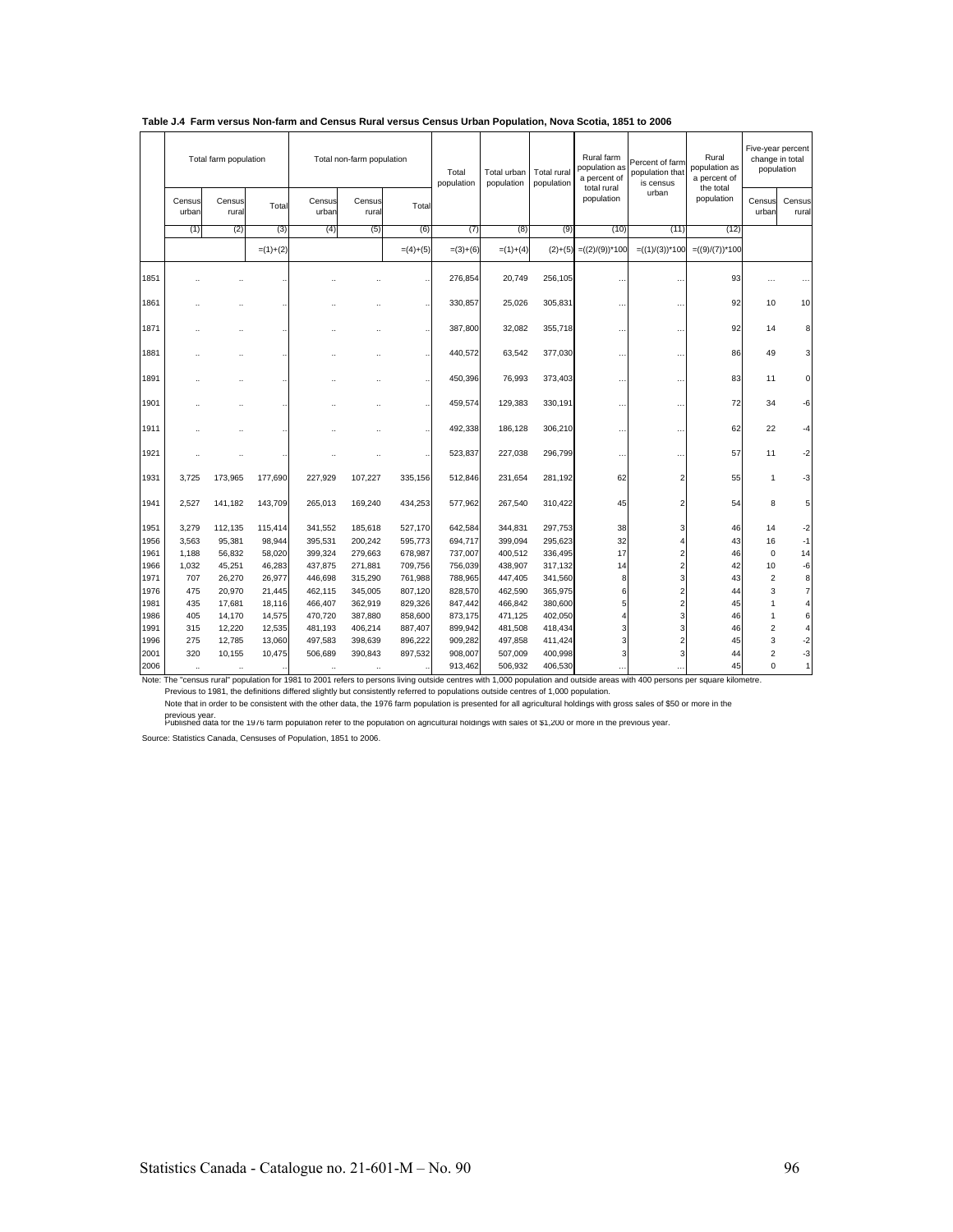**Table J.4 Farm versus Non-farm and Census Rural versus Census Urban Population, Nova Scotia, 1851 to 2006**

| | Total farm population | | | Total non-farm population | | | Total population | Total urban population | Total rural population | Rural farm population as a percent of total rural population | Percent of farm population that is census urban | Rural population as a percent of the total population | Five-year percent change in total population | |
|---|---|---|---|---|---|---|---|---|---|---|---|---|---|---|
| | Census urban | Census rural | Total | Census urban | Census rural | Total | | | | | | | Census urban | Census rural |
| | (1) | (2) | (3) | (4) | (5) | (6) | (7) | (8) | (9) | (10) | (11) | (12) | | |
| | | | =(1)+(2) | | | =(4)+(5) | =(3)+(6) | =(1)+(4) | (2)+(5) | =((2)/(9))*100 | =((1)/(3))*100 | =((9)/(7))*100 | | |
| 1851 | .. | .. | .. | .. | .. | .. | 276,854 | 20,749 | 256,105 | ... | ... | 93 | ... | ... |
| 1861 | .. | .. | .. | .. | .. | .. | 330,857 | 25,026 | 305,831 | ... | ... | 92 | 10 | 10 |
| 1871 | .. | .. | .. | .. | .. | .. | 387,800 | 32,082 | 355,718 | ... | ... | 92 | 14 | 8 |
| 1881 | .. | .. | .. | .. | .. | .. | 440,572 | 63,542 | 377,030 | ... | ... | 86 | 49 | 3 |
| 1891 | .. | .. | .. | .. | .. | .. | 450,396 | 76,993 | 373,403 | ... | ... | 83 | 11 | 0 |
| 1901 | .. | .. | .. | .. | .. | .. | 459,574 | 129,383 | 330,191 | ... | ... | 72 | 34 | -6 |
| 1911 | .. | .. | .. | .. | .. | .. | 492,338 | 186,128 | 306,210 | ... | ... | 62 | 22 | -4 |
| 1921 | .. | .. | .. | .. | .. | .. | 523,837 | 227,038 | 296,799 | ... | ... | 57 | 11 | -2 |
| 1931 | 3,725 | 173,965 | 177,690 | 227,929 | 107,227 | 335,156 | 512,846 | 231,654 | 281,192 | 62 | 2 | 55 | 1 | -3 |
| 1941 | 2,527 | 141,182 | 143,709 | 265,013 | 169,240 | 434,253 | 577,962 | 267,540 | 310,422 | 45 | 2 | 54 | 8 | 5 |
| 1951 | 3,279 | 112,135 | 115,414 | 341,552 | 185,618 | 527,170 | 642,584 | 344,831 | 297,753 | 38 | 3 | 46 | 14 | -2 |
| 1956 | 3,563 | 95,381 | 98,944 | 395,531 | 200,242 | 595,773 | 694,717 | 399,094 | 295,623 | 32 | 4 | 43 | 16 | -1 |
| 1961 | 1,188 | 56,832 | 58,020 | 399,324 | 279,663 | 678,987 | 737,007 | 400,512 | 336,495 | 17 | 2 | 46 | 0 | 14 |
| 1966 | 1,032 | 45,251 | 46,283 | 437,875 | 271,881 | 709,756 | 756,039 | 438,907 | 317,132 | 14 | 2 | 42 | 10 | -6 |
| 1971 | 707 | 26,270 | 26,977 | 446,698 | 315,290 | 761,988 | 788,965 | 447,405 | 341,560 | 8 | 3 | 43 | 2 | 8 |
| 1976 | 475 | 20,970 | 21,445 | 462,115 | 345,005 | 807,120 | 828,570 | 462,590 | 365,975 | 6 | 2 | 44 | 3 | 7 |
| 1981 | 435 | 17,681 | 18,116 | 466,407 | 362,919 | 829,326 | 847,442 | 466,842 | 380,600 | 5 | 2 | 45 | 1 | 4 |
| 1986 | 405 | 14,170 | 14,575 | 470,720 | 387,880 | 858,600 | 873,175 | 471,125 | 402,050 | 4 | 3 | 46 | 1 | 6 |
| 1991 | 315 | 12,220 | 12,535 | 481,193 | 406,214 | 887,407 | 899,942 | 481,508 | 418,434 | 3 | 3 | 46 | 2 | 4 |
| 1996 | 275 | 12,785 | 13,060 | 497,583 | 398,639 | 896,222 | 909,282 | 497,858 | 411,424 | 3 | 2 | 45 | 3 | -2 |
| 2001 | 320 | 10,155 | 10,475 | 506,689 | 390,843 | 897,532 | 908,007 | 507,009 | 400,998 | 3 | 3 | 44 | 2 | -3 |
| 2006 | .. | .. | .. | .. | .. | .. | 913,462 | 506,932 | 406,530 | ... | ... | 45 | 0 | 1 |

Note: The "census rural" population for 1981 to 2001 refers to persons living outside centres with 1,000 population and outside areas with 400 persons per square kilometre.
Previous to 1981, the definitions differed slightly but consistently referred to populations outside centres of 1,000 population.
Note that in order to be consistent with the other data, the 1976 farm population is presented for all agricultural holdings with gross sales of $50 or more in the previous year.
Published data for the 1976 farm population refer to the population on agricultural holdings with sales of $1,200 or more in the previous year.

Source: Statistics Canada, Censuses of Population, 1851 to 2006.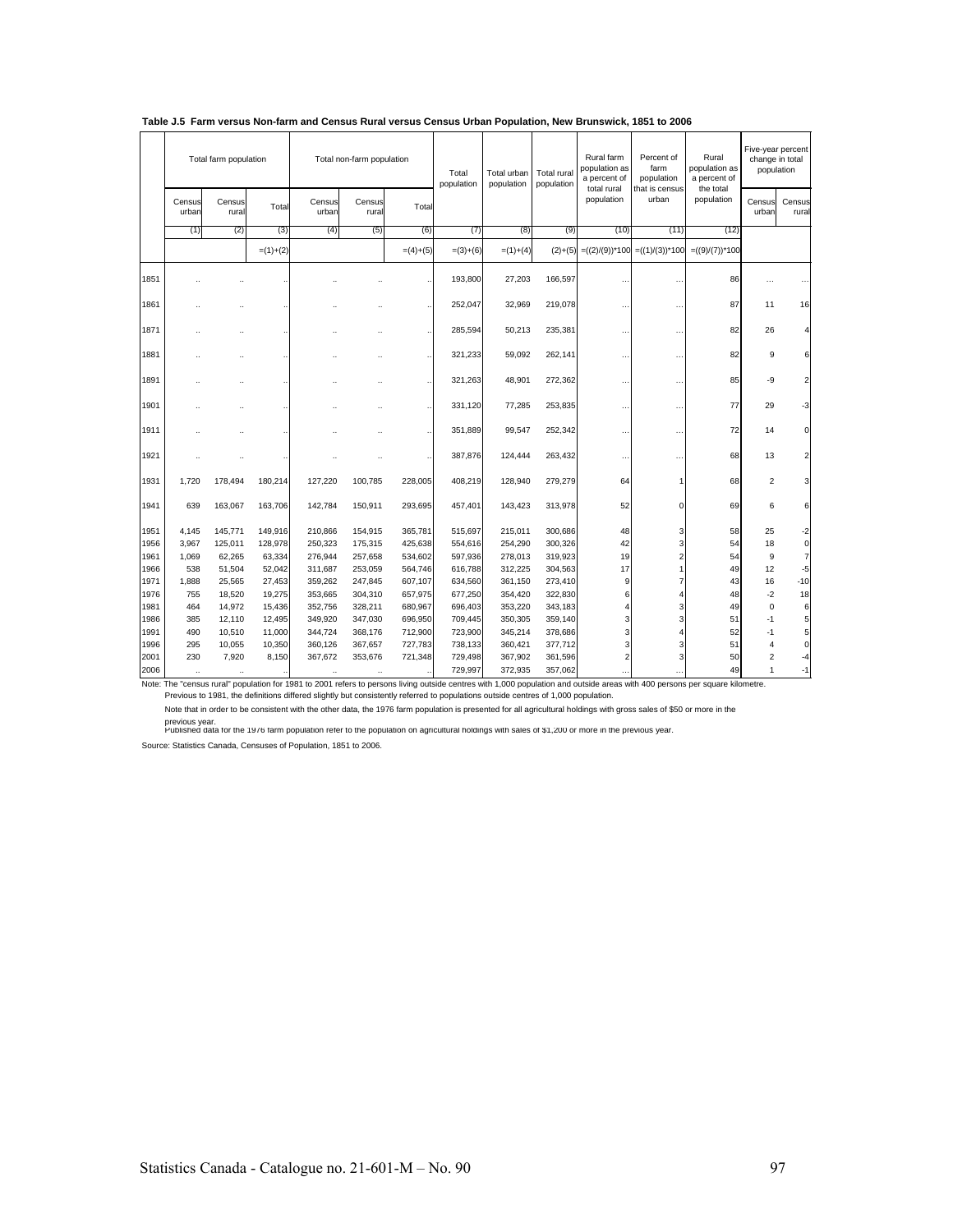**Table J.5 Farm versus Non-farm and Census Rural versus Census Urban Population, New Brunswick, 1851 to 2006**

| | Total farm population | | | Total non-farm population | | | Total population | Total urban population | Total rural population | Rural farm population as a percent of total rural population | Percent of farm population that is census urban | Rural population as a percent of the total population | Five-year percent change in total population | |
|---|---|---|---|---|---|---|---|---|---|---|---|---|---|---|
| | Census urban | Census rural | Total | Census urban | Census rural | Total | | | | | | | Census urban | Census rural |
| | (1) | (2) | (3) | (4) | (5) | (6) | (7) | (8) | (9) | (10) | (11) | (12) | | |
| | | | =(1)+(2) | | | =(4)+(5) | =(3)+(6) | =(1)+(4) | (2)+(5) | =((2)/(9))*100 | =((1)/(3))*100 | =((9)/(7))*100 | | |
| 1851 | .. | .. | .. | .. | .. | .. | 193,800 | 27,203 | 166,597 | ... | ... | 86 | ... | ... |
| 1861 | .. | .. | .. | .. | .. | .. | 252,047 | 32,969 | 219,078 | ... | ... | 87 | 11 | 16 |
| 1871 | .. | .. | .. | .. | .. | .. | 285,594 | 50,213 | 235,381 | ... | ... | 82 | 26 | 4 |
| 1881 | .. | .. | .. | .. | .. | .. | 321,233 | 59,092 | 262,141 | ... | ... | 82 | 9 | 6 |
| 1891 | .. | .. | .. | .. | .. | .. | 321,263 | 48,901 | 272,362 | ... | ... | 85 | -9 | 2 |
| 1901 | .. | .. | .. | .. | .. | .. | 331,120 | 77,285 | 253,835 | ... | ... | 77 | 29 | -3 |
| 1911 | .. | .. | .. | .. | .. | .. | 351,889 | 99,547 | 252,342 | ... | ... | 72 | 14 | 0 |
| 1921 | .. | .. | .. | .. | .. | .. | 387,876 | 124,444 | 263,432 | ... | ... | 68 | 13 | 2 |
| 1931 | 1,720 | 178,494 | 180,214 | 127,220 | 100,785 | 228,005 | 408,219 | 128,940 | 279,279 | 64 | 1 | 68 | 2 | 3 |
| 1941 | 639 | 163,067 | 163,706 | 142,784 | 150,911 | 293,695 | 457,401 | 143,423 | 313,978 | 52 | 0 | 69 | 6 | 6 |
| 1951 | 4,145 | 145,771 | 149,916 | 210,866 | 154,915 | 365,781 | 515,697 | 215,011 | 300,686 | 48 | 3 | 58 | 25 | -2 |
| 1956 | 3,967 | 125,011 | 128,978 | 250,323 | 175,315 | 425,638 | 554,616 | 254,290 | 300,326 | 42 | 3 | 54 | 18 | 0 |
| 1961 | 1,069 | 62,265 | 63,334 | 276,944 | 257,658 | 534,602 | 597,936 | 278,013 | 319,923 | 19 | 2 | 54 | 9 | 7 |
| 1966 | 538 | 51,504 | 52,042 | 311,687 | 253,059 | 564,746 | 616,788 | 312,225 | 304,563 | 17 | 1 | 49 | 12 | -5 |
| 1971 | 1,888 | 25,565 | 27,453 | 359,262 | 247,845 | 607,107 | 634,560 | 361,150 | 273,410 | 9 | 7 | 43 | 16 | -10 |
| 1976 | 755 | 18,520 | 19,275 | 353,665 | 304,310 | 657,975 | 677,250 | 354,420 | 322,830 | 6 | 4 | 48 | -2 | 18 |
| 1981 | 464 | 14,972 | 15,436 | 352,756 | 328,211 | 680,967 | 696,403 | 353,220 | 343,183 | 4 | 3 | 49 | 0 | 6 |
| 1986 | 385 | 12,110 | 12,495 | 349,920 | 347,030 | 696,950 | 709,445 | 350,305 | 359,140 | 3 | 3 | 51 | -1 | 5 |
| 1991 | 490 | 10,510 | 11,000 | 344,724 | 368,176 | 712,900 | 723,900 | 345,214 | 378,686 | 3 | 4 | 52 | -1 | 5 |
| 1996 | 295 | 10,055 | 10,350 | 360,126 | 367,657 | 727,783 | 738,133 | 360,421 | 377,712 | 3 | 3 | 51 | 4 | 0 |
| 2001 | 230 | 7,920 | 8,150 | 367,672 | 353,676 | 721,348 | 729,498 | 367,902 | 361,596 | 2 | 3 | 50 | 2 | -4 |
| 2006 | .. | .. | .. | .. | .. | .. | 729,997 | 372,935 | 357,062 | ... | ... | 49 | 1 | -1 |

Note: The "census rural" population for 1981 to 2001 refers to persons living outside centres with 1,000 population and outside areas with 400 persons per square kilometre.
Previous to 1981, the definitions differed slightly but consistently referred to populations outside centres of 1,000 population.

Note that in order to be consistent with the other data, the 1976 farm population is presented for all agricultural holdings with gross sales of $50 or more in the previous year.
Published data for the 1976 farm population refer to the population on agricultural holdings with sales of $1,200 or more in the previous year.

Source: Statistics Canada, Censuses of Population, 1851 to 2006.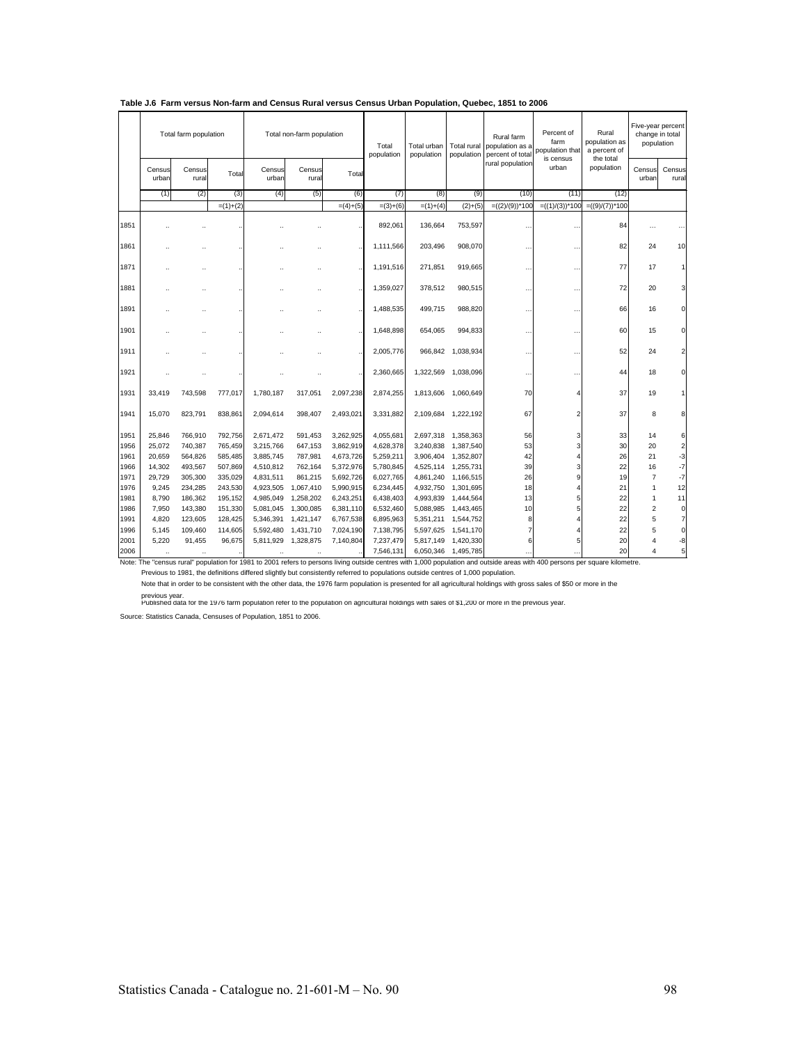**Table J.6 Farm versus Non-farm and Census Rural versus Census Urban Population, Quebec, 1851 to 2006**

| | Total farm population | | | Total non-farm population | | | Total population | Total urban population | Total rural population | Rural farm population as a percent of total rural population | Percent of farm population that is census urban | Rural population as a percent of the total population | Five-year percent change in total population | |
|---|---|---|---|---|---|---|---|---|---|---|---|---|---|---|
| | Census urban | Census rural | Total | Census urban | Census rural | Total | | | | | | | Census urban | Census rural |
| | (1) | (2) | (3) | (4) | (5) | (6) | (7) | (8) | (9) | (10) | (11) | (12) | | |
| | | | =(1)+(2) | | | =(4)+(5) | =(3)+(6) | =(1)+(4) | (2)+(5) | =((2)/(9))*100 | =((1)/(3))*100 | =((9)/(7))*100 | | |
| 1851 | .. | .. | .. | .. | .. | .. | 892,061 | 136,664 | 753,597 | … | … | 84 | … | … |
| 1861 | .. | .. | .. | .. | .. | .. | 1,111,566 | 203,496 | 908,070 | … | … | 82 | 24 | 10 |
| 1871 | .. | .. | .. | .. | .. | .. | 1,191,516 | 271,851 | 919,665 | … | … | 77 | 17 | 1 |
| 1881 | .. | .. | .. | .. | .. | .. | 1,359,027 | 378,512 | 980,515 | … | … | 72 | 20 | 3 |
| 1891 | .. | .. | .. | .. | .. | .. | 1,488,535 | 499,715 | 988,820 | … | … | 66 | 16 | 0 |
| 1901 | .. | .. | .. | .. | .. | .. | 1,648,898 | 654,065 | 994,833 | … | … | 60 | 15 | 0 |
| 1911 | .. | .. | .. | .. | .. | .. | 2,005,776 | 966,842 | 1,038,934 | … | … | 52 | 24 | 2 |
| 1921 | .. | .. | .. | .. | .. | .. | 2,360,665 | 1,322,569 | 1,038,096 | … | … | 44 | 18 | 0 |
| 1931 | 33,419 | 743,598 | 777,017 | 1,780,187 | 317,051 | 2,097,238 | 2,874,255 | 1,813,606 | 1,060,649 | 70 | 4 | 37 | 19 | 1 |
| 1941 | 15,070 | 823,791 | 838,861 | 2,094,614 | 398,407 | 2,493,021 | 3,331,882 | 2,109,684 | 1,222,192 | 67 | 2 | 37 | 8 | 8 |
| 1951 | 25,846 | 766,910 | 792,756 | 2,671,472 | 591,453 | 3,262,925 | 4,055,681 | 2,697,318 | 1,358,363 | 56 | 3 | 33 | 14 | 6 |
| 1956 | 25,072 | 740,387 | 765,459 | 3,215,766 | 647,153 | 3,862,919 | 4,628,378 | 3,240,838 | 1,387,540 | 53 | 3 | 30 | 20 | 2 |
| 1961 | 20,659 | 564,826 | 585,485 | 3,885,745 | 787,981 | 4,673,726 | 5,259,211 | 3,906,404 | 1,352,807 | 42 | 4 | 26 | 21 | -3 |
| 1966 | 14,302 | 493,567 | 507,869 | 4,510,812 | 762,164 | 5,372,976 | 5,780,845 | 4,525,114 | 1,255,731 | 39 | 3 | 22 | 16 | -7 |
| 1971 | 29,729 | 305,300 | 335,029 | 4,831,511 | 861,215 | 5,692,726 | 6,027,765 | 4,861,240 | 1,166,515 | 26 | 9 | 19 | 7 | -7 |
| 1976 | 9,245 | 234,285 | 243,530 | 4,923,505 | 1,067,410 | 5,990,915 | 6,234,445 | 4,932,750 | 1,301,695 | 18 | 4 | 21 | 1 | 12 |
| 1981 | 8,790 | 186,362 | 195,152 | 4,985,049 | 1,258,202 | 6,243,251 | 6,438,403 | 4,993,839 | 1,444,564 | 13 | 5 | 22 | 1 | 11 |
| 1986 | 7,950 | 143,380 | 151,330 | 5,081,045 | 1,300,085 | 6,381,110 | 6,532,460 | 5,088,995 | 1,443,465 | 10 | 5 | 22 | 2 | 0 |
| 1991 | 4,820 | 123,605 | 128,425 | 5,346,391 | 1,421,147 | 6,767,538 | 6,895,963 | 5,351,211 | 1,544,752 | 8 | 4 | 22 | 5 | 7 |
| 1996 | 5,145 | 109,460 | 114,605 | 5,592,480 | 1,431,710 | 7,024,190 | 7,138,795 | 5,597,625 | 1,541,170 | 7 | 4 | 22 | 5 | 0 |
| 2001 | 5,220 | 91,455 | 96,675 | 5,811,929 | 1,328,875 | 7,140,804 | 7,237,479 | 5,817,149 | 1,420,330 | 6 | 5 | 20 | 4 | -8 |
| 2006 | .. | .. | .. | .. | .. | .. | 7,546,131 | 6,050,346 | 1,495,785 | … | … | 20 | 4 | 5 |

Note: The "census rural" population for 1981 to 2001 refers to persons living outside centres with 1,000 population and outside areas with 400 persons per square kilometre.
Previous to 1981, the definitions differed slightly but consistently referred to populations outside centres of 1,000 population.
Note that in order to be consistent with the other data, the 1976 farm population is presented for all agricultural holdings with gross sales of $50 or more in the previous year.
Published data for the 1976 farm population refer to the population on agricultural holdings with sales of $1,200 or more in the previous year.

Source: Statistics Canada, Censuses of Population, 1851 to 2006.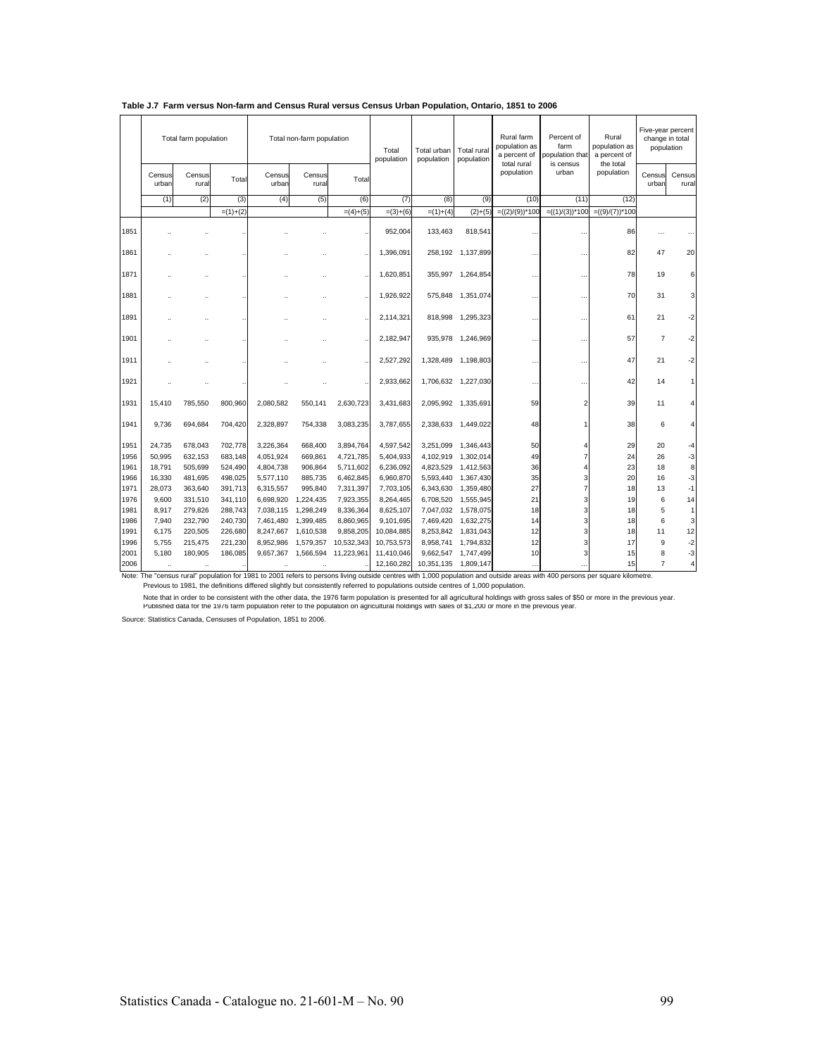**Table J.7 Farm versus Non-farm and Census Rural versus Census Urban Population, Ontario, 1851 to 2006**

| | Total farm population | | | Total non-farm population | | | Total population | Total urban population | Total rural population | Rural farm population as a percent of total rural population | Percent of farm population that is census urban | Rural population as a percent of the total population | Five-year percent change in total population | |
|---|---|---|---|---|---|---|---|---|---|---|---|---|---|---|
| | Census urban | Census rural | Total | Census urban | Census rural | Total | | | | | | | Census urban | Census rural |
| | (1) | (2) | (3) | (4) | (5) | (6) | (7) | (8) | (9) | (10) | (11) | (12) | | |
| | | | =(1)+(2) | | | =(4)+(5) | =(3)+(6) | =(1)+(4) | (2)+(5) | =((2)/(9))*100 | =((1)/(3))*100 | =((9)/(7))*100 | | |
| 1851 | .. | .. | .. | .. | .. | .. | 952,004 | 133,463 | 818,541 | ... | ... | 86 | ... | ... |
| 1861 | .. | .. | .. | .. | .. | .. | 1,396,091 | 258,192 | 1,137,899 | ... | ... | 82 | 47 | 20 |
| 1871 | .. | .. | .. | .. | .. | .. | 1,620,851 | 355,997 | 1,264,854 | ... | ... | 78 | 19 | 6 |
| 1881 | .. | .. | .. | .. | .. | .. | 1,926,922 | 575,848 | 1,351,074 | ... | ... | 70 | 31 | 3 |
| 1891 | .. | .. | .. | .. | .. | .. | 2,114,321 | 818,998 | 1,295,323 | ... | ... | 61 | 21 | -2 |
| 1901 | .. | .. | .. | .. | .. | .. | 2,182,947 | 935,978 | 1,246,969 | ... | ... | 57 | 7 | -2 |
| 1911 | .. | .. | .. | .. | .. | .. | 2,527,292 | 1,328,489 | 1,198,803 | ... | ... | 47 | 21 | -2 |
| 1921 | .. | .. | .. | .. | .. | .. | 2,933,662 | 1,706,632 | 1,227,030 | ... | ... | 42 | 14 | 1 |
| 1931 | 15,410 | 785,550 | 800,960 | 2,080,582 | 550,141 | 2,630,723 | 3,431,683 | 2,095,992 | 1,335,691 | 59 | 2 | 39 | 11 | 4 |
| 1941 | 9,736 | 694,684 | 704,420 | 2,328,897 | 754,338 | 3,083,235 | 3,787,655 | 2,338,633 | 1,449,022 | 48 | 1 | 38 | 6 | 4 |
| 1951 | 24,735 | 678,043 | 702,778 | 3,226,364 | 668,400 | 3,894,764 | 4,597,542 | 3,251,099 | 1,346,443 | 50 | 4 | 29 | 20 | -4 |
| 1956 | 50,995 | 632,153 | 683,148 | 4,051,924 | 669,861 | 4,721,785 | 5,404,933 | 4,102,919 | 1,302,014 | 49 | 7 | 24 | 26 | -3 |
| 1961 | 18,791 | 505,699 | 524,490 | 4,804,738 | 906,864 | 5,711,602 | 6,236,092 | 4,823,529 | 1,412,563 | 36 | 4 | 23 | 18 | 8 |
| 1966 | 16,330 | 481,695 | 498,025 | 5,577,110 | 885,735 | 6,462,845 | 6,960,870 | 5,593,440 | 1,367,430 | 35 | 3 | 20 | 16 | -3 |
| 1971 | 28,073 | 363,640 | 391,713 | 6,315,557 | 995,840 | 7,311,397 | 7,703,105 | 6,343,630 | 1,359,480 | 27 | 7 | 18 | 13 | -1 |
| 1976 | 9,600 | 331,510 | 341,110 | 6,698,920 | 1,224,435 | 7,923,355 | 8,264,465 | 6,708,520 | 1,555,945 | 21 | 3 | 19 | 6 | 14 |
| 1981 | 8,917 | 279,826 | 288,743 | 7,038,115 | 1,298,249 | 8,336,364 | 8,625,107 | 7,047,032 | 1,578,075 | 18 | 3 | 18 | 5 | 1 |
| 1986 | 7,940 | 232,790 | 240,730 | 7,461,480 | 1,399,485 | 8,860,965 | 9,101,695 | 7,469,420 | 1,632,275 | 14 | 3 | 18 | 6 | 3 |
| 1991 | 6,175 | 220,505 | 226,680 | 8,247,667 | 1,610,538 | 9,858,205 | 10,084,885 | 8,253,842 | 1,831,043 | 12 | 3 | 18 | 11 | 12 |
| 1996 | 5,755 | 215,475 | 221,230 | 8,952,986 | 1,579,357 | 10,532,343 | 10,753,573 | 8,958,741 | 1,794,832 | 12 | 3 | 17 | 9 | -2 |
| 2001 | 5,180 | 180,905 | 186,085 | 9,657,367 | 1,566,594 | 11,223,961 | 11,410,046 | 9,662,547 | 1,747,499 | 10 | 3 | 15 | 8 | -3 |
| 2006 | .. | .. | .. | .. | .. | .. | 12,160,282 | 10,351,135 | 1,809,147 | ... | ... | 15 | 7 | 4 |

Note: The "census rural" population for 1981 to 2001 refers to persons living outside centres with 1,000 population and outside areas with 400 persons per square kilometre.
Previous to 1981, the definitions differed slightly but consistently referred to populations outside centres of 1,000 population.

Note that in order to be consistent with the other data, the 1976 farm population is presented for all agricultural holdings with gross sales of $50 or more in the previous year.
Published data for the 1976 farm population refer to the population on agricultural holdings with sales of $1,200 or more in the previous year.

Source: Statistics Canada, Censuses of Population, 1851 to 2006.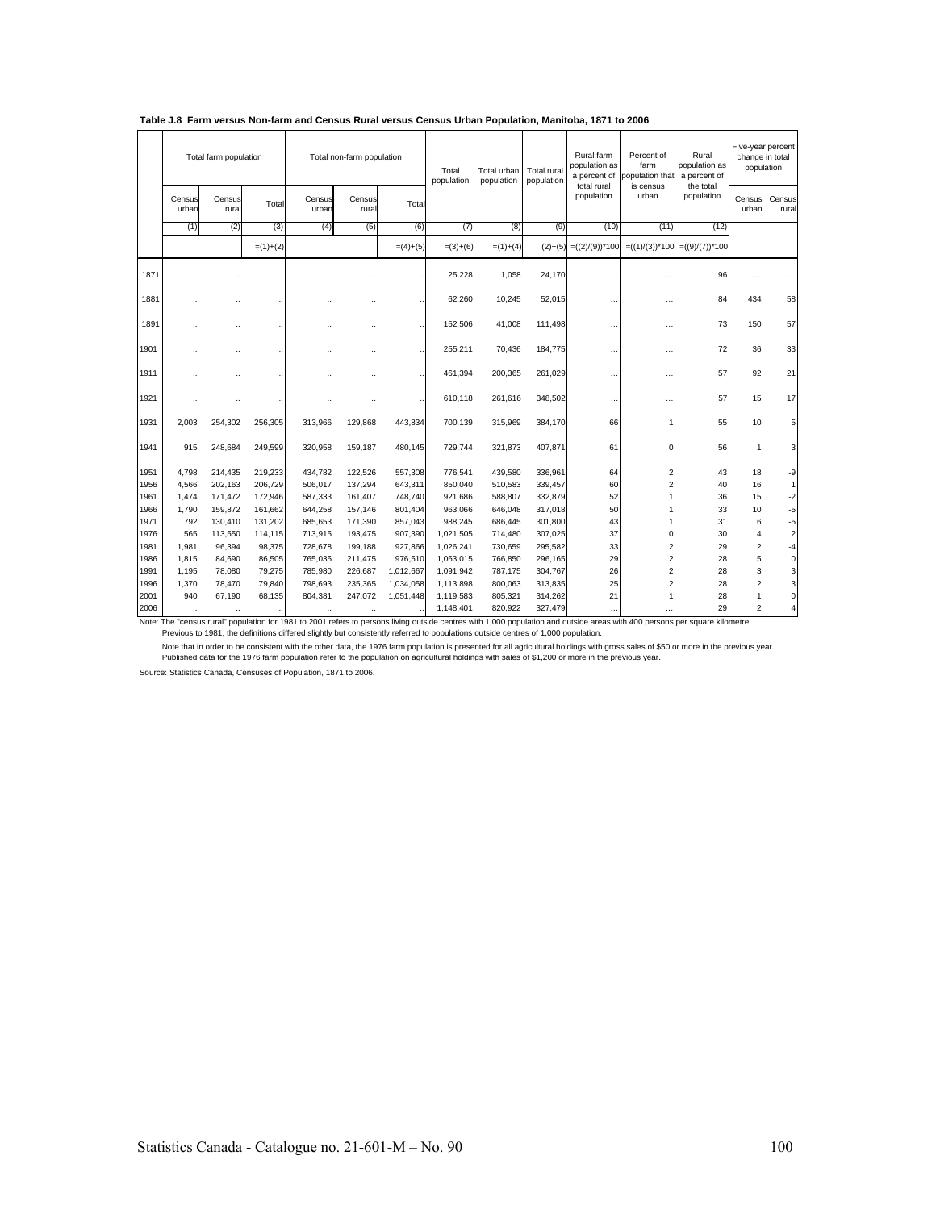**Table J.8 Farm versus Non-farm and Census Rural versus Census Urban Population, Manitoba, 1871 to 2006**

| | Total farm population | | | Total non-farm population | | | Total population | Total urban population | Total rural population | Rural farm population as a percent of total rural population | Percent of farm population that is census urban | Rural population as a percent of the total population | Five-year percent change in total population | |
|---|---|---|---|---|---|---|---|---|---|---|---|---|---|---|
| | Census urban | Census rural | Total | Census urban | Census rural | Total | | | | | | | Census urban | Census rural |
| | (1) | (2) | (3) | (4) | (5) | (6) | (7) | (8) | (9) | (10) | (11) | (12) | | |
| | | | =(1)+(2) | | | =(4)+(5) | =(3)+(6) | =(1)+(4) | (2)+(5) | =((2)/(9))*100 | =((1)/(3))*100 | =((9)/(7))*100 | | |
| 1871 | .. | .. | .. | .. | .. | .. | 25,228 | 1,058 | 24,170 | ... | ... | 96 | ... | ... |
| 1881 | .. | .. | .. | .. | .. | .. | 62,260 | 10,245 | 52,015 | ... | ... | 84 | 434 | 58 |
| 1891 | .. | .. | .. | .. | .. | .. | 152,506 | 41,008 | 111,498 | ... | ... | 73 | 150 | 57 |
| 1901 | .. | .. | .. | .. | .. | .. | 255,211 | 70,436 | 184,775 | ... | ... | 72 | 36 | 33 |
| 1911 | .. | .. | .. | .. | .. | .. | 461,394 | 200,365 | 261,029 | ... | ... | 57 | 92 | 21 |
| 1921 | .. | .. | .. | .. | .. | .. | 610,118 | 261,616 | 348,502 | ... | ... | 57 | 15 | 17 |
| 1931 | 2,003 | 254,302 | 256,305 | 313,966 | 129,868 | 443,834 | 700,139 | 315,969 | 384,170 | 66 | 1 | 55 | 10 | 5 |
| 1941 | 915 | 248,684 | 249,599 | 320,958 | 159,187 | 480,145 | 729,744 | 321,873 | 407,871 | 61 | 0 | 56 | 1 | 3 |
| 1951 | 4,798 | 214,435 | 219,233 | 434,782 | 122,526 | 557,308 | 776,541 | 439,580 | 336,961 | 64 | 2 | 43 | 18 | -9 |
| 1956 | 4,566 | 202,163 | 206,729 | 506,017 | 137,294 | 643,311 | 850,040 | 510,583 | 339,457 | 60 | 2 | 40 | 16 | 1 |
| 1961 | 1,474 | 171,472 | 172,946 | 587,333 | 161,407 | 748,740 | 921,686 | 588,807 | 332,879 | 52 | 1 | 36 | 15 | -2 |
| 1966 | 1,790 | 159,872 | 161,662 | 644,258 | 157,146 | 801,404 | 963,066 | 646,048 | 317,018 | 50 | 1 | 33 | 10 | -5 |
| 1971 | 792 | 130,410 | 131,202 | 685,653 | 171,390 | 857,043 | 988,245 | 686,445 | 301,800 | 43 | 1 | 31 | 6 | -5 |
| 1976 | 565 | 113,550 | 114,115 | 713,915 | 193,475 | 907,390 | 1,021,505 | 714,480 | 307,025 | 37 | 0 | 30 | 4 | 2 |
| 1981 | 1,981 | 96,394 | 98,375 | 728,678 | 199,188 | 927,866 | 1,026,241 | 730,659 | 295,582 | 33 | 2 | 29 | 2 | -4 |
| 1986 | 1,815 | 84,690 | 86,505 | 765,035 | 211,475 | 976,510 | 1,063,015 | 766,850 | 296,165 | 29 | 2 | 28 | 5 | 0 |
| 1991 | 1,195 | 78,080 | 79,275 | 785,980 | 226,687 | 1,012,667 | 1,091,942 | 787,175 | 304,767 | 26 | 2 | 28 | 3 | 3 |
| 1996 | 1,370 | 78,470 | 79,840 | 798,693 | 235,365 | 1,034,058 | 1,113,898 | 800,063 | 313,835 | 25 | 2 | 28 | 2 | 3 |
| 2001 | 940 | 67,190 | 68,135 | 804,381 | 247,072 | 1,051,448 | 1,119,583 | 805,321 | 314,262 | 21 | 1 | 28 | 1 | 0 |
| 2006 | .. | .. | .. | .. | .. | .. | 1,148,401 | 820,922 | 327,479 | ... | ... | 29 | 2 | 4 |

Note: The "census rural" population for 1981 to 2001 refers to persons living outside centres with 1,000 population and outside areas with 400 persons per square kilometre.
Previous to 1981, the definitions differed slightly but consistently referred to populations outside centres of 1,000 population.

Note that in order to be consistent with the other data, the 1976 farm population is presented for all agricultural holdings with gross sales of $50 or more in the previous year.
Published data for the 1976 farm population refer to the population on agricultural holdings with sales of $1,200 or more in the previous year.

Source: Statistics Canada, Censuses of Population, 1871 to 2006.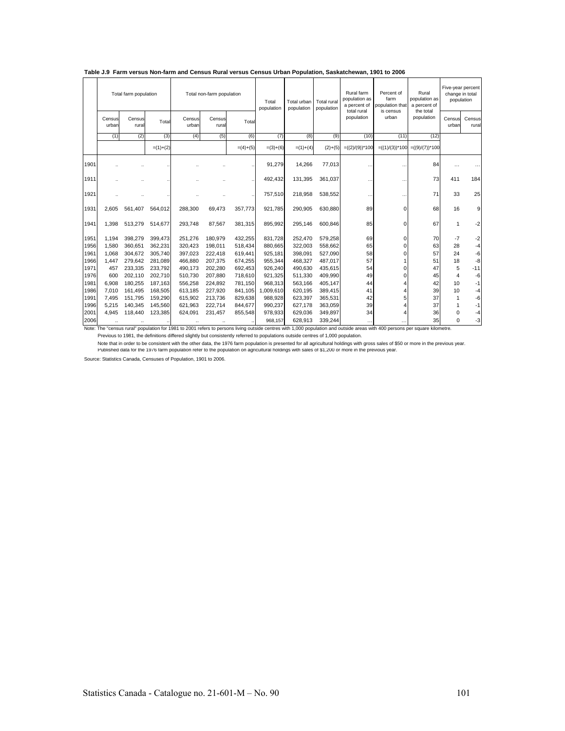**Table J.9 Farm versus Non-farm and Census Rural versus Census Urban Population, Saskatchewan, 1901 to 2006**

| | Total farm population | | | Total non-farm population | | | Total population | Total urban population | Total rural population | Rural farm population as a percent of total rural population | Percent of farm population that is census urban | Rural population as a percent of the total population | Five-year percent change in total population | |
|---|---|---|---|---|---|---|---|---|---|---|---|---|---|---|
| | Census urban | Census rural | Total | Census urban | Census rural | Total | | | | | | | Census urban | Census rural |
| | (1) | (2) | (3) | (4) | (5) | (6) | (7) | (8) | (9) | (10) | (11) | (12) | | |
| | | | =(1)+(2) | | | =(4)+(5) | =(3)+(6) | =(1)+(4) | (2)+(5) | =((2)/(9))*100 | =((1)/(3))*100 | =((9)/(7))*100 | | |
| 1901 | .. | .. | .. | .. | .. | .. | 91,279 | 14,266 | 77,013 | ... | ... | 84 | ... | ... |
| 1911 | .. | .. | .. | .. | .. | .. | 492,432 | 131,395 | 361,037 | ... | ... | 73 | 411 | 184 |
| 1921 | .. | .. | .. | .. | .. | .. | 757,510 | 218,958 | 538,552 | ... | ... | 71 | 33 | 25 |
| 1931 | 2,605 | 561,407 | 564,012 | 288,300 | 69,473 | 357,773 | 921,785 | 290,905 | 630,880 | 89 | 0 | 68 | 16 | 9 |
| 1941 | 1,398 | 513,279 | 514,677 | 293,748 | 87,567 | 381,315 | 895,992 | 295,146 | 600,846 | 85 | 0 | 67 | 1 | -2 |
| 1951 | 1,194 | 398,279 | 399,473 | 251,276 | 180,979 | 432,255 | 831,728 | 252,470 | 579,258 | 69 | 0 | 70 | -7 | -2 |
| 1956 | 1,580 | 360,651 | 362,231 | 320,423 | 198,011 | 518,434 | 880,665 | 322,003 | 558,662 | 65 | 0 | 63 | 28 | -4 |
| 1961 | 1,068 | 304,672 | 305,740 | 397,023 | 222,418 | 619,441 | 925,181 | 398,091 | 527,090 | 58 | 0 | 57 | 24 | -6 |
| 1966 | 1,447 | 279,642 | 281,089 | 466,880 | 207,375 | 674,255 | 955,344 | 468,327 | 487,017 | 57 | 1 | 51 | 18 | -8 |
| 1971 | 457 | 233,335 | 233,792 | 490,173 | 202,280 | 692,453 | 926,240 | 490,630 | 435,615 | 54 | 0 | 47 | 5 | -11 |
| 1976 | 600 | 202,110 | 202,710 | 510,730 | 207,880 | 718,610 | 921,325 | 511,330 | 409,990 | 49 | 0 | 45 | 4 | -6 |
| 1981 | 6,908 | 180,255 | 187,163 | 556,258 | 224,892 | 781,150 | 968,313 | 563,166 | 405,147 | 44 | 4 | 42 | 10 | -1 |
| 1986 | 7,010 | 161,495 | 168,505 | 613,185 | 227,920 | 841,105 | 1,009,610 | 620,195 | 389,415 | 41 | 4 | 39 | 10 | -4 |
| 1991 | 7,495 | 151,795 | 159,290 | 615,902 | 213,736 | 829,638 | 988,928 | 623,397 | 365,531 | 42 | 5 | 37 | 1 | -6 |
| 1996 | 5,215 | 140,345 | 145,560 | 621,963 | 222,714 | 844,677 | 990,237 | 627,178 | 363,059 | 39 | 4 | 37 | 1 | -1 |
| 2001 | 4,945 | 118,440 | 123,385 | 624,091 | 231,457 | 855,548 | 978,933 | 629,036 | 349,897 | 34 | 4 | 36 | 0 | -4 |
| 2006 | .. | .. | .. | .. | .. | .. | 968,157 | 628,913 | 339,244 | ... | ... | 35 | 0 | -3 |

Note: The "census rural" population for 1981 to 2001 refers to persons living outside centres with 1,000 population and outside areas with 400 persons per square kilometre.
Previous to 1981, the definitions differed slightly but consistently referred to populations outside centres of 1,000 population.

Note that in order to be consistent with the other data, the 1976 farm population is presented for all agricultural holdings with gross sales of $50 or more in the previous year.
Published data for the 1976 farm population refer to the population on agricultural holdings with sales of $1,200 or more in the previous year.

Source: Statistics Canada, Censuses of Population, 1901 to 2006.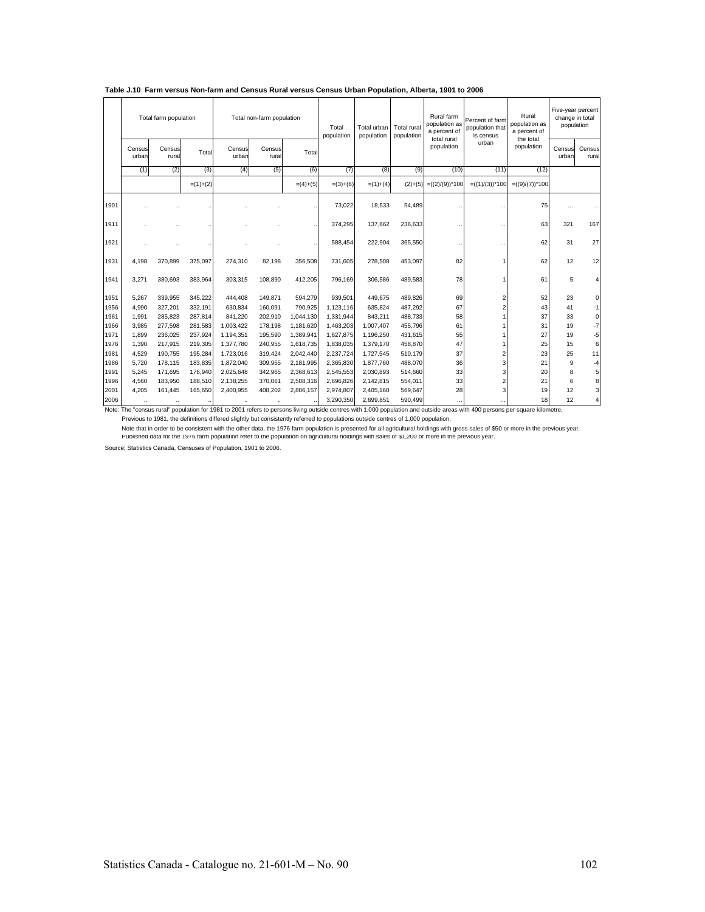**Table J.10 Farm versus Non-farm and Census Rural versus Census Urban Population, Alberta, 1901 to 2006**

| | Total farm population | | | Total non-farm population | | | Total population | Total urban population | Total rural population | Rural farm population as a percent of total rural population | Percent of farm population that is census urban | Rural population as a percent of the total population | Five-year percent change in total population | |
|---|---|---|---|---|---|---|---|---|---|---|---|---|---|---|
| | Census urban | Census rural | Total | Census urban | Census rural | Total | | | | | | | Census urban | Census rural |
| | (1) | (2) | (3) | (4) | (5) | (6) | (7) | (8) | (9) | (10) | (11) | (12) | | |
| | | | =(1)+(2) | | | =(4)+(5) | =(3)+(6) | =(1)+(4) | (2)+(5) | =((2)/(9))*100 | =((1)/(3))*100 | =((9)/(7))*100 | | |
| 1901 | .. | .. | .. | .. | .. | .. | 73,022 | 18,533 | 54,489 | ... | ... | 75 | ... | ... |
| 1911 | .. | .. | .. | .. | .. | .. | 374,295 | 137,662 | 236,633 | ... | ... | 63 | 321 | 167 |
| 1921 | .. | .. | .. | .. | .. | .. | 588,454 | 222,904 | 365,550 | ... | ... | 62 | 31 | 27 |
| 1931 | 4,198 | 370,899 | 375,097 | 274,310 | 82,198 | 356,508 | 731,605 | 278,508 | 453,097 | 82 | 1 | 62 | 12 | 12 |
| 1941 | 3,271 | 380,693 | 383,964 | 303,315 | 108,890 | 412,205 | 796,169 | 306,586 | 489,583 | 78 | 1 | 61 | 5 | 4 |
| 1951 | 5,267 | 339,955 | 345,222 | 444,408 | 149,871 | 594,279 | 939,501 | 449,675 | 489,826 | 69 | 2 | 52 | 23 | 0 |
| 1956 | 4,990 | 327,201 | 332,191 | 630,834 | 160,091 | 790,925 | 1,123,116 | 635,824 | 487,292 | 67 | 2 | 43 | 41 | -1 |
| 1961 | 1,991 | 285,823 | 287,814 | 841,220 | 202,910 | 1,044,130 | 1,331,944 | 843,211 | 488,733 | 58 | 1 | 37 | 33 | 0 |
| 1966 | 3,985 | 277,598 | 281,583 | 1,003,422 | 178,198 | 1,181,620 | 1,463,203 | 1,007,407 | 455,796 | 61 | 1 | 31 | 19 | -7 |
| 1971 | 1,899 | 236,025 | 237,924 | 1,194,351 | 195,590 | 1,389,941 | 1,627,875 | 1,196,250 | 431,615 | 55 | 1 | 27 | 19 | -5 |
| 1976 | 1,390 | 217,915 | 219,305 | 1,377,780 | 240,955 | 1,618,735 | 1,838,035 | 1,379,170 | 458,870 | 47 | 1 | 25 | 15 | 6 |
| 1981 | 4,529 | 190,755 | 195,284 | 1,723,016 | 319,424 | 2,042,440 | 2,237,724 | 1,727,545 | 510,179 | 37 | 2 | 23 | 25 | 11 |
| 1986 | 5,720 | 178,115 | 183,835 | 1,872,040 | 309,955 | 2,181,995 | 2,365,830 | 1,877,760 | 488,070 | 36 | 3 | 21 | 9 | -4 |
| 1991 | 5,245 | 171,695 | 176,940 | 2,025,648 | 342,965 | 2,368,613 | 2,545,553 | 2,030,893 | 514,660 | 33 | 3 | 20 | 8 | 5 |
| 1996 | 4,560 | 183,950 | 188,510 | 2,138,255 | 370,061 | 2,508,316 | 2,696,826 | 2,142,815 | 554,011 | 33 | 2 | 21 | 6 | 8 |
| 2001 | 4,205 | 161,445 | 165,650 | 2,400,955 | 408,202 | 2,806,157 | 2,974,807 | 2,405,160 | 569,647 | 28 | 3 | 19 | 12 | 3 |
| 2006 | .. | .. | .. | .. | .. | .. | 3,290,350 | 2,699,851 | 590,499 | ... | ... | 18 | 12 | 4 |

Note: The "census rural" population for 1981 to 2001 refers to persons living outside centres with 1,000 population and outside areas with 400 persons per square kilometre.
Previous to 1981, the definitions differed slightly but consistently referred to populations outside centres of 1,000 population.
Note that in order to be consistent with the other data, the 1976 farm population is presented for all agricultural holdings with gross sales of $50 or more in the previous year.
Published data for the 1976 farm population refer to the population on agricultural holdings with sales of $1,200 or more in the previous year.

Source: Statistics Canada, Censuses of Population, 1901 to 2006.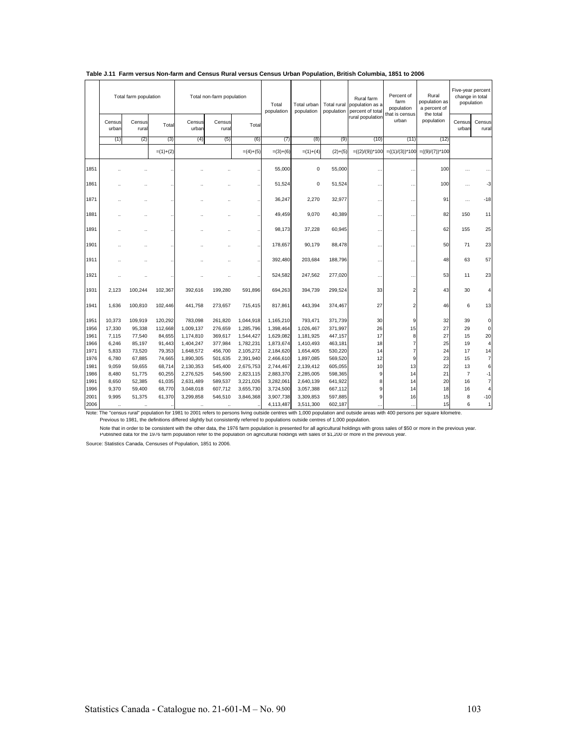**Table J.11 Farm versus Non-farm and Census Rural versus Census Urban Population, British Columbia, 1851 to 2006**

| | Total farm population | | | Total non-farm population | | | Total population | Total urban population | Total rural population | Rural farm population as a percent of total rural population | Percent of farm population that is census urban | Rural population as a percent of the total population | Five-year percent change in total population | |
|---|---|---|---|---|---|---|---|---|---|---|---|---|---|---|
| | Census urban | Census rural | Total | Census urban | Census rural | Total | | | | | | | Census urban | Census rural |
| | (1) | (2) | (3) | (4) | (5) | (6) | (7) | (8) | (9) | (10) | (11) | (12) | | |
| | | | =(1)+(2) | | | =(4)+(5) | =(3)+(6) | =(1)+(4) | (2)+(5) | =((2)/(9))*100 | =((1)/(3))*100 | =((9)/(7))*100 | | |
| 1851 | .. | .. | .. | .. | .. | .. | 55,000 | 0 | 55,000 | ... | ... | 100 | ... | ... |
| 1861 | .. | .. | .. | .. | .. | .. | 51,524 | 0 | 51,524 | ... | ... | 100 | ... | -3 |
| 1871 | .. | .. | .. | .. | .. | .. | 36,247 | 2,270 | 32,977 | ... | ... | 91 | ... | -18 |
| 1881 | .. | .. | .. | .. | .. | .. | 49,459 | 9,070 | 40,389 | ... | ... | 82 | 150 | 11 |
| 1891 | .. | .. | .. | .. | .. | .. | 98,173 | 37,228 | 60,945 | ... | ... | 62 | 155 | 25 |
| 1901 | .. | .. | .. | .. | .. | .. | 178,657 | 90,179 | 88,478 | ... | ... | 50 | 71 | 23 |
| 1911 | .. | .. | .. | .. | .. | .. | 392,480 | 203,684 | 188,796 | ... | ... | 48 | 63 | 57 |
| 1921 | .. | .. | .. | .. | .. | .. | 524,582 | 247,562 | 277,020 | ... | ... | 53 | 11 | 23 |
| 1931 | 2,123 | 100,244 | 102,367 | 392,616 | 199,280 | 591,896 | 694,263 | 394,739 | 299,524 | 33 | 2 | 43 | 30 | 4 |
| 1941 | 1,636 | 100,810 | 102,446 | 441,758 | 273,657 | 715,415 | 817,861 | 443,394 | 374,467 | 27 | 2 | 46 | 6 | 13 |
| 1951 | 10,373 | 109,919 | 120,292 | 783,098 | 261,820 | 1,044,918 | 1,165,210 | 793,471 | 371,739 | 30 | 9 | 32 | 39 | 0 |
| 1956 | 17,330 | 95,338 | 112,668 | 1,009,137 | 276,659 | 1,285,796 | 1,398,464 | 1,026,467 | 371,997 | 26 | 15 | 27 | 29 | 0 |
| 1961 | 7,115 | 77,540 | 84,655 | 1,174,810 | 369,617 | 1,544,427 | 1,629,082 | 1,181,925 | 447,157 | 17 | 8 | 27 | 15 | 20 |
| 1966 | 6,246 | 85,197 | 91,443 | 1,404,247 | 377,984 | 1,782,231 | 1,873,674 | 1,410,493 | 463,181 | 18 | 7 | 25 | 19 | 4 |
| 1971 | 5,833 | 73,520 | 79,353 | 1,648,572 | 456,700 | 2,105,272 | 2,184,620 | 1,654,405 | 530,220 | 14 | 7 | 24 | 17 | 14 |
| 1976 | 6,780 | 67,885 | 74,665 | 1,890,305 | 501,635 | 2,391,940 | 2,466,610 | 1,897,085 | 569,520 | 12 | 9 | 23 | 15 | 7 |
| 1981 | 9,059 | 59,655 | 68,714 | 2,130,353 | 545,400 | 2,675,753 | 2,744,467 | 2,139,412 | 605,055 | 10 | 13 | 22 | 13 | 6 |
| 1986 | 8,480 | 51,775 | 60,255 | 2,276,525 | 546,590 | 2,823,115 | 2,883,370 | 2,285,005 | 598,365 | 9 | 14 | 21 | 7 | -1 |
| 1991 | 8,650 | 52,385 | 61,035 | 2,631,489 | 589,537 | 3,221,026 | 3,282,061 | 2,640,139 | 641,922 | 8 | 14 | 20 | 16 | 7 |
| 1996 | 9,370 | 59,400 | 68,770 | 3,048,018 | 607,712 | 3,655,730 | 3,724,500 | 3,057,388 | 667,112 | 9 | 14 | 18 | 16 | 4 |
| 2001 | 9,995 | 51,375 | 61,370 | 3,299,858 | 546,510 | 3,846,368 | 3,907,738 | 3,309,853 | 597,885 | 9 | 16 | 15 | 8 | -10 |
| 2006 | .. | .. | .. | .. | .. | .. | 4,113,487 | 3,511,300 | 602,187 | ... | ... | 15 | 6 | 1 |

Note: The "census rural" population for 1981 to 2001 refers to persons living outside centres with 1,000 population and outside areas with 400 persons per square kilometre.
Previous to 1981, the definitions differed slightly but consistently referred to populations outside centres of 1,000 population.

Note that in order to be consistent with the other data, the 1976 farm population is presented for all agricultural holdings with gross sales of $50 or more in the previous year.
Published data for the 1976 farm population refer to the population on agricultural holdings with sales of $1,200 or more in the previous year.

Source: Statistics Canada, Censuses of Population, 1851 to 2006.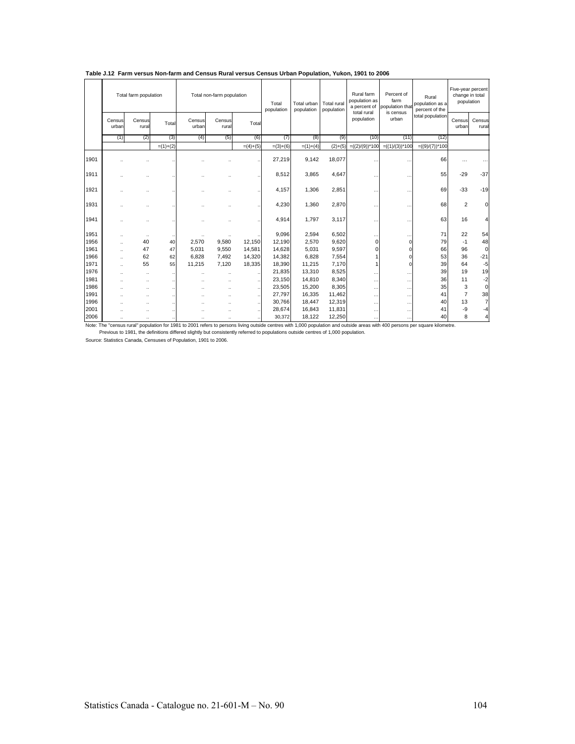**Table J.12 Farm versus Non-farm and Census Rural versus Census Urban Population, Yukon, 1901 to 2006**

| | Total farm population | | | Total non-farm population | | | Total population | Total urban population | Total rural population | Rural farm population as a percent of total rural population | Percent of farm population that is census urban | Rural population as a percent of the total population | Five-year percent change in total population | |
|---|---|---|---|---|---|---|---|---|---|---|---|---|---|---|
| | Census urban | Census rural | Total | Census urban | Census rural | Total | | | | | | | Census urban | Census rural |
| | (1) | (2) | (3) | (4) | (5) | (6) | (7) | (8) | (9) | (10) | (11) | (12) | | |
| | | | =(1)+(2) | | | =(4)+(5) | =(3)+(6) | =(1)+(4) | (2)+(5) | =((2)/(9))*100 | =((1)/(3))*100 | =((9)/(7))*100 | | |
| 1901 | .. | .. | .. | .. | .. | .. | 27,219 | 9,142 | 18,077 | ... | ... | 66 | ... | ... |
| 1911 | .. | .. | .. | .. | .. | .. | 8,512 | 3,865 | 4,647 | ... | ... | 55 | -29 | -37 |
| 1921 | .. | .. | .. | .. | .. | .. | 4,157 | 1,306 | 2,851 | ... | ... | 69 | -33 | -19 |
| 1931 | .. | .. | .. | .. | .. | .. | 4,230 | 1,360 | 2,870 | ... | ... | 68 | 2 | 0 |
| 1941 | .. | .. | .. | .. | .. | .. | 4,914 | 1,797 | 3,117 | ... | ... | 63 | 16 | 4 |
| 1951 | .. | .. | .. | .. | .. | .. | 9,096 | 2,594 | 6,502 | ... | ... | 71 | 22 | 54 |
| 1956 | .. | 40 | 40 | 2,570 | 9,580 | 12,150 | 12,190 | 2,570 | 9,620 | 0 | 0 | 79 | -1 | 48 |
| 1961 | .. | 47 | 47 | 5,031 | 9,550 | 14,581 | 14,628 | 5,031 | 9,597 | 0 | 0 | 66 | 96 | 0 |
| 1966 | .. | 62 | 62 | 6,828 | 7,492 | 14,320 | 14,382 | 6,828 | 7,554 | 1 | 0 | 53 | 36 | -21 |
| 1971 | .. | 55 | 55 | 11,215 | 7,120 | 18,335 | 18,390 | 11,215 | 7,170 | 1 | 0 | 39 | 64 | -5 |
| 1976 | .. | .. | .. | .. | .. | .. | 21,835 | 13,310 | 8,525 | ... | ... | 39 | 19 | 19 |
| 1981 | .. | .. | .. | .. | .. | .. | 23,150 | 14,810 | 8,340 | ... | ... | 36 | 11 | -2 |
| 1986 | .. | .. | .. | .. | .. | .. | 23,505 | 15,200 | 8,305 | ... | ... | 35 | 3 | 0 |
| 1991 | .. | .. | .. | .. | .. | .. | 27,797 | 16,335 | 11,462 | ... | ... | 41 | 7 | 38 |
| 1996 | .. | .. | .. | .. | .. | .. | 30,766 | 18,447 | 12,319 | ... | ... | 40 | 13 | 7 |
| 2001 | .. | .. | .. | .. | .. | .. | 28,674 | 16,843 | 11,831 | ... | ... | 41 | -9 | -4 |
| 2006 | .. | .. | .. | .. | .. | .. | 30,372 | 18,122 | 12,250 | ... | ... | 40 | 8 | 4 |

Note: The "census rural" population for 1981 to 2001 refers to persons living outside centres with 1,000 population and outside areas with 400 persons per square kilometre.
Previous to 1981, the definitions differed slightly but consistently referred to populations outside centres of 1,000 population.

Source: Statistics Canada, Censuses of Population, 1901 to 2006.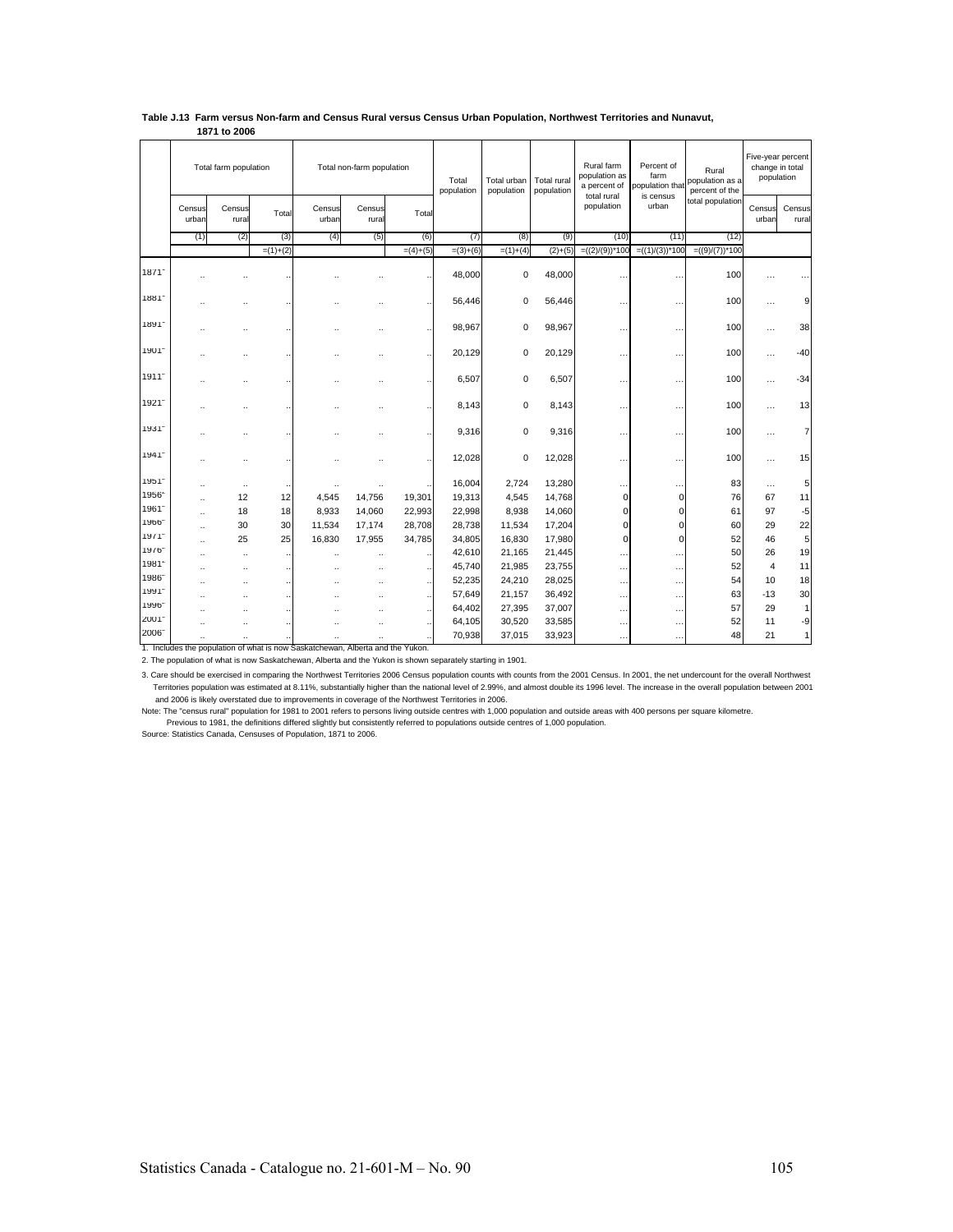**Table J.13 Farm versus Non-farm and Census Rural versus Census Urban Population, Northwest Territories and Nunavut, 1871 to 2006**

| | Total farm population | | | Total non-farm population | | | Total population | Total urban population | Total rural population | Rural farm population as a percent of total rural population | Percent of farm population that is census urban | Rural population as a percent of the total population | Five-year percent change in total population | |
|---|---|---|---|---|---|---|---|---|---|---|---|---|---|---|
| | Census urban | Census rural | Total | Census urban | Census rural | Total | | | | | | | Census urban | Census rural |
| | (1) | (2) | (3) | (4) | (5) | (6) | (7) | (8) | (9) | (10) | (11) | (12) | | |
| | | | =(1)+(2) | | | =(4)+(5) | =(3)+(6) | =(1)+(4) | (2)+(5) | =((2)/(9))*100 | =((1)/(3))*100 | =((9)/(7))*100 | | |
| 1871[1] | .. | .. | .. | .. | .. | .. | 48,000 | 0 | 48,000 | ... | ... | 100 | ... | ... |
| 1881[1] | .. | .. | .. | .. | .. | .. | 56,446 | 0 | 56,446 | ... | ... | 100 | ... | 9 |
| 1891[1] | .. | .. | .. | .. | .. | .. | 98,967 | 0 | 98,967 | ... | ... | 100 | ... | 38 |
| 1901[2] | .. | .. | .. | .. | .. | .. | 20,129 | 0 | 20,129 | ... | ... | 100 | ... | -40 |
| 1911[2] | .. | .. | .. | .. | .. | .. | 6,507 | 0 | 6,507 | ... | ... | 100 | ... | -34 |
| 1921[2] | .. | .. | .. | .. | .. | .. | 8,143 | 0 | 8,143 | ... | ... | 100 | ... | 13 |
| 1931[2] | .. | .. | .. | .. | .. | .. | 9,316 | 0 | 9,316 | ... | ... | 100 | ... | 7 |
| 1941[2] | .. | .. | .. | .. | .. | .. | 12,028 | 0 | 12,028 | ... | ... | 100 | ... | 15 |
| 1951[2] | .. | .. | .. | .. | .. | .. | 16,004 | 2,724 | 13,280 | ... | ... | 83 | ... | 5 |
| 1956[2] | .. | 12 | 12 | 4,545 | 14,756 | 19,301 | 19,313 | 4,545 | 14,768 | 0 | 0 | 76 | 67 | 11 |
| 1961[2] | .. | 18 | 18 | 8,933 | 14,060 | 22,993 | 22,998 | 8,938 | 14,060 | 0 | 0 | 61 | 97 | -5 |
| 1966[2] | .. | 30 | 30 | 11,534 | 17,174 | 28,708 | 28,738 | 11,534 | 17,204 | 0 | 0 | 60 | 29 | 22 |
| 1971[2] | .. | 25 | 25 | 16,830 | 17,955 | 34,785 | 34,805 | 16,830 | 17,980 | 0 | 0 | 52 | 46 | 5 |
| 1976[2] | .. | .. | .. | .. | .. | .. | 42,610 | 21,165 | 21,445 | ... | ... | 50 | 26 | 19 |
| 1981[2] | .. | .. | .. | .. | .. | .. | 45,740 | 21,985 | 23,755 | ... | ... | 52 | 4 | 11 |
| 1986[2] | .. | .. | .. | .. | .. | .. | 52,235 | 24,210 | 28,025 | ... | ... | 54 | 10 | 18 |
| 1991[2] | .. | .. | .. | .. | .. | .. | 57,649 | 21,157 | 36,492 | ... | ... | 63 | -13 | 30 |
| 1996[2] | .. | .. | .. | .. | .. | .. | 64,402 | 27,395 | 37,007 | ... | ... | 57 | 29 | 1 |
| 2001[2] | .. | .. | .. | .. | .. | .. | 64,105 | 30,520 | 33,585 | ... | ... | 52 | 11 | -9 |
| 2006[3] | .. | .. | .. | .. | .. | .. | 70,938 | 37,015 | 33,923 | ... | ... | 48 | 21 | 1 |

1. Includes the population of what is now Saskatchewan, Alberta and the Yukon.

2. The population of what is now Saskatchewan, Alberta and the Yukon is shown separately starting in 1901.

3. Care should be exercised in comparing the Northwest Territories 2006 Census population counts with counts from the 2001 Census. In 2001, the net undercount for the overall Northwest Territories population was estimated at 8.11%, substantially higher than the national level of 2.99%, and almost double its 1996 level. The increase in the overall population between 2001 and 2006 is likely overstated due to improvements in coverage of the Northwest Territories in 2006.

Note: The "census rural" population for 1981 to 2001 refers to persons living outside centres with 1,000 population and outside areas with 400 persons per square kilometre. Previous to 1981, the definitions differed slightly but consistently referred to populations outside centres of 1,000 population.

Source: Statistics Canada, Censuses of Population, 1871 to 2006.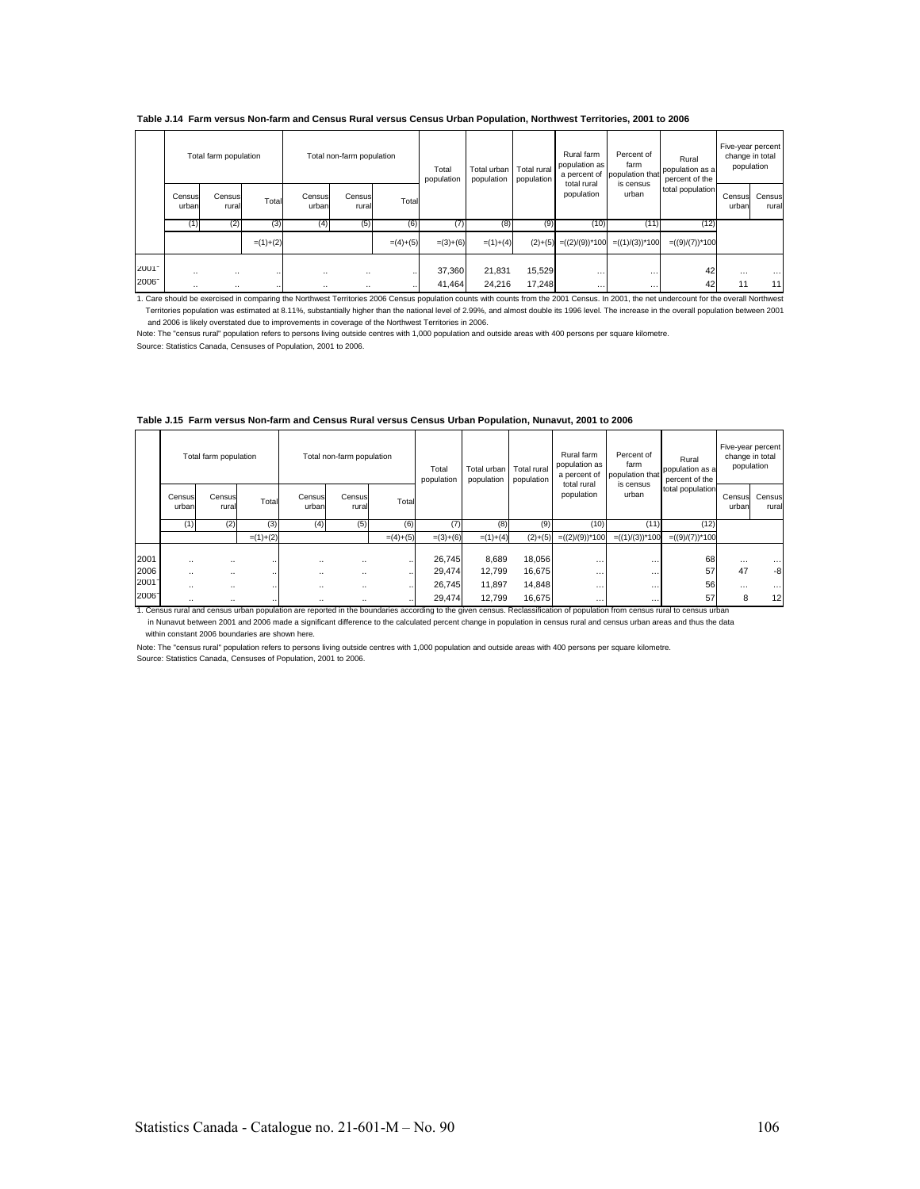**Table J.14 Farm versus Non-farm and Census Rural versus Census Urban Population, Northwest Territories, 2001 to 2006**

| | Total farm population | | | Total non-farm population | | | Total population | Total urban population | Total rural population | Rural farm population as a percent of total rural population | Percent of farm population that is census urban | Rural population as a percent of the total population | Five-year percent change in total population | |
|---|---|---|---|---|---|---|---|---|---|---|---|---|---|---|
| | Census urban | Census rural | Total | Census urban | Census rural | Total | | | | | | | Census urban | Census rural |
| | (1) | (2) | (3) | (4) | (5) | (6) | (7) | (8) | (9) | (10) | (11) | (12) | | |
| | | | =(1)+(2) | | | =(4)+(5) | =(3)+(6) | =(1)+(4) | (2)+(5) | =((2)/(9))*100 | =((1)/(3))*100 | =((9)/(7))*100 | | |
| 2001[1] | .. | .. | .. | .. | .. | .. | 37,360 | 21,831 | 15,529 | … | … | 42 | … | … |
| 2006[1] | .. | .. | .. | .. | .. | .. | 41,464 | 24,216 | 17,248 | … | … | 42 | 11 | 11 |

1. Care should be exercised in comparing the Northwest Territories 2006 Census population counts with counts from the 2001 Census. In 2001, the net undercount for the overall Northwest Territories population was estimated at 8.11%, substantially higher than the national level of 2.99%, and almost double its 1996 level. The increase in the overall population between 2001 and 2006 is likely overstated due to improvements in coverage of the Northwest Territories in 2006.

Note: The "census rural" population refers to persons living outside centres with 1,000 population and outside areas with 400 persons per square kilometre.

Source: Statistics Canada, Censuses of Population, 2001 to 2006.

**Table J.15 Farm versus Non-farm and Census Rural versus Census Urban Population, Nunavut, 2001 to 2006**

| | Total farm population | | | Total non-farm population | | | Total population | Total urban population | Total rural population | Rural farm population as a percent of total rural population | Percent of farm population that is census urban | Rural population as a percent of the total population | Five-year percent change in total population | |
|---|---|---|---|---|---|---|---|---|---|---|---|---|---|---|
| | Census urban | Census rural | Total | Census urban | Census rural | Total | | | | | | | Census urban | Census rural |
| | (1) | (2) | (3) | (4) | (5) | (6) | (7) | (8) | (9) | (10) | (11) | (12) | | |
| | | | =(1)+(2) | | | =(4)+(5) | =(3)+(6) | =(1)+(4) | (2)+(5) | =((2)/(9))*100 | =((1)/(3))*100 | =((9)/(7))*100 | | |
| 2001 | .. | .. | .. | .. | .. | .. | 26,745 | 8,689 | 18,056 | … | … | 68 | … | … |
| 2006 | .. | .. | .. | .. | .. | .. | 29,474 | 12,799 | 16,675 | … | … | 57 | 47 | -8 |
| 2001[1] | .. | .. | .. | .. | .. | .. | 26,745 | 11,897 | 14,848 | … | … | 56 | … | … |
| 2006[1] | .. | .. | .. | .. | .. | .. | 29,474 | 12,799 | 16,675 | … | … | 57 | 8 | 12 |

1. Census rural and census urban population are reported in the boundaries according to the given census. Reclassification of population from census rural to census urban in Nunavut between 2001 and 2006 made a significant difference to the calculated percent change in population in census rural and census urban areas and thus the data within constant 2006 boundaries are shown here.

Note: The "census rural" population refers to persons living outside centres with 1,000 population and outside areas with 400 persons per square kilometre.

Source: Statistics Canada, Censuses of Population, 2001 to 2006.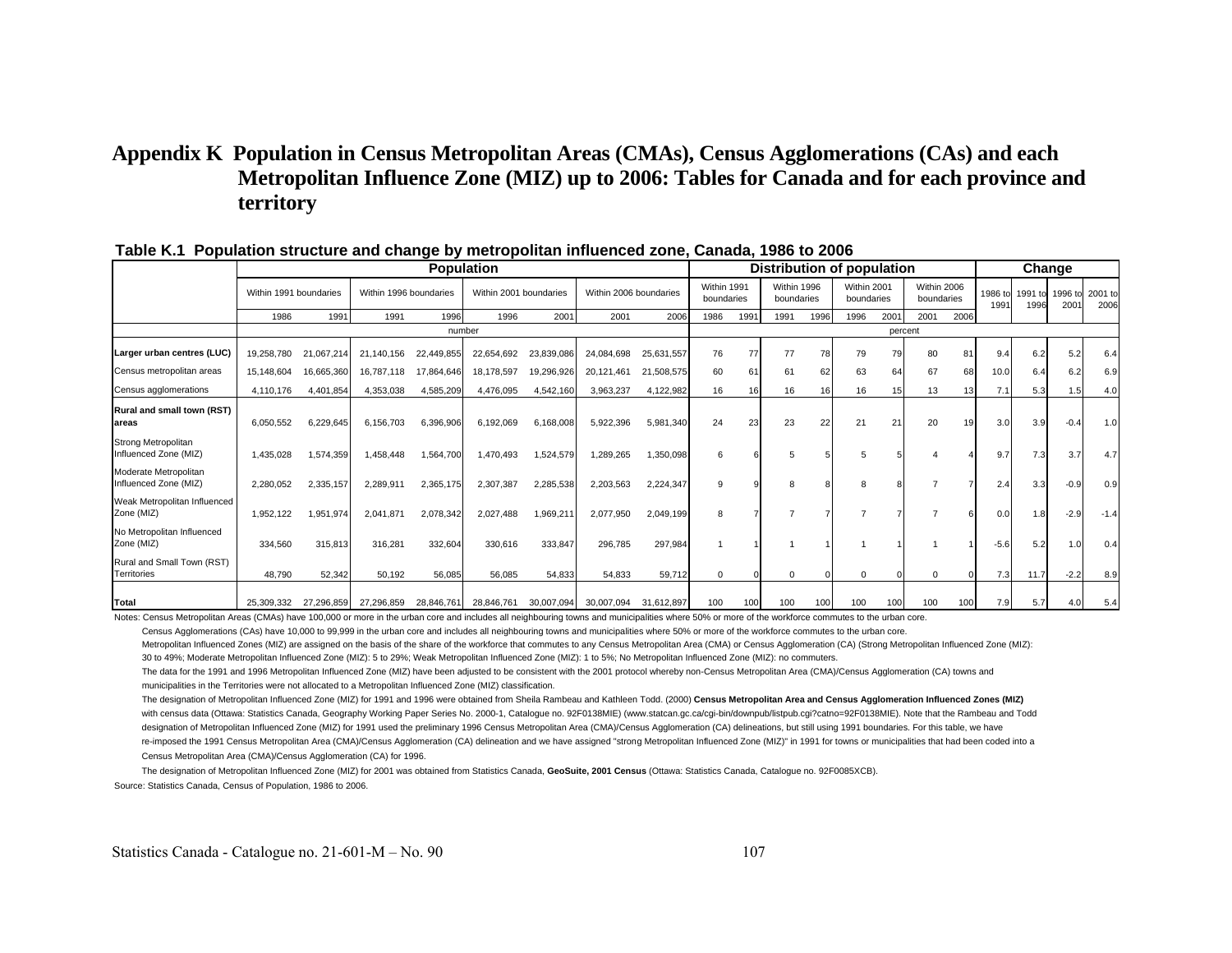# Appendix K Population in Census Metropolitan Areas (CMAs), Census Agglomerations (CAs) and each Metropolitan Influence Zone (MIZ) up to 2006: Tables for Canada and for each province and territory

**Table K.1 Population structure and change by metropolitan influenced zone, Canada, 1986 to 2006**

| | Population | | | | | | | | Distribution of population | | | | | | | | Change | | | |
|---|---|---|---|---|---|---|---|---|---|---|---|---|---|---|---|---|---|---|---|---|
| | Within 1991 boundaries | | Within 1996 boundaries | | Within 2001 boundaries | | Within 2006 boundaries | | Within 1991 boundaries | | Within 1996 boundaries | | Within 2001 boundaries | | Within 2006 boundaries | | 1986 to 1991 | 1991 to 1996 | 1996 to 2001 | 2001 to 2006 |
| | 1986 | 1991 | 1991 | 1996 | 1996 | 2001 | 2001 | 2006 | 1986 | 1991 | 1991 | 1996 | 1996 | 2001 | 2001 | 2006 | | | | |
| | number | | | | | | | | percent | | | | | | | | | | | |
| **Larger urban centres (LUC)** | 19,258,780 | 21,067,214 | 21,140,156 | 22,449,855 | 22,654,692 | 23,839,086 | 24,084,698 | 25,631,557 | 76 | 77 | 77 | 78 | 79 | 79 | 80 | 81 | 9.4 | 6.2 | 5.2 | 6.4 |
| Census metropolitan areas | 15,148,604 | 16,665,360 | 16,787,118 | 17,864,646 | 18,178,597 | 19,296,926 | 20,121,461 | 21,508,575 | 60 | 61 | 61 | 62 | 63 | 64 | 67 | 68 | 10.0 | 6.4 | 6.2 | 6.9 |
| Census agglomerations | 4,110,176 | 4,401,854 | 4,353,038 | 4,585,209 | 4,476,095 | 4,542,160 | 3,963,237 | 4,122,982 | 16 | 16 | 16 | 16 | 16 | 15 | 13 | 13 | 7.1 | 5.3 | 1.5 | 4.0 |
| **Rural and small town (RST) areas** | 6,050,552 | 6,229,645 | 6,156,703 | 6,396,906 | 6,192,069 | 6,168,008 | 5,922,396 | 5,981,340 | 24 | 23 | 23 | 22 | 21 | 21 | 20 | 19 | 3.0 | 3.9 | -0.4 | 1.0 |
| Strong Metropolitan Influenced Zone (MIZ) | 1,435,028 | 1,574,359 | 1,458,448 | 1,564,700 | 1,470,493 | 1,524,579 | 1,289,265 | 1,350,098 | 6 | 6 | 5 | 5 | 5 | 5 | 4 | 4 | 9.7 | 7.3 | 3.7 | 4.7 |
| Moderate Metropolitan Influenced Zone (MIZ) | 2,280,052 | 2,335,157 | 2,289,911 | 2,365,175 | 2,307,387 | 2,285,538 | 2,203,563 | 2,224,347 | 9 | 9 | 8 | 8 | 8 | 8 | 7 | 7 | 2.4 | 3.3 | -0.9 | 0.9 |
| Weak Metropolitan Influenced Zone (MIZ) | 1,952,122 | 1,951,974 | 2,041,871 | 2,078,342 | 2,027,488 | 1,969,211 | 2,077,950 | 2,049,199 | 8 | 7 | 7 | 7 | 7 | 7 | 7 | 6 | 0.0 | 1.8 | -2.9 | -1.4 |
| No Metropolitan Influenced Zone (MIZ) | 334,560 | 315,813 | 316,281 | 332,604 | 330,616 | 333,847 | 296,785 | 297,984 | 1 | 1 | 1 | 1 | 1 | 1 | 1 | 1 | -5.6 | 5.2 | 1.0 | 0.4 |
| Rural and Small Town (RST) Territories | 48,790 | 52,342 | 50,192 | 56,085 | 56,085 | 54,833 | 54,833 | 59,712 | 0 | 0 | 0 | 0 | 0 | 0 | 0 | 0 | 7.3 | 11.7 | -2.2 | 8.9 |
| **Total** | 25,309,332 | 27,296,859 | 27,296,859 | 28,846,761 | 28,846,761 | 30,007,094 | 30,007,094 | 31,612,897 | 100 | 100 | 100 | 100 | 100 | 100 | 100 | 100 | 7.9 | 5.7 | 4.0 | 5.4 |

Notes: Census Metropolitan Areas (CMAs) have 100,000 or more in the urban core and includes all neighbouring towns and municipalities where 50% or more of the workforce commutes to the urban core.

Census Agglomerations (CAs) have 10,000 to 99,999 in the urban core and includes all neighbouring towns and municipalities where 50% or more of the workforce commutes to the urban core.

Metropolitan Influenced Zones (MIZ) are assigned on the basis of the share of the workforce that commutes to any Census Metropolitan Area (CMA) or Census Agglomeration (CA) (Strong Metropolitan Influenced Zone (MIZ): 30 to 49%; Moderate Metropolitan Influenced Zone (MIZ): 5 to 29%; Weak Metropolitan Influenced Zone (MIZ): 1 to 5%; No Metropolitan Influenced Zone (MIZ): no commuters.

The data for the 1991 and 1996 Metropolitan Influenced Zone (MIZ) have been adjusted to be consistent with the 2001 protocol whereby non-Census Metropolitan Area (CMA)/Census Agglomeration (CA) towns and municipalities in the Territories were not allocated to a Metropolitan Influenced Zone (MIZ) classification.

The designation of Metropolitan Influenced Zone (MIZ) for 1991 and 1996 were obtained from Sheila Rambeau and Kathleen Todd. (2000) **Census Metropolitan Area and Census Agglomeration Influenced Zones (MIZ)** with census data (Ottawa: Statistics Canada, Geography Working Paper Series No. 2000-1, Catalogue no. 92F0138MIE) (www.statcan.gc.ca/cgi-bin/downpub/listpub.cgi?catno=92F0138MIE). Note that the Rambeau and Todd designation of Metropolitan Influenced Zone (MIZ) for 1991 used the preliminary 1996 Census Metropolitan Area (CMA)/Census Agglomeration (CA) delineations, but still using 1991 boundaries. For this table, we have re-imposed the 1991 Census Metropolitan Area (CMA)/Census Agglomeration (CA) delineation and we have assigned "strong Metropolitan Influenced Zone (MIZ)" in 1991 for towns or municipalities that had been coded into a Census Metropolitan Area (CMA)/Census Agglomeration (CA) for 1996.

The designation of Metropolitan Influenced Zone (MIZ) for 2001 was obtained from Statistics Canada, **GeoSuite, 2001 Census** (Ottawa: Statistics Canada, Catalogue no. 92F0085XCB).

Source: Statistics Canada, Census of Population, 1986 to 2006.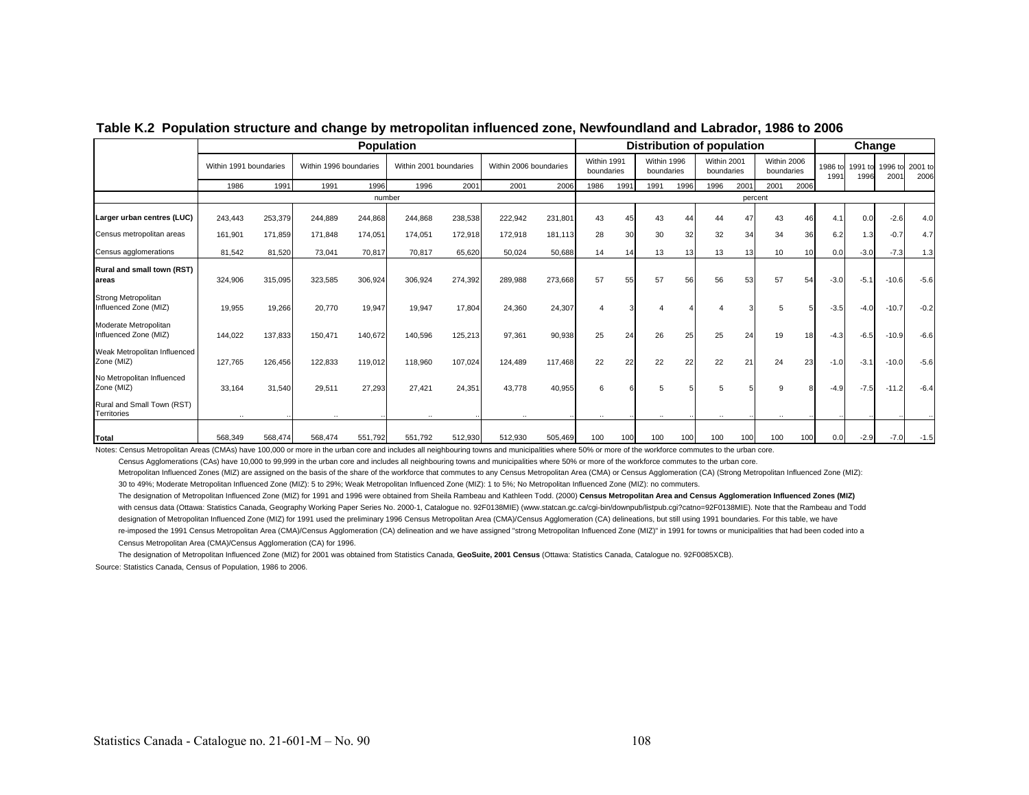**Table K.2 Population structure and change by metropolitan influenced zone, Newfoundland and Labrador, 1986 to 2006**

| | Population | | | | | | | | Distribution of population | | | | | | | | Change | | | |
|---|---|---|---|---|---|---|---|---|---|---|---|---|---|---|---|---|---|---|---|---|
| | Within 1991 boundaries | | Within 1996 boundaries | | Within 2001 boundaries | | Within 2006 boundaries | | Within 1991 boundaries | | Within 1996 boundaries | | Within 2001 boundaries | | Within 2006 boundaries | | 1986 to 1991 | 1991 to 1996 | 1996 to 2001 | 2001 to 2006 |
| | 1986 | 1991 | 1991 | 1996 | 1996 | 2001 | 2001 | 2006 | 1986 | 1991 | 1991 | 1996 | 1996 | 2001 | 2001 | 2006 | | | | |
| | number | | | | | | | | percent | | | | | | | | | | | |
| **Larger urban centres (LUC)** | 243,443 | 253,379 | 244,889 | 244,868 | 244,868 | 238,538 | 222,942 | 231,801 | 43 | 45 | 43 | 44 | 44 | 47 | 43 | 46 | 4.1 | 0.0 | -2.6 | 4.0 |
| Census metropolitan areas | 161,901 | 171,859 | 171,848 | 174,051 | 174,051 | 172,918 | 172,918 | 181,113 | 28 | 30 | 30 | 32 | 32 | 34 | 34 | 36 | 6.2 | 1.3 | -0.7 | 4.7 |
| Census agglomerations | 81,542 | 81,520 | 73,041 | 70,817 | 70,817 | 65,620 | 50,024 | 50,688 | 14 | 14 | 13 | 13 | 13 | 13 | 10 | 10 | 0.0 | -3.0 | -7.3 | 1.3 |
| **Rural and small town (RST) areas** | 324,906 | 315,095 | 323,585 | 306,924 | 306,924 | 274,392 | 289,988 | 273,668 | 57 | 55 | 57 | 56 | 56 | 53 | 57 | 54 | -3.0 | -5.1 | -10.6 | -5.6 |
| Strong Metropolitan Influenced Zone (MIZ) | 19,955 | 19,266 | 20,770 | 19,947 | 19,947 | 17,804 | 24,360 | 24,307 | 4 | 3 | 4 | 4 | 4 | 3 | 5 | 5 | -3.5 | -4.0 | -10.7 | -0.2 |
| Moderate Metropolitan Influenced Zone (MIZ) | 144,022 | 137,833 | 150,471 | 140,672 | 140,596 | 125,213 | 97,361 | 90,938 | 25 | 24 | 26 | 25 | 25 | 24 | 19 | 18 | -4.3 | -6.5 | -10.9 | -6.6 |
| Weak Metropolitan Influenced Zone (MIZ) | 127,765 | 126,456 | 122,833 | 119,012 | 118,960 | 107,024 | 124,489 | 117,468 | 22 | 22 | 22 | 22 | 22 | 21 | 24 | 23 | -1.0 | -3.1 | -10.0 | -5.6 |
| No Metropolitan Influenced Zone (MIZ) | 33,164 | 31,540 | 29,511 | 27,293 | 27,421 | 24,351 | 43,778 | 40,955 | 6 | 6 | 5 | 5 | 5 | 5 | 9 | 8 | -4.9 | -7.5 | -11.2 | -6.4 |
| Rural and Small Town (RST) Territories | .. | .. | .. | .. | .. | .. | .. | .. | .. | .. | .. | .. | .. | .. | .. | .. | .. | .. | .. | .. |
| **Total** | 568,349 | 568,474 | 568,474 | 551,792 | 551,792 | 512,930 | 512,930 | 505,469 | 100 | 100 | 100 | 100 | 100 | 100 | 100 | 100 | 0.0 | -2.9 | -7.0 | -1.5 |

Notes: Census Metropolitan Areas (CMAs) have 100,000 or more in the urban core and includes all neighbouring towns and municipalities where 50% or more of the workforce commutes to the urban core.

Census Agglomerations (CAs) have 10,000 to 99,999 in the urban core and includes all neighbouring towns and municipalities where 50% or more of the workforce commutes to the urban core.

Metropolitan Influenced Zones (MIZ) are assigned on the basis of the share of the workforce that commutes to any Census Metropolitan Area (CMA) or Census Agglomeration (CA) (Strong Metropolitan Influenced Zone (MIZ): 30 to 49%; Moderate Metropolitan Influenced Zone (MIZ): 5 to 29%; Weak Metropolitan Influenced Zone (MIZ): 1 to 5%; No Metropolitan Influenced Zone (MIZ): no commuters.

The designation of Metropolitan Influenced Zone (MIZ) for 1991 and 1996 were obtained from Sheila Rambeau and Kathleen Todd. (2000) **Census Metropolitan Area and Census Agglomeration Influenced Zones (MIZ)** with census data (Ottawa: Statistics Canada, Geography Working Paper Series No. 2000-1, Catalogue no. 92F0138MIE) (www.statcan.gc.ca/cgi-bin/downpub/listpub.cgi?catno=92F0138MIE). Note that the Rambeau and Todd designation of Metropolitan Influenced Zone (MIZ) for 1991 used the preliminary 1996 Census Metropolitan Area (CMA)/Census Agglomeration (CA) delineations, but still using 1991 boundaries. For this table, we have re-imposed the 1991 Census Metropolitan Area (CMA)/Census Agglomeration (CA) delineation and we have assigned "strong Metropolitan Influenced Zone (MIZ)" in 1991 for towns or municipalities that had been coded into a Census Metropolitan Area (CMA)/Census Agglomeration (CA) for 1996.

The designation of Metropolitan Influenced Zone (MIZ) for 2001 was obtained from Statistics Canada, **GeoSuite, 2001 Census** (Ottawa: Statistics Canada, Catalogue no. 92F0085XCB).

Source: Statistics Canada, Census of Population, 1986 to 2006.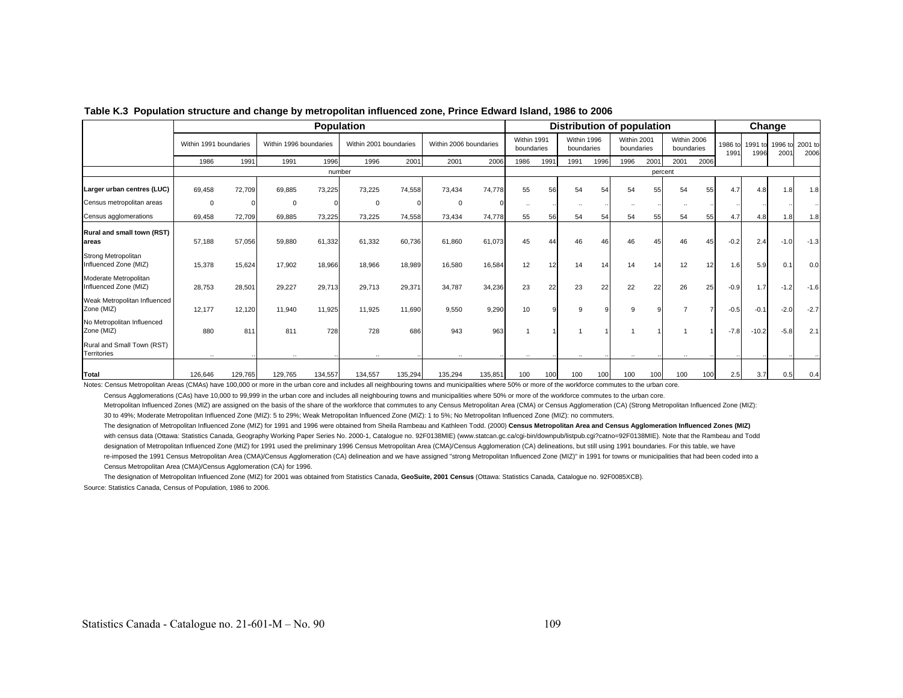**Table K.3 Population structure and change by metropolitan influenced zone, Prince Edward Island, 1986 to 2006**

| | Population | | | | | | | | Distribution of population | | | | | | | | Change | | | |
|---|---|---|---|---|---|---|---|---|---|---|---|---|---|---|---|---|---|---|---|---|
| | Within 1991 boundaries | | Within 1996 boundaries | | Within 2001 boundaries | | Within 2006 boundaries | | Within 1991 boundaries | | Within 1996 boundaries | | Within 2001 boundaries | | Within 2006 boundaries | | 1986 to 1991 | 1991 to 1996 | 1996 to 2001 | 2001 to 2006 |
| | 1986 | 1991 | 1991 | 1996 | 1996 | 2001 | 2001 | 2006 | 1986 | 1991 | 1991 | 1996 | 1996 | 2001 | 2001 | 2006 | | | | |
| | number | | | | | | | | percent | | | | | | | | | | | |
| **Larger urban centres (LUC)** | 69,458 | 72,709 | 69,885 | 73,225 | 73,225 | 74,558 | 73,434 | 74,778 | 55 | 56 | 54 | 54 | 54 | 55 | 54 | 55 | 4.7 | 4.8 | 1.8 | 1.8 |
| Census metropolitan areas | 0 | 0 | 0 | 0 | 0 | 0 | 0 | 0 | .. | .. | .. | .. | .. | .. | .. | .. | .. | .. | .. | .. |
| Census agglomerations | 69,458 | 72,709 | 69,885 | 73,225 | 73,225 | 74,558 | 73,434 | 74,778 | 55 | 56 | 54 | 54 | 54 | 55 | 54 | 55 | 4.7 | 4.8 | 1.8 | 1.8 |
| **Rural and small town (RST) areas** | 57,188 | 57,056 | 59,880 | 61,332 | 61,332 | 60,736 | 61,860 | 61,073 | 45 | 44 | 46 | 46 | 46 | 45 | 46 | 45 | -0.2 | 2.4 | -1.0 | -1.3 |
| Strong Metropolitan Influenced Zone (MIZ) | 15,378 | 15,624 | 17,902 | 18,966 | 18,966 | 18,989 | 16,580 | 16,584 | 12 | 12 | 14 | 14 | 14 | 14 | 12 | 12 | 1.6 | 5.9 | 0.1 | 0.0 |
| Moderate Metropolitan Influenced Zone (MIZ) | 28,753 | 28,501 | 29,227 | 29,713 | 29,713 | 29,371 | 34,787 | 34,236 | 23 | 22 | 23 | 22 | 22 | 22 | 26 | 25 | -0.9 | 1.7 | -1.2 | -1.6 |
| Weak Metropolitan Influenced Zone (MIZ) | 12,177 | 12,120 | 11,940 | 11,925 | 11,925 | 11,690 | 9,550 | 9,290 | 10 | 9 | 9 | 9 | 9 | 9 | 7 | 7 | -0.5 | -0.1 | -2.0 | -2.7 |
| No Metropolitan Influenced Zone (MIZ) | 880 | 811 | 811 | 728 | 728 | 686 | 943 | 963 | 1 | 1 | 1 | 1 | 1 | 1 | 1 | 1 | -7.8 | -10.2 | -5.8 | 2.1 |
| Rural and Small Town (RST) Territories | .. | .. | .. | .. | .. | .. | .. | .. | .. | .. | .. | .. | .. | .. | .. | .. | .. | .. | .. | .. |
| **Total** | 126,646 | 129,765 | 129,765 | 134,557 | 134,557 | 135,294 | 135,294 | 135,851 | 100 | 100 | 100 | 100 | 100 | 100 | 100 | 100 | 2.5 | 3.7 | 0.5 | 0.4 |

Notes: Census Metropolitan Areas (CMAs) have 100,000 or more in the urban core and includes all neighbouring towns and municipalities where 50% or more of the workforce commutes to the urban core.

Census Agglomerations (CAs) have 10,000 to 99,999 in the urban core and includes all neighbouring towns and municipalities where 50% or more of the workforce commutes to the urban core.

Metropolitan Influenced Zones (MIZ) are assigned on the basis of the share of the workforce that commutes to any Census Metropolitan Area (CMA) or Census Agglomeration (CA) (Strong Metropolitan Influenced Zone (MIZ): 30 to 49%; Moderate Metropolitan Influenced Zone (MIZ): 5 to 29%; Weak Metropolitan Influenced Zone (MIZ): 1 to 5%; No Metropolitan Influenced Zone (MIZ): no commuters.

The designation of Metropolitan Influenced Zone (MIZ) for 1991 and 1996 were obtained from Sheila Rambeau and Kathleen Todd. (2000) **Census Metropolitan Area and Census Agglomeration Influenced Zones (MIZ)** with census data (Ottawa: Statistics Canada, Geography Working Paper Series No. 2000-1, Catalogue no. 92F0138MIE) (www.statcan.gc.ca/cgi-bin/downpub/listpub.cgi?catno=92F0138MIE). Note that the Rambeau and Todd designation of Metropolitan Influenced Zone (MIZ) for 1991 used the preliminary 1996 Census Metropolitan Area (CMA)/Census Agglomeration (CA) delineations, but still using 1991 boundaries. For this table, we have re-imposed the 1991 Census Metropolitan Area (CMA)/Census Agglomeration (CA) delineation and we have assigned "strong Metropolitan Influenced Zone (MIZ)" in 1991 for towns or municipalities that had been coded into a Census Metropolitan Area (CMA)/Census Agglomeration (CA) for 1996.

The designation of Metropolitan Influenced Zone (MIZ) for 2001 was obtained from Statistics Canada, **GeoSuite, 2001 Census** (Ottawa: Statistics Canada, Catalogue no. 92F0085XCB).

Source: Statistics Canada, Census of Population, 1986 to 2006.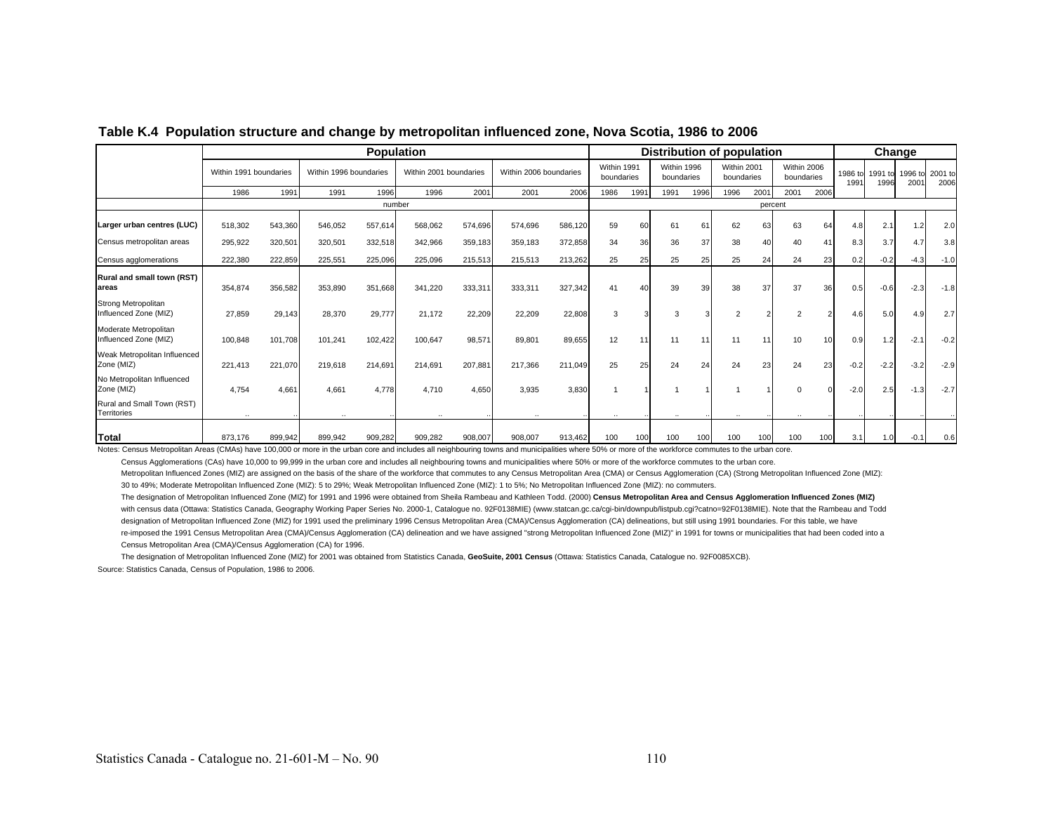## Table K.4 Population structure and change by metropolitan influenced zone, Nova Scotia, 1986 to 2006

| | Population | | | | | | | | Distribution of population | | | | | | | | Change | | | |
|---|---|---|---|---|---|---|---|---|---|---|---|---|---|---|---|---|---|---|---|---|
| | Within 1991 boundaries | | Within 1996 boundaries | | Within 2001 boundaries | | Within 2006 boundaries | | Within 1991 boundaries | | Within 1996 boundaries | | Within 2001 boundaries | | Within 2006 boundaries | | 1986 to 1991 | 1991 to 1996 | 1996 to 2001 | 2001 to 2006 |
| | 1986 | 1991 | 1991 | 1996 | 1996 | 2001 | 2001 | 2006 | 1986 | 1991 | 1991 | 1996 | 1996 | 2001 | 2001 | 2006 | | | | |
| | number | | | | | | | | percent | | | | | | | | | | | |
| **Larger urban centres (LUC)** | 518,302 | 543,360 | 546,052 | 557,614 | 568,062 | 574,696 | 574,696 | 586,120 | 59 | 60 | 61 | 61 | 62 | 63 | 63 | 64 | 4.8 | 2.1 | 1.2 | 2.0 |
| Census metropolitan areas | 295,922 | 320,501 | 320,501 | 332,518 | 342,966 | 359,183 | 359,183 | 372,858 | 34 | 36 | 36 | 37 | 38 | 40 | 40 | 41 | 8.3 | 3.7 | 4.7 | 3.8 |
| Census agglomerations | 222,380 | 222,859 | 225,551 | 225,096 | 225,096 | 215,513 | 215,513 | 213,262 | 25 | 25 | 25 | 25 | 25 | 24 | 24 | 23 | 0.2 | -0.2 | -4.3 | -1.0 |
| **Rural and small town (RST) areas** | 354,874 | 356,582 | 353,890 | 351,668 | 341,220 | 333,311 | 333,311 | 327,342 | 41 | 40 | 39 | 39 | 38 | 37 | 37 | 36 | 0.5 | -0.6 | -2.3 | -1.8 |
| Strong Metropolitan Influenced Zone (MIZ) | 27,859 | 29,143 | 28,370 | 29,777 | 21,172 | 22,209 | 22,209 | 22,808 | 3 | 3 | 3 | 3 | 2 | 2 | 2 | 2 | 4.6 | 5.0 | 4.9 | 2.7 |
| Moderate Metropolitan Influenced Zone (MIZ) | 100,848 | 101,708 | 101,241 | 102,422 | 100,647 | 98,571 | 89,801 | 89,655 | 12 | 11 | 11 | 11 | 11 | 11 | 10 | 10 | 0.9 | 1.2 | -2.1 | -0.2 |
| Weak Metropolitan Influenced Zone (MIZ) | 221,413 | 221,070 | 219,618 | 214,691 | 214,691 | 207,881 | 217,366 | 211,049 | 25 | 25 | 24 | 24 | 24 | 23 | 24 | 23 | -0.2 | -2.2 | -3.2 | -2.9 |
| No Metropolitan Influenced Zone (MIZ) | 4,754 | 4,661 | 4,661 | 4,778 | 4,710 | 4,650 | 3,935 | 3,830 | 1 | 1 | 1 | 1 | 1 | 1 | 0 | 0 | -2.0 | 2.5 | -1.3 | -2.7 |
| Rural and Small Town (RST) Territories | .. | .. | .. | .. | .. | .. | .. | .. | .. | .. | .. | .. | .. | .. | .. | .. | .. | .. | .. | .. |
| **Total** | 873,176 | 899,942 | 899,942 | 909,282 | 909,282 | 908,007 | 908,007 | 913,462 | 100 | 100 | 100 | 100 | 100 | 100 | 100 | 100 | 3.1 | 1.0 | -0.1 | 0.6 |

Notes: Census Metropolitan Areas (CMAs) have 100,000 or more in the urban core and includes all neighbouring towns and municipalities where 50% or more of the workforce commutes to the urban core.

Census Agglomerations (CAs) have 10,000 to 99,999 in the urban core and includes all neighbouring towns and municipalities where 50% or more of the workforce commutes to the urban core.

Metropolitan Influenced Zones (MIZ) are assigned on the basis of the share of the workforce that commutes to any Census Metropolitan Area (CMA) or Census Agglomeration (CA) (Strong Metropolitan Influenced Zone (MIZ): 30 to 49%; Moderate Metropolitan Influenced Zone (MIZ): 5 to 29%; Weak Metropolitan Influenced Zone (MIZ): 1 to 5%; No Metropolitan Influenced Zone (MIZ): no commuters.

The designation of Metropolitan Influenced Zone (MIZ) for 1991 and 1996 were obtained from Sheila Rambeau and Kathleen Todd. (2000) **Census Metropolitan Area and Census Agglomeration Influenced Zones (MIZ)** with census data (Ottawa: Statistics Canada, Geography Working Paper Series No. 2000-1, Catalogue no. 92F0138MIE) (www.statcan.gc.ca/cgi-bin/downpub/listpub.cgi?catno=92F0138MIE). Note that the Rambeau and Todd designation of Metropolitan Influenced Zone (MIZ) for 1991 used the preliminary 1996 Census Metropolitan Area (CMA)/Census Agglomeration (CA) delineations, but still using 1991 boundaries. For this table, we have re-imposed the 1991 Census Metropolitan Area (CMA)/Census Agglomeration (CA) delineation and we have assigned "strong Metropolitan Influenced Zone (MIZ)" in 1991 for towns or municipalities that had been coded into a Census Metropolitan Area (CMA)/Census Agglomeration (CA) for 1996.

The designation of Metropolitan Influenced Zone (MIZ) for 2001 was obtained from Statistics Canada, **GeoSuite, 2001 Census** (Ottawa: Statistics Canada, Catalogue no. 92F0085XCB).

Source: Statistics Canada, Census of Population, 1986 to 2006.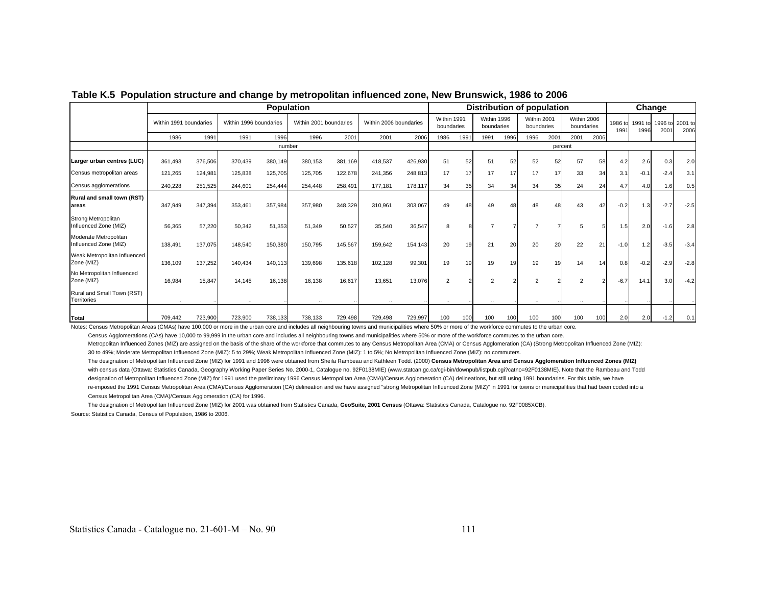**Table K.5 Population structure and change by metropolitan influenced zone, New Brunswick, 1986 to 2006**

| | Population | | | | | | | | Distribution of population | | | | | | | | Change | | | |
|---|---|---|---|---|---|---|---|---|---|---|---|---|---|---|---|---|---|---|---|---|
| | Within 1991 boundaries | | Within 1996 boundaries | | Within 2001 boundaries | | Within 2006 boundaries | | Within 1991 boundaries | | Within 1996 boundaries | | Within 2001 boundaries | | Within 2006 boundaries | | 1986 to 1991 | 1991 to 1996 | 1996 to 2001 | 2001 to 2006 |
| | 1986 | 1991 | 1991 | 1996 | 1996 | 2001 | 2001 | 2006 | 1986 | 1991 | 1991 | 1996 | 1996 | 2001 | 2001 | 2006 | | | | |
| | number | | | | | | | | percent | | | | | | | | | | | |
| **Larger urban centres (LUC)** | 361,493 | 376,506 | 370,439 | 380,149 | 380,153 | 381,169 | 418,537 | 426,930 | 51 | 52 | 51 | 52 | 52 | 52 | 57 | 58 | 4.2 | 2.6 | 0.3 | 2.0 |
| Census metropolitan areas | 121,265 | 124,981 | 125,838 | 125,705 | 125,705 | 122,678 | 241,356 | 248,813 | 17 | 17 | 17 | 17 | 17 | 17 | 33 | 34 | 3.1 | -0.1 | -2.4 | 3.1 |
| Census agglomerations | 240,228 | 251,525 | 244,601 | 254,444 | 254,448 | 258,491 | 177,181 | 178,117 | 34 | 35 | 34 | 34 | 34 | 35 | 24 | 24 | 4.7 | 4.0 | 1.6 | 0.5 |
| **Rural and small town (RST) areas** | 347,949 | 347,394 | 353,461 | 357,984 | 357,980 | 348,329 | 310,961 | 303,067 | 49 | 48 | 49 | 48 | 48 | 48 | 43 | 42 | -0.2 | 1.3 | -2.7 | -2.5 |
| Strong Metropolitan Influenced Zone (MIZ) | 56,365 | 57,220 | 50,342 | 51,353 | 51,349 | 50,527 | 35,540 | 36,547 | 8 | 8 | 7 | 7 | 7 | 7 | 5 | 5 | 1.5 | 2.0 | -1.6 | 2.8 |
| Moderate Metropolitan Influenced Zone (MIZ) | 138,491 | 137,075 | 148,540 | 150,380 | 150,795 | 145,567 | 159,642 | 154,143 | 20 | 19 | 21 | 20 | 20 | 20 | 22 | 21 | -1.0 | 1.2 | -3.5 | -3.4 |
| Weak Metropolitan Influenced Zone (MIZ) | 136,109 | 137,252 | 140,434 | 140,113 | 139,698 | 135,618 | 102,128 | 99,301 | 19 | 19 | 19 | 19 | 19 | 19 | 14 | 14 | 0.8 | -0.2 | -2.9 | -2.8 |
| No Metropolitan Influenced Zone (MIZ) | 16,984 | 15,847 | 14,145 | 16,138 | 16,138 | 16,617 | 13,651 | 13,076 | 2 | 2 | 2 | 2 | 2 | 2 | 2 | 2 | -6.7 | 14.1 | 3.0 | -4.2 |
| Rural and Small Town (RST) Territories | .. | .. | .. | .. | .. | .. | .. | .. | .. | .. | .. | .. | .. | .. | .. | .. | .. | .. | .. | .. |
| **Total** | 709,442 | 723,900 | 723,900 | 738,133 | 738,133 | 729,498 | 729,498 | 729,997 | 100 | 100 | 100 | 100 | 100 | 100 | 100 | 100 | 2.0 | 2.0 | -1.2 | 0.1 |

Notes: Census Metropolitan Areas (CMAs) have 100,000 or more in the urban core and includes all neighbouring towns and municipalities where 50% or more of the workforce commutes to the urban core.

Census Agglomerations (CAs) have 10,000 to 99,999 in the urban core and includes all neighbouring towns and municipalities where 50% or more of the workforce commutes to the urban core.

Metropolitan Influenced Zones (MIZ) are assigned on the basis of the share of the workforce that commutes to any Census Metropolitan Area (CMA) or Census Agglomeration (CA) (Strong Metropolitan Influenced Zone (MIZ): 30 to 49%; Moderate Metropolitan Influenced Zone (MIZ): 5 to 29%; Weak Metropolitan Influenced Zone (MIZ): 1 to 5%; No Metropolitan Influenced Zone (MIZ): no commuters.

The designation of Metropolitan Influenced Zone (MIZ) for 1991 and 1996 were obtained from Sheila Rambeau and Kathleen Todd. (2000) **Census Metropolitan Area and Census Agglomeration Influenced Zones (MIZ)** with census data (Ottawa: Statistics Canada, Geography Working Paper Series No. 2000-1, Catalogue no. 92F0138MIE) (www.statcan.gc.ca/cgi-bin/downpub/listpub.cgi?catno=92F0138MIE). Note that the Rambeau and Todd designation of Metropolitan Influenced Zone (MIZ) for 1991 used the preliminary 1996 Census Metropolitan Area (CMA)/Census Agglomeration (CA) delineations, but still using 1991 boundaries. For this table, we have re-imposed the 1991 Census Metropolitan Area (CMA)/Census Agglomeration (CA) delineation and we have assigned "strong Metropolitan Influenced Zone (MIZ)" in 1991 for towns or municipalities that had been coded into a Census Metropolitan Area (CMA)/Census Agglomeration (CA) for 1996.

The designation of Metropolitan Influenced Zone (MIZ) for 2001 was obtained from Statistics Canada, **GeoSuite, 2001 Census** (Ottawa: Statistics Canada, Catalogue no. 92F0085XCB).

Source: Statistics Canada, Census of Population, 1986 to 2006.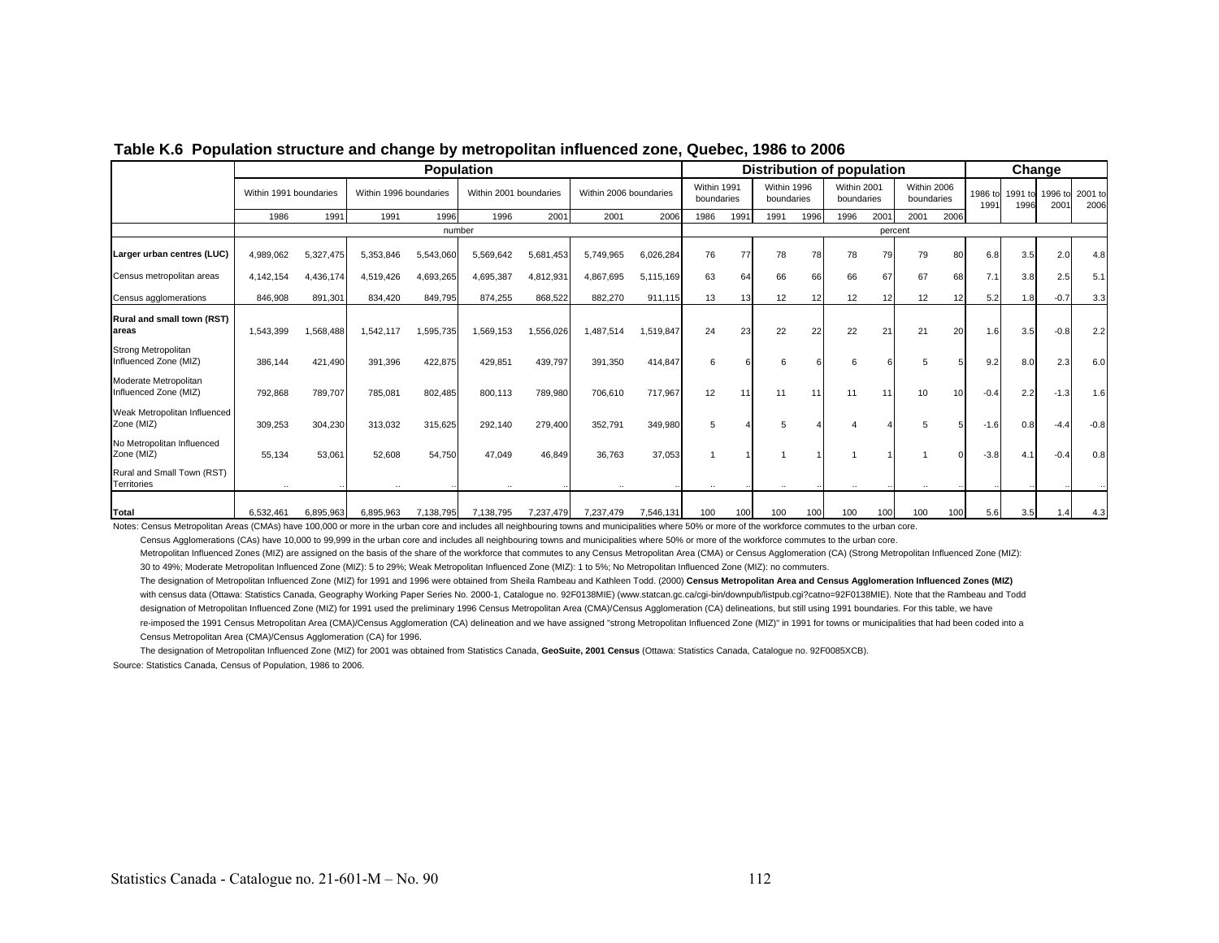**Table K.6 Population structure and change by metropolitan influenced zone, Quebec, 1986 to 2006**

| | Population | | | | | | | | Distribution of population | | | | | | | | Change | | | |
|---|---|---|---|---|---|---|---|---|---|---|---|---|---|---|---|---|---|---|---|---|
| | Within 1991 boundaries | | Within 1996 boundaries | | Within 2001 boundaries | | Within 2006 boundaries | | Within 1991 boundaries | | Within 1996 boundaries | | Within 2001 boundaries | | Within 2006 boundaries | | 1986 to 1991 | 1991 to 1996 | 1996 to 2001 | 2001 to 2006 |
| | 1986 | 1991 | 1991 | 1996 | 1996 | 2001 | 2001 | 2006 | 1986 | 1991 | 1991 | 1996 | 1996 | 2001 | 2001 | 2006 | | | | |
| | number | | | | | | | | percent | | | | | | | | | | | |
| **Larger urban centres (LUC)** | 4,989,062 | 5,327,475 | 5,353,846 | 5,543,060 | 5,569,642 | 5,681,453 | 5,749,965 | 6,026,284 | 76 | 77 | 78 | 78 | 78 | 79 | 79 | 80 | 6.8 | 3.5 | 2.0 | 4.8 |
| Census metropolitan areas | 4,142,154 | 4,436,174 | 4,519,426 | 4,693,265 | 4,695,387 | 4,812,931 | 4,867,695 | 5,115,169 | 63 | 64 | 66 | 66 | 66 | 67 | 67 | 68 | 7.1 | 3.8 | 2.5 | 5.1 |
| Census agglomerations | 846,908 | 891,301 | 834,420 | 849,795 | 874,255 | 868,522 | 882,270 | 911,115 | 13 | 13 | 12 | 12 | 12 | 12 | 12 | 12 | 5.2 | 1.8 | -0.7 | 3.3 |
| **Rural and small town (RST) areas** | 1,543,399 | 1,568,488 | 1,542,117 | 1,595,735 | 1,569,153 | 1,556,026 | 1,487,514 | 1,519,847 | 24 | 23 | 22 | 22 | 22 | 21 | 21 | 20 | 1.6 | 3.5 | -0.8 | 2.2 |
| Strong Metropolitan Influenced Zone (MIZ) | 386,144 | 421,490 | 391,396 | 422,875 | 429,851 | 439,797 | 391,350 | 414,847 | 6 | 6 | 6 | 6 | 6 | 6 | 5 | 5 | 9.2 | 8.0 | 2.3 | 6.0 |
| Moderate Metropolitan Influenced Zone (MIZ) | 792,868 | 789,707 | 785,081 | 802,485 | 800,113 | 789,980 | 706,610 | 717,967 | 12 | 11 | 11 | 11 | 11 | 11 | 10 | 10 | -0.4 | 2.2 | -1.3 | 1.6 |
| Weak Metropolitan Influenced Zone (MIZ) | 309,253 | 304,230 | 313,032 | 315,625 | 292,140 | 279,400 | 352,791 | 349,980 | 5 | 4 | 5 | 4 | 4 | 4 | 5 | 5 | -1.6 | 0.8 | -4.4 | -0.8 |
| No Metropolitan Influenced Zone (MIZ) | 55,134 | 53,061 | 52,608 | 54,750 | 47,049 | 46,849 | 36,763 | 37,053 | 1 | 1 | 1 | 1 | 1 | 1 | 1 | 0 | -3.8 | 4.1 | -0.4 | 0.8 |
| Rural and Small Town (RST) Territories | .. | .. | .. | .. | .. | .. | .. | .. | .. | .. | .. | .. | .. | .. | .. | .. | .. | .. | .. | .. |
| **Total** | 6,532,461 | 6,895,963 | 6,895,963 | 7,138,795 | 7,138,795 | 7,237,479 | 7,237,479 | 7,546,131 | 100 | 100 | 100 | 100 | 100 | 100 | 100 | 100 | 5.6 | 3.5 | 1.4 | 4.3 |

Notes: Census Metropolitan Areas (CMAs) have 100,000 or more in the urban core and includes all neighbouring towns and municipalities where 50% or more of the workforce commutes to the urban core.

Census Agglomerations (CAs) have 10,000 to 99,999 in the urban core and includes all neighbouring towns and municipalities where 50% or more of the workforce commutes to the urban core.

Metropolitan Influenced Zones (MIZ) are assigned on the basis of the share of the workforce that commutes to any Census Metropolitan Area (CMA) or Census Agglomeration (CA) (Strong Metropolitan Influenced Zone (MIZ): 30 to 49%; Moderate Metropolitan Influenced Zone (MIZ): 5 to 29%; Weak Metropolitan Influenced Zone (MIZ): 1 to 5%; No Metropolitan Influenced Zone (MIZ): no commuters.

The designation of Metropolitan Influenced Zone (MIZ) for 1991 and 1996 were obtained from Sheila Rambeau and Kathleen Todd. (2000) **Census Metropolitan Area and Census Agglomeration Influenced Zones (MIZ)** with census data (Ottawa: Statistics Canada, Geography Working Paper Series No. 2000-1, Catalogue no. 92F0138MIE) (www.statcan.gc.ca/cgi-bin/downpub/listpub.cgi?catno=92F0138MIE). Note that the Rambeau and Todd designation of Metropolitan Influenced Zone (MIZ) for 1991 used the preliminary 1996 Census Metropolitan Area (CMA)/Census Agglomeration (CA) delineations, but still using 1991 boundaries. For this table, we have re-imposed the 1991 Census Metropolitan Area (CMA)/Census Agglomeration (CA) delineation and we have assigned "strong Metropolitan Influenced Zone (MIZ)" in 1991 for towns or municipalities that had been coded into a Census Metropolitan Area (CMA)/Census Agglomeration (CA) for 1996.

The designation of Metropolitan Influenced Zone (MIZ) for 2001 was obtained from Statistics Canada, **GeoSuite, 2001 Census** (Ottawa: Statistics Canada, Catalogue no. 92F0085XCB).

Source: Statistics Canada, Census of Population, 1986 to 2006.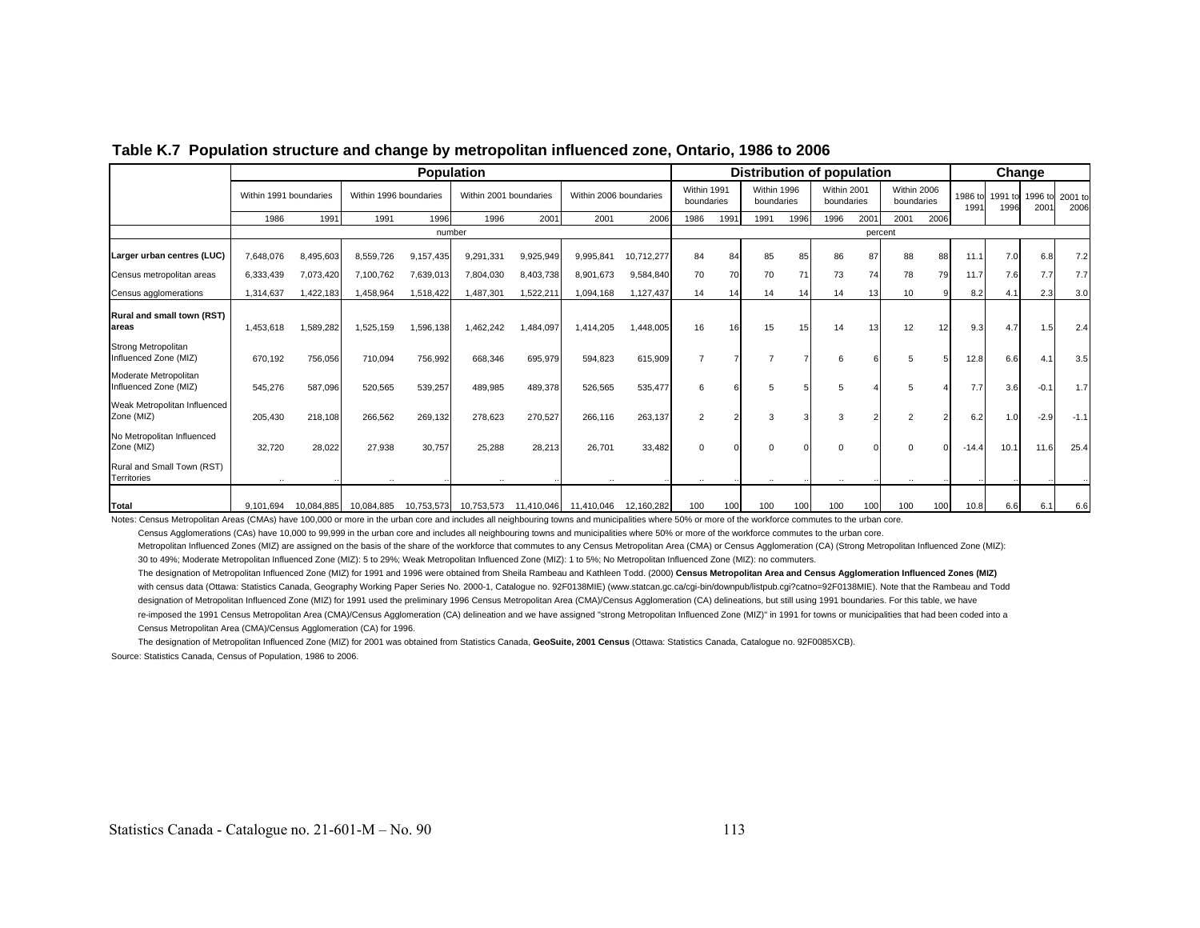## Table K.7 Population structure and change by metropolitan influenced zone, Ontario, 1986 to 2006

| | Population | | | | | | | | Distribution of population | | | | | | | | Change | | | |
|---|---|---|---|---|---|---|---|---|---|---|---|---|---|---|---|---|---|---|---|---|
| | Within 1991 boundaries | | Within 1996 boundaries | | Within 2001 boundaries | | Within 2006 boundaries | | Within 1991 boundaries | | Within 1996 boundaries | | Within 2001 boundaries | | Within 2006 boundaries | | 1986 to 1991 | 1991 to 1996 | 1996 to 2001 | 2001 to 2006 |
| | 1986 | 1991 | 1991 | 1996 | 1996 | 2001 | 2001 | 2006 | 1986 | 1991 | 1991 | 1996 | 1996 | 2001 | 2001 | 2006 | | | | |
| | number | | | | | | | | percent | | | | | | | | | | | |
| **Larger urban centres (LUC)** | 7,648,076 | 8,495,603 | 8,559,726 | 9,157,435 | 9,291,331 | 9,925,949 | 9,995,841 | 10,712,277 | 84 | 84 | 85 | 85 | 86 | 87 | 88 | 88 | 11.1 | 7.0 | 6.8 | 7.2 |
| Census metropolitan areas | 6,333,439 | 7,073,420 | 7,100,762 | 7,639,013 | 7,804,030 | 8,403,738 | 8,901,673 | 9,584,840 | 70 | 70 | 70 | 71 | 73 | 74 | 78 | 79 | 11.7 | 7.6 | 7.7 | 7.7 |
| Census agglomerations | 1,314,637 | 1,422,183 | 1,458,964 | 1,518,422 | 1,487,301 | 1,522,211 | 1,094,168 | 1,127,437 | 14 | 14 | 14 | 14 | 14 | 13 | 10 | 9 | 8.2 | 4.1 | 2.3 | 3.0 |
| **Rural and small town (RST) areas** | 1,453,618 | 1,589,282 | 1,525,159 | 1,596,138 | 1,462,242 | 1,484,097 | 1,414,205 | 1,448,005 | 16 | 16 | 15 | 15 | 14 | 13 | 12 | 12 | 9.3 | 4.7 | 1.5 | 2.4 |
| Strong Metropolitan Influenced Zone (MIZ) | 670,192 | 756,056 | 710,094 | 756,992 | 668,346 | 695,979 | 594,823 | 615,909 | 7 | 7 | 7 | 7 | 6 | 6 | 5 | 5 | 12.8 | 6.6 | 4.1 | 3.5 |
| Moderate Metropolitan Influenced Zone (MIZ) | 545,276 | 587,096 | 520,565 | 539,257 | 489,985 | 489,378 | 526,565 | 535,477 | 6 | 6 | 5 | 5 | 5 | 4 | 5 | 4 | 7.7 | 3.6 | -0.1 | 1.7 |
| Weak Metropolitan Influenced Zone (MIZ) | 205,430 | 218,108 | 266,562 | 269,132 | 278,623 | 270,527 | 266,116 | 263,137 | 2 | 2 | 3 | 3 | 3 | 2 | 2 | 2 | 6.2 | 1.0 | -2.9 | -1.1 |
| No Metropolitan Influenced Zone (MIZ) | 32,720 | 28,022 | 27,938 | 30,757 | 25,288 | 28,213 | 26,701 | 33,482 | 0 | 0 | 0 | 0 | 0 | 0 | 0 | 0 | -14.4 | 10.1 | 11.6 | 25.4 |
| Rural and Small Town (RST) Territories | .. | .. | .. | .. | .. | .. | .. | .. | .. | .. | .. | .. | .. | .. | .. | .. | .. | .. | .. | .. |
| **Total** | 9,101,694 | 10,084,885 | 10,084,885 | 10,753,573 | 10,753,573 | 11,410,046 | 11,410,046 | 12,160,282 | 100 | 100 | 100 | 100 | 100 | 100 | 100 | 100 | 10.8 | 6.6 | 6.1 | 6.6 |

Notes: Census Metropolitan Areas (CMAs) have 100,000 or more in the urban core and includes all neighbouring towns and municipalities where 50% or more of the workforce commutes to the urban core.

Census Agglomerations (CAs) have 10,000 to 99,999 in the urban core and includes all neighbouring towns and municipalities where 50% or more of the workforce commutes to the urban core.

Metropolitan Influenced Zones (MIZ) are assigned on the basis of the share of the workforce that commutes to any Census Metropolitan Area (CMA) or Census Agglomeration (CA) (Strong Metropolitan Influenced Zone (MIZ): 30 to 49%; Moderate Metropolitan Influenced Zone (MIZ): 5 to 29%; Weak Metropolitan Influenced Zone (MIZ): 1 to 5%; No Metropolitan Influenced Zone (MIZ): no commuters.

The designation of Metropolitan Influenced Zone (MIZ) for 1991 and 1996 were obtained from Sheila Rambeau and Kathleen Todd. (2000) **Census Metropolitan Area and Census Agglomeration Influenced Zones (MIZ)** with census data (Ottawa: Statistics Canada, Geography Working Paper Series No. 2000-1, Catalogue no. 92F0138MIE) (www.statcan.gc.ca/cgi-bin/downpub/listpub.cgi?catno=92F0138MIE). Note that the Rambeau and Todd designation of Metropolitan Influenced Zone (MIZ) for 1991 used the preliminary 1996 Census Metropolitan Area (CMA)/Census Agglomeration (CA) delineations, but still using 1991 boundaries. For this table, we have re-imposed the 1991 Census Metropolitan Area (CMA)/Census Agglomeration (CA) delineation and we have assigned "strong Metropolitan Influenced Zone (MIZ)" in 1991 for towns or municipalities that had been coded into a Census Metropolitan Area (CMA)/Census Agglomeration (CA) for 1996.

The designation of Metropolitan Influenced Zone (MIZ) for 2001 was obtained from Statistics Canada, **GeoSuite, 2001 Census** (Ottawa: Statistics Canada, Catalogue no. 92F0085XCB).

Source: Statistics Canada, Census of Population, 1986 to 2006.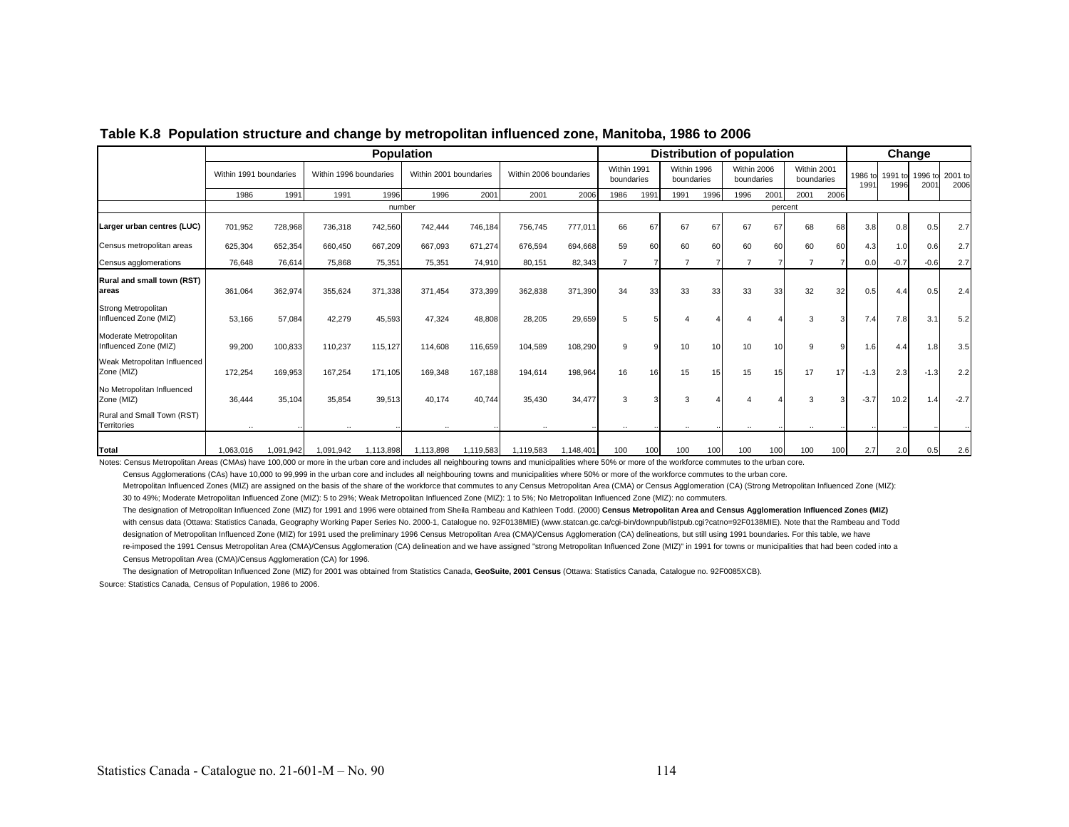## Table K.8 Population structure and change by metropolitan influenced zone, Manitoba, 1986 to 2006

| | Population | | | | | | | | Distribution of population | | | | | | | | Change | | | |
|---|---|---|---|---|---|---|---|---|---|---|---|---|---|---|---|---|---|---|---|---|
| | Within 1991 boundaries | | Within 1996 boundaries | | Within 2001 boundaries | | Within 2006 boundaries | | Within 1991 boundaries | | Within 1996 boundaries | | Within 2006 boundaries | | Within 2001 boundaries | | 1986 to 1991 | 1991 to 1996 | 1996 to 2001 | 2001 to 2006 |
| | 1986 | 1991 | 1991 | 1996 | 1996 | 2001 | 2001 | 2006 | 1986 | 1991 | 1991 | 1996 | 1996 | 2001 | 2001 | 2006 | | | | |
| | number | | | | | | | | percent | | | | | | | | | | | |
| **Larger urban centres (LUC)** | 701,952 | 728,968 | 736,318 | 742,560 | 742,444 | 746,184 | 756,745 | 777,011 | 66 | 67 | 67 | 67 | 67 | 67 | 68 | 68 | 3.8 | 0.8 | 0.5 | 2.7 |
| Census metropolitan areas | 625,304 | 652,354 | 660,450 | 667,209 | 667,093 | 671,274 | 676,594 | 694,668 | 59 | 60 | 60 | 60 | 60 | 60 | 60 | 60 | 4.3 | 1.0 | 0.6 | 2.7 |
| Census agglomerations | 76,648 | 76,614 | 75,868 | 75,351 | 75,351 | 74,910 | 80,151 | 82,343 | 7 | 7 | 7 | 7 | 7 | 7 | 7 | 7 | 0.0 | -0.7 | -0.6 | 2.7 |
| **Rural and small town (RST) areas** | 361,064 | 362,974 | 355,624 | 371,338 | 371,454 | 373,399 | 362,838 | 371,390 | 34 | 33 | 33 | 33 | 33 | 33 | 32 | 32 | 0.5 | 4.4 | 0.5 | 2.4 |
| Strong Metropolitan Influenced Zone (MIZ) | 53,166 | 57,084 | 42,279 | 45,593 | 47,324 | 48,808 | 28,205 | 29,659 | 5 | 5 | 4 | 4 | 4 | 4 | 3 | 3 | 7.4 | 7.8 | 3.1 | 5.2 |
| Moderate Metropolitan Influenced Zone (MIZ) | 99,200 | 100,833 | 110,237 | 115,127 | 114,608 | 116,659 | 104,589 | 108,290 | 9 | 9 | 10 | 10 | 10 | 10 | 9 | 9 | 1.6 | 4.4 | 1.8 | 3.5 |
| Weak Metropolitan Influenced Zone (MIZ) | 172,254 | 169,953 | 167,254 | 171,105 | 169,348 | 167,188 | 194,614 | 198,964 | 16 | 16 | 15 | 15 | 15 | 15 | 17 | 17 | -1.3 | 2.3 | -1.3 | 2.2 |
| No Metropolitan Influenced Zone (MIZ) | 36,444 | 35,104 | 35,854 | 39,513 | 40,174 | 40,744 | 35,430 | 34,477 | 3 | 3 | 3 | 4 | 4 | 4 | 3 | 3 | -3.7 | 10.2 | 1.4 | -2.7 |
| Rural and Small Town (RST) Territories | .. | .. | .. | .. | .. | .. | .. | .. | .. | .. | .. | .. | .. | .. | .. | .. | .. | .. | .. | .. |
| **Total** | 1,063,016 | 1,091,942 | 1,091,942 | 1,113,898 | 1,113,898 | 1,119,583 | 1,119,583 | 1,148,401 | 100 | 100 | 100 | 100 | 100 | 100 | 100 | 100 | 2.7 | 2.0 | 0.5 | 2.6 |

Notes: Census Metropolitan Areas (CMAs) have 100,000 or more in the urban core and includes all neighbouring towns and municipalities where 50% or more of the workforce commutes to the urban core.

Census Agglomerations (CAs) have 10,000 to 99,999 in the urban core and includes all neighbouring towns and municipalities where 50% or more of the workforce commutes to the urban core.

Metropolitan Influenced Zones (MIZ) are assigned on the basis of the share of the workforce that commutes to any Census Metropolitan Area (CMA) or Census Agglomeration (CA) (Strong Metropolitan Influenced Zone (MIZ): 30 to 49%; Moderate Metropolitan Influenced Zone (MIZ): 5 to 29%; Weak Metropolitan Influenced Zone (MIZ): 1 to 5%; No Metropolitan Influenced Zone (MIZ): no commuters.

The designation of Metropolitan Influenced Zone (MIZ) for 1991 and 1996 were obtained from Sheila Rambeau and Kathleen Todd. (2000) **Census Metropolitan Area and Census Agglomeration Influenced Zones (MIZ)** with census data (Ottawa: Statistics Canada, Geography Working Paper Series No. 2000-1, Catalogue no. 92F0138MIE) (www.statcan.gc.ca/cgi-bin/downpub/listpub.cgi?catno=92F0138MIE). Note that the Rambeau and Todd designation of Metropolitan Influenced Zone (MIZ) for 1991 used the preliminary 1996 Census Metropolitan Area (CMA)/Census Agglomeration (CA) delineations, but still using 1991 boundaries. For this table, we have re-imposed the 1991 Census Metropolitan Area (CMA)/Census Agglomeration (CA) delineation and we have assigned "strong Metropolitan Influenced Zone (MIZ)" in 1991 for towns or municipalities that had been coded into a Census Metropolitan Area (CMA)/Census Agglomeration (CA) for 1996.

The designation of Metropolitan Influenced Zone (MIZ) for 2001 was obtained from Statistics Canada, **GeoSuite, 2001 Census** (Ottawa: Statistics Canada, Catalogue no. 92F0085XCB).

Source: Statistics Canada, Census of Population, 1986 to 2006.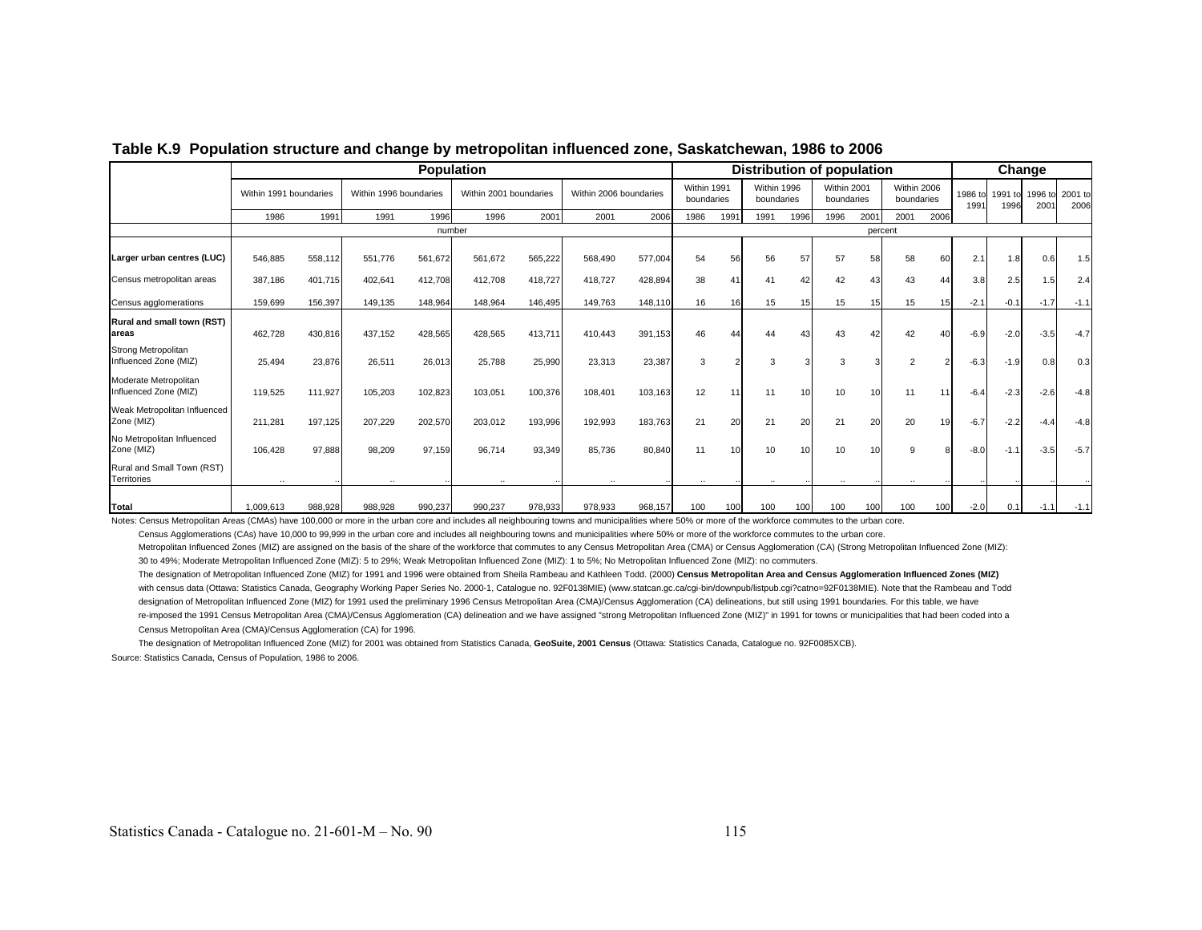**Table K.9 Population structure and change by metropolitan influenced zone, Saskatchewan, 1986 to 2006**

| | Population | | | | | | | | Distribution of population | | | | | | | | Change | | | |
|---|---|---|---|---|---|---|---|---|---|---|---|---|---|---|---|---|---|---|---|---|
| | Within 1991 boundaries | | Within 1996 boundaries | | Within 2001 boundaries | | Within 2006 boundaries | | Within 1991 boundaries | | Within 1996 boundaries | | Within 2001 boundaries | | Within 2006 boundaries | | 1986 to 1991 | 1991 to 1996 | 1996 to 2001 | 2001 to 2006 |
| | 1986 | 1991 | 1991 | 1996 | 1996 | 2001 | 2001 | 2006 | 1986 | 1991 | 1991 | 1996 | 1996 | 2001 | 2001 | 2006 | | | | |
| | number | | | | | | | | percent | | | | | | | | | | | |
| **Larger urban centres (LUC)** | 546,885 | 558,112 | 551,776 | 561,672 | 561,672 | 565,222 | 568,490 | 577,004 | 54 | 56 | 56 | 57 | 57 | 58 | 58 | 60 | 2.1 | 1.8 | 0.6 | 1.5 |
| Census metropolitan areas | 387,186 | 401,715 | 402,641 | 412,708 | 412,708 | 418,727 | 418,727 | 428,894 | 38 | 41 | 41 | 42 | 42 | 43 | 43 | 44 | 3.8 | 2.5 | 1.5 | 2.4 |
| Census agglomerations | 159,699 | 156,397 | 149,135 | 148,964 | 148,964 | 146,495 | 149,763 | 148,110 | 16 | 16 | 15 | 15 | 15 | 15 | 15 | 15 | -2.1 | -0.1 | -1.7 | -1.1 |
| **Rural and small town (RST) areas** | 462,728 | 430,816 | 437,152 | 428,565 | 428,565 | 413,711 | 410,443 | 391,153 | 46 | 44 | 44 | 43 | 43 | 42 | 42 | 40 | -6.9 | -2.0 | -3.5 | -4.7 |
| Strong Metropolitan Influenced Zone (MIZ) | 25,494 | 23,876 | 26,511 | 26,013 | 25,788 | 25,990 | 23,313 | 23,387 | 3 | 2 | 3 | 3 | 3 | 3 | 2 | 2 | -6.3 | -1.9 | 0.8 | 0.3 |
| Moderate Metropolitan Influenced Zone (MIZ) | 119,525 | 111,927 | 105,203 | 102,823 | 103,051 | 100,376 | 108,401 | 103,163 | 12 | 11 | 11 | 10 | 10 | 10 | 11 | 11 | -6.4 | -2.3 | -2.6 | -4.8 |
| Weak Metropolitan Influenced Zone (MIZ) | 211,281 | 197,125 | 207,229 | 202,570 | 203,012 | 193,996 | 192,993 | 183,763 | 21 | 20 | 21 | 20 | 21 | 20 | 20 | 19 | -6.7 | -2.2 | -4.4 | -4.8 |
| No Metropolitan Influenced Zone (MIZ) | 106,428 | 97,888 | 98,209 | 97,159 | 96,714 | 93,349 | 85,736 | 80,840 | 11 | 10 | 10 | 10 | 10 | 10 | 9 | 8 | -8.0 | -1.1 | -3.5 | -5.7 |
| Rural and Small Town (RST) Territories | .. | .. | .. | .. | .. | .. | .. | .. | .. | .. | .. | .. | .. | .. | .. | .. | .. | .. | .. | .. |
| **Total** | 1,009,613 | 988,928 | 988,928 | 990,237 | 990,237 | 978,933 | 978,933 | 968,157 | 100 | 100 | 100 | 100 | 100 | 100 | 100 | 100 | -2.0 | 0.1 | -1.1 | -1.1 |

Notes: Census Metropolitan Areas (CMAs) have 100,000 or more in the urban core and includes all neighbouring towns and municipalities where 50% or more of the workforce commutes to the urban core.

Census Agglomerations (CAs) have 10,000 to 99,999 in the urban core and includes all neighbouring towns and municipalities where 50% or more of the workforce commutes to the urban core.

Metropolitan Influenced Zones (MIZ) are assigned on the basis of the share of the workforce that commutes to any Census Metropolitan Area (CMA) or Census Agglomeration (CA) (Strong Metropolitan Influenced Zone (MIZ): 30 to 49%; Moderate Metropolitan Influenced Zone (MIZ): 5 to 29%; Weak Metropolitan Influenced Zone (MIZ): 1 to 5%; No Metropolitan Influenced Zone (MIZ): no commuters.

The designation of Metropolitan Influenced Zone (MIZ) for 1991 and 1996 were obtained from Sheila Rambeau and Kathleen Todd. (2000) **Census Metropolitan Area and Census Agglomeration Influenced Zones (MIZ)** with census data (Ottawa: Statistics Canada, Geography Working Paper Series No. 2000-1, Catalogue no. 92F0138MIE) (www.statcan.gc.ca/cgi-bin/downpub/listpub.cgi?catno=92F0138MIE). Note that the Rambeau and Todd designation of Metropolitan Influenced Zone (MIZ) for 1991 used the preliminary 1996 Census Metropolitan Area (CMA)/Census Agglomeration (CA) delineations, but still using 1991 boundaries. For this table, we have re-imposed the 1991 Census Metropolitan Area (CMA)/Census Agglomeration (CA) delineation and we have assigned "strong Metropolitan Influenced Zone (MIZ)" in 1991 for towns or municipalities that had been coded into a Census Metropolitan Area (CMA)/Census Agglomeration (CA) for 1996.

The designation of Metropolitan Influenced Zone (MIZ) for 2001 was obtained from Statistics Canada, **GeoSuite, 2001 Census** (Ottawa: Statistics Canada, Catalogue no. 92F0085XCB).

Source: Statistics Canada, Census of Population, 1986 to 2006.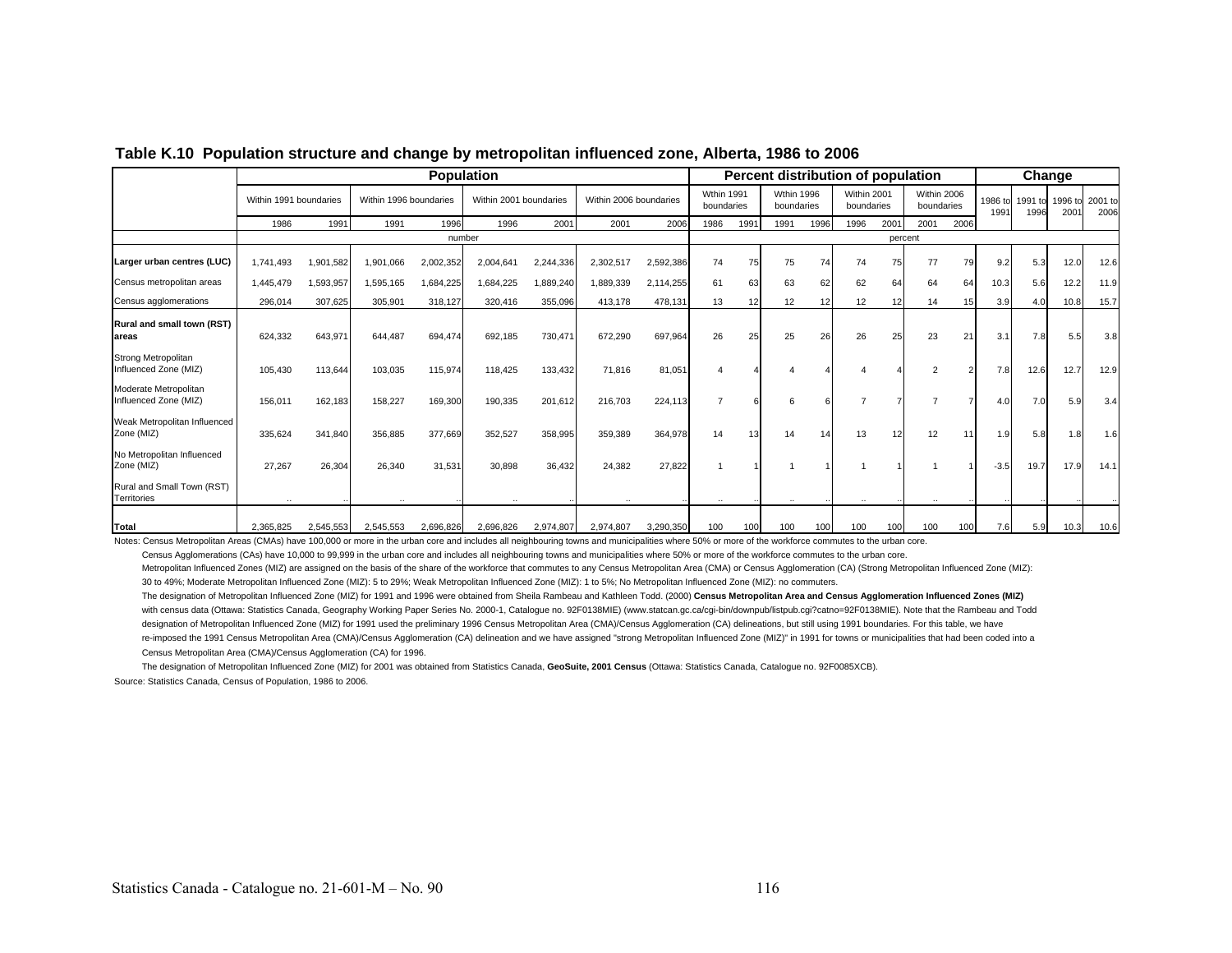**Table K.10 Population structure and change by metropolitan influenced zone, Alberta, 1986 to 2006**

| | Population | | | | | | | | Percent distribution of population | | | | | | | | Change | | | |
|---|---|---|---|---|---|---|---|---|---|---|---|---|---|---|---|---|---|---|---|---|
| | Within 1991 boundaries | | Within 1996 boundaries | | Within 2001 boundaries | | Within 2006 boundaries | | Wthin 1991 boundaries | | Wthin 1996 boundaries | | Within 2001 boundaries | | Wthin 2006 boundaries | | 1986 to 1991 | 1991 to 1996 | 1996 to 2001 | 2001 to 2006 |
| | 1986 | 1991 | 1991 | 1996 | 1996 | 2001 | 2001 | 2006 | 1986 | 1991 | 1991 | 1996 | 1996 | 2001 | 2001 | 2006 | | | | |
| | number | | | | | | | | percent | | | | | | | | | | | |
| **Larger urban centres (LUC)** | 1,741,493 | 1,901,582 | 1,901,066 | 2,002,352 | 2,004,641 | 2,244,336 | 2,302,517 | 2,592,386 | 74 | 75 | 75 | 74 | 74 | 75 | 77 | 79 | 9.2 | 5.3 | 12.0 | 12.6 |
| Census metropolitan areas | 1,445,479 | 1,593,957 | 1,595,165 | 1,684,225 | 1,684,225 | 1,889,240 | 1,889,339 | 2,114,255 | 61 | 63 | 63 | 62 | 62 | 64 | 64 | 64 | 10.3 | 5.6 | 12.2 | 11.9 |
| Census agglomerations | 296,014 | 307,625 | 305,901 | 318,127 | 320,416 | 355,096 | 413,178 | 478,131 | 13 | 12 | 12 | 12 | 12 | 12 | 14 | 15 | 3.9 | 4.0 | 10.8 | 15.7 |
| **Rural and small town (RST) areas** | 624,332 | 643,971 | 644,487 | 694,474 | 692,185 | 730,471 | 672,290 | 697,964 | 26 | 25 | 25 | 26 | 26 | 25 | 23 | 21 | 3.1 | 7.8 | 5.5 | 3.8 |
| Strong Metropolitan Influenced Zone (MIZ) | 105,430 | 113,644 | 103,035 | 115,974 | 118,425 | 133,432 | 71,816 | 81,051 | 4 | 4 | 4 | 4 | 4 | 4 | 2 | 2 | 7.8 | 12.6 | 12.7 | 12.9 |
| Moderate Metropolitan Influenced Zone (MIZ) | 156,011 | 162,183 | 158,227 | 169,300 | 190,335 | 201,612 | 216,703 | 224,113 | 7 | 6 | 6 | 6 | 7 | 7 | 7 | 7 | 4.0 | 7.0 | 5.9 | 3.4 |
| Weak Metropolitan Influenced Zone (MIZ) | 335,624 | 341,840 | 356,885 | 377,669 | 352,527 | 358,995 | 359,389 | 364,978 | 14 | 13 | 14 | 14 | 13 | 12 | 12 | 11 | 1.9 | 5.8 | 1.8 | 1.6 |
| No Metropolitan Influenced Zone (MIZ) | 27,267 | 26,304 | 26,340 | 31,531 | 30,898 | 36,432 | 24,382 | 27,822 | 1 | 1 | 1 | 1 | 1 | 1 | 1 | 1 | -3.5 | 19.7 | 17.9 | 14.1 |
| Rural and Small Town (RST) Territories | .. | .. | .. | .. | .. | .. | .. | .. | .. | .. | .. | .. | .. | .. | .. | .. | .. | .. | .. | .. |
| **Total** | 2,365,825 | 2,545,553 | 2,545,553 | 2,696,826 | 2,696,826 | 2,974,807 | 2,974,807 | 3,290,350 | 100 | 100 | 100 | 100 | 100 | 100 | 100 | 100 | 7.6 | 5.9 | 10.3 | 10.6 |

Notes: Census Metropolitan Areas (CMAs) have 100,000 or more in the urban core and includes all neighbouring towns and municipalities where 50% or more of the workforce commutes to the urban core.

Census Agglomerations (CAs) have 10,000 to 99,999 in the urban core and includes all neighbouring towns and municipalities where 50% or more of the workforce commutes to the urban core.

Metropolitan Influenced Zones (MIZ) are assigned on the basis of the share of the workforce that commutes to any Census Metropolitan Area (CMA) or Census Agglomeration (CA) (Strong Metropolitan Influenced Zone (MIZ): 30 to 49%; Moderate Metropolitan Influenced Zone (MIZ): 5 to 29%; Weak Metropolitan Influenced Zone (MIZ): 1 to 5%; No Metropolitan Influenced Zone (MIZ): no commuters.

The designation of Metropolitan Influenced Zone (MIZ) for 1991 and 1996 were obtained from Sheila Rambeau and Kathleen Todd. (2000) **Census Metropolitan Area and Census Agglomeration Influenced Zones (MIZ)** with census data (Ottawa: Statistics Canada, Geography Working Paper Series No. 2000-1, Catalogue no. 92F0138MIE) (www.statcan.gc.ca/cgi-bin/downpub/listpub.cgi?catno=92F0138MIE). Note that the Rambeau and Todd designation of Metropolitan Influenced Zone (MIZ) for 1991 used the preliminary 1996 Census Metropolitan Area (CMA)/Census Agglomeration (CA) delineations, but still using 1991 boundaries. For this table, we have re-imposed the 1991 Census Metropolitan Area (CMA)/Census Agglomeration (CA) delineation and we have assigned "strong Metropolitan Influenced Zone (MIZ)" in 1991 for towns or municipalities that had been coded into a Census Metropolitan Area (CMA)/Census Agglomeration (CA) for 1996.

The designation of Metropolitan Influenced Zone (MIZ) for 2001 was obtained from Statistics Canada, **GeoSuite, 2001 Census** (Ottawa: Statistics Canada, Catalogue no. 92F0085XCB).

Source: Statistics Canada, Census of Population, 1986 to 2006.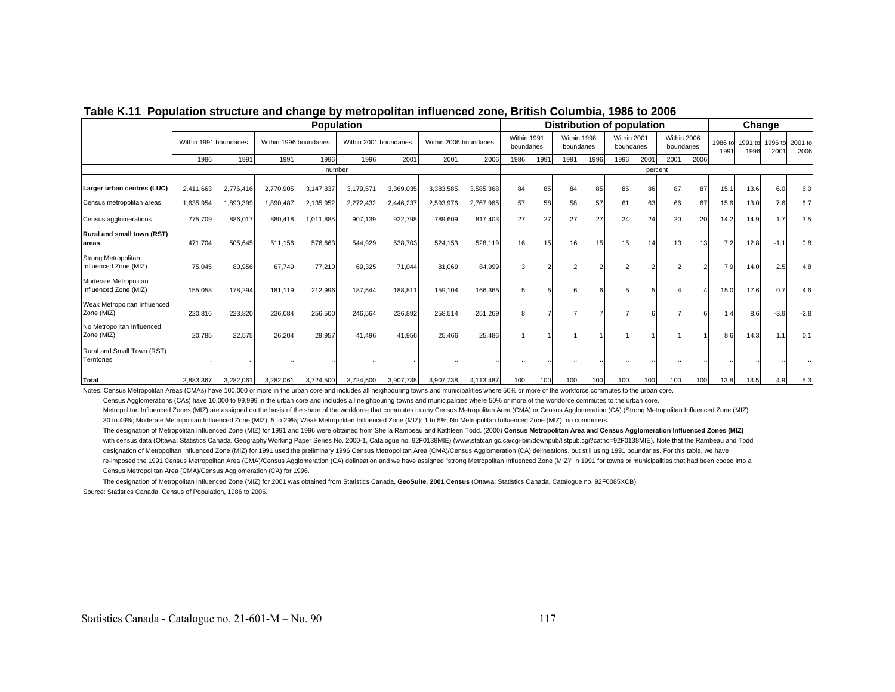## Table K.11 Population structure and change by metropolitan influenced zone, British Columbia, 1986 to 2006

| | Population | | | | | | | | Distribution of population | | | | | | | | Change | | | |
|---|---|---|---|---|---|---|---|---|---|---|---|---|---|---|---|---|---|---|---|---|
| | Within 1991 boundaries | | Within 1996 boundaries | | Within 2001 boundaries | | Within 2006 boundaries | | Within 1991 boundaries | | Within 1996 boundaries | | Within 2001 boundaries | | Within 2006 boundaries | | 1986 to 1991 | 1991 to 1996 | 1996 to 2001 | 2001 to 2006 |
| | 1986 | 1991 | 1991 | 1996 | 1996 | 2001 | 2001 | 2006 | 1986 | 1991 | 1991 | 1996 | 1996 | 2001 | 2001 | 2006 | | | | |
| | number | | | | | | | | percent | | | | | | | | | | | |
| **Larger urban centres (LUC)** | 2,411,663 | 2,776,416 | 2,770,905 | 3,147,837 | 3,179,571 | 3,369,035 | 3,383,585 | 3,585,368 | 84 | 85 | 84 | 85 | 85 | 86 | 87 | 87 | 15.1 | 13.6 | 6.0 | 6.0 |
| Census metropolitan areas | 1,635,954 | 1,890,399 | 1,890,487 | 2,135,952 | 2,272,432 | 2,446,237 | 2,593,976 | 2,767,965 | 57 | 58 | 58 | 57 | 61 | 63 | 66 | 67 | 15.6 | 13.0 | 7.6 | 6.7 |
| Census agglomerations | 775,709 | 886,017 | 880,418 | 1,011,885 | 907,139 | 922,798 | 789,609 | 817,403 | 27 | 27 | 27 | 27 | 24 | 24 | 20 | 20 | 14.2 | 14.9 | 1.7 | 3.5 |
| **Rural and small town (RST) areas** | 471,704 | 505,645 | 511,156 | 576,663 | 544,929 | 538,703 | 524,153 | 528,119 | 16 | 15 | 16 | 15 | 15 | 14 | 13 | 13 | 7.2 | 12.8 | -1.1 | 0.8 |
| Strong Metropolitan Influenced Zone (MIZ) | 75,045 | 80,956 | 67,749 | 77,210 | 69,325 | 71,044 | 81,069 | 84,999 | 3 | 2 | 2 | 2 | 2 | 2 | 2 | 2 | 7.9 | 14.0 | 2.5 | 4.8 |
| Moderate Metropolitan Influenced Zone (MIZ) | 155,058 | 178,294 | 181,119 | 212,996 | 187,544 | 188,811 | 159,104 | 166,365 | 5 | 5 | 6 | 6 | 5 | 5 | 4 | 4 | 15.0 | 17.6 | 0.7 | 4.6 |
| Weak Metropolitan Influenced Zone (MIZ) | 220,816 | 223,820 | 236,084 | 256,500 | 246,564 | 236,892 | 258,514 | 251,269 | 8 | 7 | 7 | 7 | 7 | 6 | 7 | 6 | 1.4 | 8.6 | -3.9 | -2.8 |
| No Metropolitan Influenced Zone (MIZ) | 20,785 | 22,575 | 26,204 | 29,957 | 41,496 | 41,956 | 25,466 | 25,486 | 1 | 1 | 1 | 1 | 1 | 1 | 1 | 1 | 8.6 | 14.3 | 1.1 | 0.1 |
| Rural and Small Town (RST) Territories | .. | .. | .. | .. | .. | .. | .. | .. | .. | .. | .. | .. | .. | .. | .. | .. | .. | .. | .. | .. |
| **Total** | 2,883,367 | 3,282,061 | 3,282,061 | 3,724,500 | 3,724,500 | 3,907,738 | 3,907,738 | 4,113,487 | 100 | 100 | 100 | 100 | 100 | 100 | 100 | 100 | 13.8 | 13.5 | 4.9 | 5.3 |

Notes: Census Metropolitan Areas (CMAs) have 100,000 or more in the urban core and includes all neighbouring towns and municipalities where 50% or more of the workforce commutes to the urban core.

Census Agglomerations (CAs) have 10,000 to 99,999 in the urban core and includes all neighbouring towns and municipalities where 50% or more of the workforce commutes to the urban core.

Metropolitan Influenced Zones (MIZ) are assigned on the basis of the share of the workforce that commutes to any Census Metropolitan Area (CMA) or Census Agglomeration (CA) (Strong Metropolitan Influenced Zone (MIZ): 30 to 49%; Moderate Metropolitan Influenced Zone (MIZ): 5 to 29%; Weak Metropolitan Influenced Zone (MIZ): 1 to 5%; No Metropolitan Influenced Zone (MIZ): no commuters.

The designation of Metropolitan Influenced Zone (MIZ) for 1991 and 1996 were obtained from Sheila Rambeau and Kathleen Todd. (2000) **Census Metropolitan Area and Census Agglomeration Influenced Zones (MIZ)** with census data (Ottawa: Statistics Canada, Geography Working Paper Series No. 2000-1, Catalogue no. 92F0138MIE) (www.statcan.gc.ca/cgi-bin/downpub/listpub.cgi?catno=92F0138MIE). Note that the Rambeau and Todd designation of Metropolitan Influenced Zone (MIZ) for 1991 used the preliminary 1996 Census Metropolitan Area (CMA)/Census Agglomeration (CA) delineations, but still using 1991 boundaries. For this table, we have re-imposed the 1991 Census Metropolitan Area (CMA)/Census Agglomeration (CA) delineation and we have assigned "strong Metropolitan Influenced Zone (MIZ)" in 1991 for towns or municipalities that had been coded into a Census Metropolitan Area (CMA)/Census Agglomeration (CA) for 1996.

The designation of Metropolitan Influenced Zone (MIZ) for 2001 was obtained from Statistics Canada, **GeoSuite, 2001 Census** (Ottawa: Statistics Canada, Catalogue no. 92F0085XCB).

Source: Statistics Canada, Census of Population, 1986 to 2006.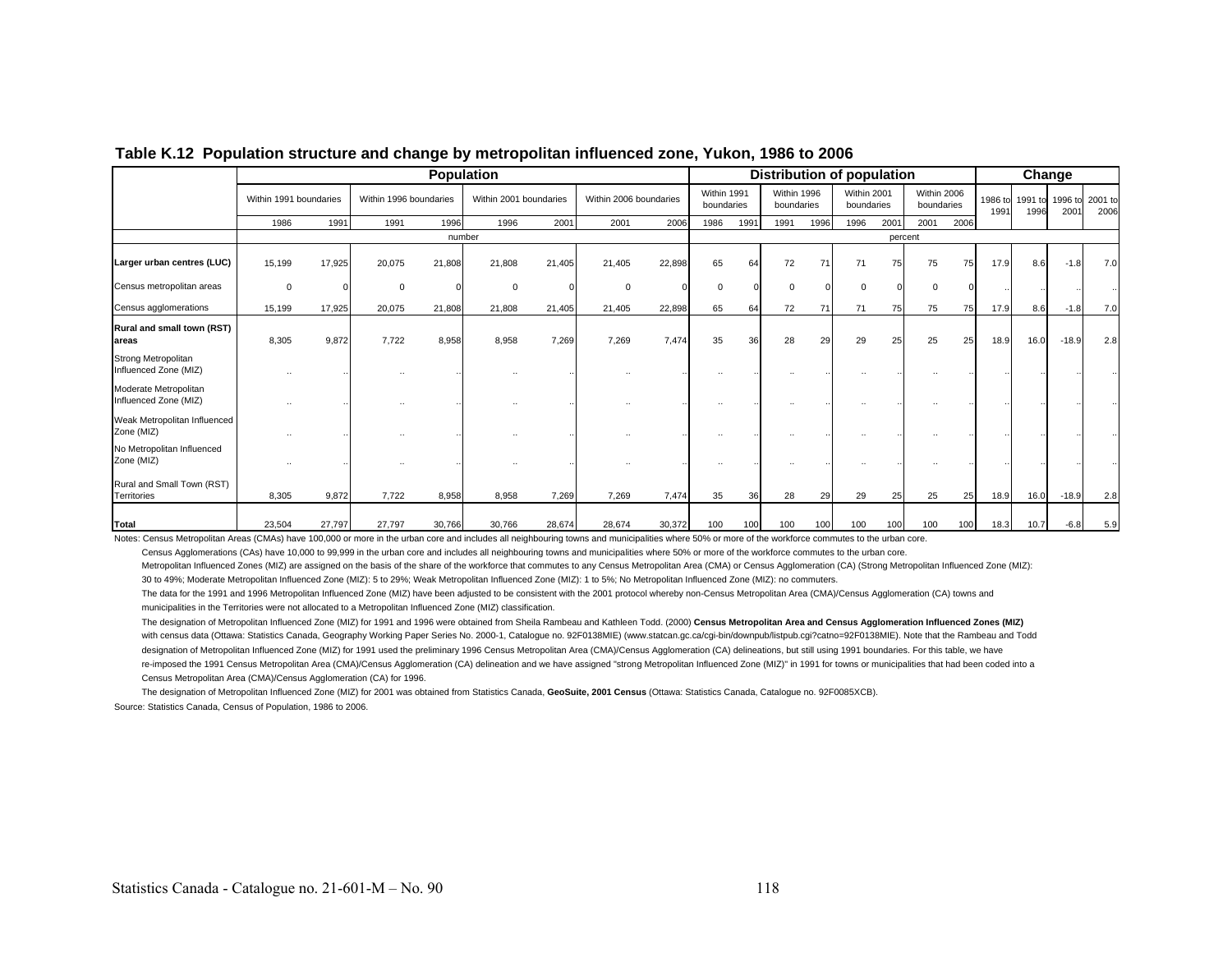**Table K.12 Population structure and change by metropolitan influenced zone, Yukon, 1986 to 2006**

| | Population | | | | | | | | Distribution of population | | | | | | | | Change | | | |
|---|---|---|---|---|---|---|---|---|---|---|---|---|---|---|---|---|---|---|---|---|
| | Within 1991 boundaries | | Within 1996 boundaries | | Within 2001 boundaries | | Within 2006 boundaries | | Within 1991 boundaries | | Within 1996 boundaries | | Within 2001 boundaries | | Within 2006 boundaries | | 1986 to 1991 | 1991 to 1996 | 1996 to 2001 | 2001 to 2006 |
| | 1986 | 1991 | 1991 | 1996 | 1996 | 2001 | 2001 | 2006 | 1986 | 1991 | 1991 | 1996 | 1996 | 2001 | 2001 | 2006 | | | | |
| | number | | | | | | | | percent | | | | | | | | | | | |
| **Larger urban centres (LUC)** | 15,199 | 17,925 | 20,075 | 21,808 | 21,808 | 21,405 | 21,405 | 22,898 | 65 | 64 | 72 | 71 | 71 | 75 | 75 | 75 | 17.9 | 8.6 | -1.8 | 7.0 |
| Census metropolitan areas | 0 | 0 | 0 | 0 | 0 | 0 | 0 | 0 | 0 | 0 | 0 | 0 | 0 | 0 | 0 | 0 | .. | .. | .. | .. |
| Census agglomerations | 15,199 | 17,925 | 20,075 | 21,808 | 21,808 | 21,405 | 21,405 | 22,898 | 65 | 64 | 72 | 71 | 71 | 75 | 75 | 75 | 17.9 | 8.6 | -1.8 | 7.0 |
| **Rural and small town (RST) areas** | 8,305 | 9,872 | 7,722 | 8,958 | 8,958 | 7,269 | 7,269 | 7,474 | 35 | 36 | 28 | 29 | 29 | 25 | 25 | 25 | 18.9 | 16.0 | -18.9 | 2.8 |
| Strong Metropolitan Influenced Zone (MIZ) | .. | .. | .. | .. | .. | .. | .. | .. | .. | .. | .. | .. | .. | .. | .. | .. | .. | .. | .. | .. |
| Moderate Metropolitan Influenced Zone (MIZ) | .. | .. | .. | .. | .. | .. | .. | .. | .. | .. | .. | .. | .. | .. | .. | .. | .. | .. | .. | .. |
| Weak Metropolitan Influenced Zone (MIZ) | .. | .. | .. | .. | .. | .. | .. | .. | .. | .. | .. | .. | .. | .. | .. | .. | .. | .. | .. | .. |
| No Metropolitan Influenced Zone (MIZ) | .. | .. | .. | .. | .. | .. | .. | .. | .. | .. | .. | .. | .. | .. | .. | .. | .. | .. | .. | .. |
| Rural and Small Town (RST) Territories | 8,305 | 9,872 | 7,722 | 8,958 | 8,958 | 7,269 | 7,269 | 7,474 | 35 | 36 | 28 | 29 | 29 | 25 | 25 | 25 | 18.9 | 16.0 | -18.9 | 2.8 |
| **Total** | 23,504 | 27,797 | 27,797 | 30,766 | 30,766 | 28,674 | 28,674 | 30,372 | 100 | 100 | 100 | 100 | 100 | 100 | 100 | 100 | 18.3 | 10.7 | -6.8 | 5.9 |

Notes: Census Metropolitan Areas (CMAs) have 100,000 or more in the urban core and includes all neighbouring towns and municipalities where 50% or more of the workforce commutes to the urban core.

Census Agglomerations (CAs) have 10,000 to 99,999 in the urban core and includes all neighbouring towns and municipalities where 50% or more of the workforce commutes to the urban core.

Metropolitan Influenced Zones (MIZ) are assigned on the basis of the share of the workforce that commutes to any Census Metropolitan Area (CMA) or Census Agglomeration (CA) (Strong Metropolitan Influenced Zone (MIZ): 30 to 49%; Moderate Metropolitan Influenced Zone (MIZ): 5 to 29%; Weak Metropolitan Influenced Zone (MIZ): 1 to 5%; No Metropolitan Influenced Zone (MIZ): no commuters.

The data for the 1991 and 1996 Metropolitan Influenced Zone (MIZ) have been adjusted to be consistent with the 2001 protocol whereby non-Census Metropolitan Area (CMA)/Census Agglomeration (CA) towns and municipalities in the Territories were not allocated to a Metropolitan Influenced Zone (MIZ) classification.

The designation of Metropolitan Influenced Zone (MIZ) for 1991 and 1996 were obtained from Sheila Rambeau and Kathleen Todd. (2000) **Census Metropolitan Area and Census Agglomeration Influenced Zones (MIZ)** with census data (Ottawa: Statistics Canada, Geography Working Paper Series No. 2000-1, Catalogue no. 92F0138MIE) (www.statcan.gc.ca/cgi-bin/downpub/listpub.cgi?catno=92F0138MIE). Note that the Rambeau and Todd designation of Metropolitan Influenced Zone (MIZ) for 1991 used the preliminary 1996 Census Metropolitan Area (CMA)/Census Agglomeration (CA) delineations, but still using 1991 boundaries. For this table, we have re-imposed the 1991 Census Metropolitan Area (CMA)/Census Agglomeration (CA) delineation and we have assigned "strong Metropolitan Influenced Zone (MIZ)" in 1991 for towns or municipalities that had been coded into a Census Metropolitan Area (CMA)/Census Agglomeration (CA) for 1996.

The designation of Metropolitan Influenced Zone (MIZ) for 2001 was obtained from Statistics Canada, **GeoSuite, 2001 Census** (Ottawa: Statistics Canada, Catalogue no. 92F0085XCB).

Source: Statistics Canada, Census of Population, 1986 to 2006.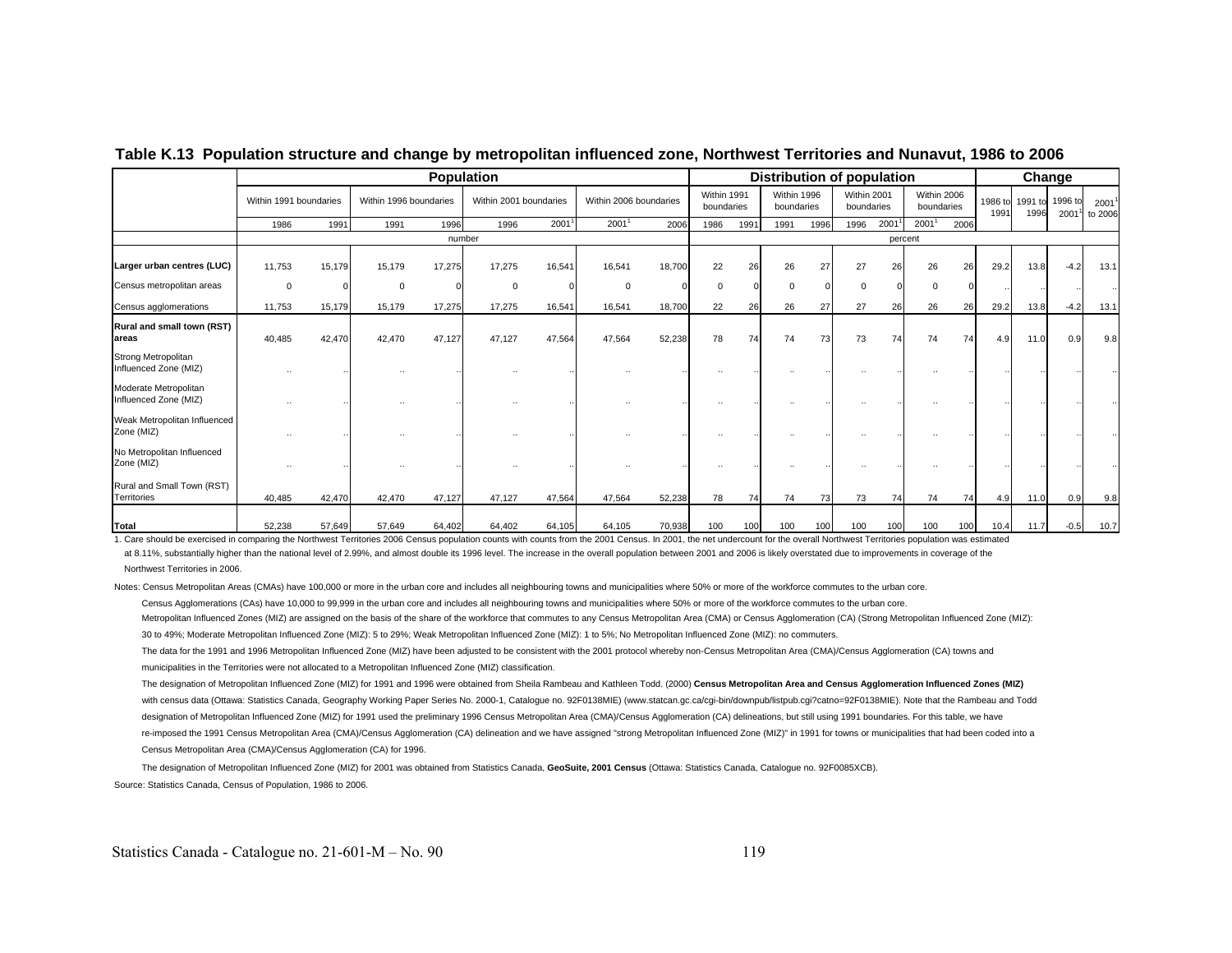## Table K.13 Population structure and change by metropolitan influenced zone, Northwest Territories and Nunavut, 1986 to 2006

| | Population | | | | | | | | Distribution of population | | | | | | | | Change | | | |
|---|---|---|---|---|---|---|---|---|---|---|---|---|---|---|---|---|---|---|---|---|
| | Within 1991 boundaries | | Within 1996 boundaries | | Within 2001 boundaries | | Within 2006 boundaries | | Within 1991 boundaries | | Within 1996 boundaries | | Within 2001 boundaries | | Within 2006 boundaries | | 1986 to 1991 | 1991 to 1996 | 1996 to 2001[1] | 2001[1] to 2006 |
| | 1986 | 1991 | 1991 | 1996 | 1996 | 2001[1] | 2001[1] | 2006 | 1986 | 1991 | 1991 | 1996 | 1996 | 2001[1] | 2001[1] | 2006 | | | | |
| | number | | | | | | | | percent | | | | | | | | | | | |
| **Larger urban centres (LUC)** | 11,753 | 15,179 | 15,179 | 17,275 | 17,275 | 16,541 | 16,541 | 18,700 | 22 | 26 | 26 | 27 | 27 | 26 | 26 | 26 | 29.2 | 13.8 | -4.2 | 13.1 |
| Census metropolitan areas | 0 | 0 | 0 | 0 | 0 | 0 | 0 | 0 | 0 | 0 | 0 | 0 | 0 | 0 | 0 | 0 | .. | .. | .. | .. |
| Census agglomerations | 11,753 | 15,179 | 15,179 | 17,275 | 17,275 | 16,541 | 16,541 | 18,700 | 22 | 26 | 26 | 27 | 27 | 26 | 26 | 26 | 29.2 | 13.8 | -4.2 | 13.1 |
| **Rural and small town (RST) areas** | 40,485 | 42,470 | 42,470 | 47,127 | 47,127 | 47,564 | 47,564 | 52,238 | 78 | 74 | 74 | 73 | 73 | 74 | 74 | 74 | 4.9 | 11.0 | 0.9 | 9.8 |
| Strong Metropolitan Influenced Zone (MIZ) | .. | .. | .. | .. | .. | .. | .. | .. | .. | .. | .. | .. | .. | .. | .. | .. | .. | .. | .. | .. |
| Moderate Metropolitan Influenced Zone (MIZ) | .. | .. | .. | .. | .. | .. | .. | .. | .. | .. | .. | .. | .. | .. | .. | .. | .. | .. | .. | .. |
| Weak Metropolitan Influenced Zone (MIZ) | .. | .. | .. | .. | .. | .. | .. | .. | .. | .. | .. | .. | .. | .. | .. | .. | .. | .. | .. | .. |
| No Metropolitan Influenced Zone (MIZ) | .. | .. | .. | .. | .. | .. | .. | .. | .. | .. | .. | .. | .. | .. | .. | .. | .. | .. | .. | .. |
| Rural and Small Town (RST) Territories | 40,485 | 42,470 | 42,470 | 47,127 | 47,127 | 47,564 | 47,564 | 52,238 | 78 | 74 | 74 | 73 | 73 | 74 | 74 | 74 | 4.9 | 11.0 | 0.9 | 9.8 |
| **Total** | 52,238 | 57,649 | 57,649 | 64,402 | 64,402 | 64,105 | 64,105 | 70,938 | 100 | 100 | 100 | 100 | 100 | 100 | 100 | 100 | 10.4 | 11.7 | -0.5 | 10.7 |

1. Care should be exercised in comparing the Northwest Territories 2006 Census population counts with counts from the 2001 Census. In 2001, the net undercount for the overall Northwest Territories population was estimated at 8.11%, substantially higher than the national level of 2.99%, and almost double its 1996 level. The increase in the overall population between 2001 and 2006 is likely overstated due to improvements in coverage of the Northwest Territories in 2006.

Notes: Census Metropolitan Areas (CMAs) have 100,000 or more in the urban core and includes all neighbouring towns and municipalities where 50% or more of the workforce commutes to the urban core.

Census Agglomerations (CAs) have 10,000 to 99,999 in the urban core and includes all neighbouring towns and municipalities where 50% or more of the workforce commutes to the urban core.

Metropolitan Influenced Zones (MIZ) are assigned on the basis of the share of the workforce that commutes to any Census Metropolitan Area (CMA) or Census Agglomeration (CA) (Strong Metropolitan Influenced Zone (MIZ): 30 to 49%; Moderate Metropolitan Influenced Zone (MIZ): 5 to 29%; Weak Metropolitan Influenced Zone (MIZ): 1 to 5%; No Metropolitan Influenced Zone (MIZ): no commuters.

The data for the 1991 and 1996 Metropolitan Influenced Zone (MIZ) have been adjusted to be consistent with the 2001 protocol whereby non-Census Metropolitan Area (CMA)/Census Agglomeration (CA) towns and municipalities in the Territories were not allocated to a Metropolitan Influenced Zone (MIZ) classification.

The designation of Metropolitan Influenced Zone (MIZ) for 1991 and 1996 were obtained from Sheila Rambeau and Kathleen Todd. (2000) **Census Metropolitan Area and Census Agglomeration Influenced Zones (MIZ)** with census data (Ottawa: Statistics Canada, Geography Working Paper Series No. 2000-1, Catalogue no. 92F0138MIE) (www.statcan.gc.ca/cgi-bin/downpub/listpub.cgi?catno=92F0138MIE). Note that the Rambeau and Todd designation of Metropolitan Influenced Zone (MIZ) for 1991 used the preliminary 1996 Census Metropolitan Area (CMA)/Census Agglomeration (CA) delineations, but still using 1991 boundaries. For this table, we have re-imposed the 1991 Census Metropolitan Area (CMA)/Census Agglomeration (CA) delineation and we have assigned "strong Metropolitan Influenced Zone (MIZ)" in 1991 for towns or municipalities that had been coded into a Census Metropolitan Area (CMA)/Census Agglomeration (CA) for 1996.

The designation of Metropolitan Influenced Zone (MIZ) for 2001 was obtained from Statistics Canada, **GeoSuite, 2001 Census** (Ottawa: Statistics Canada, Catalogue no. 92F0085XCB).

Source: Statistics Canada, Census of Population, 1986 to 2006.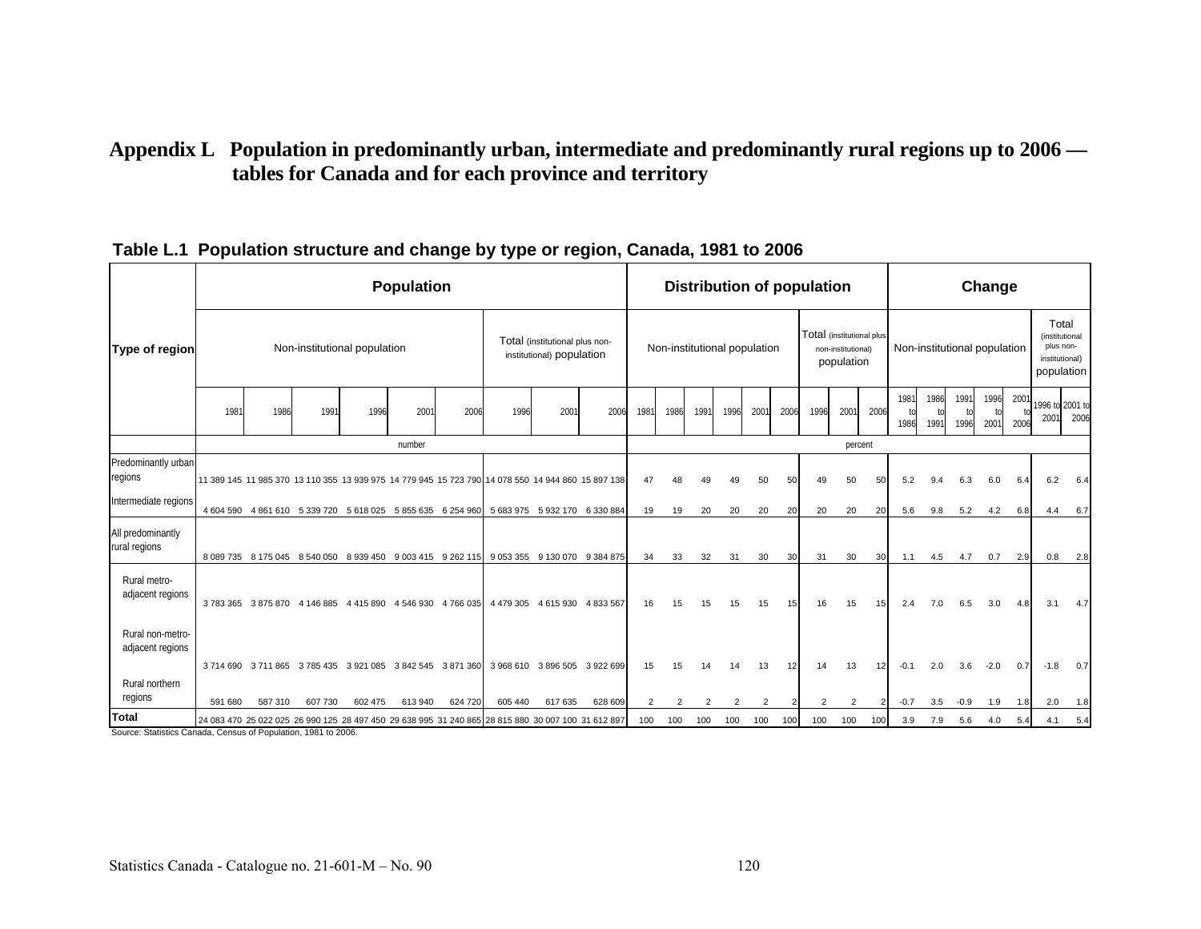# Appendix L Population in predominantly urban, intermediate and predominantly rural regions up to 2006 — tables for Canada and for each province and territory

**Table L.1 Population structure and change by type or region, Canada, 1981 to 2006**

| Type of region | Population | | | | | | | | | Distribution of population | | | | | | | | | Change | | | | | | |
|---|---|---|---|---|---|---|---|---|---|---|---|---|---|---|---|---|---|---|---|---|---|---|---|---|---|
| | Non-institutional population | | | | | | Total (institutional plus non-institutional) population | | | Non-institutional population | | | | | | Total (institutional plus non-institutional) population | | | Non-institutional population | | | | | Total (institutional plus non-institutional) population | |
| | 1981 | 1986 | 1991 | 1996 | 2001 | 2006 | 1996 | 2001 | 2006 | 1981 | 1986 | 1991 | 1996 | 2001 | 2006 | 1996 | 2001 | 2006 | 1981 to 1986 | 1986 to 1991 | 1991 to 1996 | 1996 to 2001 | 2001 to 2006 | 1996 to 2001 | 2001 to 2006 |
| | number | | | | | | | | | percent | | | | | | | | | | | | | | | |
| Predominantly urban regions | 11 389 145 | 11 985 370 | 13 110 355 | 13 939 975 | 14 779 945 | 15 723 790 | 14 078 550 | 14 944 860 | 15 897 138 | 47 | 48 | 49 | 49 | 50 | 50 | 49 | 50 | 50 | 5.2 | 9.4 | 6.3 | 6.0 | 6.4 | 6.2 | 6.4 |
| Intermediate regions | 4 604 590 | 4 861 610 | 5 339 720 | 5 618 025 | 5 855 635 | 6 254 960 | 5 683 975 | 5 932 170 | 6 330 884 | 19 | 19 | 20 | 20 | 20 | 20 | 20 | 20 | 20 | 5.6 | 9.8 | 5.2 | 4.2 | 6.8 | 4.4 | 6.7 |
| All predominantly rural regions | 8 089 735 | 8 175 045 | 8 540 050 | 8 939 450 | 9 003 415 | 9 262 115 | 9 053 355 | 9 130 070 | 9 384 875 | 34 | 33 | 32 | 31 | 30 | 30 | 31 | 30 | 30 | 1.1 | 4.5 | 4.7 | 0.7 | 2.9 | 0.8 | 2.8 |
| Rural metro-adjacent regions | 3 783 365 | 3 875 870 | 4 146 885 | 4 415 890 | 4 546 930 | 4 766 035 | 4 479 305 | 4 615 930 | 4 833 567 | 16 | 15 | 15 | 15 | 15 | 15 | 16 | 15 | 15 | 2.4 | 7.0 | 6.5 | 3.0 | 4.8 | 3.1 | 4.7 |
| Rural non-metro-adjacent regions | 3 714 690 | 3 711 865 | 3 785 435 | 3 921 085 | 3 842 545 | 3 871 360 | 3 968 610 | 3 896 505 | 3 922 699 | 15 | 15 | 14 | 14 | 13 | 12 | 14 | 13 | 12 | -0.1 | 2.0 | 3.6 | -2.0 | 0.7 | -1.8 | 0.7 |
| Rural northern regions | 591 680 | 587 310 | 607 730 | 602 475 | 613 940 | 624 720 | 605 440 | 617 635 | 628 609 | 2 | 2 | 2 | 2 | 2 | 2 | 2 | 2 | 2 | -0.7 | 3.5 | -0.9 | 1.9 | 1.8 | 2.0 | 1.8 |
| **Total** | 24 083 470 | 25 022 025 | 26 990 125 | 28 497 450 | 29 638 995 | 31 240 865 | 28 815 880 | 30 007 100 | 31 612 897 | 100 | 100 | 100 | 100 | 100 | 100 | 100 | 100 | 100 | 3.9 | 7.9 | 5.6 | 4.0 | 5.4 | 4.1 | 5.4 |

Source: Statistics Canada, Census of Population, 1981 to 2006.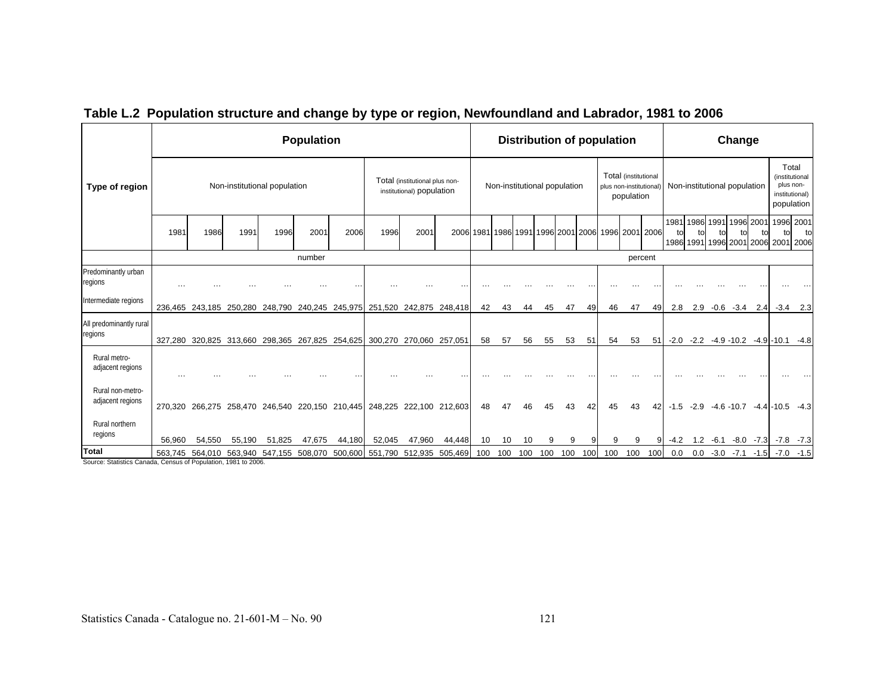## Table L.2 Population structure and change by type or region, Newfoundland and Labrador, 1981 to 2006

| Type of region | Population | | | | | | | | | Distribution of population | | | | | | | | | Change | | | | | | |
|---|---|---|---|---|---|---|---|---|---|---|---|---|---|---|---|---|---|---|---|---|---|---|---|---|---|
| | Non-institutional population | | | | | | Total (institutional plus non-institutional) population | | | Non-institutional population | | | | | | Total (institutional plus non-institutional) population | | | Non-institutional population | | | | | Total (institutional plus non-institutional) population | |
| | 1981 | 1986 | 1991 | 1996 | 2001 | 2006 | 1996 | 2001 | 2006 | 1981 | 1986 | 1991 | 1996 | 2001 | 2006 | 1996 | 2001 | 2006 | 1981 to 1986 | 1986 to 1991 | 1991 to 1996 | 1996 to 2001 | 2001 to 2006 | 1996 to 2001 | 2001 to 2006 |
| | number | | | | | | | | | percent | | | | | | | | | | | | | | | |
| Predominantly urban regions | … | … | … | … | … | … | … | … | … | … | … | … | … | … | … | … | … | … | … | … | … | … | … | … | … |
| Intermediate regions | 236,465 | 243,185 | 250,280 | 248,790 | 240,245 | 245,975 | 251,520 | 242,875 | 248,418 | 42 | 43 | 44 | 45 | 47 | 49 | 46 | 47 | 49 | 2.8 | 2.9 | -0.6 | -3.4 | 2.4 | -3.4 | 2.3 |
| All predominantly rural regions | 327,280 | 320,825 | 313,660 | 298,365 | 267,825 | 254,625 | 300,270 | 270,060 | 257,051 | 58 | 57 | 56 | 55 | 53 | 51 | 54 | 53 | 51 | -2.0 | -2.2 | -4.9 | -10.2 | -4.9 | -10.1 | -4.8 |
| Rural metro-adjacent regions | … | … | … | … | … | … | … | … | … | … | … | … | … | … | … | … | … | … | … | … | … | … | … | … | … |
| Rural non-metro-adjacent regions | 270,320 | 266,275 | 258,470 | 246,540 | 220,150 | 210,445 | 248,225 | 222,100 | 212,603 | 48 | 47 | 46 | 45 | 43 | 42 | 45 | 43 | 42 | -1.5 | -2.9 | -4.6 | -10.7 | -4.4 | -10.5 | -4.3 |
| Rural northern regions | 56,960 | 54,550 | 55,190 | 51,825 | 47,675 | 44,180 | 52,045 | 47,960 | 44,448 | 10 | 10 | 10 | 9 | 9 | 9 | 9 | 9 | 9 | -4.2 | 1.2 | -6.1 | -8.0 | -7.3 | -7.8 | -7.3 |
| **Total** | 563,745 | 564,010 | 563,940 | 547,155 | 508,070 | 500,600 | 551,790 | 512,935 | 505,469 | 100 | 100 | 100 | 100 | 100 | 100 | 100 | 100 | 100 | 0.0 | 0.0 | -3.0 | -7.1 | -1.5 | -7.0 | -1.5 |

Source: Statistics Canada, Census of Population, 1981 to 2006.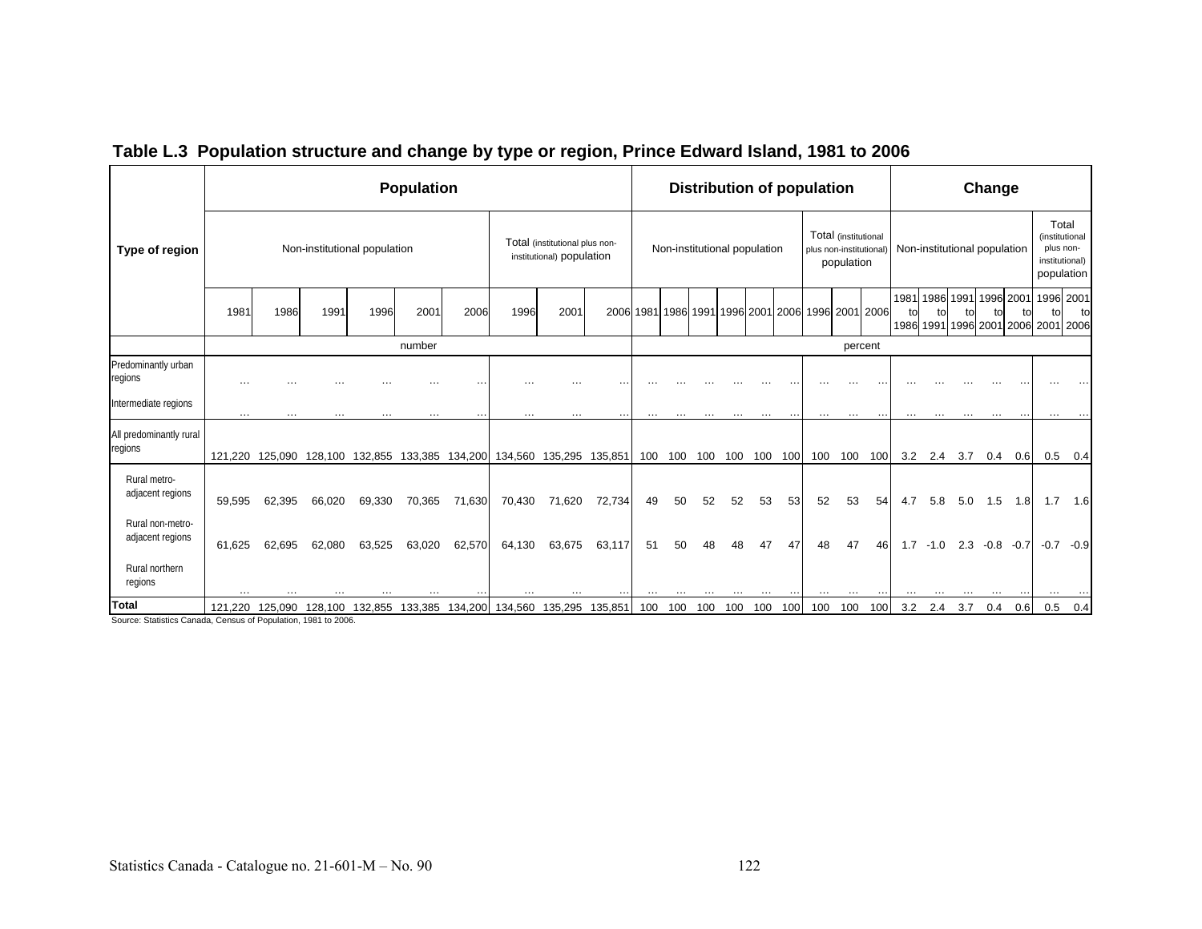## Table L.3 Population structure and change by type or region, Prince Edward Island, 1981 to 2006

| Type of region | Population | | | | | | | | | Distribution of population | | | | | | | | | Change | | | | | | |
|---|---|---|---|---|---|---|---|---|---|---|---|---|---|---|---|---|---|---|---|---|---|---|---|---|---|
| | Non-institutional population | | | | | | Total (institutional plus non-institutional) population | | | Non-institutional population | | | | | | Total (institutional plus non-institutional) population | | | Non-institutional population | | | | | Total (institutional plus non-institutional) population | |
| | 1981 | 1986 | 1991 | 1996 | 2001 | 2006 | 1996 | 2001 | 2006 | 1981 | 1986 | 1991 | 1996 | 2001 | 2006 | 1996 | 2001 | 2006 | 1981 to 1986 | 1986 to 1991 | 1991 to 1996 | 1996 to 2001 | 2001 to 2006 | 1996 to 2001 | 2001 to 2006 |
| | number | | | | | | | | | percent | | | | | | | | | | | | | | | |
| Predominantly urban regions | … | … | … | … | … | … | … | … | … | … | … | … | … | … | … | … | … | … | … | … | … | … | … | … | … |
| Intermediate regions | … | … | … | … | … | … | … | … | … | … | … | … | … | … | … | … | … | … | … | … | … | … | … | … | … |
| All predominantly rural regions | 121,220 | 125,090 | 128,100 | 132,855 | 133,385 | 134,200 | 134,560 | 135,295 | 135,851 | 100 | 100 | 100 | 100 | 100 | 100 | 100 | 100 | 100 | 3.2 | 2.4 | 3.7 | 0.4 | 0.6 | 0.5 | 0.4 |
| Rural metro-adjacent regions | 59,595 | 62,395 | 66,020 | 69,330 | 70,365 | 71,630 | 70,430 | 71,620 | 72,734 | 49 | 50 | 52 | 52 | 53 | 53 | 52 | 53 | 54 | 4.7 | 5.8 | 5.0 | 1.5 | 1.8 | 1.7 | 1.6 |
| Rural non-metro-adjacent regions | 61,625 | 62,695 | 62,080 | 63,525 | 63,020 | 62,570 | 64,130 | 63,675 | 63,117 | 51 | 50 | 48 | 48 | 47 | 47 | 48 | 47 | 46 | 1.7 | -1.0 | 2.3 | -0.8 | -0.7 | -0.7 | -0.9 |
| Rural northern regions | … | … | … | … | … | … | … | … | … | … | … | … | … | … | … | … | … | … | … | … | … | … | … | … | … |
| **Total** | 121,220 | 125,090 | 128,100 | 132,855 | 133,385 | 134,200 | 134,560 | 135,295 | 135,851 | 100 | 100 | 100 | 100 | 100 | 100 | 100 | 100 | 100 | 3.2 | 2.4 | 3.7 | 0.4 | 0.6 | 0.5 | 0.4 |

Source: Statistics Canada, Census of Population, 1981 to 2006.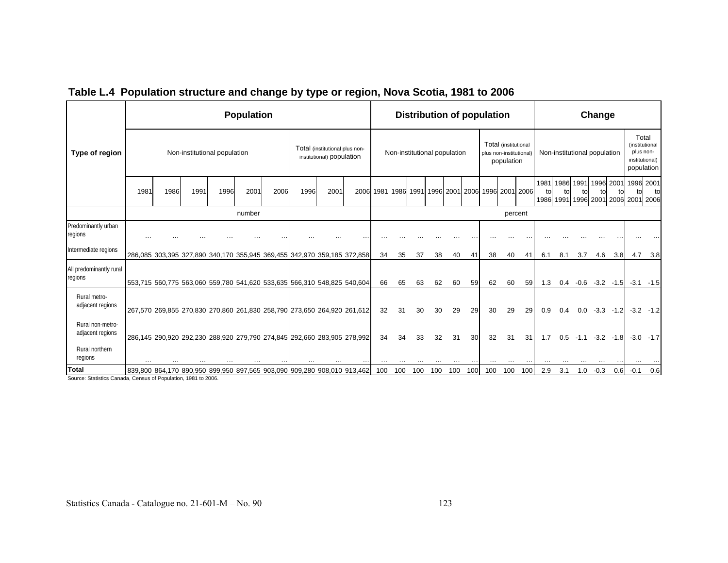## Table L.4 Population structure and change by type or region, Nova Scotia, 1981 to 2006

| Type of region | Population | | | | | | | | | Distribution of population | | | | | | | | | Change | | | | | | |
|---|---|---|---|---|---|---|---|---|---|---|---|---|---|---|---|---|---|---|---|---|---|---|---|---|---|
| | Non-institutional population | | | | | | Total (institutional plus non-institutional) population | | | Non-institutional population | | | | | | Total (institutional plus non-institutional) population | | | Non-institutional population | | | | | Total (institutional plus non-institutional) population | |
| | 1981 | 1986 | 1991 | 1996 | 2001 | 2006 | 1996 | 2001 | 2006 | 1981 | 1986 | 1991 | 1996 | 2001 | 2006 | 1996 | 2001 | 2006 | 1981 to 1986 | 1986 to 1991 | 1991 to 1996 | 1996 to 2001 | 2001 to 2006 | 1996 to 2001 | 2001 to 2006 |
| | number | | | | | | | | | percent | | | | | | | | | | | | | | | |
| Predominantly urban regions | … | … | … | … | … | … | … | … | … | … | … | … | … | … | … | … | … | … | … | … | … | … | … | … | … |
| Intermediate regions | 286,085 | 303,395 | 327,890 | 340,170 | 355,945 | 369,455 | 342,970 | 359,185 | 372,858 | 34 | 35 | 37 | 38 | 40 | 41 | 38 | 40 | 41 | 6.1 | 8.1 | 3.7 | 4.6 | 3.8 | 4.7 | 3.8 |
| All predominantly rural regions | 553,715 | 560,775 | 563,060 | 559,780 | 541,620 | 533,635 | 566,310 | 548,825 | 540,604 | 66 | 65 | 63 | 62 | 60 | 59 | 62 | 60 | 59 | 1.3 | 0.4 | -0.6 | -3.2 | -1.5 | -3.1 | -1.5 |
| Rural metro-adjacent regions | 267,570 | 269,855 | 270,830 | 270,860 | 261,830 | 258,790 | 273,650 | 264,920 | 261,612 | 32 | 31 | 30 | 30 | 29 | 29 | 30 | 29 | 29 | 0.9 | 0.4 | 0.0 | -3.3 | -1.2 | -3.2 | -1.2 |
| Rural non-metro-adjacent regions | 286,145 | 290,920 | 292,230 | 288,920 | 279,790 | 274,845 | 292,660 | 283,905 | 278,992 | 34 | 34 | 33 | 32 | 31 | 30 | 32 | 31 | 31 | 1.7 | 0.5 | -1.1 | -3.2 | -1.8 | -3.0 | -1.7 |
| Rural northern regions | … | … | … | … | … | … | … | … | … | … | … | … | … | … | … | … | … | … | … | … | … | … | … | … | … |
| **Total** | 839,800 | 864,170 | 890,950 | 899,950 | 897,565 | 903,090 | 909,280 | 908,010 | 913,462 | 100 | 100 | 100 | 100 | 100 | 100 | 100 | 100 | 100 | 2.9 | 3.1 | 1.0 | -0.3 | 0.6 | -0.1 | 0.6 |

Source: Statistics Canada, Census of Population, 1981 to 2006.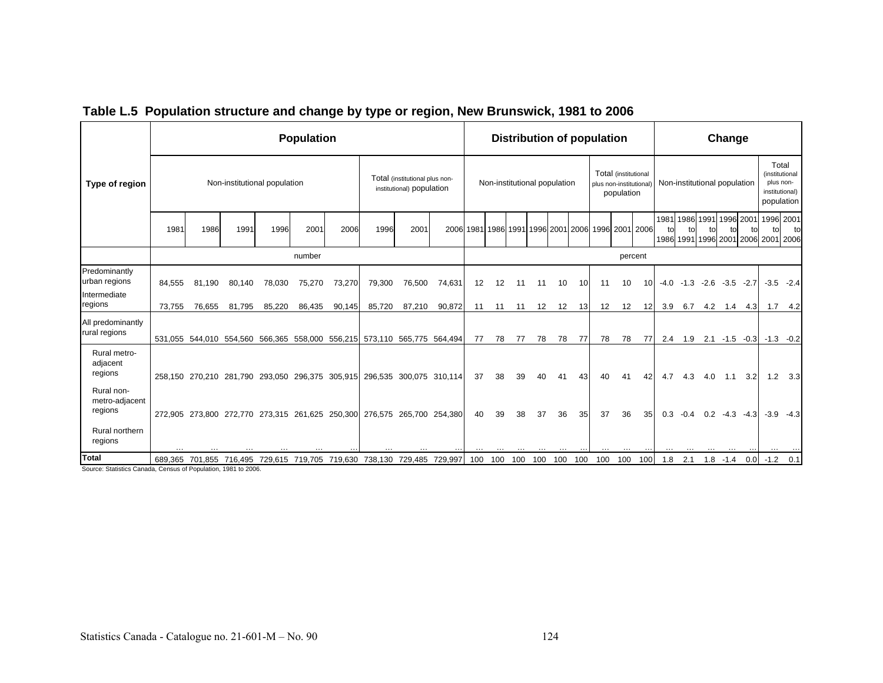## Table L.5 Population structure and change by type or region, New Brunswick, 1981 to 2006

| Type of region | Population | | | | | | | | | Distribution of population | | | | | | | | | Change | | | | | | |
|---|---|---|---|---|---|---|---|---|---|---|---|---|---|---|---|---|---|---|---|---|---|---|---|---|---|
| | Non-institutional population | | | | | | Total (institutional plus non-institutional) population | | | Non-institutional population | | | | | | Total (institutional plus non-institutional) population | | | Non-institutional population | | | | | Total (institutional plus non-institutional) population | |
| | 1981 | 1986 | 1991 | 1996 | 2001 | 2006 | 1996 | 2001 | 2006 | 1981 | 1986 | 1991 | 1996 | 2001 | 2006 | 1996 | 2001 | 2006 | 1981 to 1986 | 1986 to 1991 | 1991 to 1996 | 1996 to 2001 | 2001 to 2006 | 1996 to 2001 | 2001 to 2006 |
| | number | | | | | | | | | percent | | | | | | | | | | | | | | | |
| Predominantly urban regions | 84,555 | 81,190 | 80,140 | 78,030 | 75,270 | 73,270 | 79,300 | 76,500 | 74,631 | 12 | 12 | 11 | 11 | 10 | 10 | 11 | 10 | 10 | -4.0 | -1.3 | -2.6 | -3.5 | -2.7 | -3.5 | -2.4 |
| Intermediate regions | 73,755 | 76,655 | 81,795 | 85,220 | 86,435 | 90,145 | 85,720 | 87,210 | 90,872 | 11 | 11 | 11 | 12 | 12 | 13 | 12 | 12 | 12 | 3.9 | 6.7 | 4.2 | 1.4 | 4.3 | 1.7 | 4.2 |
| All predominantly rural regions | 531,055 | 544,010 | 554,560 | 566,365 | 558,000 | 556,215 | 573,110 | 565,775 | 564,494 | 77 | 78 | 77 | 78 | 78 | 77 | 78 | 78 | 77 | 2.4 | 1.9 | 2.1 | -1.5 | -0.3 | -1.3 | -0.2 |
| Rural metro-adjacent regions | 258,150 | 270,210 | 281,790 | 293,050 | 296,375 | 305,915 | 296,535 | 300,075 | 310,114 | 37 | 38 | 39 | 40 | 41 | 43 | 40 | 41 | 42 | 4.7 | 4.3 | 4.0 | 1.1 | 3.2 | 1.2 | 3.3 |
| Rural non-metro-adjacent regions | 272,905 | 273,800 | 272,770 | 273,315 | 261,625 | 250,300 | 276,575 | 265,700 | 254,380 | 40 | 39 | 38 | 37 | 36 | 35 | 37 | 36 | 35 | 0.3 | -0.4 | 0.2 | -4.3 | -4.3 | -3.9 | -4.3 |
| Rural northern regions | ... | ... | ... | ... | ... | ... | ... | ... | ... | ... | ... | ... | ... | ... | ... | ... | ... | ... | ... | ... | ... | ... | ... | ... | ... |
| **Total** | 689,365 | 701,855 | 716,495 | 729,615 | 719,705 | 719,630 | 738,130 | 729,485 | 729,997 | 100 | 100 | 100 | 100 | 100 | 100 | 100 | 100 | 100 | 1.8 | 2.1 | 1.8 | -1.4 | 0.0 | -1.2 | 0.1 |

Source: Statistics Canada, Census of Population, 1981 to 2006.

Statistics Canada - Catalogue no. 21-601-M – No. 90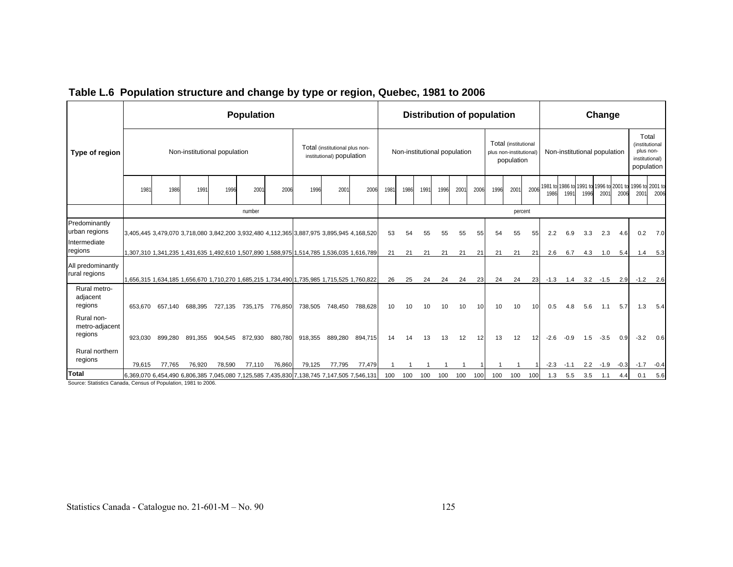## Table L.6 Population structure and change by type or region, Quebec, 1981 to 2006

| Type of region | Population | | | | | | | | | Distribution of population | | | | | | | | | Change | | | | | | |
|---|---|---|---|---|---|---|---|---|---|---|---|---|---|---|---|---|---|---|---|---|---|---|---|---|---|
| | Non-institutional population | | | | | | Total (institutional plus non-institutional) population | | | Non-institutional population | | | | | | Total (institutional plus non-institutional) population | | | Non-institutional population | | | | | Total (institutional plus non-institutional) population | |
| | 1981 | 1986 | 1991 | 1996 | 2001 | 2006 | 1996 | 2001 | 2006 | 1981 | 1986 | 1991 | 1996 | 2001 | 2006 | 1996 | 2001 | 2006 | 1981 to 1986 | 1986 to 1991 | 1991 to 1996 | 1996 to 2001 | 2001 to 2006 | 1996 to 2001 | 2001 to 2006 |
| | number | | | | | | | | | percent | | | | | | | | | | | | | | | |
| Predominantly urban regions | 3,405,445 | 3,479,070 | 3,718,080 | 3,842,200 | 3,932,480 | 4,112,365 | 3,887,975 | 3,895,945 | 4,168,520 | 53 | 54 | 55 | 55 | 55 | 55 | 54 | 55 | 55 | 2.2 | 6.9 | 3.3 | 2.3 | 4.6 | 0.2 | 7.0 |
| Intermediate regions | 1,307,310 | 1,341,235 | 1,431,635 | 1,492,610 | 1,507,890 | 1,588,975 | 1,514,785 | 1,536,035 | 1,616,789 | 21 | 21 | 21 | 21 | 21 | 21 | 21 | 21 | 21 | 2.6 | 6.7 | 4.3 | 1.0 | 5.4 | 1.4 | 5.3 |
| All predominantly rural regions | 1,656,315 | 1,634,185 | 1,656,670 | 1,710,270 | 1,685,215 | 1,734,490 | 1,735,985 | 1,715,525 | 1,760,822 | 26 | 25 | 24 | 24 | 24 | 23 | 24 | 24 | 23 | -1.3 | 1.4 | 3.2 | -1.5 | 2.9 | -1.2 | 2.6 |
| Rural metro-adjacent regions | 653,670 | 657,140 | 688,395 | 727,135 | 735,175 | 776,850 | 738,505 | 748,450 | 788,628 | 10 | 10 | 10 | 10 | 10 | 10 | 10 | 10 | 10 | 0.5 | 4.8 | 5.6 | 1.1 | 5.7 | 1.3 | 5.4 |
| Rural non-metro-adjacent regions | 923,030 | 899,280 | 891,355 | 904,545 | 872,930 | 880,780 | 918,355 | 889,280 | 894,715 | 14 | 14 | 13 | 13 | 12 | 12 | 13 | 12 | 12 | -2.6 | -0.9 | 1.5 | -3.5 | 0.9 | -3.2 | 0.6 |
| Rural northern regions | 79,615 | 77,765 | 76,920 | 78,590 | 77,110 | 76,860 | 79,125 | 77,795 | 77,479 | 1 | 1 | 1 | 1 | 1 | 1 | 1 | 1 | 1 | -2.3 | -1.1 | 2.2 | -1.9 | -0.3 | -1.7 | -0.4 |
| **Total** | 6,369,070 | 6,454,490 | 6,806,385 | 7,045,080 | 7,125,585 | 7,435,830 | 7,138,745 | 7,147,505 | 7,546,131 | 100 | 100 | 100 | 100 | 100 | 100 | 100 | 100 | 100 | 1.3 | 5.5 | 3.5 | 1.1 | 4.4 | 0.1 | 5.6 |

Source: Statistics Canada, Census of Population, 1981 to 2006.

Statistics Canada - Catalogue no. 21-601-M – No. 90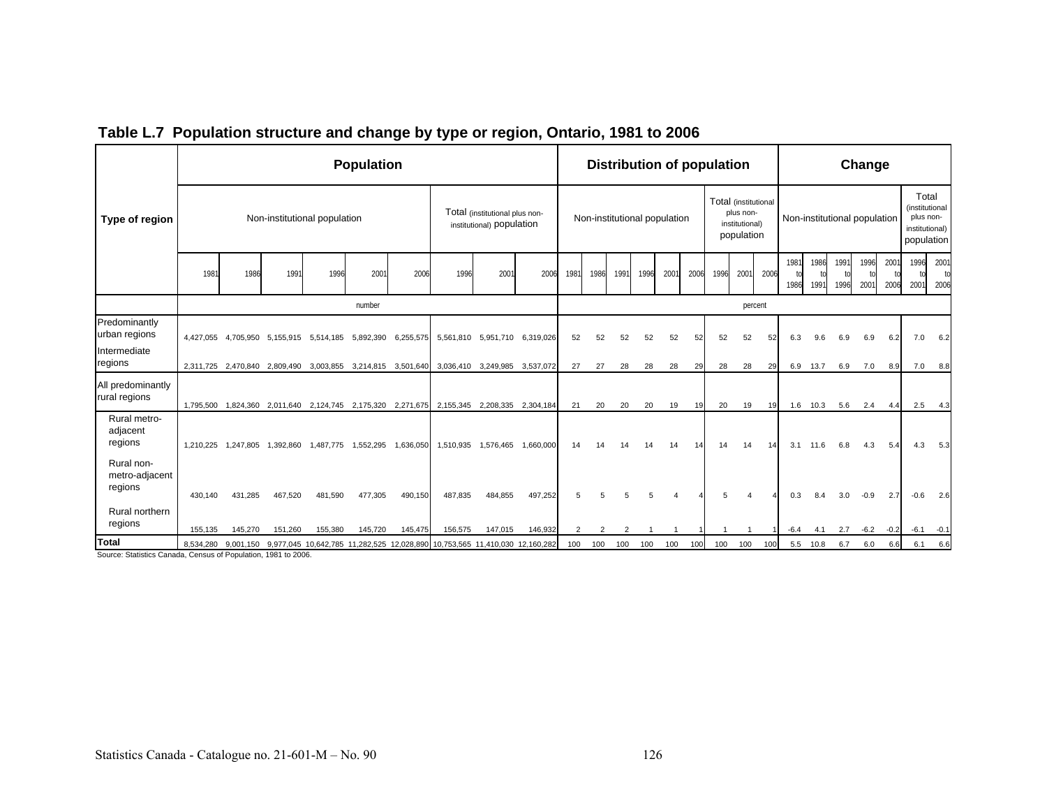## Table L.7 Population structure and change by type or region, Ontario, 1981 to 2006

| Type of region | Population | | | | | | | | | Distribution of population | | | | | | | | | Change | | | | | | |
|---|---|---|---|---|---|---|---|---|---|---|---|---|---|---|---|---|---|---|---|---|---|---|---|---|---|
| | Non-institutional population | | | | | | Total (institutional plus non-institutional) population | | | Non-institutional population | | | | | | Total (institutional plus non-institutional) population | | | Non-institutional population | | | | | Total (institutional plus non-institutional) population | |
| | 1981 | 1986 | 1991 | 1996 | 2001 | 2006 | 1996 | 2001 | 2006 | 1981 | 1986 | 1991 | 1996 | 2001 | 2006 | 1996 | 2001 | 2006 | 1981 to 1986 | 1986 to 1991 | 1991 to 1996 | 1996 to 2001 | 2001 to 2006 | 1996 to 2001 | 2001 to 2006 |
| | number | | | | | | | | | percent | | | | | | | | | | | | | | | |
| Predominantly urban regions | 4,427,055 | 4,705,950 | 5,155,915 | 5,514,185 | 5,892,390 | 6,255,575 | 5,561,810 | 5,951,710 | 6,319,026 | 52 | 52 | 52 | 52 | 52 | 52 | 52 | 52 | 52 | 6.3 | 9.6 | 6.9 | 6.9 | 6.2 | 7.0 | 6.2 |
| Intermediate regions | 2,311,725 | 2,470,840 | 2,809,490 | 3,003,855 | 3,214,815 | 3,501,640 | 3,036,410 | 3,249,985 | 3,537,072 | 27 | 27 | 28 | 28 | 28 | 29 | 28 | 28 | 29 | 6.9 | 13.7 | 6.9 | 7.0 | 8.9 | 7.0 | 8.8 |
| All predominantly rural regions | 1,795,500 | 1,824,360 | 2,011,640 | 2,124,745 | 2,175,320 | 2,271,675 | 2,155,345 | 2,208,335 | 2,304,184 | 21 | 20 | 20 | 20 | 19 | 19 | 20 | 19 | 19 | 1.6 | 10.3 | 5.6 | 2.4 | 4.4 | 2.5 | 4.3 |
| Rural metro-adjacent regions | 1,210,225 | 1,247,805 | 1,392,860 | 1,487,775 | 1,552,295 | 1,636,050 | 1,510,935 | 1,576,465 | 1,660,000 | 14 | 14 | 14 | 14 | 14 | 14 | 14 | 14 | 14 | 3.1 | 11.6 | 6.8 | 4.3 | 5.4 | 4.3 | 5.3 |
| Rural non-metro-adjacent regions | 430,140 | 431,285 | 467,520 | 481,590 | 477,305 | 490,150 | 487,835 | 484,855 | 497,252 | 5 | 5 | 5 | 5 | 4 | 4 | 5 | 4 | 4 | 0.3 | 8.4 | 3.0 | -0.9 | 2.7 | -0.6 | 2.6 |
| Rural northern regions | 155,135 | 145,270 | 151,260 | 155,380 | 145,720 | 145,475 | 156,575 | 147,015 | 146,932 | 2 | 2 | 2 | 1 | 1 | 1 | 1 | 1 | 1 | -6.4 | 4.1 | 2.7 | -6.2 | -0.2 | -6.1 | -0.1 |
| **Total** | 8,534,280 | 9,001,150 | 9,977,045 | 10,642,785 | 11,282,525 | 12,028,890 | 10,753,565 | 11,410,030 | 12,160,282 | 100 | 100 | 100 | 100 | 100 | 100 | 100 | 100 | 100 | 5.5 | 10.8 | 6.7 | 6.0 | 6.6 | 6.1 | 6.6 |

Source: Statistics Canada, Census of Population, 1981 to 2006.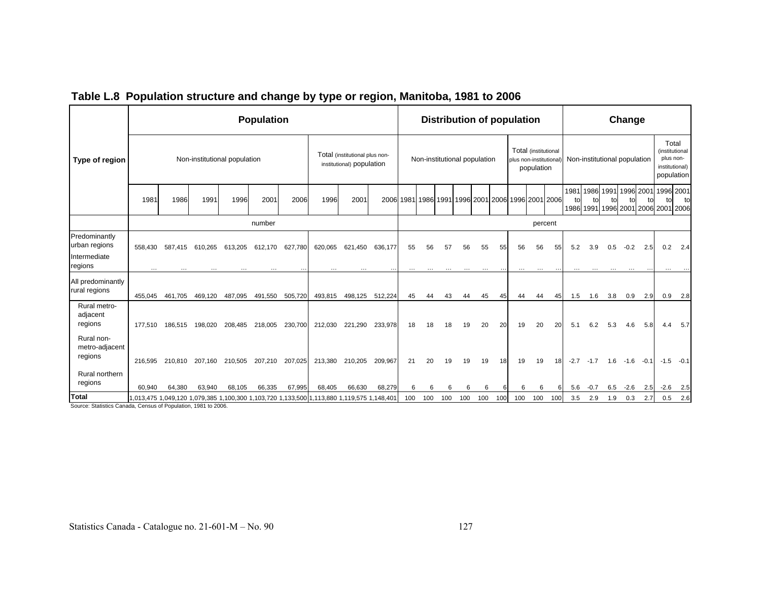## Table L.8 Population structure and change by type or region, Manitoba, 1981 to 2006

| Type of region | Population | | | | | | | | | Distribution of population | | | | | | | | | Change | | | | | | |
|---|---|---|---|---|---|---|---|---|---|---|---|---|---|---|---|---|---|---|---|---|---|---|---|---|---|
| | Non-institutional population | | | | | | Total (institutional plus non-institutional) population | | | Non-institutional population | | | | | | Total (institutional plus non-institutional) population | | | Non-institutional population | | | | | Total (institutional plus non-institutional) population | |
| | 1981 | 1986 | 1991 | 1996 | 2001 | 2006 | 1996 | 2001 | 2006 | 1981 | 1986 | 1991 | 1996 | 2001 | 2006 | 1996 | 2001 | 2006 | 1981 to 1986 | 1986 to 1991 | 1991 to 1996 | 1996 to 2001 | 2001 to 2006 | 1996 to 2001 | 2001 to 2006 |
| | number | | | | | | | | | percent | | | | | | | | | | | | | | | |
| Predominantly urban regions | 558,430 | 587,415 | 610,265 | 613,205 | 612,170 | 627,780 | 620,065 | 621,450 | 636,177 | 55 | 56 | 57 | 56 | 55 | 55 | 56 | 56 | 55 | 5.2 | 3.9 | 0.5 | -0.2 | 2.5 | 0.2 | 2.4 |
| Intermediate regions | ... | ... | ... | ... | ... | ... | ... | ... | ... | ... | ... | ... | ... | ... | ... | ... | ... | ... | ... | ... | ... | ... | ... | ... | ... |
| All predominantly rural regions | 455,045 | 461,705 | 469,120 | 487,095 | 491,550 | 505,720 | 493,815 | 498,125 | 512,224 | 45 | 44 | 43 | 44 | 45 | 45 | 44 | 44 | 45 | 1.5 | 1.6 | 3.8 | 0.9 | 2.9 | 0.9 | 2.8 |
| Rural metro-adjacent regions | 177,510 | 186,515 | 198,020 | 208,485 | 218,005 | 230,700 | 212,030 | 221,290 | 233,978 | 18 | 18 | 18 | 19 | 20 | 20 | 19 | 20 | 20 | 5.1 | 6.2 | 5.3 | 4.6 | 5.8 | 4.4 | 5.7 |
| Rural non-metro-adjacent regions | 216,595 | 210,810 | 207,160 | 210,505 | 207,210 | 207,025 | 213,380 | 210,205 | 209,967 | 21 | 20 | 19 | 19 | 19 | 18 | 19 | 19 | 18 | -2.7 | -1.7 | 1.6 | -1.6 | -0.1 | -1.5 | -0.1 |
| Rural northern regions | 60,940 | 64,380 | 63,940 | 68,105 | 66,335 | 67,995 | 68,405 | 66,630 | 68,279 | 6 | 6 | 6 | 6 | 6 | 6 | 6 | 6 | 6 | 5.6 | -0.7 | 6.5 | -2.6 | 2.5 | -2.6 | 2.5 |
| **Total** | 1,013,475 | 1,049,120 | 1,079,385 | 1,100,300 | 1,103,720 | 1,133,500 | 1,113,880 | 1,119,575 | 1,148,401 | 100 | 100 | 100 | 100 | 100 | 100 | 100 | 100 | 100 | 3.5 | 2.9 | 1.9 | 0.3 | 2.7 | 0.5 | 2.6 |

Source: Statistics Canada, Census of Population, 1981 to 2006.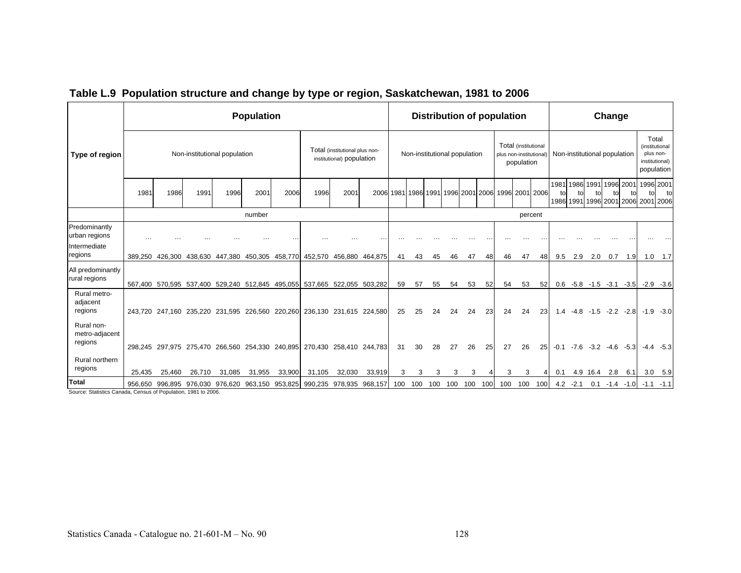## Table L.9 Population structure and change by type or region, Saskatchewan, 1981 to 2006

| Type of region | Population | | | | | | | | | Distribution of population | | | | | | | | | Change | | | | | | |
|---|---|---|---|---|---|---|---|---|---|---|---|---|---|---|---|---|---|---|---|---|---|---|---|---|---|
| | Non-institutional population | | | | | | Total (institutional plus non-institutional) population | | | Non-institutional population | | | | | | Total (institutional plus non-institutional) population | | | Non-institutional population | | | | | Total (institutional plus non-institutional) population | |
| | 1981 | 1986 | 1991 | 1996 | 2001 | 2006 | 1996 | 2001 | 2006 | 1981 | 1986 | 1991 | 1996 | 2001 | 2006 | 1996 | 2001 | 2006 | 1981 to 1986 | 1986 to 1991 | 1991 to 1996 | 1996 to 2001 | 2001 to 2006 | 1996 to 2001 | 2001 to 2006 |
| | number | | | | | | | | | percent | | | | | | | | | | | | | | | |
| Predominantly urban regions | … | … | … | … | … | … | … | … | … | … | … | … | … | … | … | … | … | … | … | … | … | … | … | … | … |
| Intermediate regions | 389,250 | 426,300 | 438,630 | 447,380 | 450,305 | 458,770 | 452,570 | 456,880 | 464,875 | 41 | 43 | 45 | 46 | 47 | 48 | 46 | 47 | 48 | 9.5 | 2.9 | 2.0 | 0.7 | 1.9 | 1.0 | 1.7 |
| All predominantly rural regions | 567,400 | 570,595 | 537,400 | 529,240 | 512,845 | 495,055 | 537,665 | 522,055 | 503,282 | 59 | 57 | 55 | 54 | 53 | 52 | 54 | 53 | 52 | 0.6 | -5.8 | -1.5 | -3.1 | -3.5 | -2.9 | -3.6 |
| Rural metro-adjacent regions | 243,720 | 247,160 | 235,220 | 231,595 | 226,560 | 220,260 | 236,130 | 231,615 | 224,580 | 25 | 25 | 24 | 24 | 24 | 23 | 24 | 24 | 23 | 1.4 | -4.8 | -1.5 | -2.2 | -2.8 | -1.9 | -3.0 |
| Rural non-metro-adjacent regions | 298,245 | 297,975 | 275,470 | 266,560 | 254,330 | 240,895 | 270,430 | 258,410 | 244,783 | 31 | 30 | 28 | 27 | 26 | 25 | 27 | 26 | 25 | -0.1 | -7.6 | -3.2 | -4.6 | -5.3 | -4.4 | -5.3 |
| Rural northern regions | 25,435 | 25,460 | 26,710 | 31,085 | 31,955 | 33,900 | 31,105 | 32,030 | 33,919 | 3 | 3 | 3 | 3 | 3 | 4 | 3 | 3 | 4 | 0.1 | 4.9 | 16.4 | 2.8 | 6.1 | 3.0 | 5.9 |
| **Total** | 956,650 | 996,895 | 976,030 | 976,620 | 963,150 | 953,825 | 990,235 | 978,935 | 968,157 | 100 | 100 | 100 | 100 | 100 | 100 | 100 | 100 | 100 | 4.2 | -2.1 | 0.1 | -1.4 | -1.0 | -1.1 | -1.1 |

Source: Statistics Canada, Census of Population, 1981 to 2006.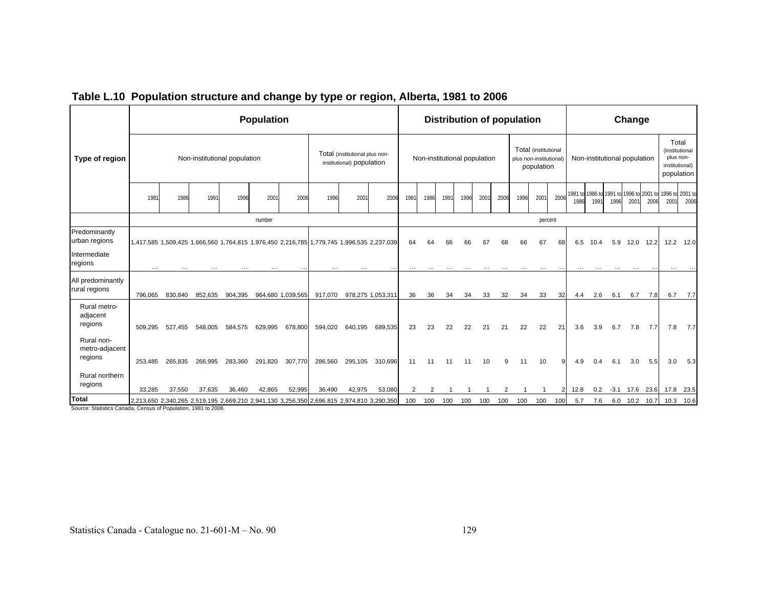## Table L.10 Population structure and change by type or region, Alberta, 1981 to 2006

| Type of region | Population | | | | | | | | | Distribution of population | | | | | | | | | Change | | | | | | |
|---|---|---|---|---|---|---|---|---|---|---|---|---|---|---|---|---|---|---|---|---|---|---|---|---|---|
| | Non-institutional population | | | | | | Total (institutional plus non-institutional) population | | | Non-institutional population | | | | | | Total (institutional plus non-institutional) population | | | Non-institutional population | | | | | Total (institutional plus non-institutional) population | |
| | 1981 | 1986 | 1991 | 1996 | 2001 | 2006 | 1996 | 2001 | 2006 | 1981 | 1986 | 1991 | 1996 | 2001 | 2006 | 1996 | 2001 | 2006 | 1981 to 1986 | 1986 to 1991 | 1991 to 1996 | 1996 to 2001 | 2001 to 2006 | 1996 to 2001 | 2001 to 2006 |
| | number | | | | | | | | | percent | | | | | | | | | | | | | | | |
| Predominantly urban regions | 1,417,585 | 1,509,425 | 1,666,560 | 1,764,815 | 1,976,450 | 2,216,785 | 1,779,745 | 1,996,535 | 2,237,039 | 64 | 64 | 66 | 66 | 67 | 68 | 66 | 67 | 68 | 6.5 | 10.4 | 5.9 | 12.0 | 12.2 | 12.2 | 12.0 |
| Intermediate regions | … | … | … | … | … | … | … | … | … | … | … | … | … | … | … | … | … | … | … | … | … | … | … | … | … |
| All predominantly rural regions | 796,065 | 830,840 | 852,635 | 904,395 | 964,680 | 1,039,565 | 917,070 | 978,275 | 1,053,311 | 36 | 36 | 34 | 34 | 33 | 32 | 34 | 33 | 32 | 4.4 | 2.6 | 6.1 | 6.7 | 7.8 | 6.7 | 7.7 |
| Rural metro-adjacent regions | 509,295 | 527,455 | 548,005 | 584,575 | 629,995 | 678,800 | 594,020 | 640,195 | 689,535 | 23 | 23 | 22 | 22 | 21 | 21 | 22 | 22 | 21 | 3.6 | 3.9 | 6.7 | 7.8 | 7.7 | 7.8 | 7.7 |
| Rural non-metro-adjacent regions | 253,485 | 265,835 | 266,995 | 283,360 | 291,820 | 307,770 | 286,560 | 295,105 | 310,696 | 11 | 11 | 11 | 11 | 10 | 9 | 11 | 10 | 9 | 4.9 | 0.4 | 6.1 | 3.0 | 5.5 | 3.0 | 5.3 |
| Rural northern regions | 33,285 | 37,550 | 37,635 | 36,460 | 42,865 | 52,995 | 36,490 | 42,975 | 53,080 | 2 | 2 | 1 | 1 | 1 | 2 | 1 | 1 | 2 | 12.8 | 0.2 | -3.1 | 17.6 | 23.6 | 17.8 | 23.5 |
| **Total** | 2,213,650 | 2,340,265 | 2,519,195 | 2,669,210 | 2,941,130 | 3,256,350 | 2,696,815 | 2,974,810 | 3,290,350 | 100 | 100 | 100 | 100 | 100 | 100 | 100 | 100 | 100 | 5.7 | 7.6 | 6.0 | 10.2 | 10.7 | 10.3 | 10.6 |

Source: Statistics Canada, Census of Population, 1981 to 2006.

Statistics Canada - Catalogue no. 21-601-M – No. 90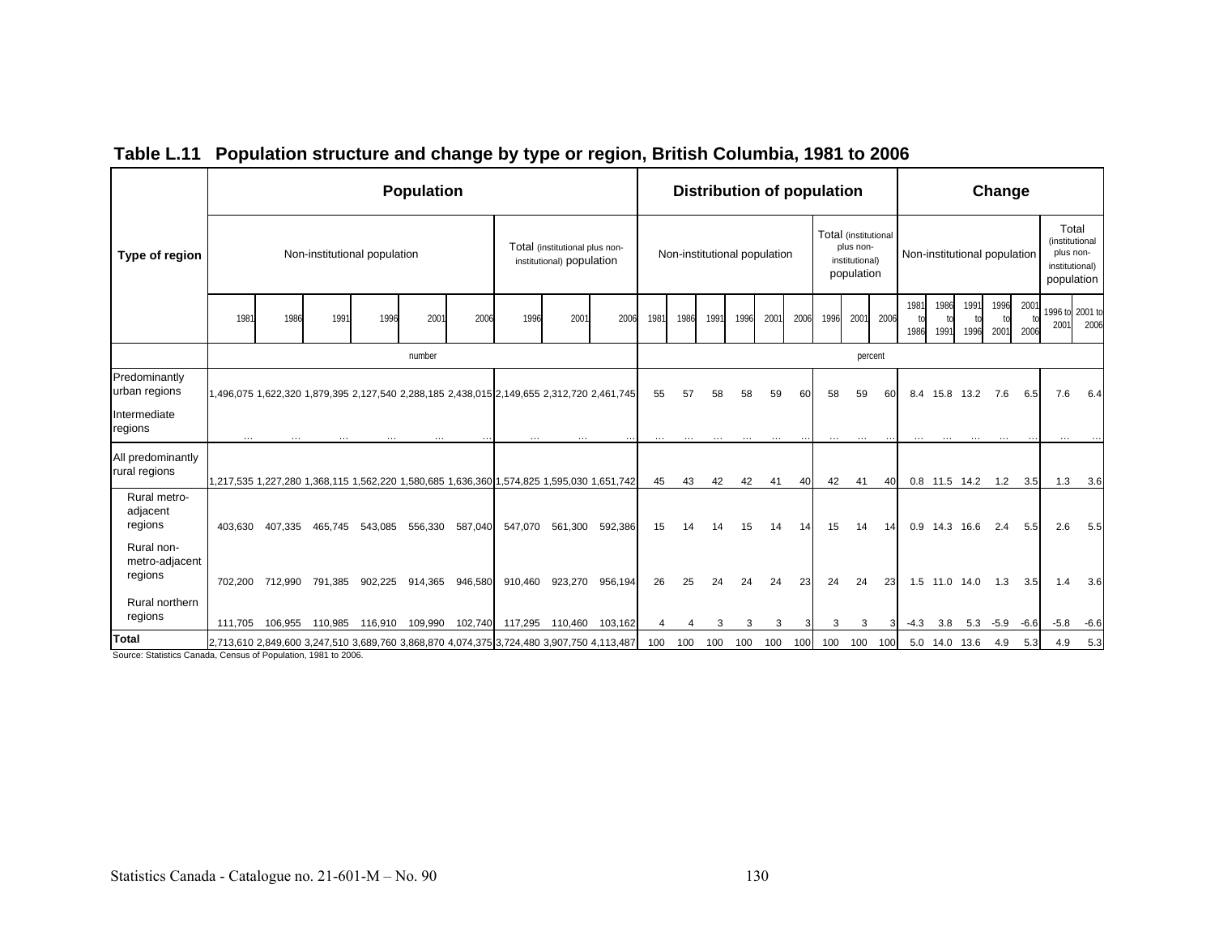## Table L.11 Population structure and change by type or region, British Columbia, 1981 to 2006

| Type of region | Population | | | | | | | | | Distribution of population | | | | | | | | | Change | | | | | | |
|---|---|---|---|---|---|---|---|---|---|---|---|---|---|---|---|---|---|---|---|---|---|---|---|---|---|
| | Non-institutional population | | | | | | Total (institutional plus non-institutional) population | | | Non-institutional population | | | | | | Total (institutional plus non-institutional) population | | | Non-institutional population | | | | | Total (institutional plus non-institutional) population | |
| | 1981 | 1986 | 1991 | 1996 | 2001 | 2006 | 1996 | 2001 | 2006 | 1981 | 1986 | 1991 | 1996 | 2001 | 2006 | 1996 | 2001 | 2006 | 1981 to 1986 | 1986 to 1991 | 1991 to 1996 | 1996 to 2001 | 2001 to 2006 | 1996 to 2001 | 2001 to 2006 |
| | number | | | | | | | | | percent | | | | | | | | | | | | | | | |
| Predominantly urban regions | 1,496,075 | 1,622,320 | 1,879,395 | 2,127,540 | 2,288,185 | 2,438,015 | 2,149,655 | 2,312,720 | 2,461,745 | 55 | 57 | 58 | 58 | 59 | 60 | 58 | 59 | 60 | 8.4 | 15.8 | 13.2 | 7.6 | 6.5 | 7.6 | 6.4 |
| Intermediate regions | ... | ... | ... | ... | ... | ... | ... | ... | ... | ... | ... | ... | ... | ... | ... | ... | ... | ... | ... | ... | ... | ... | ... | ... | ... |
| All predominantly rural regions | 1,217,535 | 1,227,280 | 1,368,115 | 1,562,220 | 1,580,685 | 1,636,360 | 1,574,825 | 1,595,030 | 1,651,742 | 45 | 43 | 42 | 42 | 41 | 40 | 42 | 41 | 40 | 0.8 | 11.5 | 14.2 | 1.2 | 3.5 | 1.3 | 3.6 |
| Rural metro-adjacent regions | 403,630 | 407,335 | 465,745 | 543,085 | 556,330 | 587,040 | 547,070 | 561,300 | 592,386 | 15 | 14 | 14 | 15 | 14 | 14 | 15 | 14 | 14 | 0.9 | 14.3 | 16.6 | 2.4 | 5.5 | 2.6 | 5.5 |
| Rural non-metro-adjacent regions | 702,200 | 712,990 | 791,385 | 902,225 | 914,365 | 946,580 | 910,460 | 923,270 | 956,194 | 26 | 25 | 24 | 24 | 24 | 23 | 24 | 24 | 23 | 1.5 | 11.0 | 14.0 | 1.3 | 3.5 | 1.4 | 3.6 |
| Rural northern regions | 111,705 | 106,955 | 110,985 | 116,910 | 109,990 | 102,740 | 117,295 | 110,460 | 103,162 | 4 | 4 | 3 | 3 | 3 | 3 | 3 | 3 | 3 | -4.3 | 3.8 | 5.3 | -5.9 | -6.6 | -5.8 | -6.6 |
| **Total** | 2,713,610 | 2,849,600 | 3,247,510 | 3,689,760 | 3,868,870 | 4,074,375 | 3,724,480 | 3,907,750 | 4,113,487 | 100 | 100 | 100 | 100 | 100 | 100 | 100 | 100 | 100 | 5.0 | 14.0 | 13.6 | 4.9 | 5.3 | 4.9 | 5.3 |

Source: Statistics Canada, Census of Population, 1981 to 2006.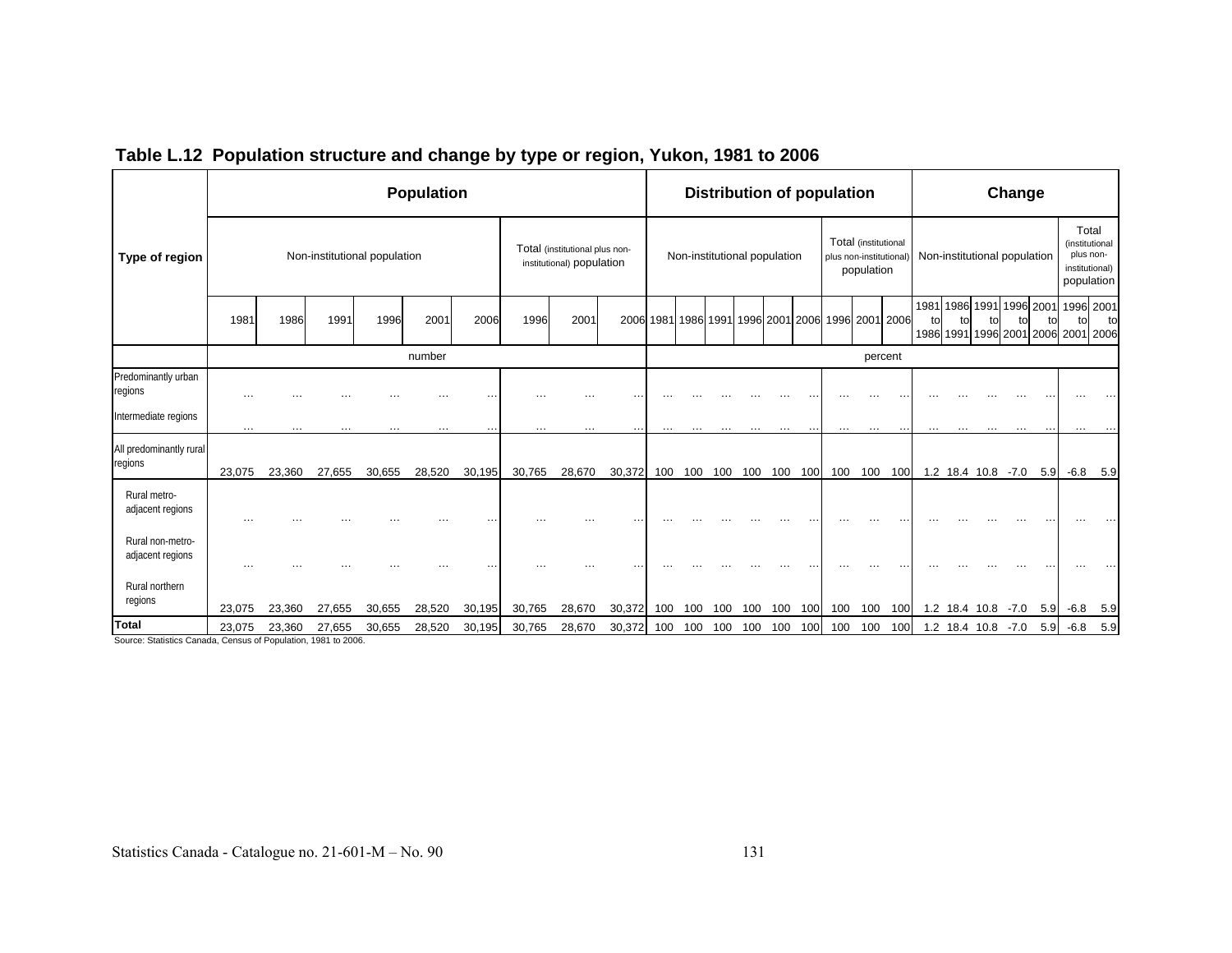## Table L.12 Population structure and change by type or region, Yukon, 1981 to 2006

| Type of region | Population | | | | | | | | | Distribution of population | | | | | | | | | Change | | | | | | |
|---|---|---|---|---|---|---|---|---|---|---|---|---|---|---|---|---|---|---|---|---|---|---|---|---|---|
| | Non-institutional population | | | | | | Total (institutional plus non-institutional) population | | | Non-institutional population | | | | | | Total (institutional plus non-institutional) population | | | Non-institutional population | | | | | Total (institutional plus non-institutional) population | |
| | 1981 | 1986 | 1991 | 1996 | 2001 | 2006 | 1996 | 2001 | 2006 | 1981 | 1986 | 1991 | 1996 | 2001 | 2006 | 1996 | 2001 | 2006 | 1981 to 1986 | 1986 to 1991 | 1991 to 1996 | 1996 to 2001 | 2001 to 2006 | 1996 to 2001 | 2001 to 2006 |
| | number | | | | | | | | | percent | | | | | | | | | | | | | | | |
| Predominantly urban regions | … | … | … | … | … | … | … | … | … | … | … | … | … | … | … | … | … | … | … | … | … | … | … | … | … |
| Intermediate regions | … | … | … | … | … | … | … | … | … | … | … | … | … | … | … | … | … | … | … | … | … | … | … | … | … |
| All predominantly rural regions | 23,075 | 23,360 | 27,655 | 30,655 | 28,520 | 30,195 | 30,765 | 28,670 | 30,372 | 100 | 100 | 100 | 100 | 100 | 100 | 100 | 100 | 100 | 1.2 | 18.4 | 10.8 | -7.0 | 5.9 | -6.8 | 5.9 |
| Rural metro-adjacent regions | … | … | … | … | … | … | … | … | … | … | … | … | … | … | … | … | … | … | … | … | … | … | … | … | … |
| Rural non-metro-adjacent regions | … | … | … | … | … | … | … | … | … | … | … | … | … | … | … | … | … | … | … | … | … | … | … | … | … |
| Rural northern regions | 23,075 | 23,360 | 27,655 | 30,655 | 28,520 | 30,195 | 30,765 | 28,670 | 30,372 | 100 | 100 | 100 | 100 | 100 | 100 | 100 | 100 | 100 | 1.2 | 18.4 | 10.8 | -7.0 | 5.9 | -6.8 | 5.9 |
| **Total** | 23,075 | 23,360 | 27,655 | 30,655 | 28,520 | 30,195 | 30,765 | 28,670 | 30,372 | 100 | 100 | 100 | 100 | 100 | 100 | 100 | 100 | 100 | 1.2 | 18.4 | 10.8 | -7.0 | 5.9 | -6.8 | 5.9 |

Source: Statistics Canada, Census of Population, 1981 to 2006.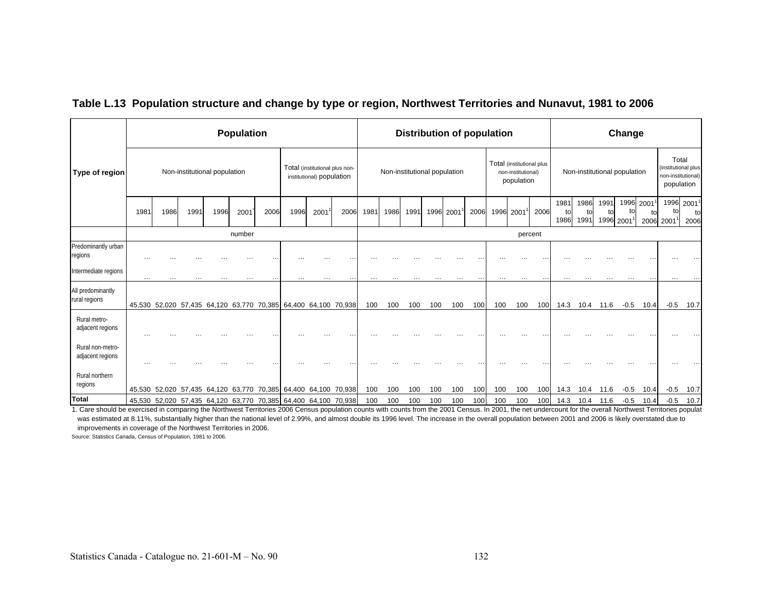## Table L.13 Population structure and change by type or region, Northwest Territories and Nunavut, 1981 to 2006

| Type of region | Population | | | | | | | | | Distribution of population | | | | | | | | | Change | | | | | | |
|---|---|---|---|---|---|---|---|---|---|---|---|---|---|---|---|---|---|---|---|---|---|---|---|---|---|
| | Non-institutional population | | | | | | Total (institutional plus non-institutional) population | | | Non-institutional population | | | | | | Total (institutional plus non-institutional) population | | | Non-institutional population | | | | | Total (institutional plus non-institutional) population | |
| | 1981 | 1986 | 1991 | 1996 | 2001[1] | 2006 | 1996 | 2001[1] | 2006 | 1981 | 1986 | 1991 | 1996 | 2001[1] | 2006 | 1996 | 2001[1] | 2006 | 1981 to 1986 | 1986 to 1991 | 1991 to 1996 | 1996 to 2001[1] | 2001[1] to 2006 | 1996 to 2001[1] | 2001[1] to 2006 |
| | number | | | | | | | | | percent | | | | | | | | | | | | | | | |
| Predominantly urban regions | … | … | … | … | … | … | … | … | … | … | … | … | … | … | … | … | … | … | … | … | … | … | … | … | … |
| Intermediate regions | … | … | … | … | … | … | … | … | … | … | … | … | … | … | … | … | … | … | … | … | … | … | … | … | … |
| All predominantly rural regions | 45,530 | 52,020 | 57,435 | 64,120 | 63,770 | 70,385 | 64,400 | 64,100 | 70,938 | 100 | 100 | 100 | 100 | 100 | 100 | 100 | 100 | 100 | 14.3 | 10.4 | 11.6 | -0.5 | 10.4 | -0.5 | 10.7 |
| Rural metro-adjacent regions | … | … | … | … | … | … | … | … | … | … | … | … | … | … | … | … | … | … | … | … | … | … | … | … | … |
| Rural non-metro-adjacent regions | … | … | … | … | … | … | … | … | … | … | … | … | … | … | … | … | … | … | … | … | … | … | … | … | … |
| Rural northern regions | 45,530 | 52,020 | 57,435 | 64,120 | 63,770 | 70,385 | 64,400 | 64,100 | 70,938 | 100 | 100 | 100 | 100 | 100 | 100 | 100 | 100 | 100 | 14.3 | 10.4 | 11.6 | -0.5 | 10.4 | -0.5 | 10.7 |
| **Total** | 45,530 | 52,020 | 57,435 | 64,120 | 63,770 | 70,385 | 64,400 | 64,100 | 70,938 | 100 | 100 | 100 | 100 | 100 | 100 | 100 | 100 | 100 | 14.3 | 10.4 | 11.6 | -0.5 | 10.4 | -0.5 | 10.7 |

1. Care should be exercised in comparing the Northwest Territories 2006 Census population counts with counts from the 2001 Census. In 2001, the net undercount for the overall Northwest Territories populat was estimated at 8.11%, substantially higher than the national level of 2.99%, and almost double its 1996 level. The increase in the overall population between 2001 and 2006 is likely overstated due to improvements in coverage of the Northwest Territories in 2006.

Source: Statistics Canada, Census of Population, 1981 to 2006.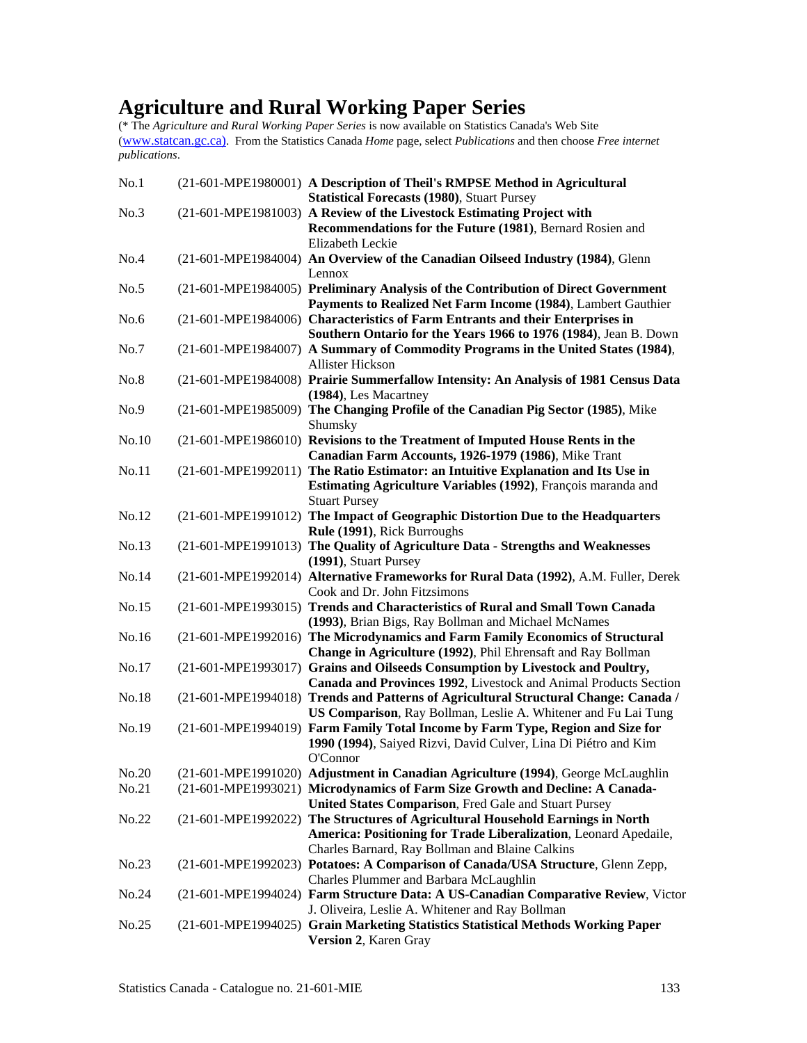# Agriculture and Rural Working Paper Series

(* The *Agriculture and Rural Working Paper Series* is now available on Statistics Canada's Web Site (www.statcan.gc.ca). From the Statistics Canada *Home* page, select *Publications* and then choose *Free internet publications*.

No.1 (21-601-MPE1980001) **A Description of Theil's RMPSE Method in Agricultural Statistical Forecasts (1980)**, Stuart Pursey

No.3 (21-601-MPE1981003) **A Review of the Livestock Estimating Project with Recommendations for the Future (1981)**, Bernard Rosien and Elizabeth Leckie

No.4 (21-601-MPE1984004) **An Overview of the Canadian Oilseed Industry (1984)**, Glenn Lennox

No.5 (21-601-MPE1984005) **Preliminary Analysis of the Contribution of Direct Government Payments to Realized Net Farm Income (1984)**, Lambert Gauthier

No.6 (21-601-MPE1984006) **Characteristics of Farm Entrants and their Enterprises in Southern Ontario for the Years 1966 to 1976 (1984)**, Jean B. Down

No.7 (21-601-MPE1984007) **A Summary of Commodity Programs in the United States (1984)**, Allister Hickson

No.8 (21-601-MPE1984008) **Prairie Summerfallow Intensity: An Analysis of 1981 Census Data (1984)**, Les Macartney

No.9 (21-601-MPE1985009) **The Changing Profile of the Canadian Pig Sector (1985)**, Mike Shumsky

No.10 (21-601-MPE1986010) **Revisions to the Treatment of Imputed House Rents in the Canadian Farm Accounts, 1926-1979 (1986)**, Mike Trant

No.11 (21-601-MPE1992011) **The Ratio Estimator: an Intuitive Explanation and Its Use in Estimating Agriculture Variables (1992)**, François maranda and Stuart Pursey

No.12 (21-601-MPE1991012) **The Impact of Geographic Distortion Due to the Headquarters Rule (1991)**, Rick Burroughs

No.13 (21-601-MPE1991013) **The Quality of Agriculture Data - Strengths and Weaknesses (1991)**, Stuart Pursey

No.14 (21-601-MPE1992014) **Alternative Frameworks for Rural Data (1992)**, A.M. Fuller, Derek Cook and Dr. John Fitzsimons

No.15 (21-601-MPE1993015) **Trends and Characteristics of Rural and Small Town Canada (1993)**, Brian Bigs, Ray Bollman and Michael McNames

No.16 (21-601-MPE1992016) **The Microdynamics and Farm Family Economics of Structural Change in Agriculture (1992)**, Phil Ehrensaft and Ray Bollman

No.17 (21-601-MPE1993017) **Grains and Oilseeds Consumption by Livestock and Poultry, Canada and Provinces 1992**, Livestock and Animal Products Section

No.18 (21-601-MPE1994018) **Trends and Patterns of Agricultural Structural Change: Canada / US Comparison**, Ray Bollman, Leslie A. Whitener and Fu Lai Tung

No.19 (21-601-MPE1994019) **Farm Family Total Income by Farm Type, Region and Size for 1990 (1994)**, Saiyed Rizvi, David Culver, Lina Di Piétro and Kim O'Connor

No.20 (21-601-MPE1991020) **Adjustment in Canadian Agriculture (1994)**, George McLaughlin

No.21 (21-601-MPE1993021) **Microdynamics of Farm Size Growth and Decline: A Canada-United States Comparison**, Fred Gale and Stuart Pursey

No.22 (21-601-MPE1992022) **The Structures of Agricultural Household Earnings in North America: Positioning for Trade Liberalization**, Leonard Apedaile, Charles Barnard, Ray Bollman and Blaine Calkins

No.23 (21-601-MPE1992023) **Potatoes: A Comparison of Canada/USA Structure**, Glenn Zepp, Charles Plummer and Barbara McLaughlin

No.24 (21-601-MPE1994024) **Farm Structure Data: A US-Canadian Comparative Review**, Victor J. Oliveira, Leslie A. Whitener and Ray Bollman

No.25 (21-601-MPE1994025) **Grain Marketing Statistics Statistical Methods Working Paper Version 2**, Karen Gray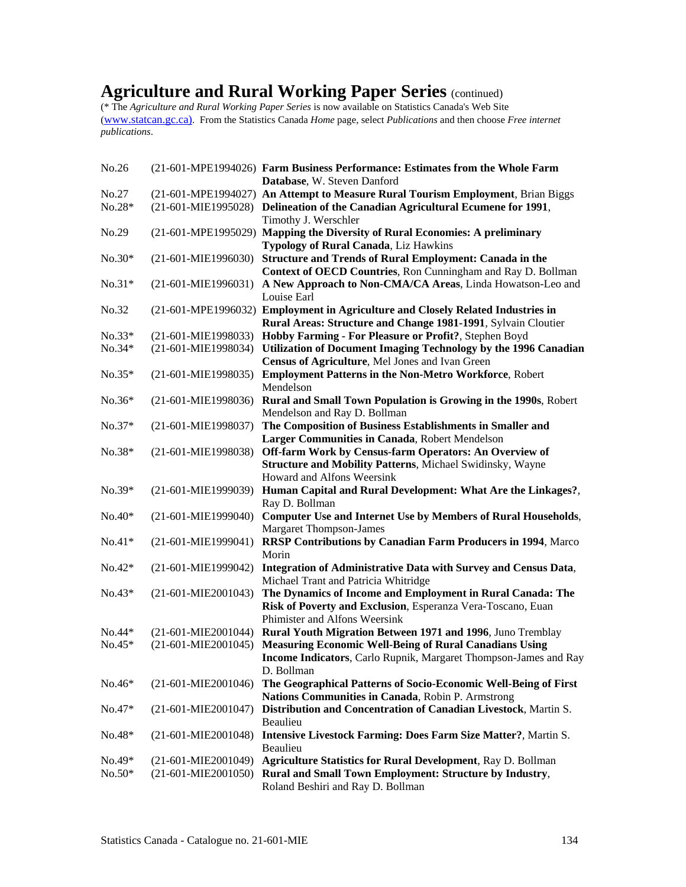# Agriculture and Rural Working Paper Series (continued)

(* The *Agriculture and Rural Working Paper Series* is now available on Statistics Canada's Web Site (www.statcan.gc.ca). From the Statistics Canada *Home* page, select *Publications* and then choose *Free internet publications*.

| | | |
|---|---|---|
| No.26 | (21-601-MPE1994026) | **Farm Business Performance: Estimates from the Whole Farm Database**, W. Steven Danford |
| No.27 | (21-601-MPE1994027) | **An Attempt to Measure Rural Tourism Employment**, Brian Biggs |
| No.28* | (21-601-MIE1995028) | **Delineation of the Canadian Agricultural Ecumene for 1991**, Timothy J. Werschler |
| No.29 | (21-601-MPE1995029) | **Mapping the Diversity of Rural Economies: A preliminary Typology of Rural Canada**, Liz Hawkins |
| No.30* | (21-601-MIE1996030) | **Structure and Trends of Rural Employment: Canada in the Context of OECD Countries**, Ron Cunningham and Ray D. Bollman |
| No.31* | (21-601-MIE1996031) | **A New Approach to Non-CMA/CA Areas**, Linda Howatson-Leo and Louise Earl |
| No.32 | (21-601-MPE1996032) | **Employment in Agriculture and Closely Related Industries in Rural Areas: Structure and Change 1981-1991**, Sylvain Cloutier |
| No.33* | (21-601-MIE1998033) | **Hobby Farming - For Pleasure or Profit?**, Stephen Boyd |
| No.34* | (21-601-MIE1998034) | **Utilization of Document Imaging Technology by the 1996 Canadian Census of Agriculture**, Mel Jones and Ivan Green |
| No.35* | (21-601-MIE1998035) | **Employment Patterns in the Non-Metro Workforce**, Robert Mendelson |
| No.36* | (21-601-MIE1998036) | **Rural and Small Town Population is Growing in the 1990s**, Robert Mendelson and Ray D. Bollman |
| No.37* | (21-601-MIE1998037) | **The Composition of Business Establishments in Smaller and Larger Communities in Canada**, Robert Mendelson |
| No.38* | (21-601-MIE1998038) | **Off-farm Work by Census-farm Operators: An Overview of Structure and Mobility Patterns**, Michael Swidinsky, Wayne Howard and Alfons Weersink |
| No.39* | (21-601-MIE1999039) | **Human Capital and Rural Development: What Are the Linkages?**, Ray D. Bollman |
| No.40* | (21-601-MIE1999040) | **Computer Use and Internet Use by Members of Rural Households**, Margaret Thompson-James |
| No.41* | (21-601-MIE1999041) | **RRSP Contributions by Canadian Farm Producers in 1994**, Marco Morin |
| No.42* | (21-601-MIE1999042) | **Integration of Administrative Data with Survey and Census Data**, Michael Trant and Patricia Whitridge |
| No.43* | (21-601-MIE2001043) | **The Dynamics of Income and Employment in Rural Canada: The Risk of Poverty and Exclusion**, Esperanza Vera-Toscano, Euan Phimister and Alfons Weersink |
| No.44* | (21-601-MIE2001044) | **Rural Youth Migration Between 1971 and 1996**, Juno Tremblay |
| No.45* | (21-601-MIE2001045) | **Measuring Economic Well-Being of Rural Canadians Using Income Indicators**, Carlo Rupnik, Margaret Thompson-James and Ray D. Bollman |
| No.46* | (21-601-MIE2001046) | **The Geographical Patterns of Socio-Economic Well-Being of First Nations Communities in Canada**, Robin P. Armstrong |
| No.47* | (21-601-MIE2001047) | **Distribution and Concentration of Canadian Livestock**, Martin S. Beaulieu |
| No.48* | (21-601-MIE2001048) | **Intensive Livestock Farming: Does Farm Size Matter?**, Martin S. Beaulieu |
| No.49* | (21-601-MIE2001049) | **Agriculture Statistics for Rural Development**, Ray D. Bollman |
| No.50* | (21-601-MIE2001050) | **Rural and Small Town Employment: Structure by Industry**, Roland Beshiri and Ray D. Bollman |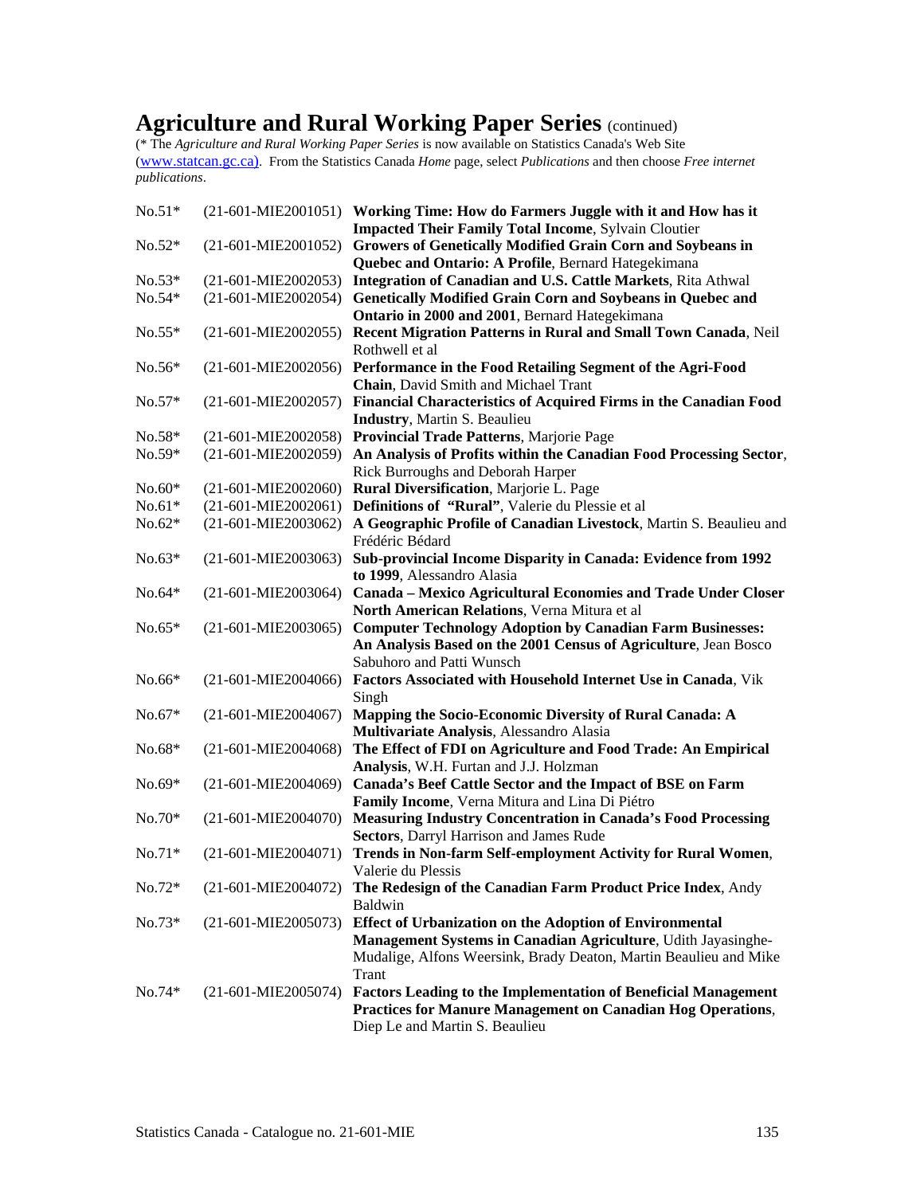# Agriculture and Rural Working Paper Series (continued)

(* The *Agriculture and Rural Working Paper Series* is now available on Statistics Canada's Web Site (www.statcan.gc.ca). From the Statistics Canada *Home* page, select *Publications* and then choose *Free internet publications*.

| | | |
|---|---|---|
| No.51* | (21-601-MIE2001051) | **Working Time: How do Farmers Juggle with it and How has it Impacted Their Family Total Income**, Sylvain Cloutier |
| No.52* | (21-601-MIE2001052) | **Growers of Genetically Modified Grain Corn and Soybeans in Quebec and Ontario: A Profile**, Bernard Hategekimana |
| No.53* | (21-601-MIE2002053) | **Integration of Canadian and U.S. Cattle Markets**, Rita Athwal |
| No.54* | (21-601-MIE2002054) | **Genetically Modified Grain Corn and Soybeans in Quebec and Ontario in 2000 and 2001**, Bernard Hategekimana |
| No.55* | (21-601-MIE2002055) | **Recent Migration Patterns in Rural and Small Town Canada**, Neil Rothwell et al |
| No.56* | (21-601-MIE2002056) | **Performance in the Food Retailing Segment of the Agri-Food Chain**, David Smith and Michael Trant |
| No.57* | (21-601-MIE2002057) | **Financial Characteristics of Acquired Firms in the Canadian Food Industry**, Martin S. Beaulieu |
| No.58* | (21-601-MIE2002058) | **Provincial Trade Patterns**, Marjorie Page |
| No.59* | (21-601-MIE2002059) | **An Analysis of Profits within the Canadian Food Processing Sector**, Rick Burroughs and Deborah Harper |
| No.60* | (21-601-MIE2002060) | **Rural Diversification**, Marjorie L. Page |
| No.61* | (21-601-MIE2002061) | **Definitions of "Rural"**, Valerie du Plessie et al |
| No.62* | (21-601-MIE2003062) | **A Geographic Profile of Canadian Livestock**, Martin S. Beaulieu and Frédéric Bédard |
| No.63* | (21-601-MIE2003063) | **Sub-provincial Income Disparity in Canada: Evidence from 1992 to 1999**, Alessandro Alasia |
| No.64* | (21-601-MIE2003064) | **Canada – Mexico Agricultural Economies and Trade Under Closer North American Relations**, Verna Mitura et al |
| No.65* | (21-601-MIE2003065) | **Computer Technology Adoption by Canadian Farm Businesses: An Analysis Based on the 2001 Census of Agriculture**, Jean Bosco Sabuhoro and Patti Wunsch |
| No.66* | (21-601-MIE2004066) | **Factors Associated with Household Internet Use in Canada**, Vik Singh |
| No.67* | (21-601-MIE2004067) | **Mapping the Socio-Economic Diversity of Rural Canada: A Multivariate Analysis**, Alessandro Alasia |
| No.68* | (21-601-MIE2004068) | **The Effect of FDI on Agriculture and Food Trade: An Empirical Analysis**, W.H. Furtan and J.J. Holzman |
| No.69* | (21-601-MIE2004069) | **Canada's Beef Cattle Sector and the Impact of BSE on Farm Family Income**, Verna Mitura and Lina Di Piétro |
| No.70* | (21-601-MIE2004070) | **Measuring Industry Concentration in Canada's Food Processing Sectors**, Darryl Harrison and James Rude |
| No.71* | (21-601-MIE2004071) | **Trends in Non-farm Self-employment Activity for Rural Women**, Valerie du Plessis |
| No.72* | (21-601-MIE2004072) | **The Redesign of the Canadian Farm Product Price Index**, Andy Baldwin |
| No.73* | (21-601-MIE2005073) | **Effect of Urbanization on the Adoption of Environmental Management Systems in Canadian Agriculture**, Udith Jayasinghe-Mudalige, Alfons Weersink, Brady Deaton, Martin Beaulieu and Mike Trant |
| No.74* | (21-601-MIE2005074) | **Factors Leading to the Implementation of Beneficial Management Practices for Manure Management on Canadian Hog Operations**, Diep Le and Martin S. Beaulieu |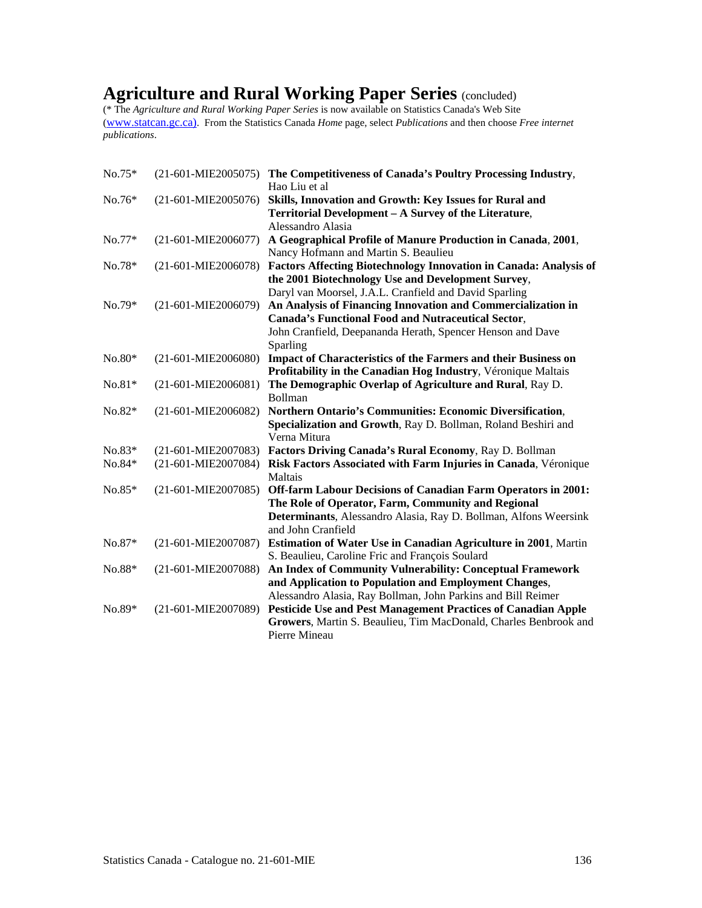# Agriculture and Rural Working Paper Series (concluded)

(* The *Agriculture and Rural Working Paper Series* is now available on Statistics Canada's Web Site (www.statcan.gc.ca). From the Statistics Canada *Home* page, select *Publications* and then choose *Free internet publications*.

| | | |
|---|---|---|
| No.75* | (21-601-MIE2005075) | **The Competitiveness of Canada's Poultry Processing Industry**, Hao Liu et al |
| No.76* | (21-601-MIE2005076) | **Skills, Innovation and Growth: Key Issues for Rural and Territorial Development – A Survey of the Literature**, Alessandro Alasia |
| No.77* | (21-601-MIE2006077) | **A Geographical Profile of Manure Production in Canada**, **2001**, Nancy Hofmann and Martin S. Beaulieu |
| No.78* | (21-601-MIE2006078) | **Factors Affecting Biotechnology Innovation in Canada: Analysis of the 2001 Biotechnology Use and Development Survey**, Daryl van Moorsel, J.A.L. Cranfield and David Sparling |
| No.79* | (21-601-MIE2006079) | **An Analysis of Financing Innovation and Commercialization in Canada's Functional Food and Nutraceutical Sector**, John Cranfield, Deepananda Herath, Spencer Henson and Dave Sparling |
| No.80* | (21-601-MIE2006080) | **Impact of Characteristics of the Farmers and their Business on Profitability in the Canadian Hog Industry**, Véronique Maltais |
| No.81* | (21-601-MIE2006081) | **The Demographic Overlap of Agriculture and Rural**, Ray D. Bollman |
| No.82* | (21-601-MIE2006082) | **Northern Ontario's Communities: Economic Diversification**, **Specialization and Growth**, Ray D. Bollman, Roland Beshiri and Verna Mitura |
| No.83* | (21-601-MIE2007083) | **Factors Driving Canada's Rural Economy**, Ray D. Bollman |
| No.84* | (21-601-MIE2007084) | **Risk Factors Associated with Farm Injuries in Canada**, Véronique Maltais |
| No.85* | (21-601-MIE2007085) | **Off-farm Labour Decisions of Canadian Farm Operators in 2001: The Role of Operator, Farm, Community and Regional Determinants**, Alessandro Alasia, Ray D. Bollman, Alfons Weersink and John Cranfield |
| No.87* | (21-601-MIE2007087) | **Estimation of Water Use in Canadian Agriculture in 2001**, Martin S. Beaulieu, Caroline Fric and François Soulard |
| No.88* | (21-601-MIE2007088) | **An Index of Community Vulnerability: Conceptual Framework and Application to Population and Employment Changes**, Alessandro Alasia, Ray Bollman, John Parkins and Bill Reimer |
| No.89* | (21-601-MIE2007089) | **Pesticide Use and Pest Management Practices of Canadian Apple Growers**, Martin S. Beaulieu, Tim MacDonald, Charles Benbrook and Pierre Mineau |